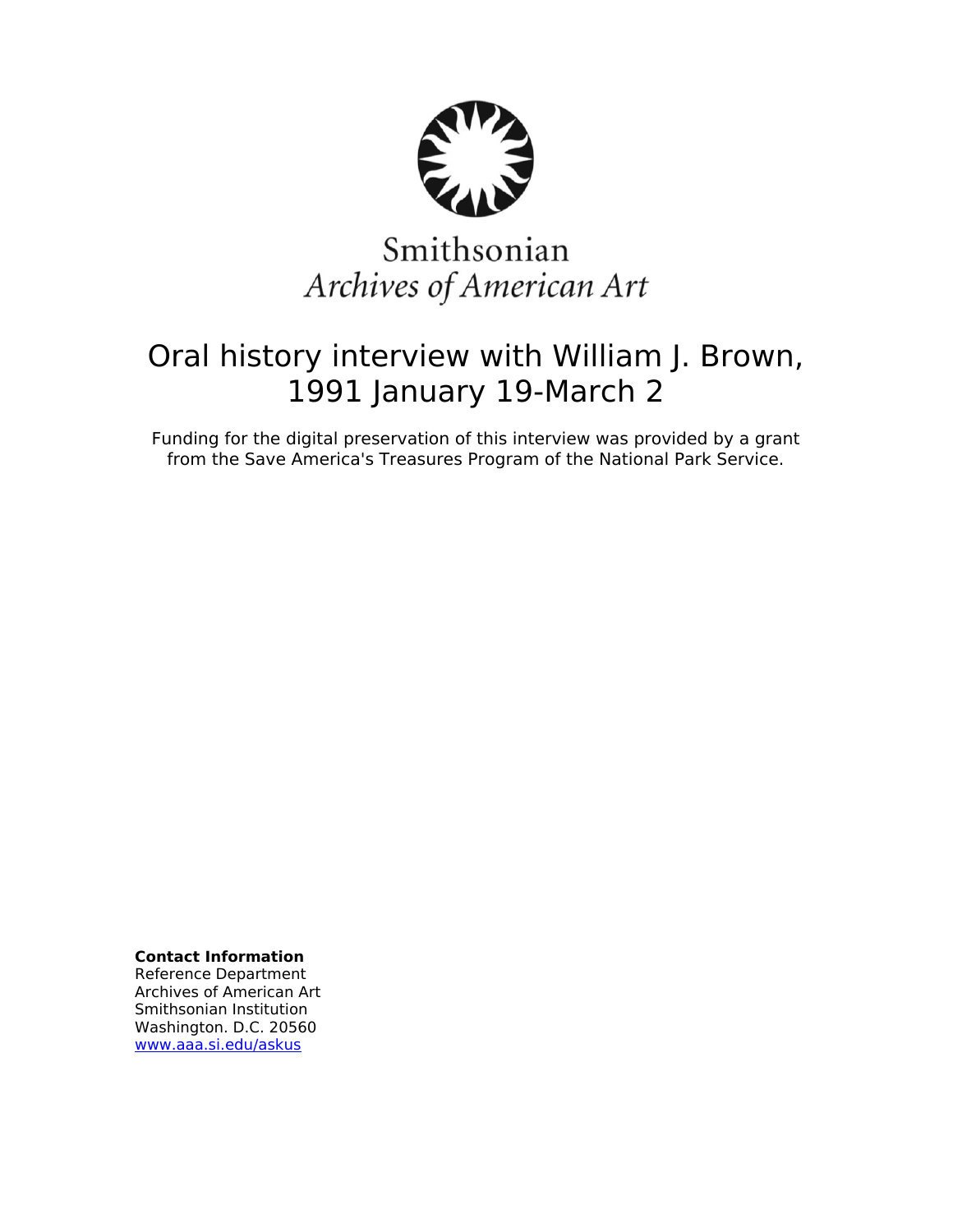Smithsonian
*Archives of American Art*

# Oral history interview with William J. Brown, 1991 January 19-March 2

Funding for the digital preservation of this interview was provided by a grant from the Save America's Treasures Program of the National Park Service.

**Contact Information**
Reference Department
Archives of American Art
Smithsonian Institution
Washington. D.C. 20560
www.aaa.si.edu/askus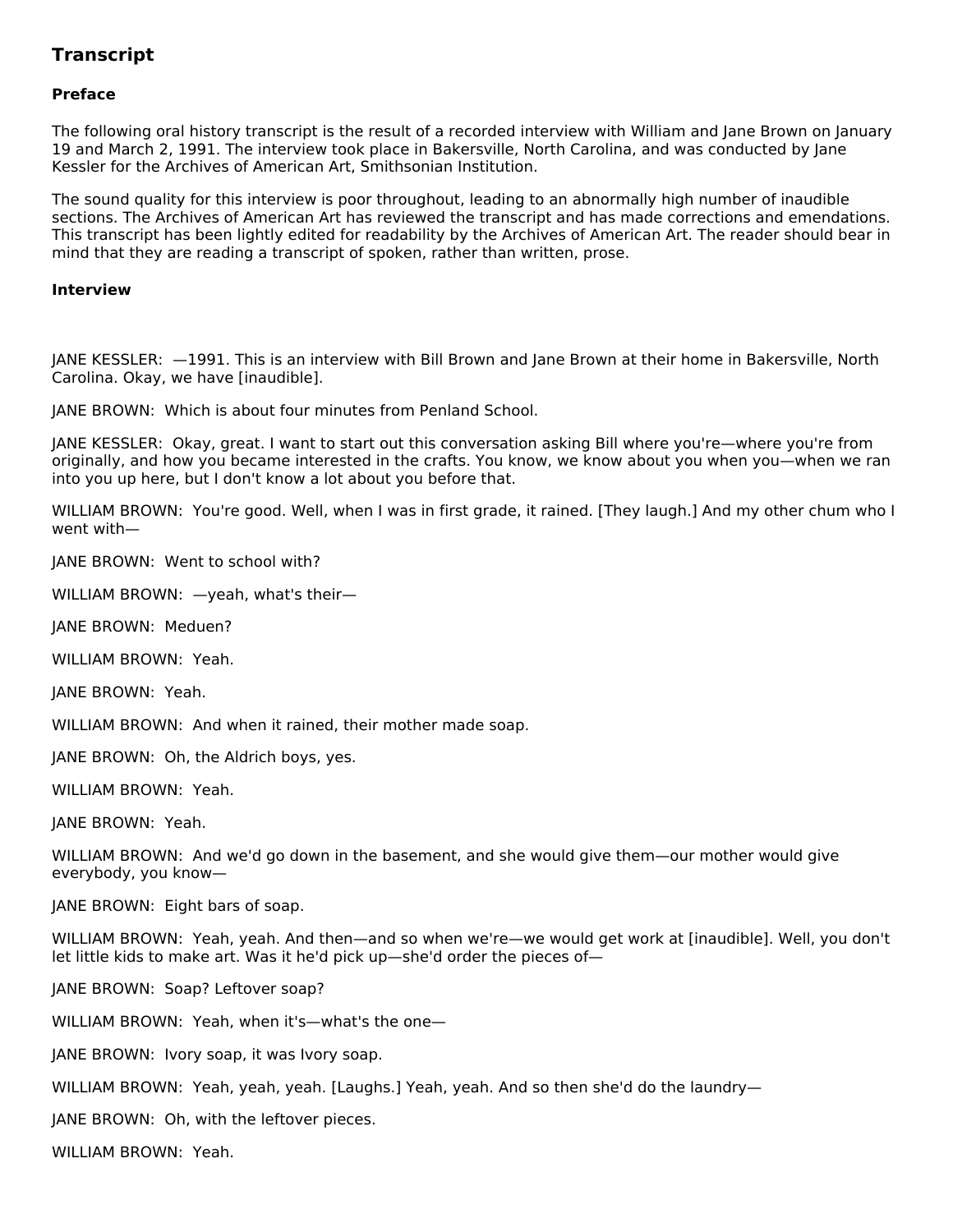## Transcript

### Preface

The following oral history transcript is the result of a recorded interview with William and Jane Brown on January 19 and March 2, 1991. The interview took place in Bakersville, North Carolina, and was conducted by Jane Kessler for the Archives of American Art, Smithsonian Institution.

The sound quality for this interview is poor throughout, leading to an abnormally high number of inaudible sections. The Archives of American Art has reviewed the transcript and has made corrections and emendations. This transcript has been lightly edited for readability by the Archives of American Art. The reader should bear in mind that they are reading a transcript of spoken, rather than written, prose.

### Interview

JANE KESSLER: —1991. This is an interview with Bill Brown and Jane Brown at their home in Bakersville, North Carolina. Okay, we have [inaudible].

JANE BROWN: Which is about four minutes from Penland School.

JANE KESSLER: Okay, great. I want to start out this conversation asking Bill where you're—where you're from originally, and how you became interested in the crafts. You know, we know about you when you—when we ran into you up here, but I don't know a lot about you before that.

WILLIAM BROWN: You're good. Well, when I was in first grade, it rained. [They laugh.] And my other chum who I went with—

JANE BROWN: Went to school with?

WILLIAM BROWN: —yeah, what's their—

JANE BROWN: Meduen?

WILLIAM BROWN: Yeah.

JANE BROWN: Yeah.

WILLIAM BROWN: And when it rained, their mother made soap.

JANE BROWN: Oh, the Aldrich boys, yes.

WILLIAM BROWN: Yeah.

JANE BROWN: Yeah.

WILLIAM BROWN: And we'd go down in the basement, and she would give them—our mother would give everybody, you know—

JANE BROWN: Eight bars of soap.

WILLIAM BROWN: Yeah, yeah. And then—and so when we're—we would get work at [inaudible]. Well, you don't let little kids to make art. Was it he'd pick up—she'd order the pieces of—

JANE BROWN: Soap? Leftover soap?

WILLIAM BROWN: Yeah, when it's—what's the one—

JANE BROWN: Ivory soap, it was Ivory soap.

WILLIAM BROWN: Yeah, yeah, yeah. [Laughs.] Yeah, yeah. And so then she'd do the laundry—

JANE BROWN: Oh, with the leftover pieces.

WILLIAM BROWN: Yeah.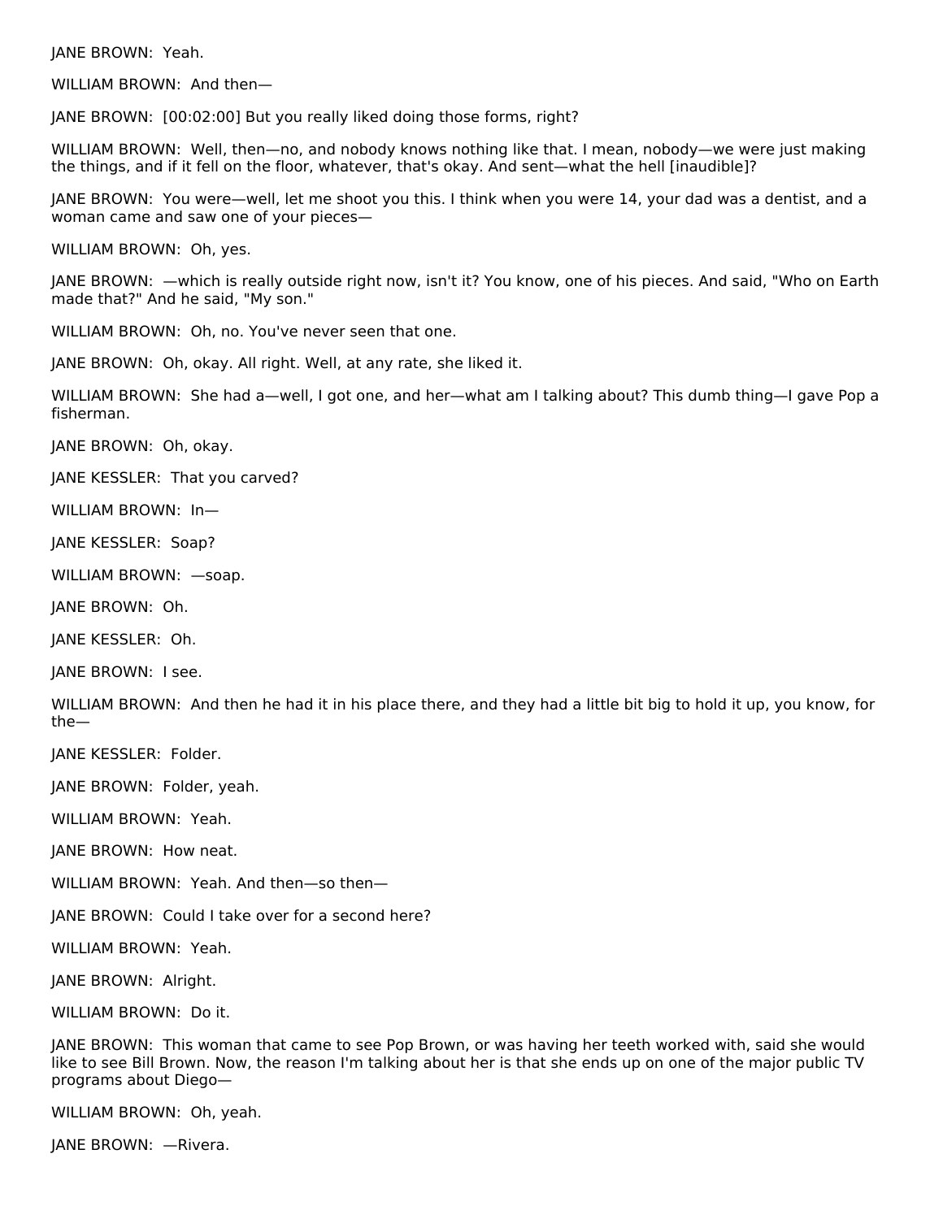JANE BROWN:  Yeah.

WILLIAM BROWN:  And then—

JANE BROWN:  [00:02:00] But you really liked doing those forms, right?

WILLIAM BROWN:  Well, then—no, and nobody knows nothing like that. I mean, nobody—we were just making the things, and if it fell on the floor, whatever, that's okay. And sent—what the hell [inaudible]?

JANE BROWN:  You were—well, let me shoot you this. I think when you were 14, your dad was a dentist, and a woman came and saw one of your pieces—

WILLIAM BROWN:  Oh, yes.

JANE BROWN:  —which is really outside right now, isn't it? You know, one of his pieces. And said, "Who on Earth made that?" And he said, "My son."

WILLIAM BROWN:  Oh, no. You've never seen that one.

JANE BROWN:  Oh, okay. All right. Well, at any rate, she liked it.

WILLIAM BROWN:  She had a—well, I got one, and her—what am I talking about? This dumb thing—I gave Pop a fisherman.

JANE BROWN:  Oh, okay.

JANE KESSLER:  That you carved?

WILLIAM BROWN:  In—

JANE KESSLER:  Soap?

WILLIAM BROWN:  —soap.

JANE BROWN:  Oh.

JANE KESSLER:  Oh.

JANE BROWN:  I see.

WILLIAM BROWN:  And then he had it in his place there, and they had a little bit big to hold it up, you know, for the—

JANE KESSLER:  Folder.

JANE BROWN:  Folder, yeah.

WILLIAM BROWN:  Yeah.

JANE BROWN:  How neat.

WILLIAM BROWN:  Yeah. And then—so then—

JANE BROWN:  Could I take over for a second here?

WILLIAM BROWN:  Yeah.

JANE BROWN:  Alright.

WILLIAM BROWN:  Do it.

JANE BROWN:  This woman that came to see Pop Brown, or was having her teeth worked with, said she would like to see Bill Brown. Now, the reason I'm talking about her is that she ends up on one of the major public TV programs about Diego—

WILLIAM BROWN:  Oh, yeah.

JANE BROWN:  —Rivera.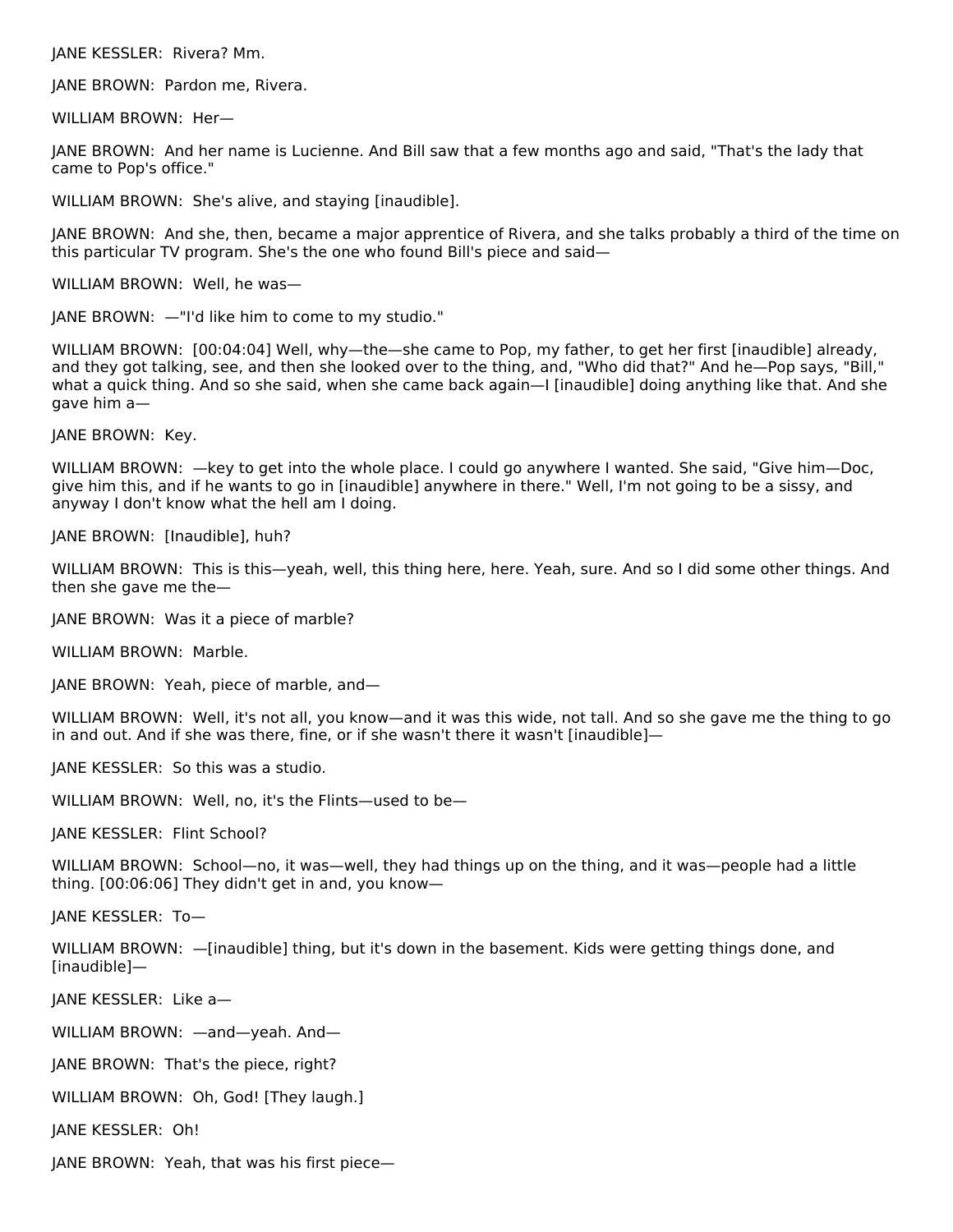JANE KESSLER: Rivera? Mm.

JANE BROWN: Pardon me, Rivera.

WILLIAM BROWN: Her—

JANE BROWN: And her name is Lucienne. And Bill saw that a few months ago and said, "That's the lady that came to Pop's office."

WILLIAM BROWN: She's alive, and staying [inaudible].

JANE BROWN: And she, then, became a major apprentice of Rivera, and she talks probably a third of the time on this particular TV program. She's the one who found Bill's piece and said—

WILLIAM BROWN: Well, he was—

JANE BROWN: —"I'd like him to come to my studio."

WILLIAM BROWN: [00:04:04] Well, why—the—she came to Pop, my father, to get her first [inaudible] already, and they got talking, see, and then she looked over to the thing, and, "Who did that?" And he—Pop says, "Bill," what a quick thing. And so she said, when she came back again—I [inaudible] doing anything like that. And she gave him a—

JANE BROWN: Key.

WILLIAM BROWN: —key to get into the whole place. I could go anywhere I wanted. She said, "Give him—Doc, give him this, and if he wants to go in [inaudible] anywhere in there." Well, I'm not going to be a sissy, and anyway I don't know what the hell am I doing.

JANE BROWN: [Inaudible], huh?

WILLIAM BROWN: This is this—yeah, well, this thing here, here. Yeah, sure. And so I did some other things. And then she gave me the—

JANE BROWN: Was it a piece of marble?

WILLIAM BROWN: Marble.

JANE BROWN: Yeah, piece of marble, and—

WILLIAM BROWN: Well, it's not all, you know—and it was this wide, not tall. And so she gave me the thing to go in and out. And if she was there, fine, or if she wasn't there it wasn't [inaudible]—

JANE KESSLER: So this was a studio.

WILLIAM BROWN: Well, no, it's the Flints—used to be—

JANE KESSLER: Flint School?

WILLIAM BROWN: School—no, it was—well, they had things up on the thing, and it was—people had a little thing. [00:06:06] They didn't get in and, you know—

JANE KESSLER: To—

WILLIAM BROWN: —[inaudible] thing, but it's down in the basement. Kids were getting things done, and [inaudible]—

JANE KESSLER: Like a—

WILLIAM BROWN: —and—yeah. And—

JANE BROWN: That's the piece, right?

WILLIAM BROWN: Oh, God! [They laugh.]

JANE KESSLER: Oh!

JANE BROWN: Yeah, that was his first piece—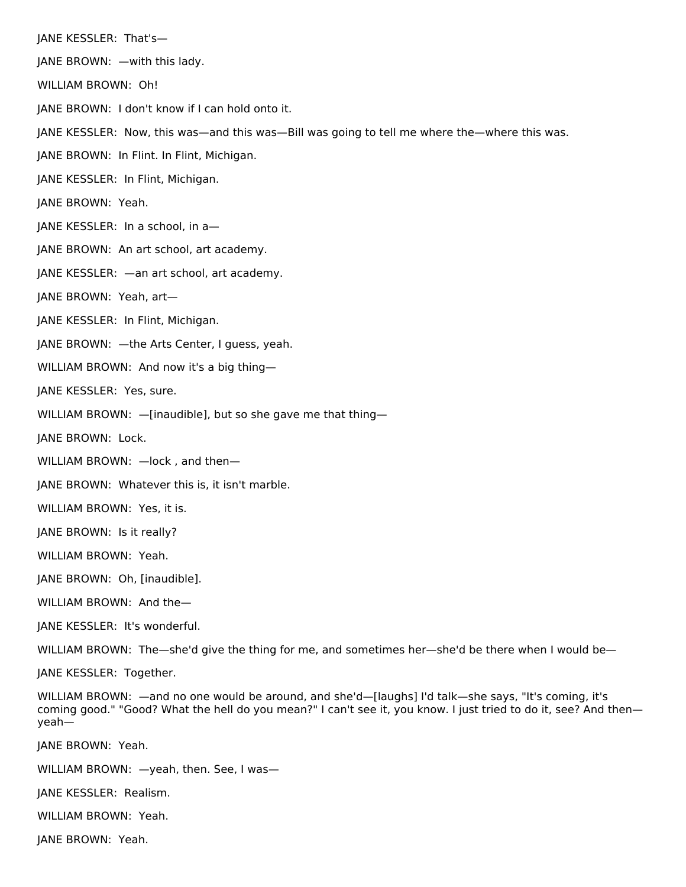JANE KESSLER: That's—

JANE BROWN: —with this lady.

WILLIAM BROWN: Oh!

JANE BROWN: I don't know if I can hold onto it.

JANE KESSLER: Now, this was—and this was—Bill was going to tell me where the—where this was.

JANE BROWN: In Flint. In Flint, Michigan.

JANE KESSLER: In Flint, Michigan.

JANE BROWN: Yeah.

JANE KESSLER: In a school, in a—

JANE BROWN: An art school, art academy.

JANE KESSLER: —an art school, art academy.

JANE BROWN: Yeah, art—

JANE KESSLER: In Flint, Michigan.

JANE BROWN: —the Arts Center, I guess, yeah.

WILLIAM BROWN: And now it's a big thing—

JANE KESSLER: Yes, sure.

WILLIAM BROWN: —[inaudible], but so she gave me that thing—

JANE BROWN: Lock.

WILLIAM BROWN: —lock , and then—

JANE BROWN: Whatever this is, it isn't marble.

WILLIAM BROWN: Yes, it is.

JANE BROWN: Is it really?

WILLIAM BROWN: Yeah.

JANE BROWN: Oh, [inaudible].

WILLIAM BROWN: And the—

JANE KESSLER: It's wonderful.

WILLIAM BROWN: The—she'd give the thing for me, and sometimes her—she'd be there when I would be—

JANE KESSLER: Together.

WILLIAM BROWN: —and no one would be around, and she'd—[laughs] I'd talk—she says, "It's coming, it's coming good." "Good? What the hell do you mean?" I can't see it, you know. I just tried to do it, see? And then—yeah—

JANE BROWN: Yeah.

WILLIAM BROWN: —yeah, then. See, I was—

JANE KESSLER: Realism.

WILLIAM BROWN: Yeah.

JANE BROWN: Yeah.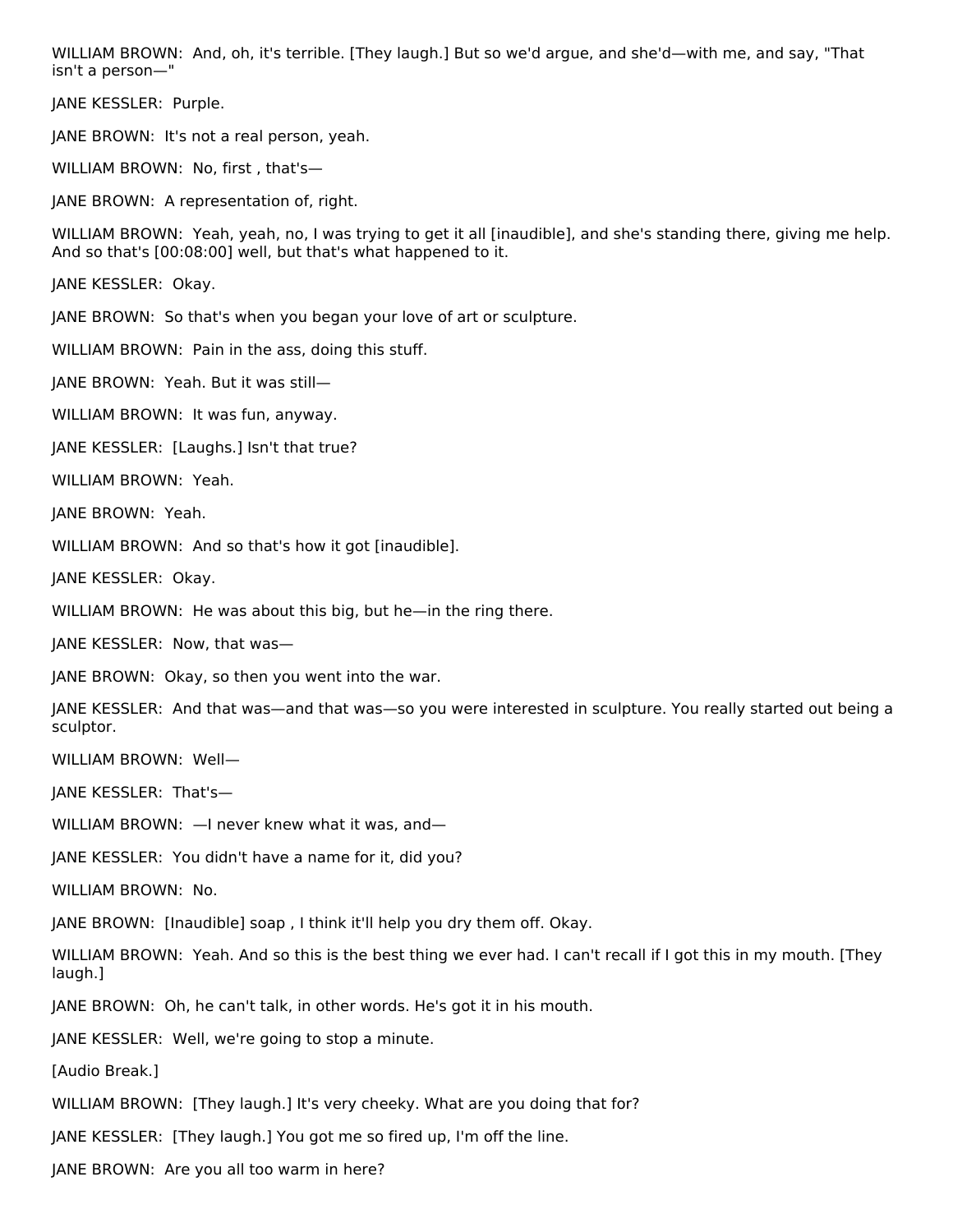WILLIAM BROWN: And, oh, it's terrible. [They laugh.] But so we'd argue, and she'd—with me, and say, "That isn't a person—"

JANE KESSLER: Purple.

JANE BROWN: It's not a real person, yeah.

WILLIAM BROWN: No, first , that's—

JANE BROWN: A representation of, right.

WILLIAM BROWN: Yeah, yeah, no, I was trying to get it all [inaudible], and she's standing there, giving me help. And so that's [00:08:00] well, but that's what happened to it.

JANE KESSLER: Okay.

JANE BROWN: So that's when you began your love of art or sculpture.

WILLIAM BROWN: Pain in the ass, doing this stuff.

JANE BROWN: Yeah. But it was still—

WILLIAM BROWN: It was fun, anyway.

JANE KESSLER: [Laughs.] Isn't that true?

WILLIAM BROWN: Yeah.

JANE BROWN: Yeah.

WILLIAM BROWN: And so that's how it got [inaudible].

JANE KESSLER: Okay.

WILLIAM BROWN: He was about this big, but he—in the ring there.

JANE KESSLER: Now, that was—

JANE BROWN: Okay, so then you went into the war.

JANE KESSLER: And that was—and that was—so you were interested in sculpture. You really started out being a sculptor.

WILLIAM BROWN: Well—

JANE KESSLER: That's—

WILLIAM BROWN: —I never knew what it was, and—

JANE KESSLER: You didn't have a name for it, did you?

WILLIAM BROWN: No.

JANE BROWN: [Inaudible] soap , I think it'll help you dry them off. Okay.

WILLIAM BROWN: Yeah. And so this is the best thing we ever had. I can't recall if I got this in my mouth. [They laugh.]

JANE BROWN: Oh, he can't talk, in other words. He's got it in his mouth.

JANE KESSLER: Well, we're going to stop a minute.

[Audio Break.]

WILLIAM BROWN: [They laugh.] It's very cheeky. What are you doing that for?

JANE KESSLER: [They laugh.] You got me so fired up, I'm off the line.

JANE BROWN: Are you all too warm in here?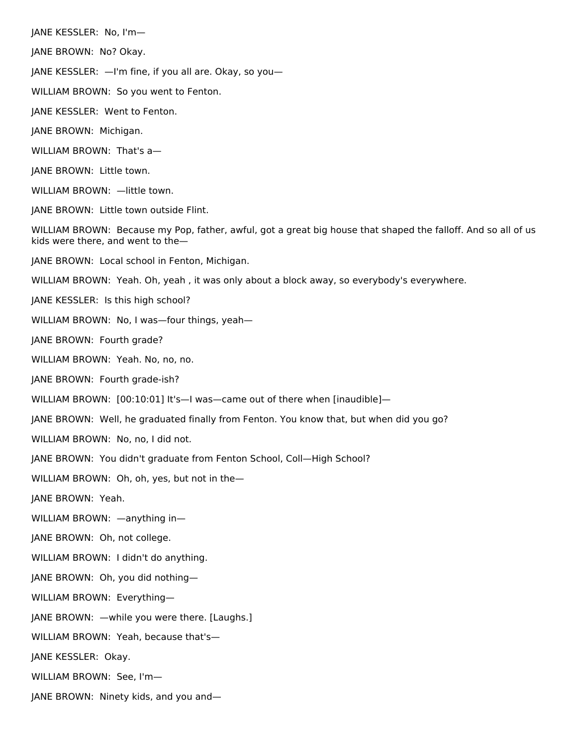JANE KESSLER: No, I'm—

JANE BROWN: No? Okay.

JANE KESSLER: —I'm fine, if you all are. Okay, so you—

WILLIAM BROWN: So you went to Fenton.

JANE KESSLER: Went to Fenton.

JANE BROWN: Michigan.

WILLIAM BROWN: That's a—

JANE BROWN: Little town.

WILLIAM BROWN: —little town.

JANE BROWN: Little town outside Flint.

WILLIAM BROWN: Because my Pop, father, awful, got a great big house that shaped the falloff. And so all of us kids were there, and went to the—

JANE BROWN: Local school in Fenton, Michigan.

WILLIAM BROWN: Yeah. Oh, yeah , it was only about a block away, so everybody's everywhere.

JANE KESSLER: Is this high school?

WILLIAM BROWN: No, I was—four things, yeah—

JANE BROWN: Fourth grade?

WILLIAM BROWN: Yeah. No, no, no.

JANE BROWN: Fourth grade-ish?

WILLIAM BROWN: [00:10:01] It's—I was—came out of there when [inaudible]—

JANE BROWN: Well, he graduated finally from Fenton. You know that, but when did you go?

WILLIAM BROWN: No, no, I did not.

JANE BROWN: You didn't graduate from Fenton School, Coll—High School?

WILLIAM BROWN: Oh, oh, yes, but not in the—

JANE BROWN: Yeah.

WILLIAM BROWN: —anything in—

JANE BROWN: Oh, not college.

WILLIAM BROWN: I didn't do anything.

JANE BROWN: Oh, you did nothing—

WILLIAM BROWN: Everything—

JANE BROWN: —while you were there. [Laughs.]

WILLIAM BROWN: Yeah, because that's—

JANE KESSLER: Okay.

WILLIAM BROWN: See, I'm—

JANE BROWN: Ninety kids, and you and—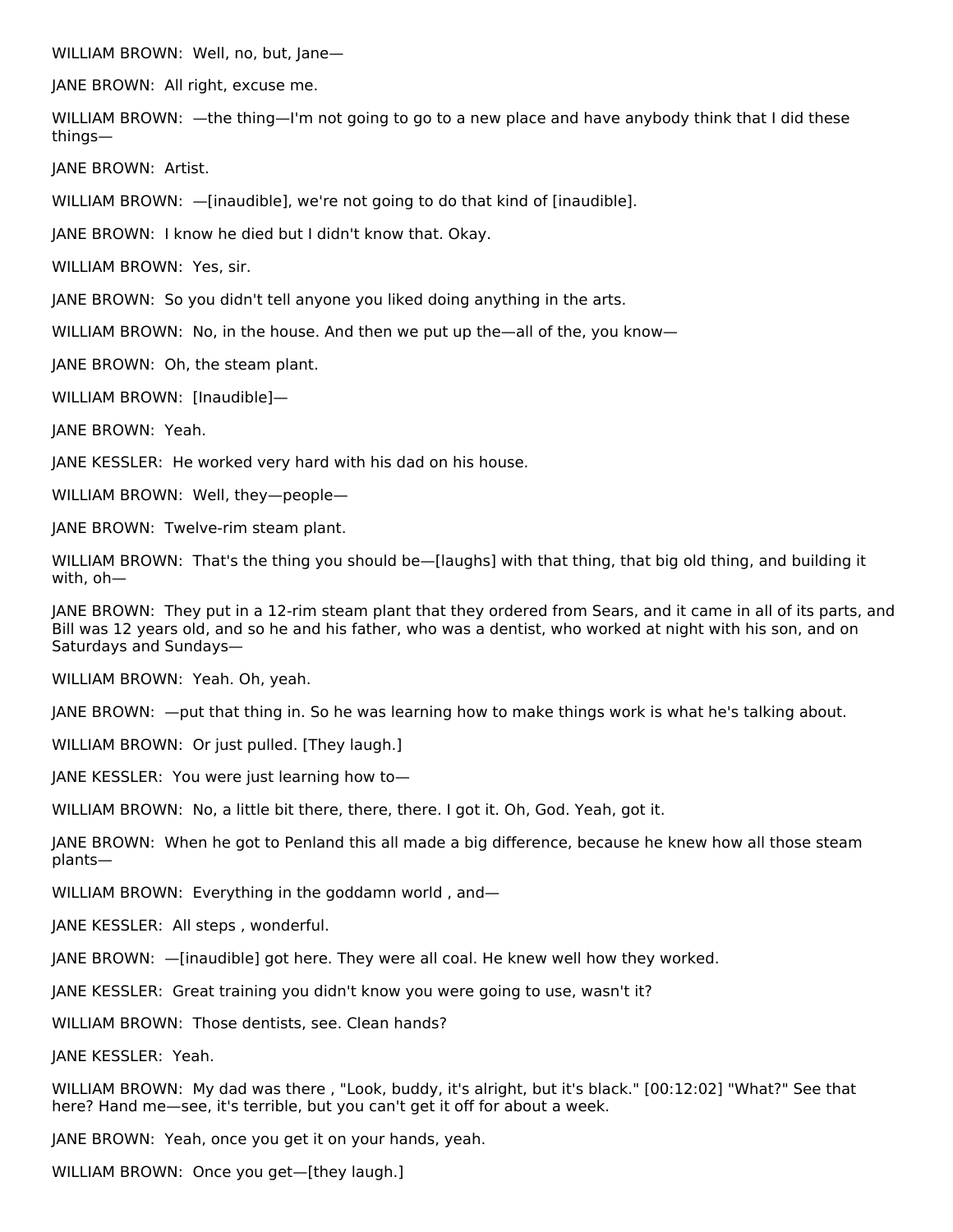WILLIAM BROWN: Well, no, but, Jane—

JANE BROWN: All right, excuse me.

WILLIAM BROWN: —the thing—I'm not going to go to a new place and have anybody think that I did these things—

JANE BROWN: Artist.

WILLIAM BROWN: —[inaudible], we're not going to do that kind of [inaudible].

JANE BROWN: I know he died but I didn't know that. Okay.

WILLIAM BROWN: Yes, sir.

JANE BROWN: So you didn't tell anyone you liked doing anything in the arts.

WILLIAM BROWN: No, in the house. And then we put up the—all of the, you know—

JANE BROWN: Oh, the steam plant.

WILLIAM BROWN: [Inaudible]—

JANE BROWN: Yeah.

JANE KESSLER: He worked very hard with his dad on his house.

WILLIAM BROWN: Well, they—people—

JANE BROWN: Twelve-rim steam plant.

WILLIAM BROWN: That's the thing you should be—[laughs] with that thing, that big old thing, and building it with, oh—

JANE BROWN: They put in a 12-rim steam plant that they ordered from Sears, and it came in all of its parts, and Bill was 12 years old, and so he and his father, who was a dentist, who worked at night with his son, and on Saturdays and Sundays—

WILLIAM BROWN: Yeah. Oh, yeah.

JANE BROWN: —put that thing in. So he was learning how to make things work is what he's talking about.

WILLIAM BROWN: Or just pulled. [They laugh.]

JANE KESSLER: You were just learning how to—

WILLIAM BROWN: No, a little bit there, there, there. I got it. Oh, God. Yeah, got it.

JANE BROWN: When he got to Penland this all made a big difference, because he knew how all those steam plants—

WILLIAM BROWN: Everything in the goddamn world , and—

JANE KESSLER: All steps , wonderful.

JANE BROWN: —[inaudible] got here. They were all coal. He knew well how they worked.

JANE KESSLER: Great training you didn't know you were going to use, wasn't it?

WILLIAM BROWN: Those dentists, see. Clean hands?

JANE KESSLER: Yeah.

WILLIAM BROWN: My dad was there , "Look, buddy, it's alright, but it's black." [00:12:02] "What?" See that here? Hand me—see, it's terrible, but you can't get it off for about a week.

JANE BROWN: Yeah, once you get it on your hands, yeah.

WILLIAM BROWN: Once you get—[they laugh.]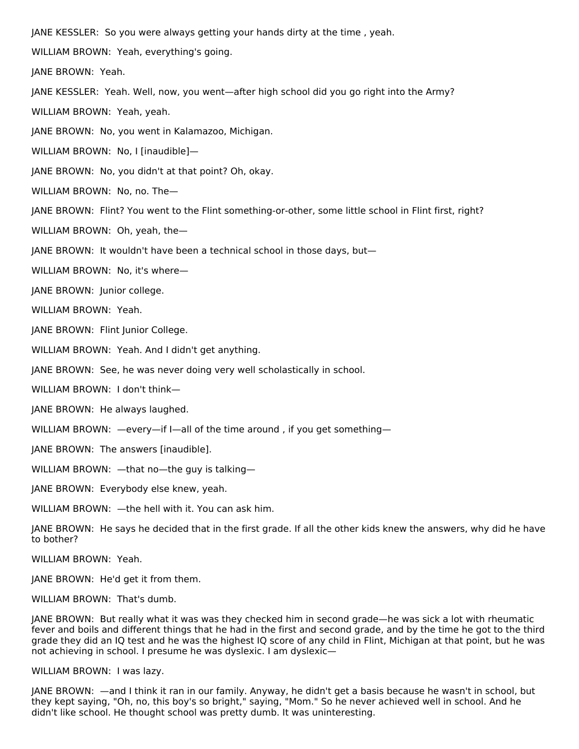JANE KESSLER: So you were always getting your hands dirty at the time , yeah.

WILLIAM BROWN: Yeah, everything's going.

JANE BROWN: Yeah.

JANE KESSLER: Yeah. Well, now, you went—after high school did you go right into the Army?

WILLIAM BROWN: Yeah, yeah.

JANE BROWN: No, you went in Kalamazoo, Michigan.

WILLIAM BROWN: No, I [inaudible]—

JANE BROWN: No, you didn't at that point? Oh, okay.

WILLIAM BROWN: No, no. The—

JANE BROWN: Flint? You went to the Flint something-or-other, some little school in Flint first, right?

WILLIAM BROWN: Oh, yeah, the—

JANE BROWN: It wouldn't have been a technical school in those days, but—

WILLIAM BROWN: No, it's where—

JANE BROWN: Junior college.

WILLIAM BROWN: Yeah.

JANE BROWN: Flint Junior College.

WILLIAM BROWN: Yeah. And I didn't get anything.

JANE BROWN: See, he was never doing very well scholastically in school.

WILLIAM BROWN: I don't think—

JANE BROWN: He always laughed.

WILLIAM BROWN: —every—if I—all of the time around , if you get something—

JANE BROWN: The answers [inaudible].

WILLIAM BROWN: —that no—the guy is talking—

JANE BROWN: Everybody else knew, yeah.

WILLIAM BROWN: —the hell with it. You can ask him.

JANE BROWN: He says he decided that in the first grade. If all the other kids knew the answers, why did he have to bother?

WILLIAM BROWN: Yeah.

JANE BROWN: He'd get it from them.

WILLIAM BROWN: That's dumb.

JANE BROWN: But really what it was was they checked him in second grade—he was sick a lot with rheumatic fever and boils and different things that he had in the first and second grade, and by the time he got to the third grade they did an IQ test and he was the highest IQ score of any child in Flint, Michigan at that point, but he was not achieving in school. I presume he was dyslexic. I am dyslexic—

WILLIAM BROWN: I was lazy.

JANE BROWN: —and I think it ran in our family. Anyway, he didn't get a basis because he wasn't in school, but they kept saying, "Oh, no, this boy's so bright," saying, "Mom." So he never achieved well in school. And he didn't like school. He thought school was pretty dumb. It was uninteresting.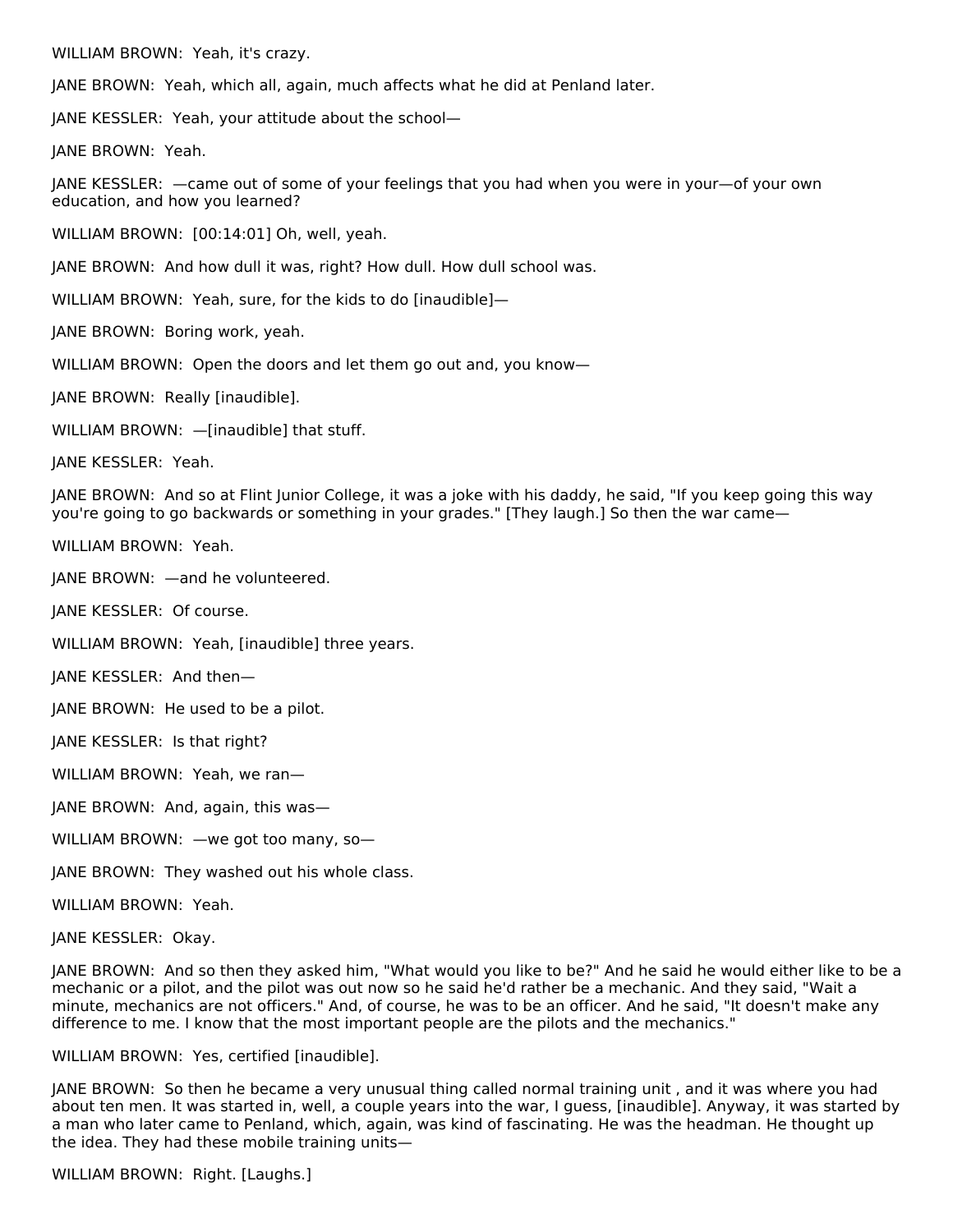WILLIAM BROWN:  Yeah, it's crazy.

JANE BROWN:  Yeah, which all, again, much affects what he did at Penland later.

JANE KESSLER:  Yeah, your attitude about the school—

JANE BROWN:  Yeah.

JANE KESSLER:  —came out of some of your feelings that you had when you were in your—of your own education, and how you learned?

WILLIAM BROWN:  [00:14:01] Oh, well, yeah.

JANE BROWN:  And how dull it was, right? How dull. How dull school was.

WILLIAM BROWN:  Yeah, sure, for the kids to do [inaudible]—

JANE BROWN:  Boring work, yeah.

WILLIAM BROWN:  Open the doors and let them go out and, you know—

JANE BROWN:  Really [inaudible].

WILLIAM BROWN:  —[inaudible] that stuff.

JANE KESSLER:  Yeah.

JANE BROWN:  And so at Flint Junior College, it was a joke with his daddy, he said, "If you keep going this way you're going to go backwards or something in your grades." [They laugh.] So then the war came—

WILLIAM BROWN:  Yeah.

JANE BROWN:  —and he volunteered.

JANE KESSLER:  Of course.

WILLIAM BROWN:  Yeah, [inaudible] three years.

JANE KESSLER:  And then—

JANE BROWN:  He used to be a pilot.

JANE KESSLER:  Is that right?

WILLIAM BROWN:  Yeah, we ran—

JANE BROWN:  And, again, this was—

WILLIAM BROWN:  —we got too many, so—

JANE BROWN:  They washed out his whole class.

WILLIAM BROWN:  Yeah.

JANE KESSLER:  Okay.

JANE BROWN:  And so then they asked him, "What would you like to be?" And he said he would either like to be a mechanic or a pilot, and the pilot was out now so he said he'd rather be a mechanic. And they said, "Wait a minute, mechanics are not officers." And, of course, he was to be an officer. And he said, "It doesn't make any difference to me. I know that the most important people are the pilots and the mechanics."

WILLIAM BROWN:  Yes, certified [inaudible].

JANE BROWN:  So then he became a very unusual thing called normal training unit , and it was where you had about ten men. It was started in, well, a couple years into the war, I guess, [inaudible]. Anyway, it was started by a man who later came to Penland, which, again, was kind of fascinating. He was the headman. He thought up the idea. They had these mobile training units—

WILLIAM BROWN:  Right. [Laughs.]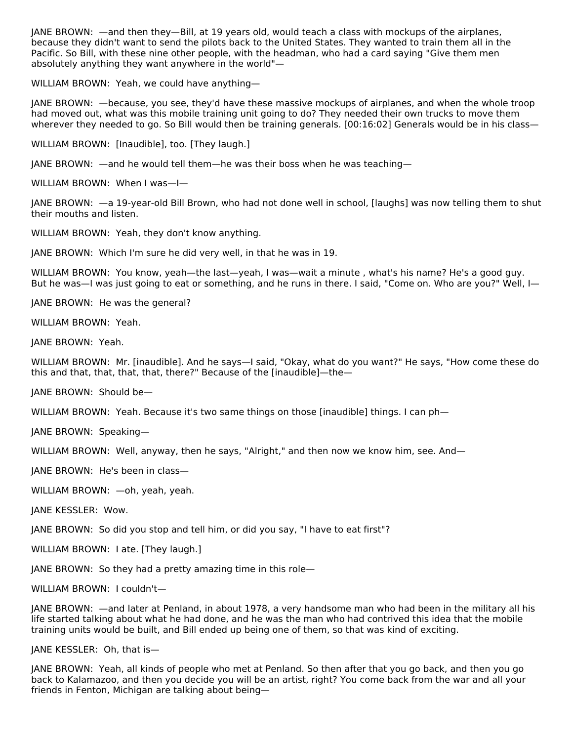JANE BROWN: —and then they—Bill, at 19 years old, would teach a class with mockups of the airplanes, because they didn't want to send the pilots back to the United States. They wanted to train them all in the Pacific. So Bill, with these nine other people, with the headman, who had a card saying "Give them men absolutely anything they want anywhere in the world"—

WILLIAM BROWN: Yeah, we could have anything—

JANE BROWN: —because, you see, they'd have these massive mockups of airplanes, and when the whole troop had moved out, what was this mobile training unit going to do? They needed their own trucks to move them wherever they needed to go. So Bill would then be training generals. [00:16:02] Generals would be in his class—

WILLIAM BROWN: [Inaudible], too. [They laugh.]

JANE BROWN: —and he would tell them—he was their boss when he was teaching—

WILLIAM BROWN: When I was—I—

JANE BROWN: —a 19-year-old Bill Brown, who had not done well in school, [laughs] was now telling them to shut their mouths and listen.

WILLIAM BROWN: Yeah, they don't know anything.

JANE BROWN: Which I'm sure he did very well, in that he was in 19.

WILLIAM BROWN: You know, yeah—the last—yeah, I was—wait a minute , what's his name? He's a good guy. But he was—I was just going to eat or something, and he runs in there. I said, "Come on. Who are you?" Well, I—

JANE BROWN: He was the general?

WILLIAM BROWN: Yeah.

JANE BROWN: Yeah.

WILLIAM BROWN: Mr. [inaudible]. And he says—I said, "Okay, what do you want?" He says, "How come these do this and that, that, that, that, there?" Because of the [inaudible]—the—

JANE BROWN: Should be—

WILLIAM BROWN: Yeah. Because it's two same things on those [inaudible] things. I can ph—

JANE BROWN: Speaking—

WILLIAM BROWN: Well, anyway, then he says, "Alright," and then now we know him, see. And—

JANE BROWN: He's been in class—

WILLIAM BROWN: —oh, yeah, yeah.

JANE KESSLER: Wow.

JANE BROWN: So did you stop and tell him, or did you say, "I have to eat first"?

WILLIAM BROWN: I ate. [They laugh.]

JANE BROWN: So they had a pretty amazing time in this role—

WILLIAM BROWN: I couldn't—

JANE BROWN: —and later at Penland, in about 1978, a very handsome man who had been in the military all his life started talking about what he had done, and he was the man who had contrived this idea that the mobile training units would be built, and Bill ended up being one of them, so that was kind of exciting.

JANE KESSLER: Oh, that is—

JANE BROWN: Yeah, all kinds of people who met at Penland. So then after that you go back, and then you go back to Kalamazoo, and then you decide you will be an artist, right? You come back from the war and all your friends in Fenton, Michigan are talking about being—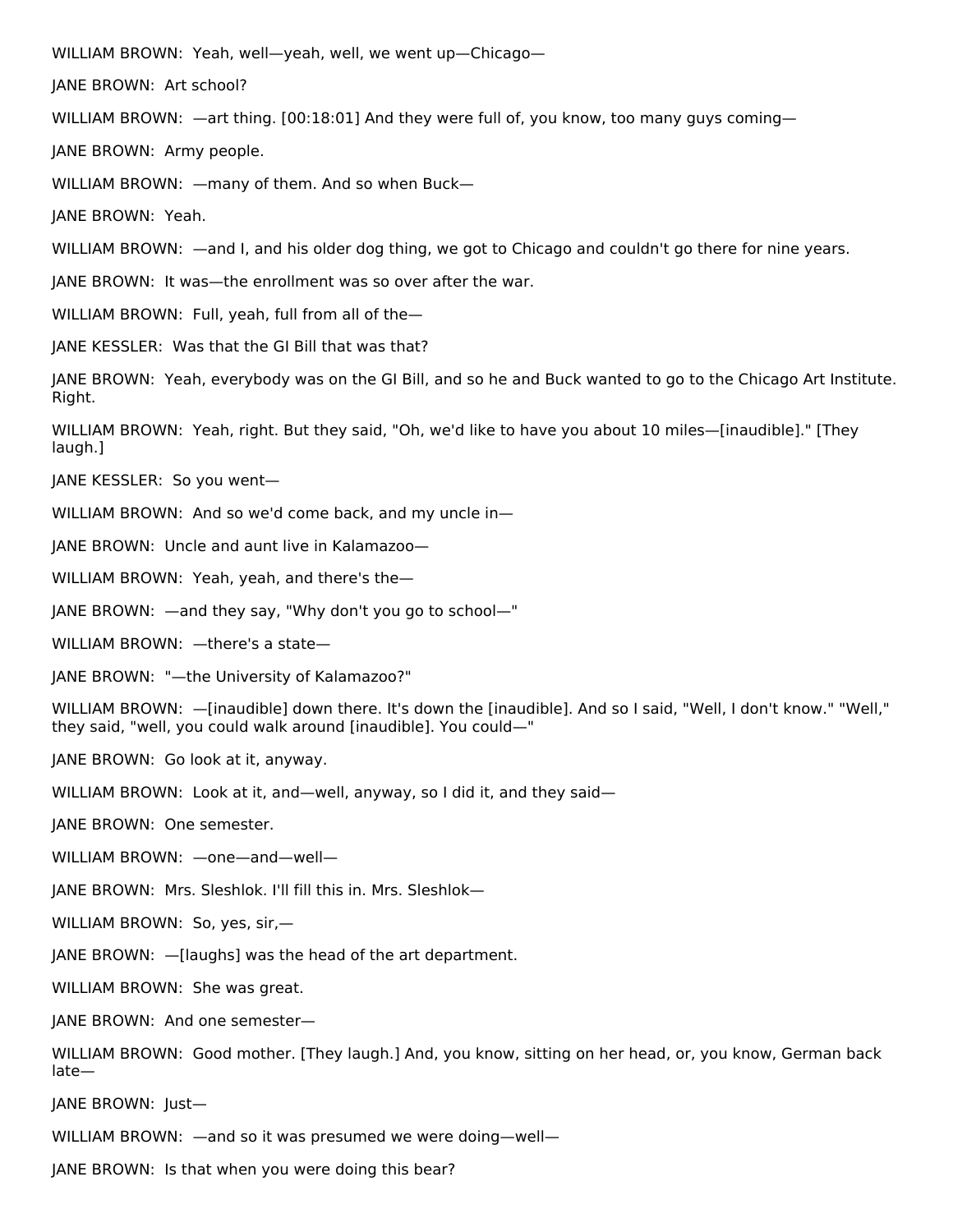WILLIAM BROWN: Yeah, well—yeah, well, we went up—Chicago—

JANE BROWN: Art school?

WILLIAM BROWN: —art thing. [00:18:01] And they were full of, you know, too many guys coming—

JANE BROWN: Army people.

WILLIAM BROWN: —many of them. And so when Buck—

JANE BROWN: Yeah.

WILLIAM BROWN: —and I, and his older dog thing, we got to Chicago and couldn't go there for nine years.

JANE BROWN: It was—the enrollment was so over after the war.

WILLIAM BROWN: Full, yeah, full from all of the—

JANE KESSLER: Was that the GI Bill that was that?

JANE BROWN: Yeah, everybody was on the GI Bill, and so he and Buck wanted to go to the Chicago Art Institute. Right.

WILLIAM BROWN: Yeah, right. But they said, "Oh, we'd like to have you about 10 miles—[inaudible]." [They laugh.]

JANE KESSLER: So you went—

WILLIAM BROWN: And so we'd come back, and my uncle in—

JANE BROWN: Uncle and aunt live in Kalamazoo—

WILLIAM BROWN: Yeah, yeah, and there's the—

JANE BROWN: —and they say, "Why don't you go to school—"

WILLIAM BROWN: —there's a state—

JANE BROWN: "—the University of Kalamazoo?"

WILLIAM BROWN: —[inaudible] down there. It's down the [inaudible]. And so I said, "Well, I don't know." "Well," they said, "well, you could walk around [inaudible]. You could—"

JANE BROWN: Go look at it, anyway.

WILLIAM BROWN: Look at it, and—well, anyway, so I did it, and they said—

JANE BROWN: One semester.

WILLIAM BROWN: —one—and—well—

JANE BROWN: Mrs. Sleshlok. I'll fill this in. Mrs. Sleshlok—

WILLIAM BROWN: So, yes, sir,—

JANE BROWN: —[laughs] was the head of the art department.

WILLIAM BROWN: She was great.

JANE BROWN: And one semester—

WILLIAM BROWN: Good mother. [They laugh.] And, you know, sitting on her head, or, you know, German back late—

JANE BROWN: Just—

WILLIAM BROWN: —and so it was presumed we were doing—well—

JANE BROWN: Is that when you were doing this bear?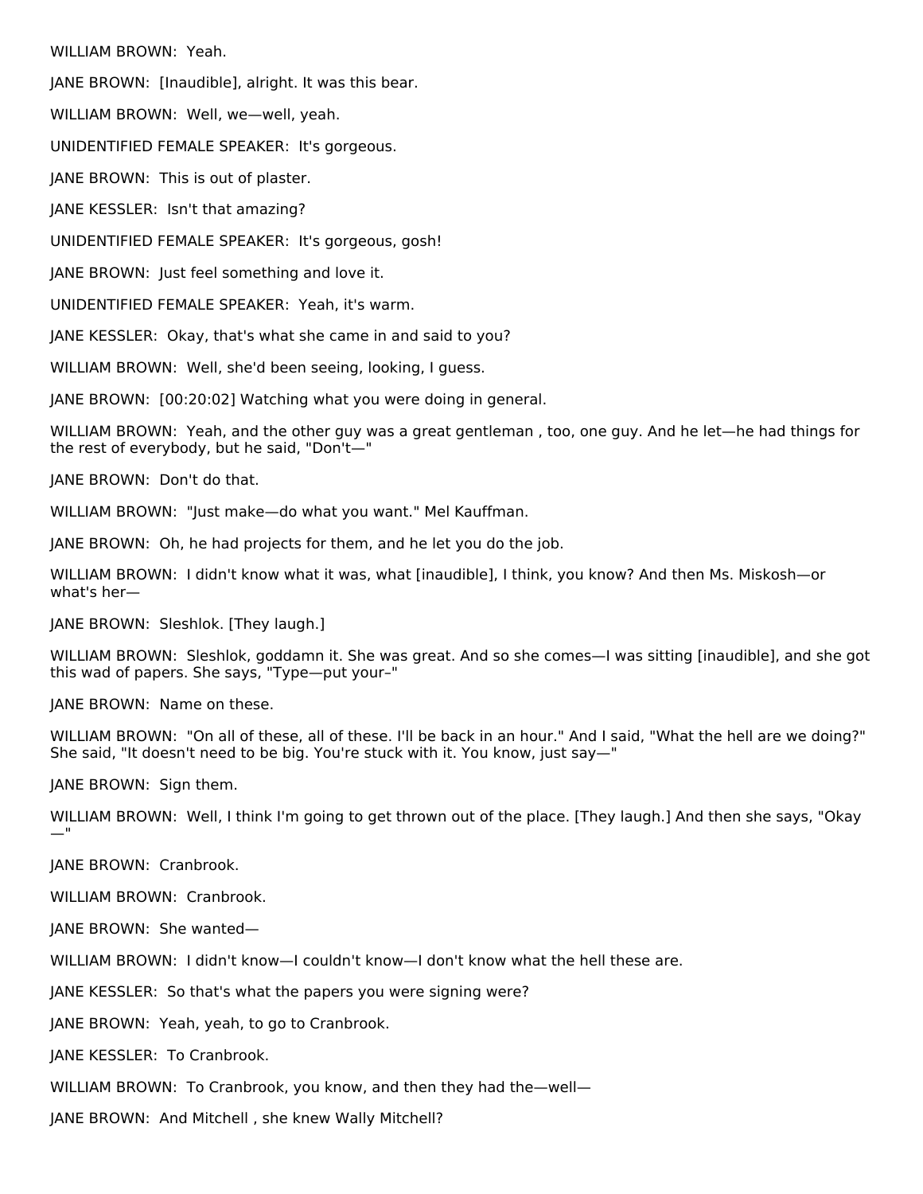WILLIAM BROWN:  Yeah.

JANE BROWN:  [Inaudible], alright. It was this bear.

WILLIAM BROWN:  Well, we—well, yeah.

UNIDENTIFIED FEMALE SPEAKER:  It's gorgeous.

JANE BROWN:  This is out of plaster.

JANE KESSLER:  Isn't that amazing?

UNIDENTIFIED FEMALE SPEAKER:  It's gorgeous, gosh!

JANE BROWN:  Just feel something and love it.

UNIDENTIFIED FEMALE SPEAKER:  Yeah, it's warm.

JANE KESSLER:  Okay, that's what she came in and said to you?

WILLIAM BROWN:  Well, she'd been seeing, looking, I guess.

JANE BROWN:  [00:20:02] Watching what you were doing in general.

WILLIAM BROWN:  Yeah, and the other guy was a great gentleman , too, one guy. And he let—he had things for the rest of everybody, but he said, "Don't—"

JANE BROWN:  Don't do that.

WILLIAM BROWN:  "Just make—do what you want." Mel Kauffman.

JANE BROWN:  Oh, he had projects for them, and he let you do the job.

WILLIAM BROWN:  I didn't know what it was, what [inaudible], I think, you know? And then Ms. Miskosh—or what's her—

JANE BROWN:  Sleshlok. [They laugh.]

WILLIAM BROWN:  Sleshlok, goddamn it. She was great. And so she comes—I was sitting [inaudible], and she got this wad of papers. She says, "Type—put your–"

JANE BROWN:  Name on these.

WILLIAM BROWN:  "On all of these, all of these. I'll be back in an hour." And I said, "What the hell are we doing?" She said, "It doesn't need to be big. You're stuck with it. You know, just say—"

JANE BROWN:  Sign them.

WILLIAM BROWN:  Well, I think I'm going to get thrown out of the place. [They laugh.] And then she says, "Okay—"

JANE BROWN:  Cranbrook.

WILLIAM BROWN:  Cranbrook.

JANE BROWN:  She wanted—

WILLIAM BROWN:  I didn't know—I couldn't know—I don't know what the hell these are.

JANE KESSLER:  So that's what the papers you were signing were?

JANE BROWN:  Yeah, yeah, to go to Cranbrook.

JANE KESSLER:  To Cranbrook.

WILLIAM BROWN:  To Cranbrook, you know, and then they had the—well—

JANE BROWN:  And Mitchell , she knew Wally Mitchell?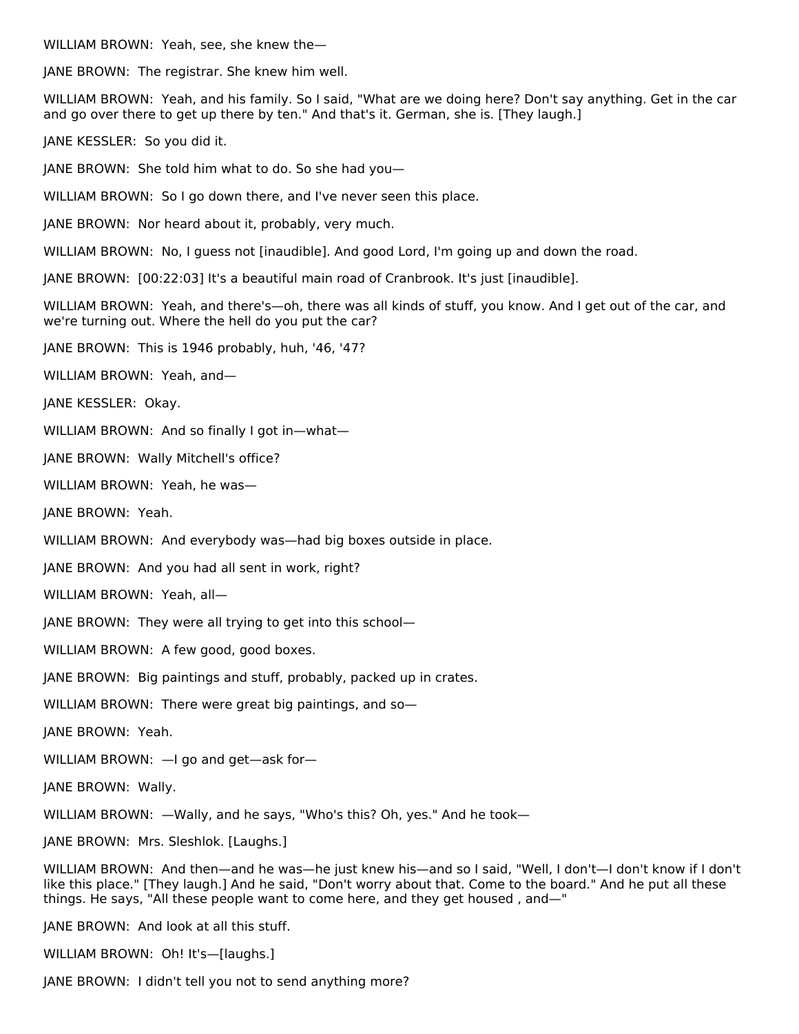WILLIAM BROWN: Yeah, see, she knew the—

JANE BROWN: The registrar. She knew him well.

WILLIAM BROWN: Yeah, and his family. So I said, "What are we doing here? Don't say anything. Get in the car and go over there to get up there by ten." And that's it. German, she is. [They laugh.]

JANE KESSLER: So you did it.

JANE BROWN: She told him what to do. So she had you—

WILLIAM BROWN: So I go down there, and I've never seen this place.

JANE BROWN: Nor heard about it, probably, very much.

WILLIAM BROWN: No, I guess not [inaudible]. And good Lord, I'm going up and down the road.

JANE BROWN: [00:22:03] It's a beautiful main road of Cranbrook. It's just [inaudible].

WILLIAM BROWN: Yeah, and there's—oh, there was all kinds of stuff, you know. And I get out of the car, and we're turning out. Where the hell do you put the car?

JANE BROWN: This is 1946 probably, huh, '46, '47?

WILLIAM BROWN: Yeah, and—

JANE KESSLER: Okay.

WILLIAM BROWN: And so finally I got in—what—

JANE BROWN: Wally Mitchell's office?

WILLIAM BROWN: Yeah, he was—

JANE BROWN: Yeah.

WILLIAM BROWN: And everybody was—had big boxes outside in place.

JANE BROWN: And you had all sent in work, right?

WILLIAM BROWN: Yeah, all—

JANE BROWN: They were all trying to get into this school—

WILLIAM BROWN: A few good, good boxes.

JANE BROWN: Big paintings and stuff, probably, packed up in crates.

WILLIAM BROWN: There were great big paintings, and so—

JANE BROWN: Yeah.

WILLIAM BROWN: —I go and get—ask for—

JANE BROWN: Wally.

WILLIAM BROWN: —Wally, and he says, "Who's this? Oh, yes." And he took—

JANE BROWN: Mrs. Sleshlok. [Laughs.]

WILLIAM BROWN: And then—and he was—he just knew his—and so I said, "Well, I don't—I don't know if I don't like this place." [They laugh.] And he said, "Don't worry about that. Come to the board." And he put all these things. He says, "All these people want to come here, and they get housed , and—"

JANE BROWN: And look at all this stuff.

WILLIAM BROWN: Oh! It's—[laughs.]

JANE BROWN: I didn't tell you not to send anything more?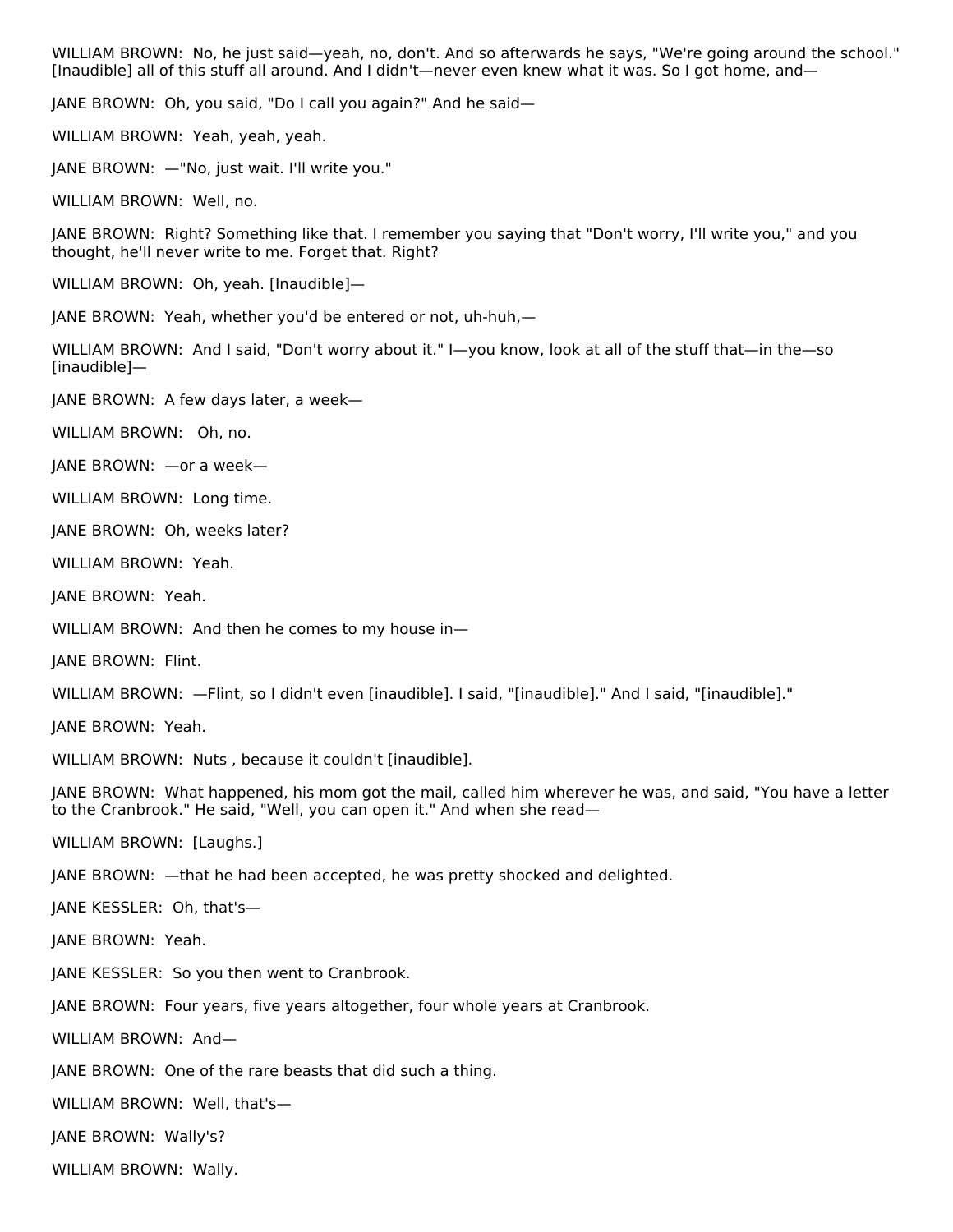WILLIAM BROWN: No, he just said—yeah, no, don't. And so afterwards he says, "We're going around the school." [Inaudible] all of this stuff all around. And I didn't—never even knew what it was. So I got home, and—

JANE BROWN: Oh, you said, "Do I call you again?" And he said—

WILLIAM BROWN: Yeah, yeah, yeah.

JANE BROWN: —"No, just wait. I'll write you."

WILLIAM BROWN: Well, no.

JANE BROWN: Right? Something like that. I remember you saying that "Don't worry, I'll write you," and you thought, he'll never write to me. Forget that. Right?

WILLIAM BROWN: Oh, yeah. [Inaudible]—

JANE BROWN: Yeah, whether you'd be entered or not, uh-huh,—

WILLIAM BROWN: And I said, "Don't worry about it." I—you know, look at all of the stuff that—in the—so [inaudible]—

JANE BROWN: A few days later, a week—

WILLIAM BROWN: Oh, no.

JANE BROWN: —or a week—

WILLIAM BROWN: Long time.

JANE BROWN: Oh, weeks later?

WILLIAM BROWN: Yeah.

JANE BROWN: Yeah.

WILLIAM BROWN: And then he comes to my house in—

JANE BROWN: Flint.

WILLIAM BROWN: —Flint, so I didn't even [inaudible]. I said, "[inaudible]." And I said, "[inaudible]."

JANE BROWN: Yeah.

WILLIAM BROWN: Nuts , because it couldn't [inaudible].

JANE BROWN: What happened, his mom got the mail, called him wherever he was, and said, "You have a letter to the Cranbrook." He said, "Well, you can open it." And when she read—

WILLIAM BROWN: [Laughs.]

JANE BROWN: —that he had been accepted, he was pretty shocked and delighted.

JANE KESSLER: Oh, that's—

JANE BROWN: Yeah.

JANE KESSLER: So you then went to Cranbrook.

JANE BROWN: Four years, five years altogether, four whole years at Cranbrook.

WILLIAM BROWN: And—

JANE BROWN: One of the rare beasts that did such a thing.

WILLIAM BROWN: Well, that's—

JANE BROWN: Wally's?

WILLIAM BROWN: Wally.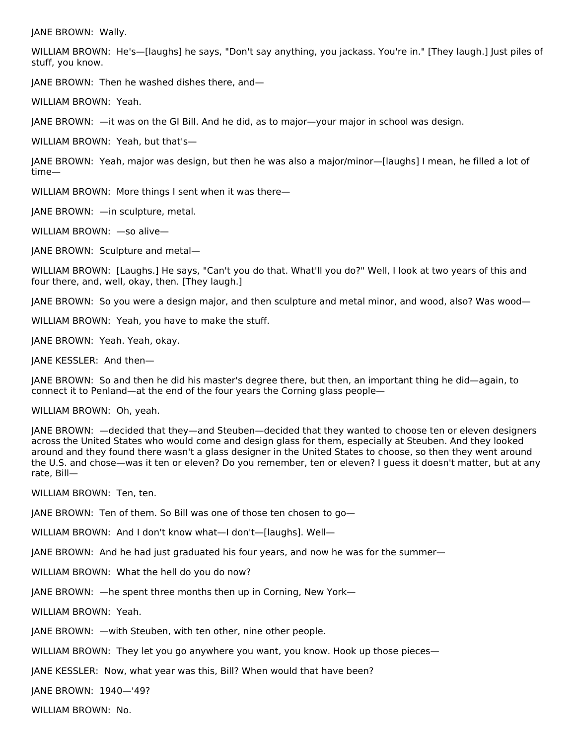JANE BROWN:  Wally.

WILLIAM BROWN:  He's—[laughs] he says, "Don't say anything, you jackass. You're in." [They laugh.] Just piles of stuff, you know.

JANE BROWN:  Then he washed dishes there, and—

WILLIAM BROWN:  Yeah.

JANE BROWN:  —it was on the GI Bill. And he did, as to major—your major in school was design.

WILLIAM BROWN:  Yeah, but that's—

JANE BROWN:  Yeah, major was design, but then he was also a major/minor—[laughs] I mean, he filled a lot of time—

WILLIAM BROWN:  More things I sent when it was there—

JANE BROWN:  —in sculpture, metal.

WILLIAM BROWN:  —so alive—

JANE BROWN:  Sculpture and metal—

WILLIAM BROWN:  [Laughs.] He says, "Can't you do that. What'll you do?" Well, I look at two years of this and four there, and, well, okay, then. [They laugh.]

JANE BROWN:  So you were a design major, and then sculpture and metal minor, and wood, also? Was wood—

WILLIAM BROWN:  Yeah, you have to make the stuff.

JANE BROWN:  Yeah. Yeah, okay.

JANE KESSLER:  And then—

JANE BROWN:  So and then he did his master's degree there, but then, an important thing he did—again, to connect it to Penland—at the end of the four years the Corning glass people—

WILLIAM BROWN:  Oh, yeah.

JANE BROWN:  —decided that they—and Steuben—decided that they wanted to choose ten or eleven designers across the United States who would come and design glass for them, especially at Steuben. And they looked around and they found there wasn't a glass designer in the United States to choose, so then they went around the U.S. and chose—was it ten or eleven? Do you remember, ten or eleven? I guess it doesn't matter, but at any rate, Bill—

WILLIAM BROWN:  Ten, ten.

JANE BROWN:  Ten of them. So Bill was one of those ten chosen to go—

WILLIAM BROWN:  And I don't know what—I don't—[laughs]. Well—

JANE BROWN:  And he had just graduated his four years, and now he was for the summer—

WILLIAM BROWN:  What the hell do you do now?

JANE BROWN:  —he spent three months then up in Corning, New York—

WILLIAM BROWN:  Yeah.

JANE BROWN:  —with Steuben, with ten other, nine other people.

WILLIAM BROWN:  They let you go anywhere you want, you know. Hook up those pieces—

JANE KESSLER:  Now, what year was this, Bill? When would that have been?

JANE BROWN:  1940—'49?

WILLIAM BROWN:  No.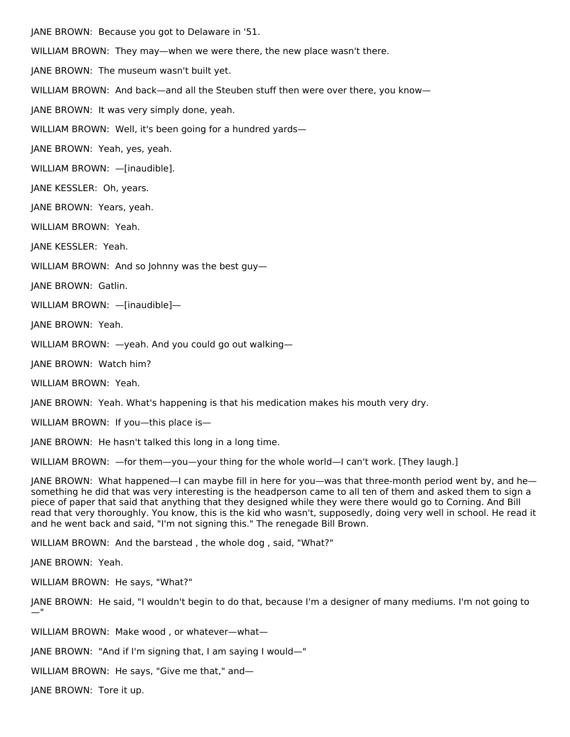JANE BROWN: Because you got to Delaware in '51.

WILLIAM BROWN: They may—when we were there, the new place wasn't there.

JANE BROWN: The museum wasn't built yet.

WILLIAM BROWN: And back—and all the Steuben stuff then were over there, you know—

JANE BROWN: It was very simply done, yeah.

WILLIAM BROWN: Well, it's been going for a hundred yards—

JANE BROWN: Yeah, yes, yeah.

WILLIAM BROWN: —[inaudible].

JANE KESSLER: Oh, years.

JANE BROWN: Years, yeah.

WILLIAM BROWN: Yeah.

JANE KESSLER: Yeah.

WILLIAM BROWN: And so Johnny was the best guy—

JANE BROWN: Gatlin.

WILLIAM BROWN: —[inaudible]—

JANE BROWN: Yeah.

WILLIAM BROWN: —yeah. And you could go out walking—

JANE BROWN: Watch him?

WILLIAM BROWN: Yeah.

JANE BROWN: Yeah. What's happening is that his medication makes his mouth very dry.

WILLIAM BROWN: If you—this place is—

JANE BROWN: He hasn't talked this long in a long time.

WILLIAM BROWN: —for them—you—your thing for the whole world—I can't work. [They laugh.]

JANE BROWN: What happened—I can maybe fill in here for you—was that three-month period went by, and he—something he did that was very interesting is the headperson came to all ten of them and asked them to sign a piece of paper that said that anything that they designed while they were there would go to Corning. And Bill read that very thoroughly. You know, this is the kid who wasn't, supposedly, doing very well in school. He read it and he went back and said, "I'm not signing this." The renegade Bill Brown.

WILLIAM BROWN: And the barstead , the whole dog , said, "What?"

JANE BROWN: Yeah.

WILLIAM BROWN: He says, "What?"

JANE BROWN: He said, "I wouldn't begin to do that, because I'm a designer of many mediums. I'm not going to —"

WILLIAM BROWN: Make wood , or whatever—what—

JANE BROWN: "And if I'm signing that, I am saying I would—"

WILLIAM BROWN: He says, "Give me that," and—

JANE BROWN: Tore it up.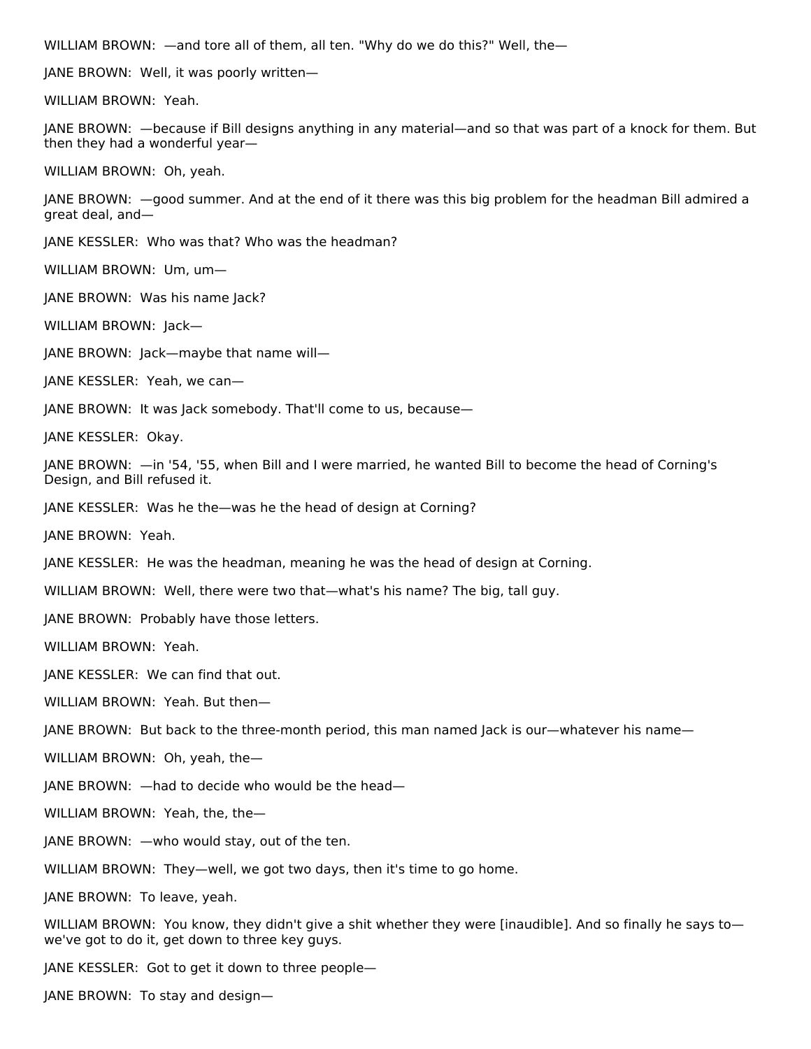WILLIAM BROWN: —and tore all of them, all ten. "Why do we do this?" Well, the—

JANE BROWN: Well, it was poorly written—

WILLIAM BROWN: Yeah.

JANE BROWN: —because if Bill designs anything in any material—and so that was part of a knock for them. But then they had a wonderful year—

WILLIAM BROWN: Oh, yeah.

JANE BROWN: —good summer. And at the end of it there was this big problem for the headman Bill admired a great deal, and—

JANE KESSLER: Who was that? Who was the headman?

WILLIAM BROWN: Um, um—

JANE BROWN: Was his name Jack?

WILLIAM BROWN: Jack—

JANE BROWN: Jack—maybe that name will—

JANE KESSLER: Yeah, we can—

JANE BROWN: It was Jack somebody. That'll come to us, because—

JANE KESSLER: Okay.

JANE BROWN: —in '54, '55, when Bill and I were married, he wanted Bill to become the head of Corning's Design, and Bill refused it.

JANE KESSLER: Was he the—was he the head of design at Corning?

JANE BROWN: Yeah.

JANE KESSLER: He was the headman, meaning he was the head of design at Corning.

WILLIAM BROWN: Well, there were two that—what's his name? The big, tall guy.

JANE BROWN: Probably have those letters.

WILLIAM BROWN: Yeah.

JANE KESSLER: We can find that out.

WILLIAM BROWN: Yeah. But then—

JANE BROWN: But back to the three-month period, this man named Jack is our—whatever his name—

WILLIAM BROWN: Oh, yeah, the—

JANE BROWN: —had to decide who would be the head—

WILLIAM BROWN: Yeah, the, the—

JANE BROWN: —who would stay, out of the ten.

WILLIAM BROWN: They—well, we got two days, then it's time to go home.

JANE BROWN: To leave, yeah.

WILLIAM BROWN: You know, they didn't give a shit whether they were [inaudible]. And so finally he says to—we've got to do it, get down to three key guys.

JANE KESSLER: Got to get it down to three people—

JANE BROWN: To stay and design—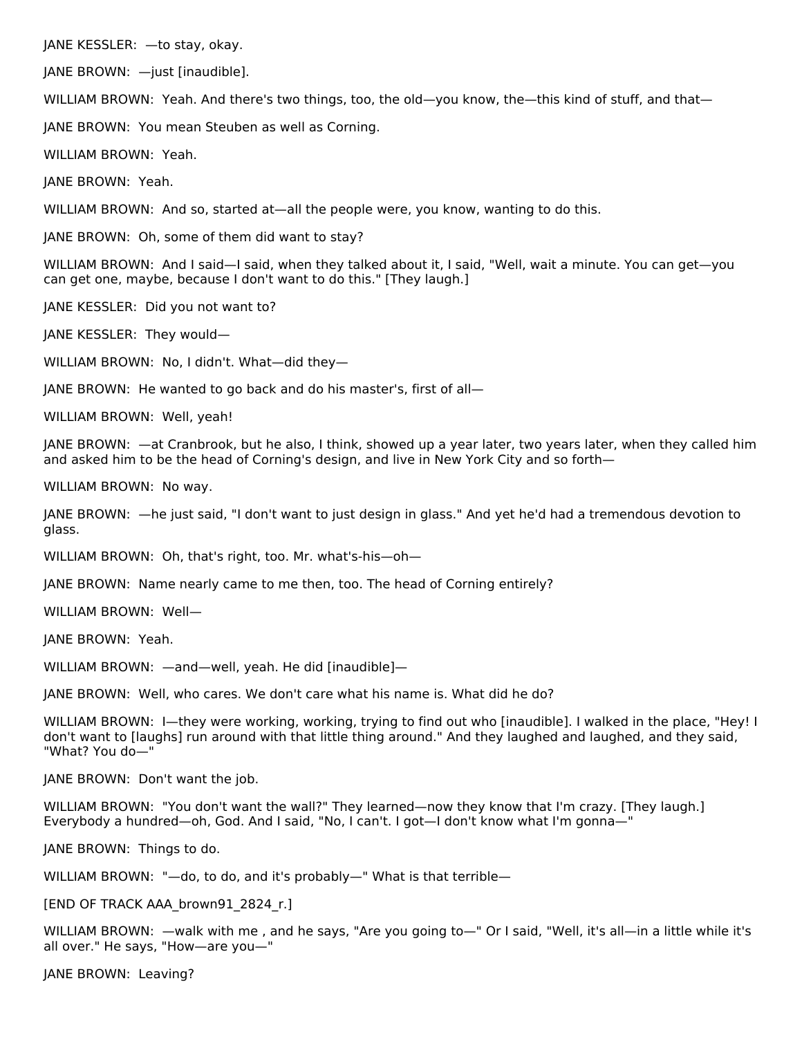JANE KESSLER: —to stay, okay.

JANE BROWN: —just [inaudible].

WILLIAM BROWN: Yeah. And there's two things, too, the old—you know, the—this kind of stuff, and that—

JANE BROWN: You mean Steuben as well as Corning.

WILLIAM BROWN: Yeah.

JANE BROWN: Yeah.

WILLIAM BROWN: And so, started at—all the people were, you know, wanting to do this.

JANE BROWN: Oh, some of them did want to stay?

WILLIAM BROWN: And I said—I said, when they talked about it, I said, "Well, wait a minute. You can get—you can get one, maybe, because I don't want to do this." [They laugh.]

JANE KESSLER: Did you not want to?

JANE KESSLER: They would—

WILLIAM BROWN: No, I didn't. What—did they—

JANE BROWN: He wanted to go back and do his master's, first of all—

WILLIAM BROWN: Well, yeah!

JANE BROWN: —at Cranbrook, but he also, I think, showed up a year later, two years later, when they called him and asked him to be the head of Corning's design, and live in New York City and so forth—

WILLIAM BROWN: No way.

JANE BROWN: —he just said, "I don't want to just design in glass." And yet he'd had a tremendous devotion to glass.

WILLIAM BROWN: Oh, that's right, too. Mr. what's-his—oh—

JANE BROWN: Name nearly came to me then, too. The head of Corning entirely?

WILLIAM BROWN: Well—

JANE BROWN: Yeah.

WILLIAM BROWN: —and—well, yeah. He did [inaudible]—

JANE BROWN: Well, who cares. We don't care what his name is. What did he do?

WILLIAM BROWN: I—they were working, working, trying to find out who [inaudible]. I walked in the place, "Hey! I don't want to [laughs] run around with that little thing around." And they laughed and laughed, and they said, "What? You do—"

JANE BROWN: Don't want the job.

WILLIAM BROWN: "You don't want the wall?" They learned—now they know that I'm crazy. [They laugh.] Everybody a hundred—oh, God. And I said, "No, I can't. I got—I don't know what I'm gonna—"

JANE BROWN: Things to do.

WILLIAM BROWN: "—do, to do, and it's probably—" What is that terrible—

[END OF TRACK AAA_brown91_2824_r.]

WILLIAM BROWN: —walk with me , and he says, "Are you going to—" Or I said, "Well, it's all—in a little while it's all over." He says, "How—are you—"

JANE BROWN: Leaving?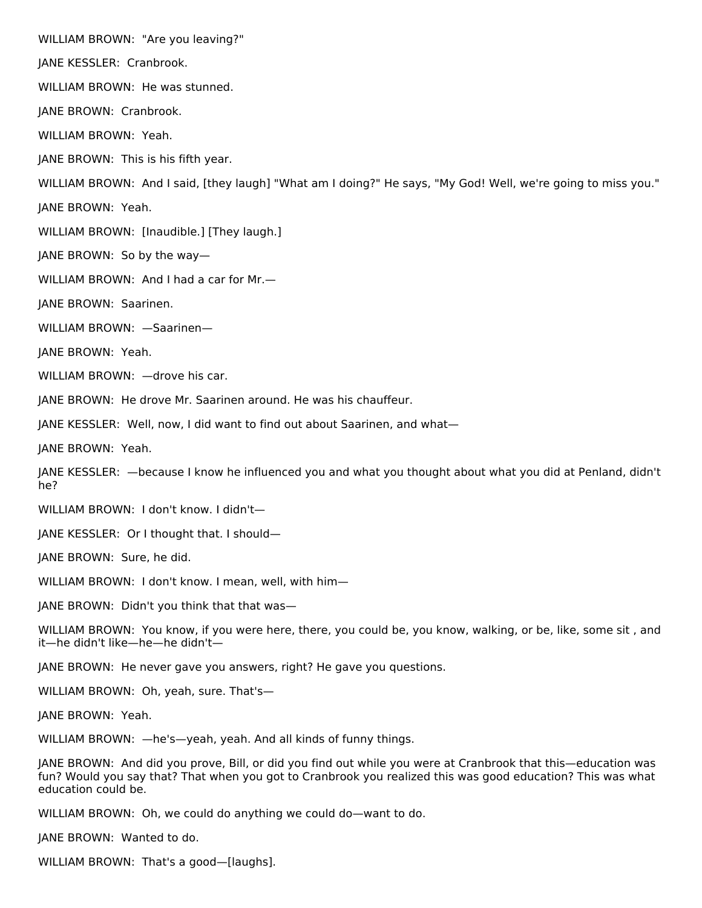WILLIAM BROWN: "Are you leaving?"

JANE KESSLER: Cranbrook.

WILLIAM BROWN: He was stunned.

JANE BROWN: Cranbrook.

WILLIAM BROWN: Yeah.

JANE BROWN: This is his fifth year.

WILLIAM BROWN: And I said, [they laugh] "What am I doing?" He says, "My God! Well, we're going to miss you."

JANE BROWN: Yeah.

WILLIAM BROWN: [Inaudible.] [They laugh.]

JANE BROWN: So by the way—

WILLIAM BROWN: And I had a car for Mr.—

JANE BROWN: Saarinen.

WILLIAM BROWN: —Saarinen—

JANE BROWN: Yeah.

WILLIAM BROWN: —drove his car.

JANE BROWN: He drove Mr. Saarinen around. He was his chauffeur.

JANE KESSLER: Well, now, I did want to find out about Saarinen, and what—

JANE BROWN: Yeah.

JANE KESSLER: —because I know he influenced you and what you thought about what you did at Penland, didn't he?

WILLIAM BROWN: I don't know. I didn't—

JANE KESSLER: Or I thought that. I should—

JANE BROWN: Sure, he did.

WILLIAM BROWN: I don't know. I mean, well, with him—

JANE BROWN: Didn't you think that that was—

WILLIAM BROWN: You know, if you were here, there, you could be, you know, walking, or be, like, some sit , and it—he didn't like—he—he didn't—

JANE BROWN: He never gave you answers, right? He gave you questions.

WILLIAM BROWN: Oh, yeah, sure. That's—

JANE BROWN: Yeah.

WILLIAM BROWN: —he's—yeah, yeah. And all kinds of funny things.

JANE BROWN: And did you prove, Bill, or did you find out while you were at Cranbrook that this—education was fun? Would you say that? That when you got to Cranbrook you realized this was good education? This was what education could be.

WILLIAM BROWN: Oh, we could do anything we could do—want to do.

JANE BROWN: Wanted to do.

WILLIAM BROWN: That's a good—[laughs].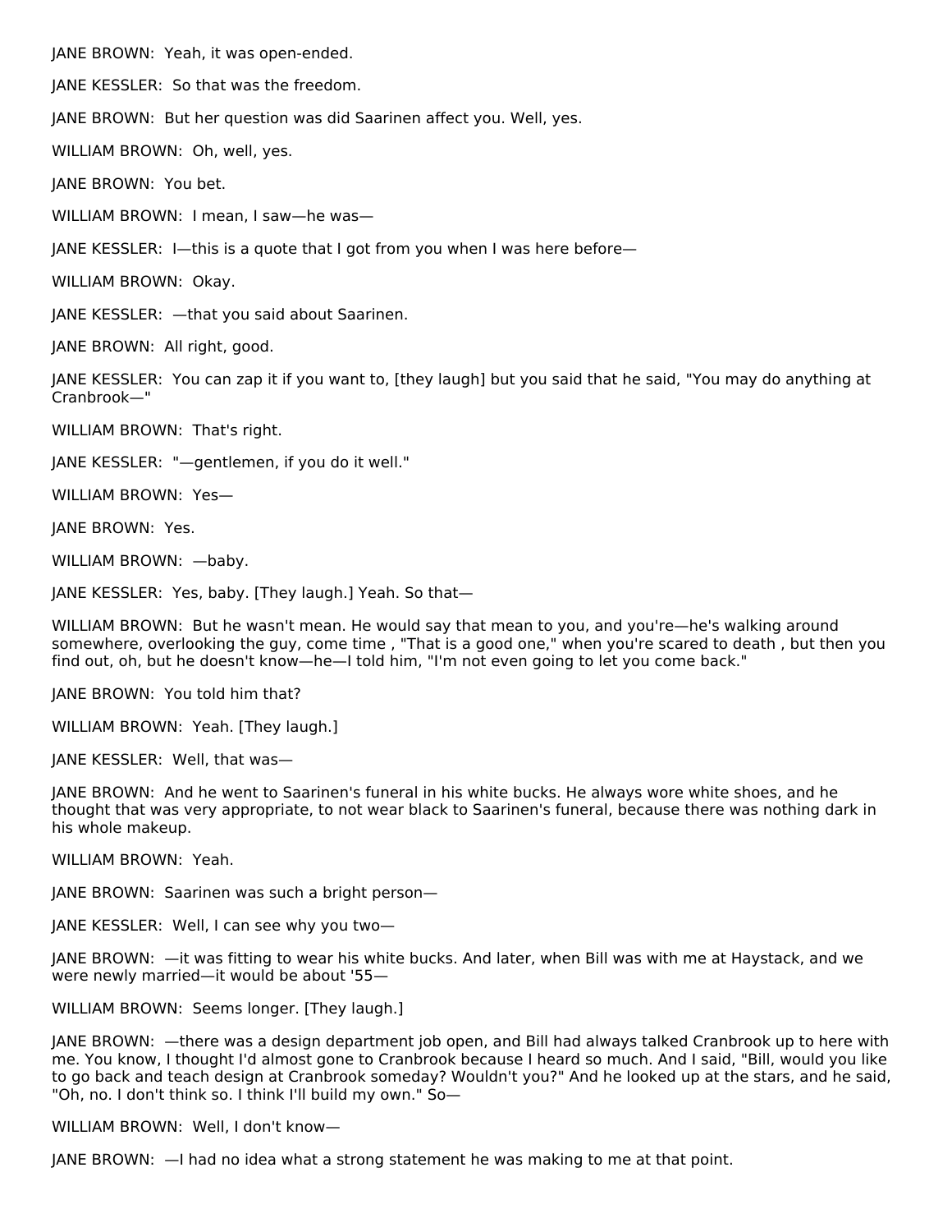JANE BROWN: Yeah, it was open-ended.

JANE KESSLER: So that was the freedom.

JANE BROWN: But her question was did Saarinen affect you. Well, yes.

WILLIAM BROWN: Oh, well, yes.

JANE BROWN: You bet.

WILLIAM BROWN: I mean, I saw—he was—

JANE KESSLER: I—this is a quote that I got from you when I was here before—

WILLIAM BROWN: Okay.

JANE KESSLER: —that you said about Saarinen.

JANE BROWN: All right, good.

JANE KESSLER: You can zap it if you want to, [they laugh] but you said that he said, "You may do anything at Cranbrook—"

WILLIAM BROWN: That's right.

JANE KESSLER: "—gentlemen, if you do it well."

WILLIAM BROWN: Yes—

JANE BROWN: Yes.

WILLIAM BROWN: —baby.

JANE KESSLER: Yes, baby. [They laugh.] Yeah. So that—

WILLIAM BROWN: But he wasn't mean. He would say that mean to you, and you're—he's walking around somewhere, overlooking the guy, come time , "That is a good one," when you're scared to death , but then you find out, oh, but he doesn't know—he—I told him, "I'm not even going to let you come back."

JANE BROWN: You told him that?

WILLIAM BROWN: Yeah. [They laugh.]

JANE KESSLER: Well, that was—

JANE BROWN: And he went to Saarinen's funeral in his white bucks. He always wore white shoes, and he thought that was very appropriate, to not wear black to Saarinen's funeral, because there was nothing dark in his whole makeup.

WILLIAM BROWN: Yeah.

JANE BROWN: Saarinen was such a bright person—

JANE KESSLER: Well, I can see why you two—

JANE BROWN: —it was fitting to wear his white bucks. And later, when Bill was with me at Haystack, and we were newly married—it would be about '55—

WILLIAM BROWN: Seems longer. [They laugh.]

JANE BROWN: —there was a design department job open, and Bill had always talked Cranbrook up to here with me. You know, I thought I'd almost gone to Cranbrook because I heard so much. And I said, "Bill, would you like to go back and teach design at Cranbrook someday? Wouldn't you?" And he looked up at the stars, and he said, "Oh, no. I don't think so. I think I'll build my own." So—

WILLIAM BROWN: Well, I don't know—

JANE BROWN: —I had no idea what a strong statement he was making to me at that point.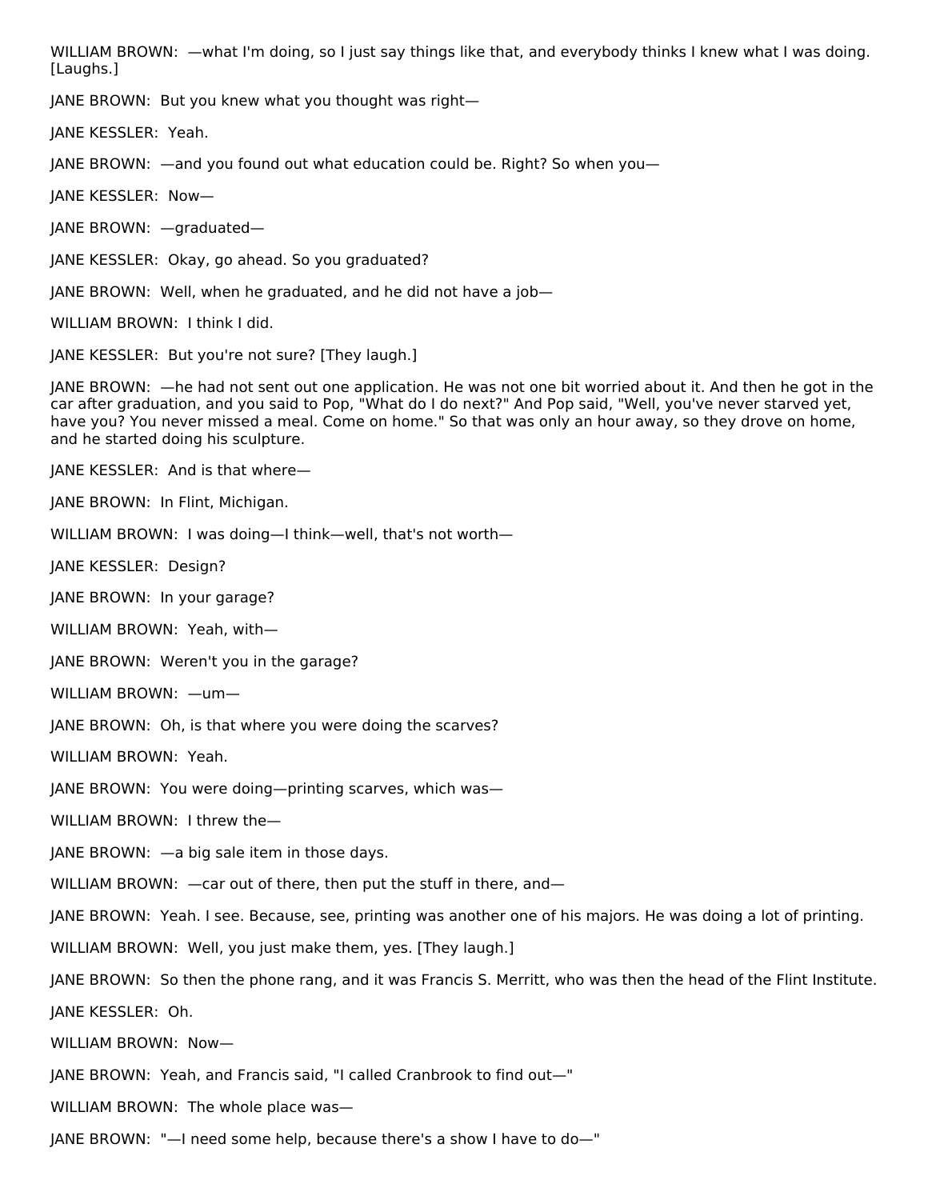WILLIAM BROWN: —what I'm doing, so I just say things like that, and everybody thinks I knew what I was doing. [Laughs.]

JANE BROWN: But you knew what you thought was right—

JANE KESSLER: Yeah.

JANE BROWN: —and you found out what education could be. Right? So when you—

JANE KESSLER: Now—

JANE BROWN: —graduated—

JANE KESSLER: Okay, go ahead. So you graduated?

JANE BROWN: Well, when he graduated, and he did not have a job—

WILLIAM BROWN: I think I did.

JANE KESSLER: But you're not sure? [They laugh.]

JANE BROWN: —he had not sent out one application. He was not one bit worried about it. And then he got in the car after graduation, and you said to Pop, "What do I do next?" And Pop said, "Well, you've never starved yet, have you? You never missed a meal. Come on home." So that was only an hour away, so they drove on home, and he started doing his sculpture.

JANE KESSLER: And is that where—

JANE BROWN: In Flint, Michigan.

WILLIAM BROWN: I was doing—I think—well, that's not worth—

JANE KESSLER: Design?

JANE BROWN: In your garage?

WILLIAM BROWN: Yeah, with—

JANE BROWN: Weren't you in the garage?

WILLIAM BROWN: —um—

JANE BROWN: Oh, is that where you were doing the scarves?

WILLIAM BROWN: Yeah.

JANE BROWN: You were doing—printing scarves, which was—

WILLIAM BROWN: I threw the—

JANE BROWN: —a big sale item in those days.

WILLIAM BROWN: —car out of there, then put the stuff in there, and—

JANE BROWN: Yeah. I see. Because, see, printing was another one of his majors. He was doing a lot of printing.

WILLIAM BROWN: Well, you just make them, yes. [They laugh.]

JANE BROWN: So then the phone rang, and it was Francis S. Merritt, who was then the head of the Flint Institute.

JANE KESSLER: Oh.

WILLIAM BROWN: Now—

JANE BROWN: Yeah, and Francis said, "I called Cranbrook to find out—"

WILLIAM BROWN: The whole place was—

JANE BROWN: "—I need some help, because there's a show I have to do—"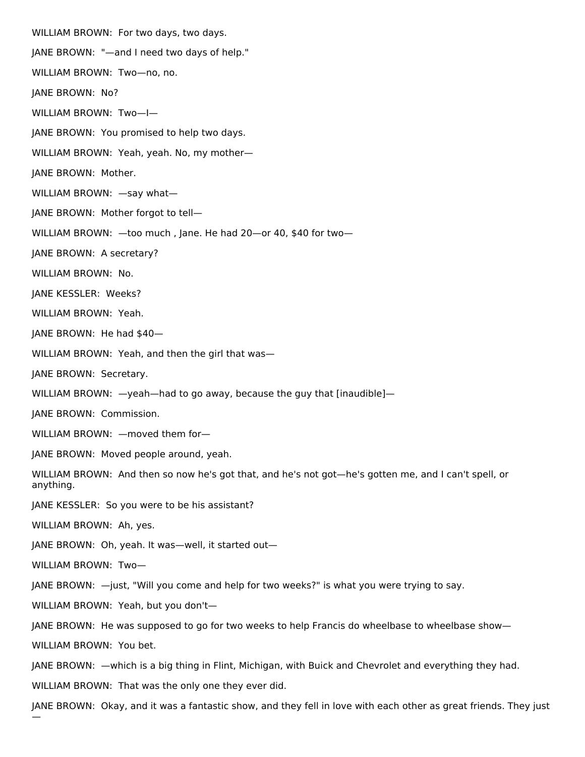WILLIAM BROWN: For two days, two days.

JANE BROWN: "—and I need two days of help."

WILLIAM BROWN: Two—no, no.

JANE BROWN: No?

WILLIAM BROWN: Two—I—

JANE BROWN: You promised to help two days.

WILLIAM BROWN: Yeah, yeah. No, my mother—

JANE BROWN: Mother.

WILLIAM BROWN: —say what—

JANE BROWN: Mother forgot to tell—

WILLIAM BROWN: —too much , Jane. He had 20—or 40, $40 for two—

JANE BROWN: A secretary?

WILLIAM BROWN: No.

JANE KESSLER: Weeks?

WILLIAM BROWN: Yeah.

JANE BROWN: He had $40—

WILLIAM BROWN: Yeah, and then the girl that was—

JANE BROWN: Secretary.

WILLIAM BROWN: —yeah—had to go away, because the guy that [inaudible]—

JANE BROWN: Commission.

WILLIAM BROWN: —moved them for—

JANE BROWN: Moved people around, yeah.

WILLIAM BROWN: And then so now he's got that, and he's not got—he's gotten me, and I can't spell, or anything.

JANE KESSLER: So you were to be his assistant?

WILLIAM BROWN: Ah, yes.

JANE BROWN: Oh, yeah. It was—well, it started out—

WILLIAM BROWN: Two—

JANE BROWN: —just, "Will you come and help for two weeks?" is what you were trying to say.

WILLIAM BROWN: Yeah, but you don't—

JANE BROWN: He was supposed to go for two weeks to help Francis do wheelbase to wheelbase show—

WILLIAM BROWN: You bet.

JANE BROWN: —which is a big thing in Flint, Michigan, with Buick and Chevrolet and everything they had.

WILLIAM BROWN: That was the only one they ever did.

JANE BROWN: Okay, and it was a fantastic show, and they fell in love with each other as great friends. They just —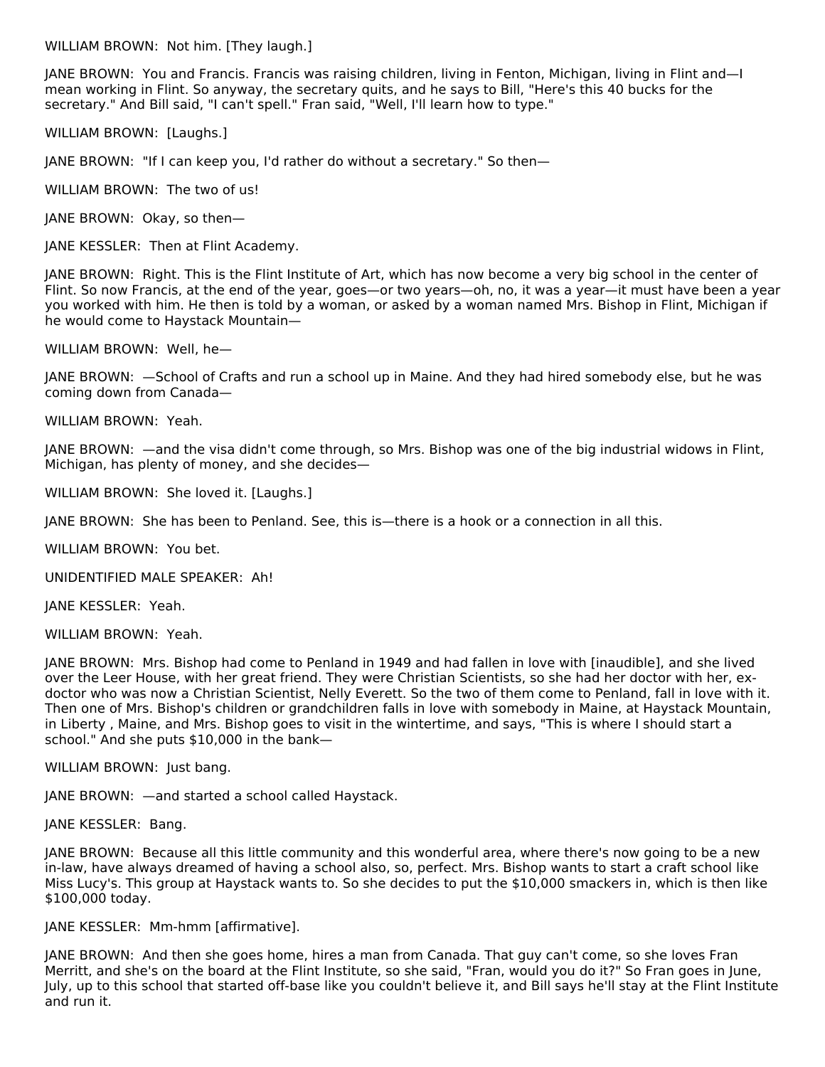WILLIAM BROWN: Not him. [They laugh.]

JANE BROWN: You and Francis. Francis was raising children, living in Fenton, Michigan, living in Flint and—I mean working in Flint. So anyway, the secretary quits, and he says to Bill, "Here's this 40 bucks for the secretary." And Bill said, "I can't spell." Fran said, "Well, I'll learn how to type."

WILLIAM BROWN: [Laughs.]

JANE BROWN: "If I can keep you, I'd rather do without a secretary." So then—

WILLIAM BROWN: The two of us!

JANE BROWN: Okay, so then—

JANE KESSLER: Then at Flint Academy.

JANE BROWN: Right. This is the Flint Institute of Art, which has now become a very big school in the center of Flint. So now Francis, at the end of the year, goes—or two years—oh, no, it was a year—it must have been a year you worked with him. He then is told by a woman, or asked by a woman named Mrs. Bishop in Flint, Michigan if he would come to Haystack Mountain—

WILLIAM BROWN: Well, he—

JANE BROWN: —School of Crafts and run a school up in Maine. And they had hired somebody else, but he was coming down from Canada—

WILLIAM BROWN: Yeah.

JANE BROWN: —and the visa didn't come through, so Mrs. Bishop was one of the big industrial widows in Flint, Michigan, has plenty of money, and she decides—

WILLIAM BROWN: She loved it. [Laughs.]

JANE BROWN: She has been to Penland. See, this is—there is a hook or a connection in all this.

WILLIAM BROWN: You bet.

UNIDENTIFIED MALE SPEAKER: Ah!

JANE KESSLER: Yeah.

WILLIAM BROWN: Yeah.

JANE BROWN: Mrs. Bishop had come to Penland in 1949 and had fallen in love with [inaudible], and she lived over the Leer House, with her great friend. They were Christian Scientists, so she had her doctor with her, ex-doctor who was now a Christian Scientist, Nelly Everett. So the two of them come to Penland, fall in love with it. Then one of Mrs. Bishop's children or grandchildren falls in love with somebody in Maine, at Haystack Mountain, in Liberty , Maine, and Mrs. Bishop goes to visit in the wintertime, and says, "This is where I should start a school." And she puts $10,000 in the bank—

WILLIAM BROWN: Just bang.

JANE BROWN: —and started a school called Haystack.

JANE KESSLER: Bang.

JANE BROWN: Because all this little community and this wonderful area, where there's now going to be a new in-law, have always dreamed of having a school also, so, perfect. Mrs. Bishop wants to start a craft school like Miss Lucy's. This group at Haystack wants to. So she decides to put the $10,000 smackers in, which is then like $100,000 today.

JANE KESSLER: Mm-hmm [affirmative].

JANE BROWN: And then she goes home, hires a man from Canada. That guy can't come, so she loves Fran Merritt, and she's on the board at the Flint Institute, so she said, "Fran, would you do it?" So Fran goes in June, July, up to this school that started off-base like you couldn't believe it, and Bill says he'll stay at the Flint Institute and run it.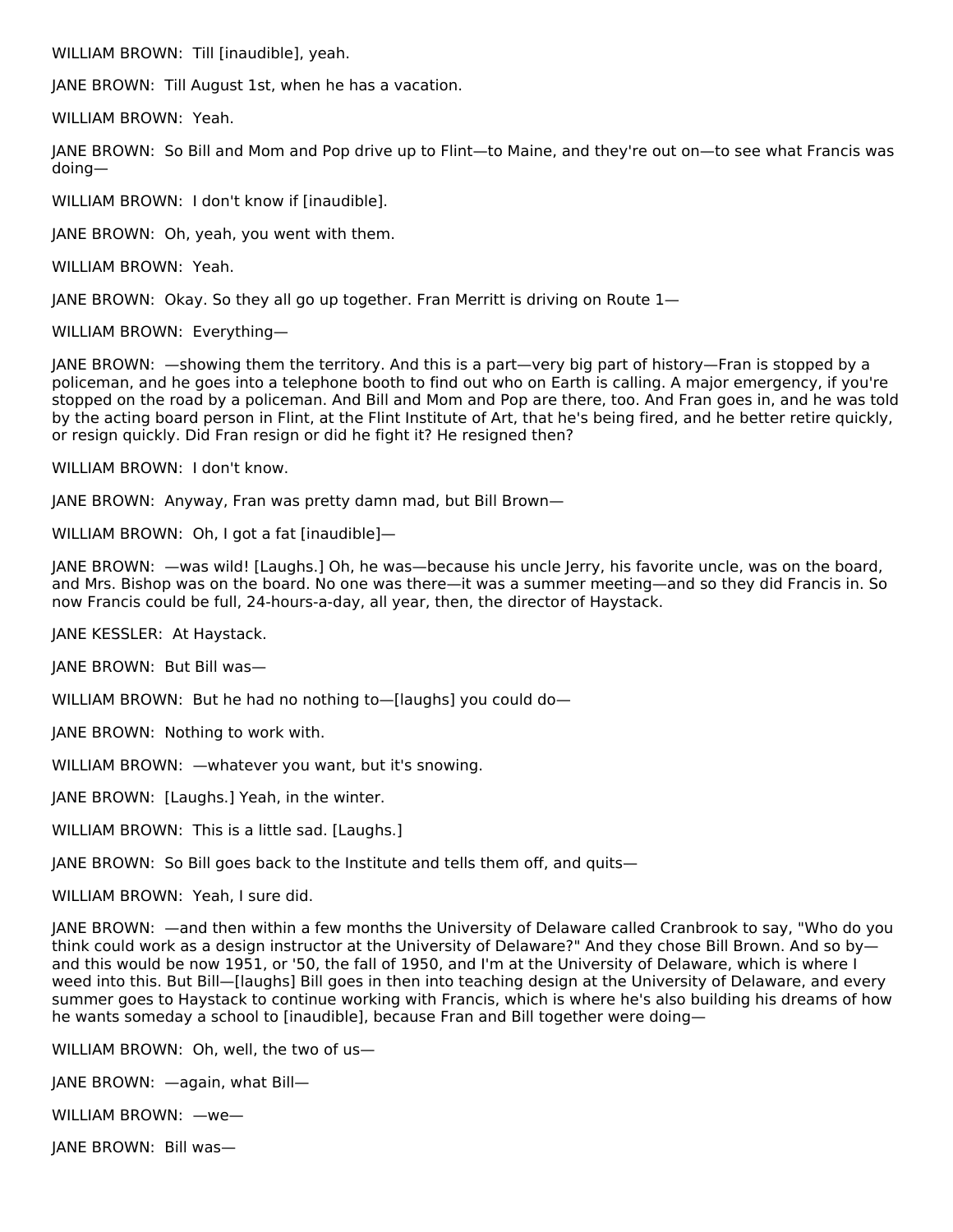WILLIAM BROWN:  Till [inaudible], yeah.

JANE BROWN:  Till August 1st, when he has a vacation.

WILLIAM BROWN:  Yeah.

JANE BROWN:  So Bill and Mom and Pop drive up to Flint—to Maine, and they're out on—to see what Francis was doing—

WILLIAM BROWN:  I don't know if [inaudible].

JANE BROWN:  Oh, yeah, you went with them.

WILLIAM BROWN:  Yeah.

JANE BROWN:  Okay. So they all go up together. Fran Merritt is driving on Route 1—

WILLIAM BROWN:  Everything—

JANE BROWN:  —showing them the territory. And this is a part—very big part of history—Fran is stopped by a policeman, and he goes into a telephone booth to find out who on Earth is calling. A major emergency, if you're stopped on the road by a policeman. And Bill and Mom and Pop are there, too. And Fran goes in, and he was told by the acting board person in Flint, at the Flint Institute of Art, that he's being fired, and he better retire quickly, or resign quickly. Did Fran resign or did he fight it? He resigned then?

WILLIAM BROWN:  I don't know.

JANE BROWN:  Anyway, Fran was pretty damn mad, but Bill Brown—

WILLIAM BROWN:  Oh, I got a fat [inaudible]—

JANE BROWN:  —was wild! [Laughs.] Oh, he was—because his uncle Jerry, his favorite uncle, was on the board, and Mrs. Bishop was on the board. No one was there—it was a summer meeting—and so they did Francis in. So now Francis could be full, 24-hours-a-day, all year, then, the director of Haystack.

JANE KESSLER:  At Haystack.

JANE BROWN:  But Bill was—

WILLIAM BROWN:  But he had no nothing to—[laughs] you could do—

JANE BROWN:  Nothing to work with.

WILLIAM BROWN:  —whatever you want, but it's snowing.

JANE BROWN:  [Laughs.] Yeah, in the winter.

WILLIAM BROWN:  This is a little sad. [Laughs.]

JANE BROWN:  So Bill goes back to the Institute and tells them off, and quits—

WILLIAM BROWN:  Yeah, I sure did.

JANE BROWN:  —and then within a few months the University of Delaware called Cranbrook to say, "Who do you think could work as a design instructor at the University of Delaware?" And they chose Bill Brown. And so by—and this would be now 1951, or '50, the fall of 1950, and I'm at the University of Delaware, which is where I weed into this. But Bill—[laughs] Bill goes in then into teaching design at the University of Delaware, and every summer goes to Haystack to continue working with Francis, which is where he's also building his dreams of how he wants someday a school to [inaudible], because Fran and Bill together were doing—

WILLIAM BROWN:  Oh, well, the two of us—

JANE BROWN:  —again, what Bill—

WILLIAM BROWN:  —we—

JANE BROWN:  Bill was—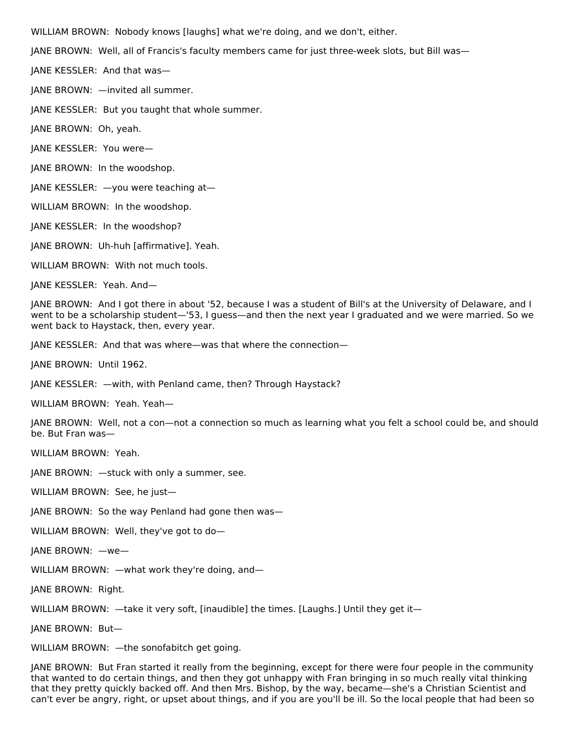WILLIAM BROWN: Nobody knows [laughs] what we're doing, and we don't, either.

JANE BROWN: Well, all of Francis's faculty members came for just three-week slots, but Bill was—

JANE KESSLER: And that was—

JANE BROWN: —invited all summer.

JANE KESSLER: But you taught that whole summer.

JANE BROWN: Oh, yeah.

JANE KESSLER: You were—

JANE BROWN: In the woodshop.

JANE KESSLER: —you were teaching at—

WILLIAM BROWN: In the woodshop.

JANE KESSLER: In the woodshop?

JANE BROWN: Uh-huh [affirmative]. Yeah.

WILLIAM BROWN: With not much tools.

JANE KESSLER: Yeah. And—

JANE BROWN: And I got there in about '52, because I was a student of Bill's at the University of Delaware, and I went to be a scholarship student—'53, I guess—and then the next year I graduated and we were married. So we went back to Haystack, then, every year.

JANE KESSLER: And that was where—was that where the connection—

JANE BROWN: Until 1962.

JANE KESSLER: —with, with Penland came, then? Through Haystack?

WILLIAM BROWN: Yeah. Yeah—

JANE BROWN: Well, not a con—not a connection so much as learning what you felt a school could be, and should be. But Fran was—

WILLIAM BROWN: Yeah.

JANE BROWN: —stuck with only a summer, see.

WILLIAM BROWN: See, he just—

JANE BROWN: So the way Penland had gone then was—

WILLIAM BROWN: Well, they've got to do—

JANE BROWN: —we—

WILLIAM BROWN: —what work they're doing, and—

JANE BROWN: Right.

WILLIAM BROWN: —take it very soft, [inaudible] the times. [Laughs.] Until they get it—

JANE BROWN: But—

WILLIAM BROWN: —the sonofabitch get going.

JANE BROWN: But Fran started it really from the beginning, except for there were four people in the community that wanted to do certain things, and then they got unhappy with Fran bringing in so much really vital thinking that they pretty quickly backed off. And then Mrs. Bishop, by the way, became—she's a Christian Scientist and can't ever be angry, right, or upset about things, and if you are you'll be ill. So the local people that had been so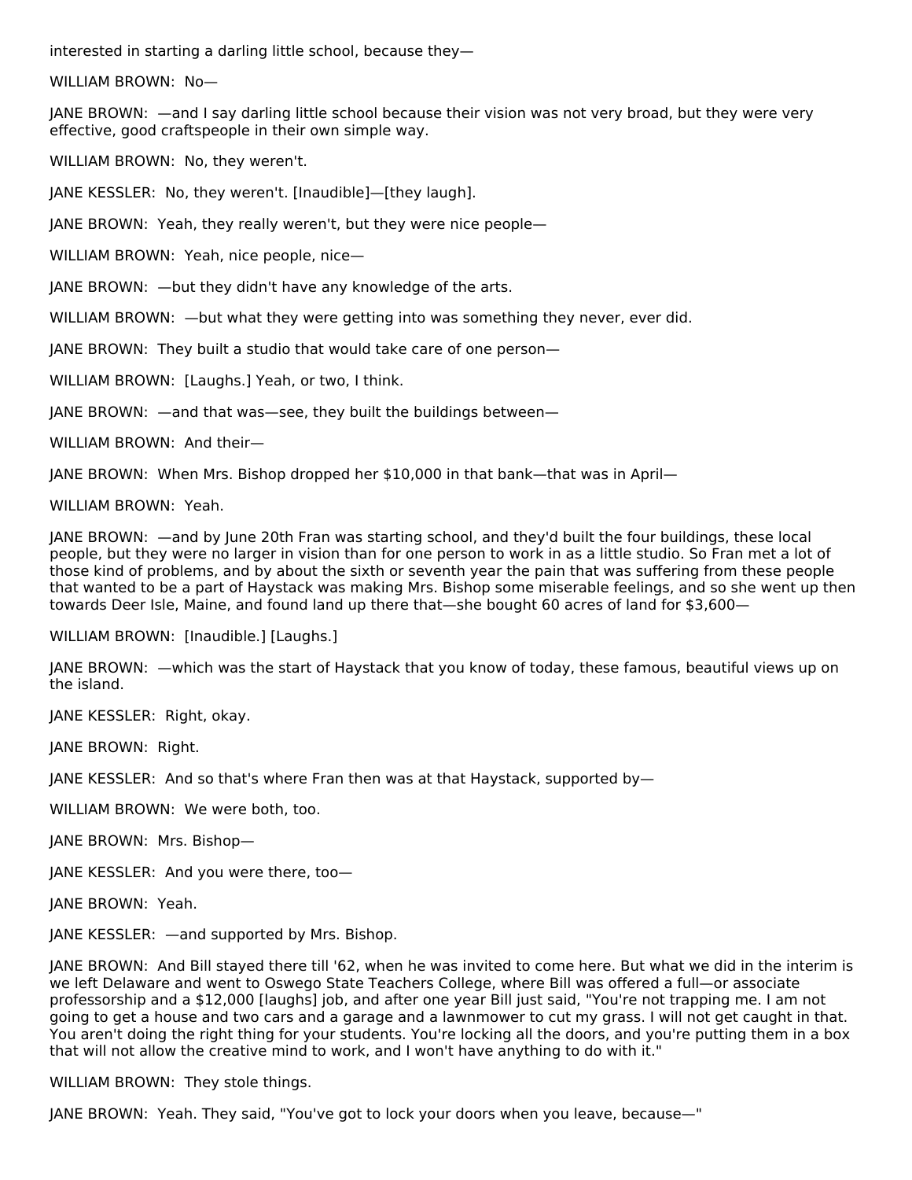interested in starting a darling little school, because they—

WILLIAM BROWN: No—

JANE BROWN: —and I say darling little school because their vision was not very broad, but they were very effective, good craftspeople in their own simple way.

WILLIAM BROWN: No, they weren't.

JANE KESSLER: No, they weren't. [Inaudible]—[they laugh].

JANE BROWN: Yeah, they really weren't, but they were nice people—

WILLIAM BROWN: Yeah, nice people, nice—

JANE BROWN: —but they didn't have any knowledge of the arts.

WILLIAM BROWN: —but what they were getting into was something they never, ever did.

JANE BROWN: They built a studio that would take care of one person—

WILLIAM BROWN: [Laughs.] Yeah, or two, I think.

JANE BROWN: —and that was—see, they built the buildings between—

WILLIAM BROWN: And their—

JANE BROWN: When Mrs. Bishop dropped her $10,000 in that bank—that was in April—

WILLIAM BROWN: Yeah.

JANE BROWN: —and by June 20th Fran was starting school, and they'd built the four buildings, these local people, but they were no larger in vision than for one person to work in as a little studio. So Fran met a lot of those kind of problems, and by about the sixth or seventh year the pain that was suffering from these people that wanted to be a part of Haystack was making Mrs. Bishop some miserable feelings, and so she went up then towards Deer Isle, Maine, and found land up there that—she bought 60 acres of land for $3,600—

WILLIAM BROWN: [Inaudible.] [Laughs.]

JANE BROWN: —which was the start of Haystack that you know of today, these famous, beautiful views up on the island.

JANE KESSLER: Right, okay.

JANE BROWN: Right.

JANE KESSLER: And so that's where Fran then was at that Haystack, supported by—

WILLIAM BROWN: We were both, too.

JANE BROWN: Mrs. Bishop—

JANE KESSLER: And you were there, too—

JANE BROWN: Yeah.

JANE KESSLER: —and supported by Mrs. Bishop.

JANE BROWN: And Bill stayed there till '62, when he was invited to come here. But what we did in the interim is we left Delaware and went to Oswego State Teachers College, where Bill was offered a full—or associate professorship and a $12,000 [laughs] job, and after one year Bill just said, "You're not trapping me. I am not going to get a house and two cars and a garage and a lawnmower to cut my grass. I will not get caught in that. You aren't doing the right thing for your students. You're locking all the doors, and you're putting them in a box that will not allow the creative mind to work, and I won't have anything to do with it."

WILLIAM BROWN: They stole things.

JANE BROWN: Yeah. They said, "You've got to lock your doors when you leave, because—"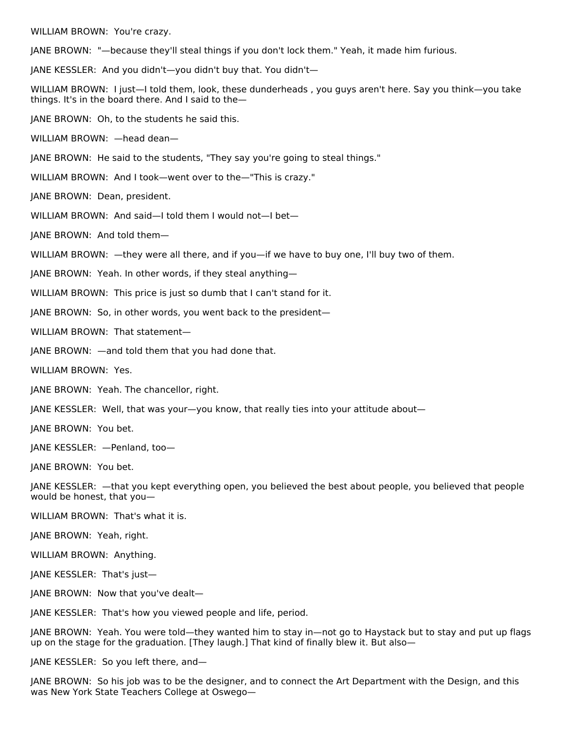WILLIAM BROWN: You're crazy.

JANE BROWN: "—because they'll steal things if you don't lock them." Yeah, it made him furious.

JANE KESSLER: And you didn't—you didn't buy that. You didn't—

WILLIAM BROWN: I just—I told them, look, these dunderheads , you guys aren't here. Say you think—you take things. It's in the board there. And I said to the—

JANE BROWN: Oh, to the students he said this.

WILLIAM BROWN: —head dean—

JANE BROWN: He said to the students, "They say you're going to steal things."

WILLIAM BROWN: And I took—went over to the—"This is crazy."

JANE BROWN: Dean, president.

WILLIAM BROWN: And said—I told them I would not—I bet—

JANE BROWN: And told them—

WILLIAM BROWN: —they were all there, and if you—if we have to buy one, I'll buy two of them.

JANE BROWN: Yeah. In other words, if they steal anything—

WILLIAM BROWN: This price is just so dumb that I can't stand for it.

JANE BROWN: So, in other words, you went back to the president—

WILLIAM BROWN: That statement—

JANE BROWN: —and told them that you had done that.

WILLIAM BROWN: Yes.

JANE BROWN: Yeah. The chancellor, right.

JANE KESSLER: Well, that was your—you know, that really ties into your attitude about—

JANE BROWN: You bet.

JANE KESSLER: —Penland, too—

JANE BROWN: You bet.

JANE KESSLER: —that you kept everything open, you believed the best about people, you believed that people would be honest, that you—

WILLIAM BROWN: That's what it is.

JANE BROWN: Yeah, right.

WILLIAM BROWN: Anything.

JANE KESSLER: That's just—

JANE BROWN: Now that you've dealt—

JANE KESSLER: That's how you viewed people and life, period.

JANE BROWN: Yeah. You were told—they wanted him to stay in—not go to Haystack but to stay and put up flags up on the stage for the graduation. [They laugh.] That kind of finally blew it. But also—

JANE KESSLER: So you left there, and—

JANE BROWN: So his job was to be the designer, and to connect the Art Department with the Design, and this was New York State Teachers College at Oswego—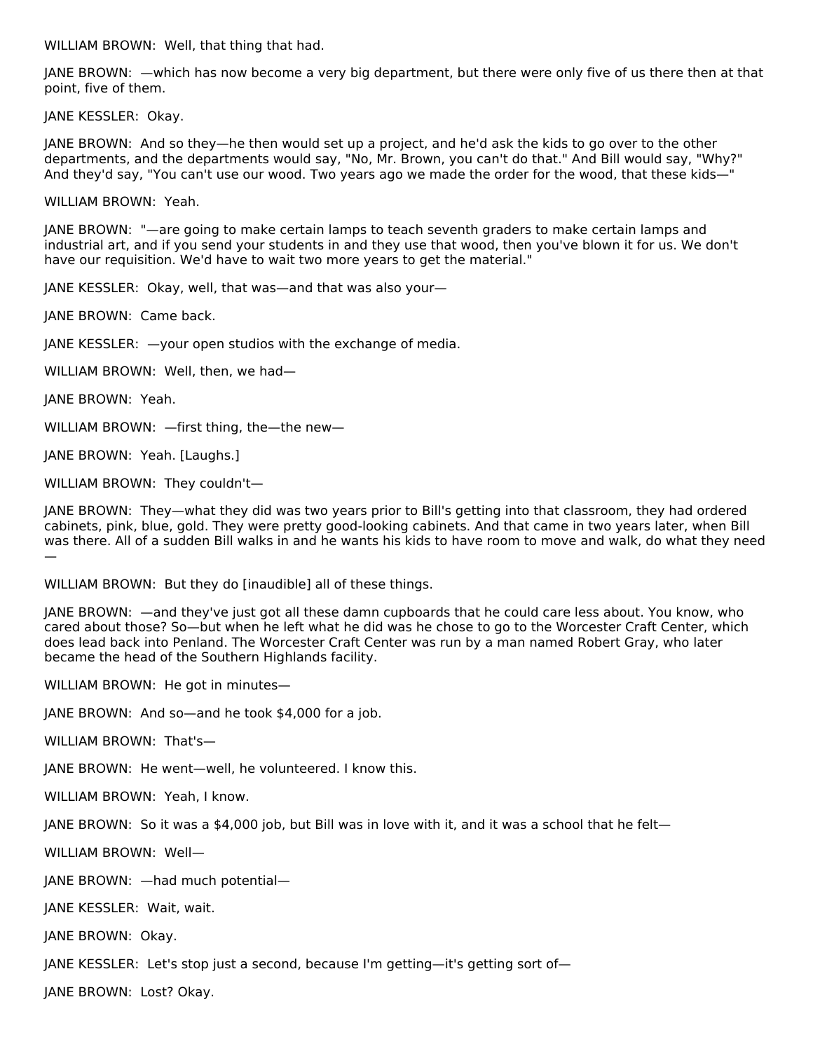WILLIAM BROWN: Well, that thing that had.

JANE BROWN: —which has now become a very big department, but there were only five of us there then at that point, five of them.

JANE KESSLER: Okay.

JANE BROWN: And so they—he then would set up a project, and he'd ask the kids to go over to the other departments, and the departments would say, "No, Mr. Brown, you can't do that." And Bill would say, "Why?" And they'd say, "You can't use our wood. Two years ago we made the order for the wood, that these kids—"

WILLIAM BROWN: Yeah.

JANE BROWN: "—are going to make certain lamps to teach seventh graders to make certain lamps and industrial art, and if you send your students in and they use that wood, then you've blown it for us. We don't have our requisition. We'd have to wait two more years to get the material."

JANE KESSLER: Okay, well, that was—and that was also your—

JANE BROWN: Came back.

JANE KESSLER: —your open studios with the exchange of media.

WILLIAM BROWN: Well, then, we had—

JANE BROWN: Yeah.

WILLIAM BROWN: —first thing, the—the new—

JANE BROWN: Yeah. [Laughs.]

WILLIAM BROWN: They couldn't—

JANE BROWN: They—what they did was two years prior to Bill's getting into that classroom, they had ordered cabinets, pink, blue, gold. They were pretty good-looking cabinets. And that came in two years later, when Bill was there. All of a sudden Bill walks in and he wants his kids to have room to move and walk, do what they need—

WILLIAM BROWN: But they do [inaudible] all of these things.

JANE BROWN: —and they've just got all these damn cupboards that he could care less about. You know, who cared about those? So—but when he left what he did was he chose to go to the Worcester Craft Center, which does lead back into Penland. The Worcester Craft Center was run by a man named Robert Gray, who later became the head of the Southern Highlands facility.

WILLIAM BROWN: He got in minutes—

JANE BROWN: And so—and he took $4,000 for a job.

WILLIAM BROWN: That's—

JANE BROWN: He went—well, he volunteered. I know this.

WILLIAM BROWN: Yeah, I know.

JANE BROWN: So it was a $4,000 job, but Bill was in love with it, and it was a school that he felt—

WILLIAM BROWN: Well—

JANE BROWN: —had much potential—

JANE KESSLER: Wait, wait.

JANE BROWN: Okay.

JANE KESSLER: Let's stop just a second, because I'm getting—it's getting sort of—

JANE BROWN: Lost? Okay.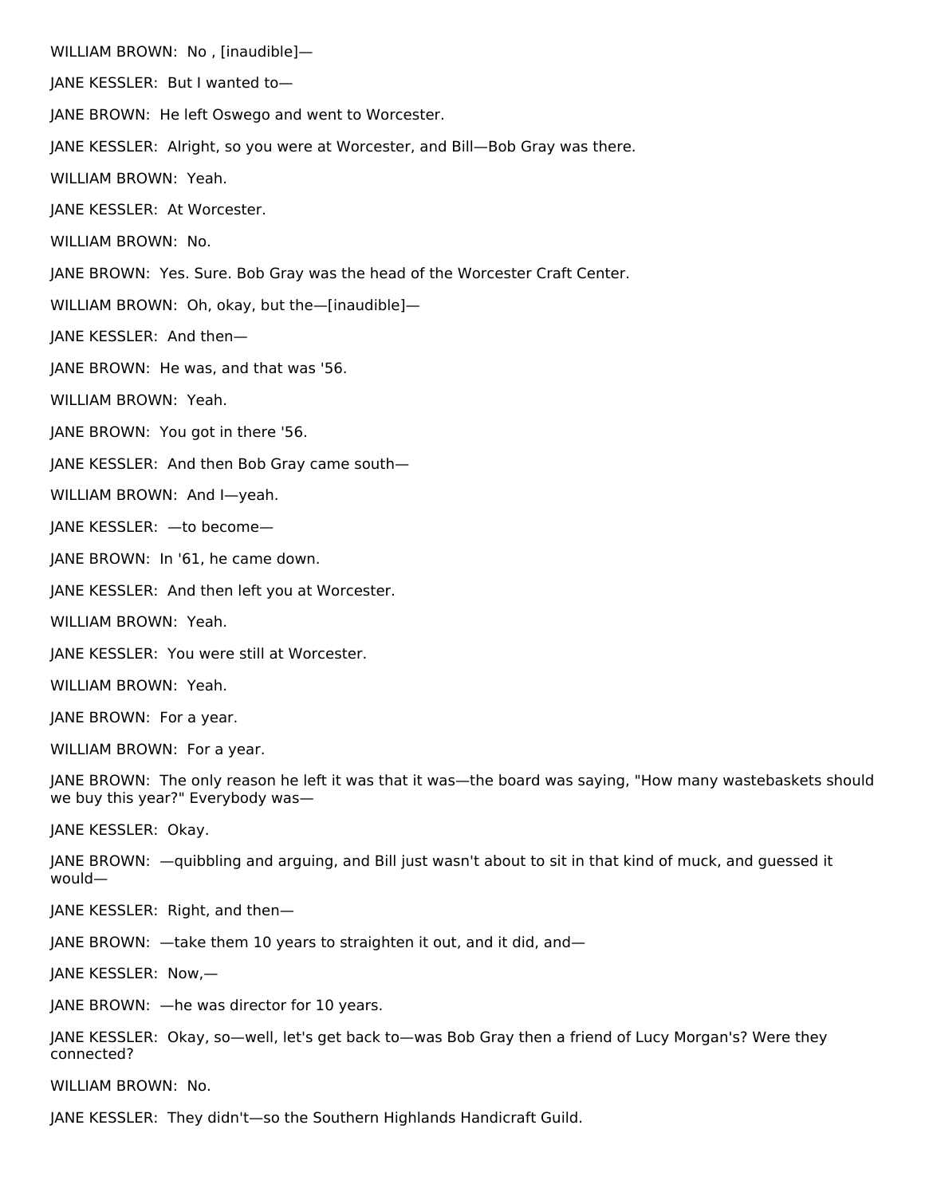WILLIAM BROWN: No , [inaudible]—

JANE KESSLER: But I wanted to—

JANE BROWN: He left Oswego and went to Worcester.

JANE KESSLER: Alright, so you were at Worcester, and Bill—Bob Gray was there.

WILLIAM BROWN: Yeah.

JANE KESSLER: At Worcester.

WILLIAM BROWN: No.

JANE BROWN: Yes. Sure. Bob Gray was the head of the Worcester Craft Center.

WILLIAM BROWN: Oh, okay, but the—[inaudible]—

JANE KESSLER: And then—

JANE BROWN: He was, and that was '56.

WILLIAM BROWN: Yeah.

JANE BROWN: You got in there '56.

JANE KESSLER: And then Bob Gray came south—

WILLIAM BROWN: And I—yeah.

JANE KESSLER: —to become—

JANE BROWN: In '61, he came down.

JANE KESSLER: And then left you at Worcester.

WILLIAM BROWN: Yeah.

JANE KESSLER: You were still at Worcester.

WILLIAM BROWN: Yeah.

JANE BROWN: For a year.

WILLIAM BROWN: For a year.

JANE BROWN: The only reason he left it was that it was—the board was saying, "How many wastebaskets should we buy this year?" Everybody was—

JANE KESSLER: Okay.

JANE BROWN: —quibbling and arguing, and Bill just wasn't about to sit in that kind of muck, and guessed it would—

JANE KESSLER: Right, and then—

JANE BROWN: —take them 10 years to straighten it out, and it did, and—

JANE KESSLER: Now,—

JANE BROWN: —he was director for 10 years.

JANE KESSLER: Okay, so—well, let's get back to—was Bob Gray then a friend of Lucy Morgan's? Were they connected?

WILLIAM BROWN: No.

JANE KESSLER: They didn't—so the Southern Highlands Handicraft Guild.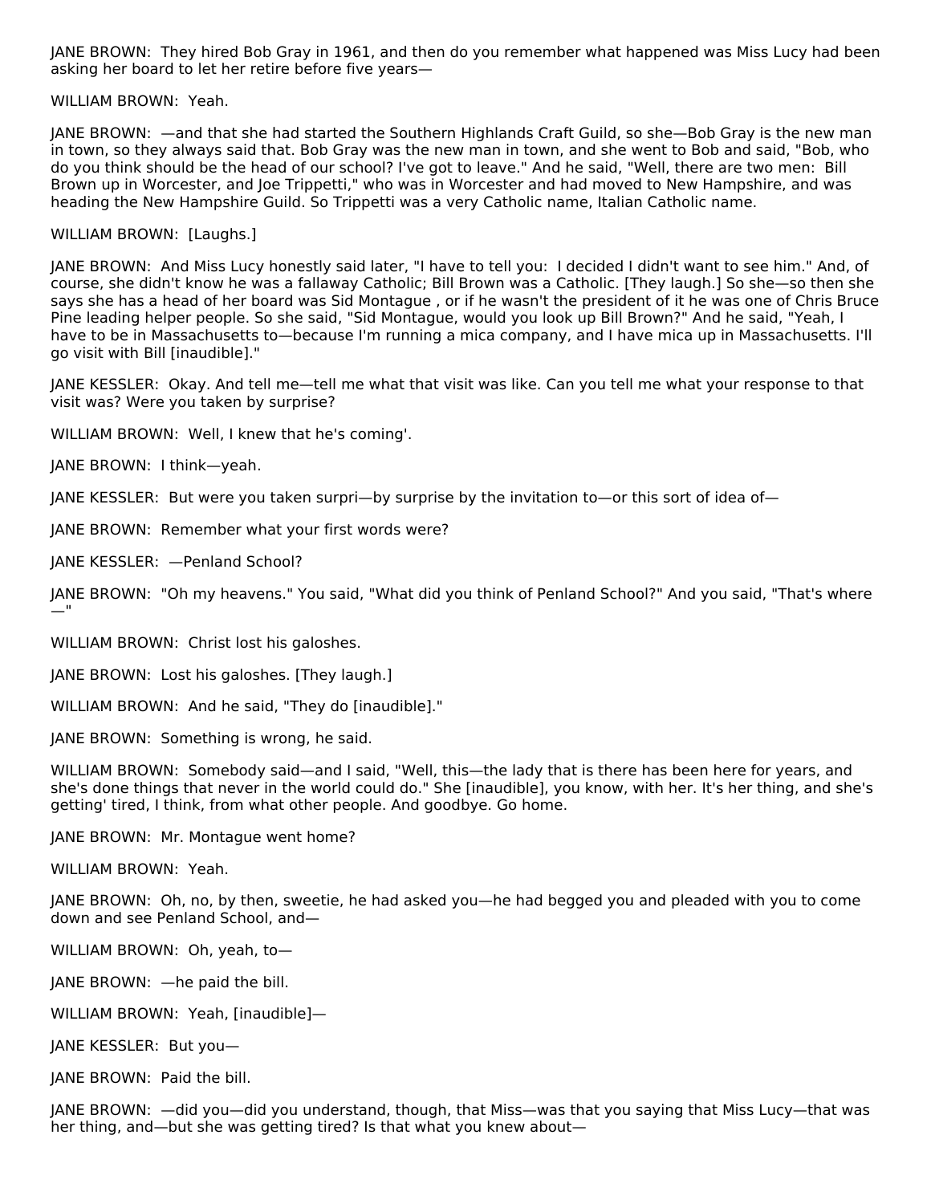JANE BROWN: They hired Bob Gray in 1961, and then do you remember what happened was Miss Lucy had been asking her board to let her retire before five years—

WILLIAM BROWN: Yeah.

JANE BROWN: —and that she had started the Southern Highlands Craft Guild, so she—Bob Gray is the new man in town, so they always said that. Bob Gray was the new man in town, and she went to Bob and said, "Bob, who do you think should be the head of our school? I've got to leave." And he said, "Well, there are two men: Bill Brown up in Worcester, and Joe Trippetti," who was in Worcester and had moved to New Hampshire, and was heading the New Hampshire Guild. So Trippetti was a very Catholic name, Italian Catholic name.

WILLIAM BROWN: [Laughs.]

JANE BROWN: And Miss Lucy honestly said later, "I have to tell you: I decided I didn't want to see him." And, of course, she didn't know he was a fallaway Catholic; Bill Brown was a Catholic. [They laugh.] So she—so then she says she has a head of her board was Sid Montague , or if he wasn't the president of it he was one of Chris Bruce Pine leading helper people. So she said, "Sid Montague, would you look up Bill Brown?" And he said, "Yeah, I have to be in Massachusetts to—because I'm running a mica company, and I have mica up in Massachusetts. I'll go visit with Bill [inaudible]."

JANE KESSLER: Okay. And tell me—tell me what that visit was like. Can you tell me what your response to that visit was? Were you taken by surprise?

WILLIAM BROWN: Well, I knew that he's coming'.

JANE BROWN: I think—yeah.

JANE KESSLER: But were you taken surpri—by surprise by the invitation to—or this sort of idea of—

JANE BROWN: Remember what your first words were?

JANE KESSLER: —Penland School?

JANE BROWN: "Oh my heavens." You said, "What did you think of Penland School?" And you said, "That's where —"

WILLIAM BROWN: Christ lost his galoshes.

JANE BROWN: Lost his galoshes. [They laugh.]

WILLIAM BROWN: And he said, "They do [inaudible]."

JANE BROWN: Something is wrong, he said.

WILLIAM BROWN: Somebody said—and I said, "Well, this—the lady that is there has been here for years, and she's done things that never in the world could do." She [inaudible], you know, with her. It's her thing, and she's getting' tired, I think, from what other people. And goodbye. Go home.

JANE BROWN: Mr. Montague went home?

WILLIAM BROWN: Yeah.

JANE BROWN: Oh, no, by then, sweetie, he had asked you—he had begged you and pleaded with you to come down and see Penland School, and—

WILLIAM BROWN: Oh, yeah, to—

JANE BROWN: —he paid the bill.

WILLIAM BROWN: Yeah, [inaudible]—

JANE KESSLER: But you—

JANE BROWN: Paid the bill.

JANE BROWN: —did you—did you understand, though, that Miss—was that you saying that Miss Lucy—that was her thing, and—but she was getting tired? Is that what you knew about—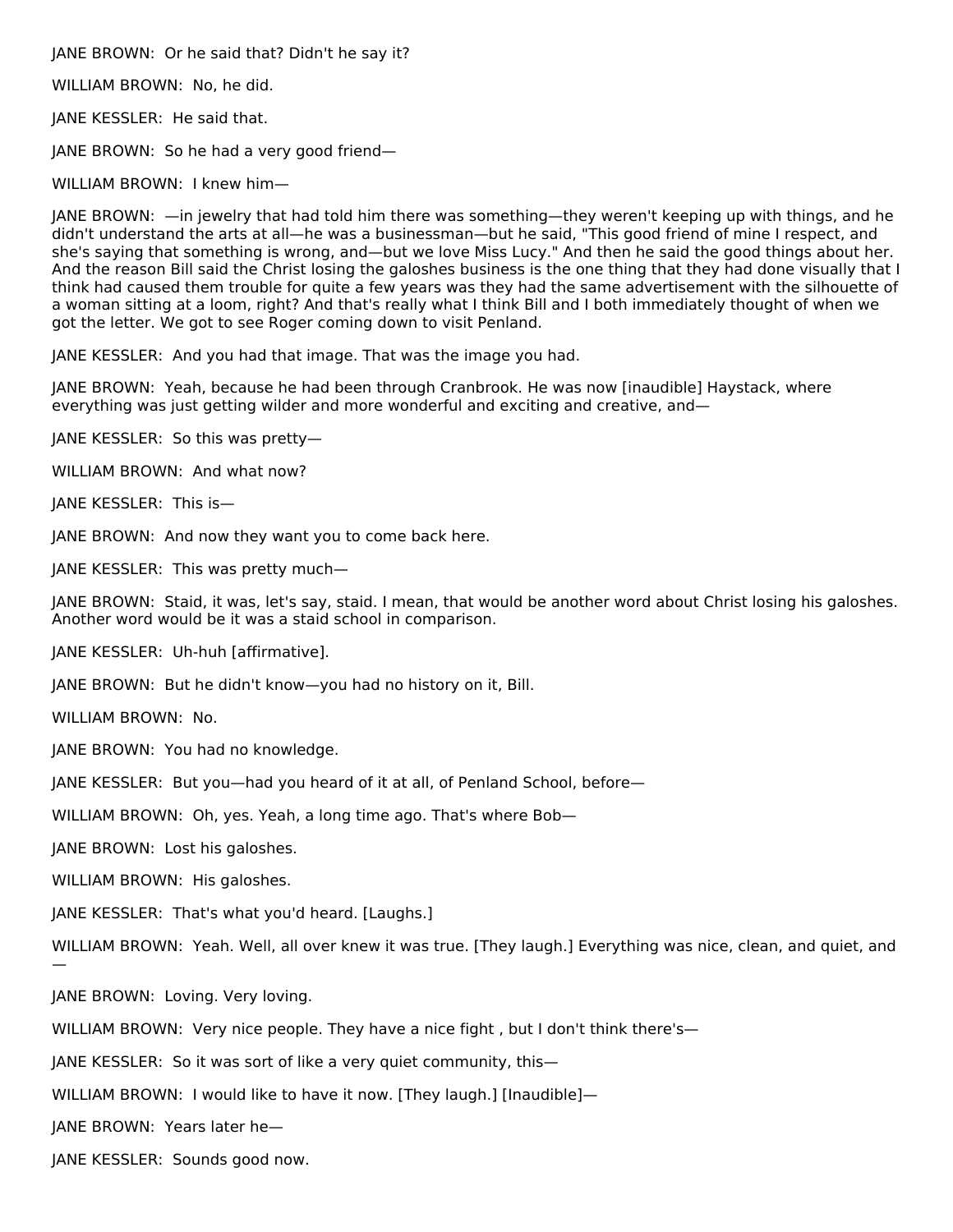JANE BROWN:  Or he said that? Didn't he say it?

WILLIAM BROWN:  No, he did.

JANE KESSLER:  He said that.

JANE BROWN:  So he had a very good friend—

WILLIAM BROWN:  I knew him—

JANE BROWN:  —in jewelry that had told him there was something—they weren't keeping up with things, and he didn't understand the arts at all—he was a businessman—but he said, "This good friend of mine I respect, and she's saying that something is wrong, and—but we love Miss Lucy." And then he said the good things about her. And the reason Bill said the Christ losing the galoshes business is the one thing that they had done visually that I think had caused them trouble for quite a few years was they had the same advertisement with the silhouette of a woman sitting at a loom, right? And that's really what I think Bill and I both immediately thought of when we got the letter. We got to see Roger coming down to visit Penland.

JANE KESSLER:  And you had that image. That was the image you had.

JANE BROWN:  Yeah, because he had been through Cranbrook. He was now [inaudible] Haystack, where everything was just getting wilder and more wonderful and exciting and creative, and—

JANE KESSLER:  So this was pretty—

WILLIAM BROWN:  And what now?

JANE KESSLER:  This is—

JANE BROWN:  And now they want you to come back here.

JANE KESSLER:  This was pretty much—

JANE BROWN:  Staid, it was, let's say, staid. I mean, that would be another word about Christ losing his galoshes. Another word would be it was a staid school in comparison.

JANE KESSLER:  Uh-huh [affirmative].

JANE BROWN:  But he didn't know—you had no history on it, Bill.

WILLIAM BROWN:  No.

JANE BROWN:  You had no knowledge.

JANE KESSLER:  But you—had you heard of it at all, of Penland School, before—

WILLIAM BROWN:  Oh, yes. Yeah, a long time ago. That's where Bob—

JANE BROWN:  Lost his galoshes.

WILLIAM BROWN:  His galoshes.

JANE KESSLER:  That's what you'd heard. [Laughs.]

WILLIAM BROWN:  Yeah. Well, all over knew it was true. [They laugh.] Everything was nice, clean, and quiet, and —

JANE BROWN:  Loving. Very loving.

WILLIAM BROWN:  Very nice people. They have a nice fight , but I don't think there's—

JANE KESSLER:  So it was sort of like a very quiet community, this—

WILLIAM BROWN:  I would like to have it now. [They laugh.] [Inaudible]—

JANE BROWN:  Years later he—

JANE KESSLER:  Sounds good now.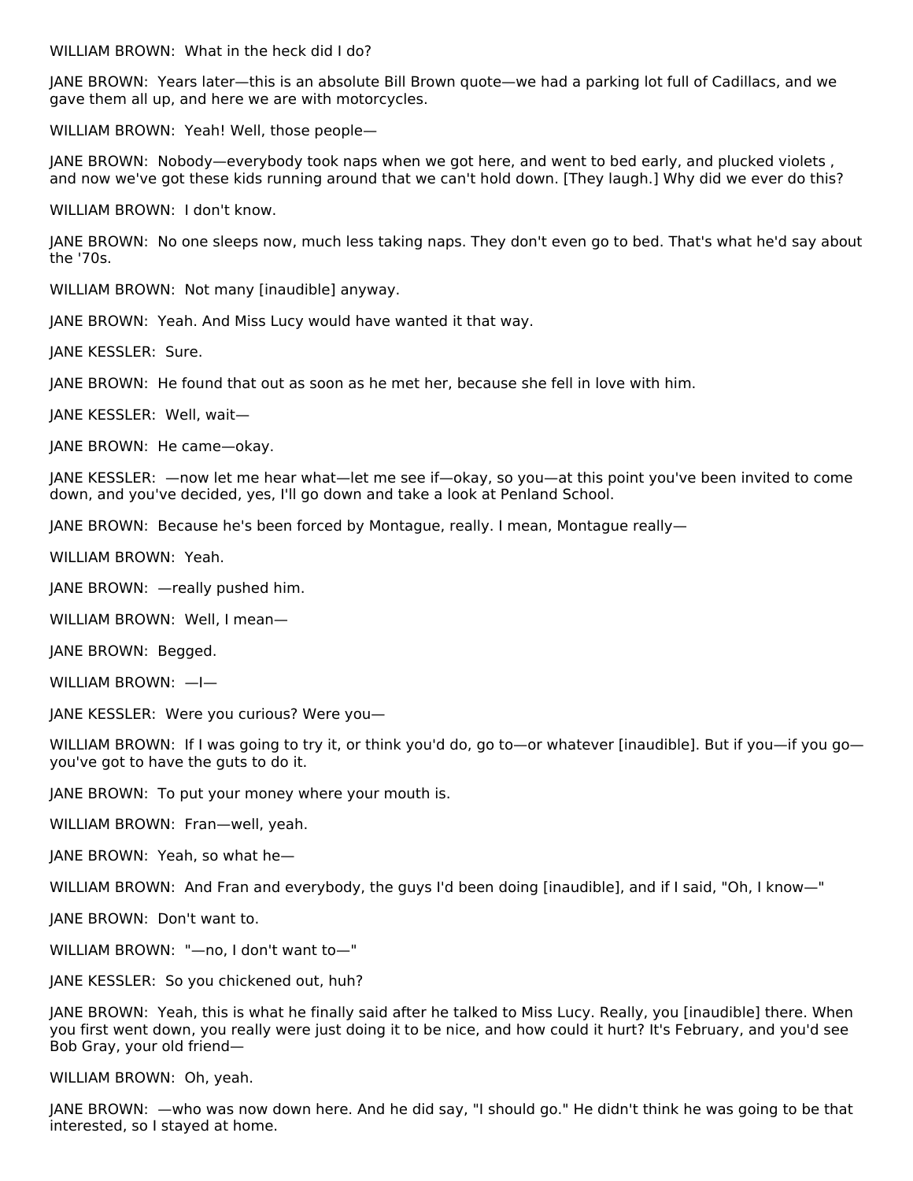WILLIAM BROWN: What in the heck did I do?

JANE BROWN: Years later—this is an absolute Bill Brown quote—we had a parking lot full of Cadillacs, and we gave them all up, and here we are with motorcycles.

WILLIAM BROWN: Yeah! Well, those people—

JANE BROWN: Nobody—everybody took naps when we got here, and went to bed early, and plucked violets , and now we've got these kids running around that we can't hold down. [They laugh.] Why did we ever do this?

WILLIAM BROWN: I don't know.

JANE BROWN: No one sleeps now, much less taking naps. They don't even go to bed. That's what he'd say about the '70s.

WILLIAM BROWN: Not many [inaudible] anyway.

JANE BROWN: Yeah. And Miss Lucy would have wanted it that way.

JANE KESSLER: Sure.

JANE BROWN: He found that out as soon as he met her, because she fell in love with him.

JANE KESSLER: Well, wait—

JANE BROWN: He came—okay.

JANE KESSLER: —now let me hear what—let me see if—okay, so you—at this point you've been invited to come down, and you've decided, yes, I'll go down and take a look at Penland School.

JANE BROWN: Because he's been forced by Montague, really. I mean, Montague really—

WILLIAM BROWN: Yeah.

JANE BROWN: —really pushed him.

WILLIAM BROWN: Well, I mean—

JANE BROWN: Begged.

WILLIAM BROWN: —I—

JANE KESSLER: Were you curious? Were you—

WILLIAM BROWN: If I was going to try it, or think you'd do, go to—or whatever [inaudible]. But if you—if you go—you've got to have the guts to do it.

JANE BROWN: To put your money where your mouth is.

WILLIAM BROWN: Fran—well, yeah.

JANE BROWN: Yeah, so what he—

WILLIAM BROWN: And Fran and everybody, the guys I'd been doing [inaudible], and if I said, "Oh, I know—"

JANE BROWN: Don't want to.

WILLIAM BROWN: "—no, I don't want to—"

JANE KESSLER: So you chickened out, huh?

JANE BROWN: Yeah, this is what he finally said after he talked to Miss Lucy. Really, you [inaudible] there. When you first went down, you really were just doing it to be nice, and how could it hurt? It's February, and you'd see Bob Gray, your old friend—

WILLIAM BROWN: Oh, yeah.

JANE BROWN: —who was now down here. And he did say, "I should go." He didn't think he was going to be that interested, so I stayed at home.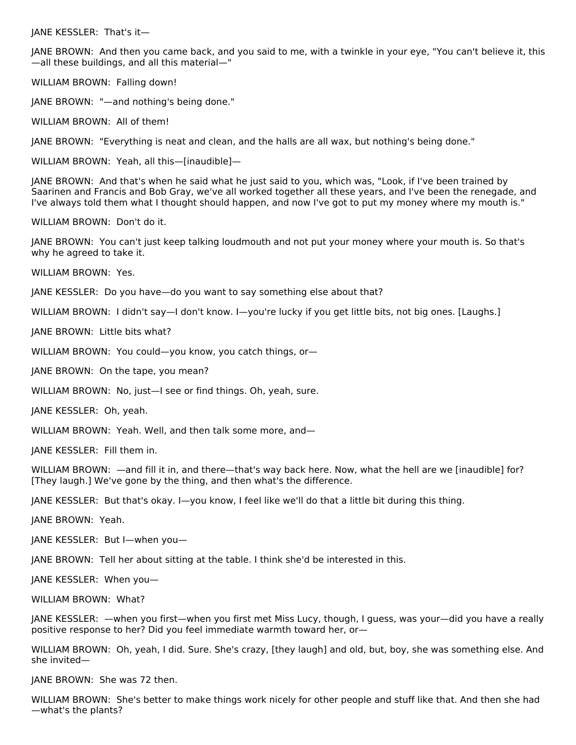JANE KESSLER: That's it—

JANE BROWN: And then you came back, and you said to me, with a twinkle in your eye, "You can't believe it, this—all these buildings, and all this material—"

WILLIAM BROWN: Falling down!

JANE BROWN: "—and nothing's being done."

WILLIAM BROWN: All of them!

JANE BROWN: "Everything is neat and clean, and the halls are all wax, but nothing's being done."

WILLIAM BROWN: Yeah, all this—[inaudible]—

JANE BROWN: And that's when he said what he just said to you, which was, "Look, if I've been trained by Saarinen and Francis and Bob Gray, we've all worked together all these years, and I've been the renegade, and I've always told them what I thought should happen, and now I've got to put my money where my mouth is."

WILLIAM BROWN: Don't do it.

JANE BROWN: You can't just keep talking loudmouth and not put your money where your mouth is. So that's why he agreed to take it.

WILLIAM BROWN: Yes.

JANE KESSLER: Do you have—do you want to say something else about that?

WILLIAM BROWN: I didn't say—I don't know. I—you're lucky if you get little bits, not big ones. [Laughs.]

JANE BROWN: Little bits what?

WILLIAM BROWN: You could—you know, you catch things, or—

JANE BROWN: On the tape, you mean?

WILLIAM BROWN: No, just—I see or find things. Oh, yeah, sure.

JANE KESSLER: Oh, yeah.

WILLIAM BROWN: Yeah. Well, and then talk some more, and—

JANE KESSLER: Fill them in.

WILLIAM BROWN: —and fill it in, and there—that's way back here. Now, what the hell are we [inaudible] for? [They laugh.] We've gone by the thing, and then what's the difference.

JANE KESSLER: But that's okay. I—you know, I feel like we'll do that a little bit during this thing.

JANE BROWN: Yeah.

JANE KESSLER: But I—when you—

JANE BROWN: Tell her about sitting at the table. I think she'd be interested in this.

JANE KESSLER: When you—

WILLIAM BROWN: What?

JANE KESSLER: —when you first—when you first met Miss Lucy, though, I guess, was your—did you have a really positive response to her? Did you feel immediate warmth toward her, or—

WILLIAM BROWN: Oh, yeah, I did. Sure. She's crazy, [they laugh] and old, but, boy, she was something else. And she invited—

JANE BROWN: She was 72 then.

WILLIAM BROWN: She's better to make things work nicely for other people and stuff like that. And then she had—what's the plants?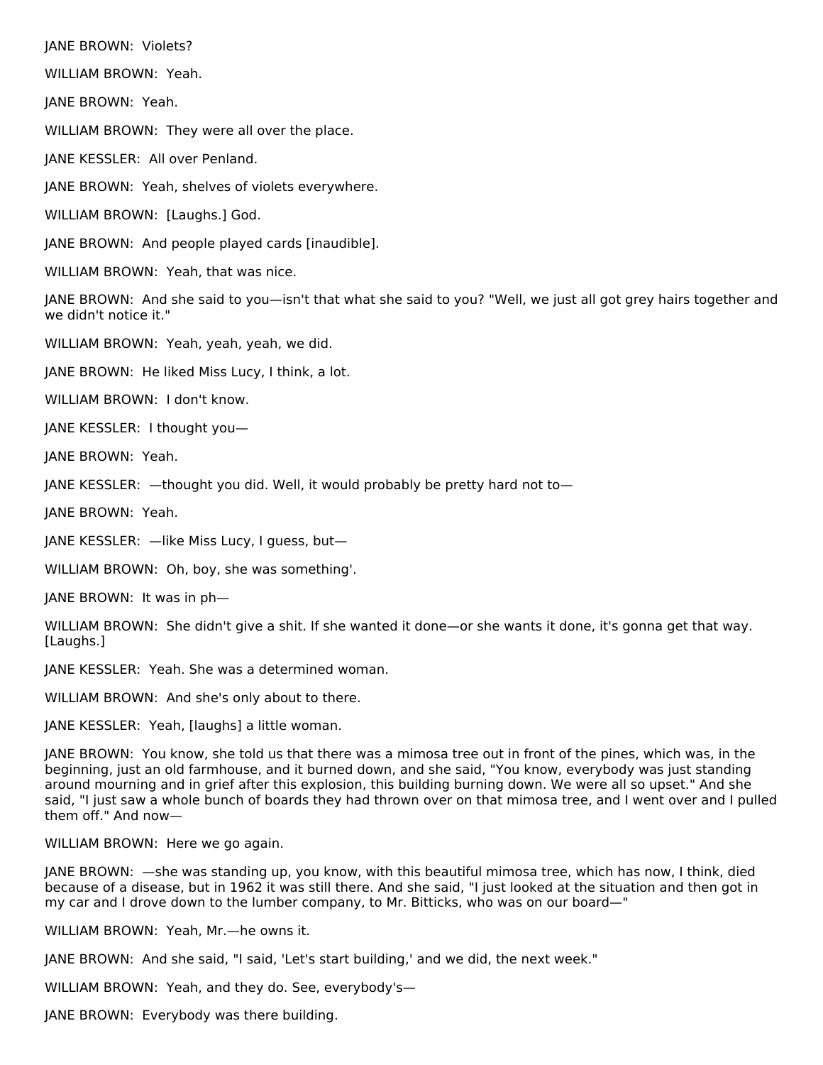JANE BROWN:  Violets?

WILLIAM BROWN:  Yeah.

JANE BROWN:  Yeah.

WILLIAM BROWN:  They were all over the place.

JANE KESSLER:  All over Penland.

JANE BROWN:  Yeah, shelves of violets everywhere.

WILLIAM BROWN:  [Laughs.] God.

JANE BROWN:  And people played cards [inaudible].

WILLIAM BROWN:  Yeah, that was nice.

JANE BROWN:  And she said to you—isn't that what she said to you? "Well, we just all got grey hairs together and we didn't notice it."

WILLIAM BROWN:  Yeah, yeah, yeah, we did.

JANE BROWN:  He liked Miss Lucy, I think, a lot.

WILLIAM BROWN:  I don't know.

JANE KESSLER:  I thought you—

JANE BROWN:  Yeah.

JANE KESSLER:  —thought you did. Well, it would probably be pretty hard not to—

JANE BROWN:  Yeah.

JANE KESSLER:  —like Miss Lucy, I guess, but—

WILLIAM BROWN:  Oh, boy, she was something'.

JANE BROWN:  It was in ph—

WILLIAM BROWN:  She didn't give a shit. If she wanted it done—or she wants it done, it's gonna get that way. [Laughs.]

JANE KESSLER:  Yeah. She was a determined woman.

WILLIAM BROWN:  And she's only about to there.

JANE KESSLER:  Yeah, [laughs] a little woman.

JANE BROWN:  You know, she told us that there was a mimosa tree out in front of the pines, which was, in the beginning, just an old farmhouse, and it burned down, and she said, "You know, everybody was just standing around mourning and in grief after this explosion, this building burning down. We were all so upset." And she said, "I just saw a whole bunch of boards they had thrown over on that mimosa tree, and I went over and I pulled them off." And now—

WILLIAM BROWN:  Here we go again.

JANE BROWN:  —she was standing up, you know, with this beautiful mimosa tree, which has now, I think, died because of a disease, but in 1962 it was still there. And she said, "I just looked at the situation and then got in my car and I drove down to the lumber company, to Mr. Bitticks, who was on our board—"

WILLIAM BROWN:  Yeah, Mr.—he owns it.

JANE BROWN:  And she said, "I said, 'Let's start building,' and we did, the next week."

WILLIAM BROWN:  Yeah, and they do. See, everybody's—

JANE BROWN:  Everybody was there building.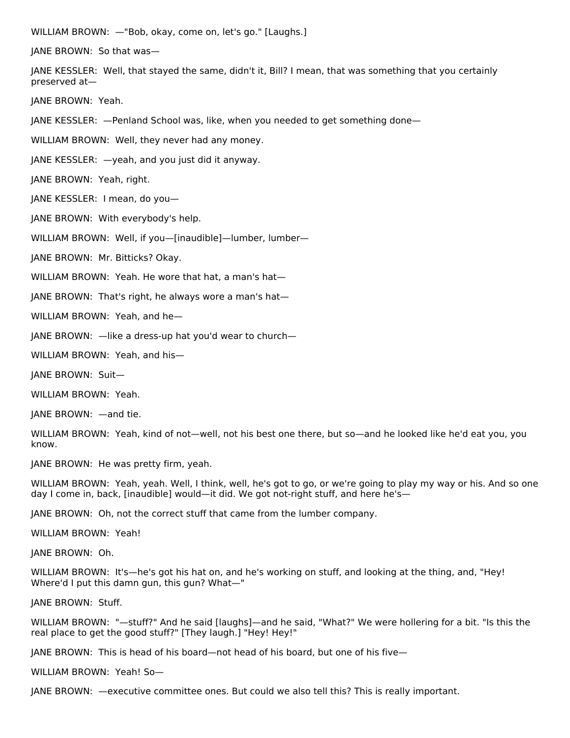WILLIAM BROWN: —"Bob, okay, come on, let's go." [Laughs.]

JANE BROWN: So that was—

JANE KESSLER: Well, that stayed the same, didn't it, Bill? I mean, that was something that you certainly preserved at—

JANE BROWN: Yeah.

JANE KESSLER: —Penland School was, like, when you needed to get something done—

WILLIAM BROWN: Well, they never had any money.

JANE KESSLER: —yeah, and you just did it anyway.

JANE BROWN: Yeah, right.

JANE KESSLER: I mean, do you—

JANE BROWN: With everybody's help.

WILLIAM BROWN: Well, if you—[inaudible]—lumber, lumber—

JANE BROWN: Mr. Bitticks? Okay.

WILLIAM BROWN: Yeah. He wore that hat, a man's hat—

JANE BROWN: That's right, he always wore a man's hat—

WILLIAM BROWN: Yeah, and he—

JANE BROWN: —like a dress-up hat you'd wear to church—

WILLIAM BROWN: Yeah, and his—

JANE BROWN: Suit—

WILLIAM BROWN: Yeah.

JANE BROWN: —and tie.

WILLIAM BROWN: Yeah, kind of not—well, not his best one there, but so—and he looked like he'd eat you, you know.

JANE BROWN: He was pretty firm, yeah.

WILLIAM BROWN: Yeah, yeah. Well, I think, well, he's got to go, or we're going to play my way or his. And so one day I come in, back, [inaudible] would—it did. We got not-right stuff, and here he's—

JANE BROWN: Oh, not the correct stuff that came from the lumber company.

WILLIAM BROWN: Yeah!

JANE BROWN: Oh.

WILLIAM BROWN: It's—he's got his hat on, and he's working on stuff, and looking at the thing, and, "Hey! Where'd I put this damn gun, this gun? What—"

JANE BROWN: Stuff.

WILLIAM BROWN: "—stuff?" And he said [laughs]—and he said, "What?" We were hollering for a bit. "Is this the real place to get the good stuff?" [They laugh.] "Hey! Hey!"

JANE BROWN: This is head of his board—not head of his board, but one of his five—

WILLIAM BROWN: Yeah! So—

JANE BROWN: —executive committee ones. But could we also tell this? This is really important.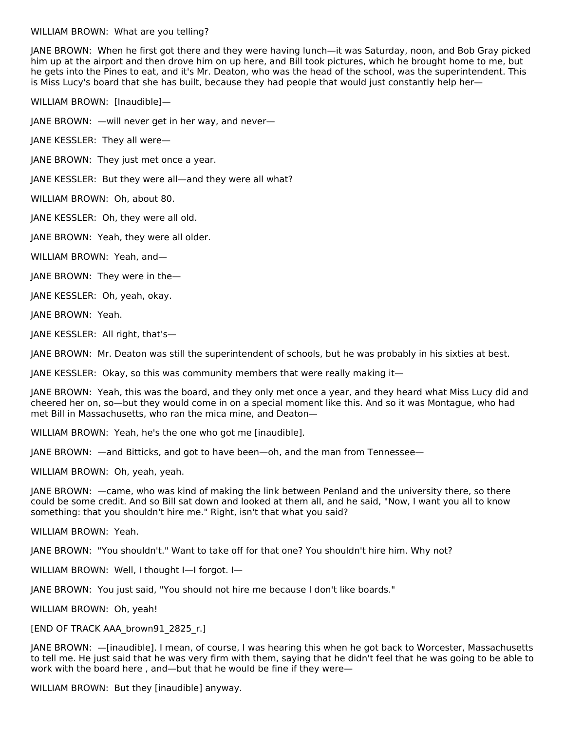WILLIAM BROWN: What are you telling?

JANE BROWN: When he first got there and they were having lunch—it was Saturday, noon, and Bob Gray picked him up at the airport and then drove him on up here, and Bill took pictures, which he brought home to me, but he gets into the Pines to eat, and it's Mr. Deaton, who was the head of the school, was the superintendent. This is Miss Lucy's board that she has built, because they had people that would just constantly help her—

WILLIAM BROWN: [Inaudible]—

JANE BROWN: —will never get in her way, and never—

JANE KESSLER: They all were—

JANE BROWN: They just met once a year.

JANE KESSLER: But they were all—and they were all what?

WILLIAM BROWN: Oh, about 80.

JANE KESSLER: Oh, they were all old.

JANE BROWN: Yeah, they were all older.

WILLIAM BROWN: Yeah, and—

JANE BROWN: They were in the—

JANE KESSLER: Oh, yeah, okay.

JANE BROWN: Yeah.

JANE KESSLER: All right, that's—

JANE BROWN: Mr. Deaton was still the superintendent of schools, but he was probably in his sixties at best.

JANE KESSLER: Okay, so this was community members that were really making it—

JANE BROWN: Yeah, this was the board, and they only met once a year, and they heard what Miss Lucy did and cheered her on, so—but they would come in on a special moment like this. And so it was Montague, who had met Bill in Massachusetts, who ran the mica mine, and Deaton—

WILLIAM BROWN: Yeah, he's the one who got me [inaudible].

JANE BROWN: —and Bitticks, and got to have been—oh, and the man from Tennessee—

WILLIAM BROWN: Oh, yeah, yeah.

JANE BROWN: —came, who was kind of making the link between Penland and the university there, so there could be some credit. And so Bill sat down and looked at them all, and he said, "Now, I want you all to know something: that you shouldn't hire me." Right, isn't that what you said?

WILLIAM BROWN: Yeah.

JANE BROWN: "You shouldn't." Want to take off for that one? You shouldn't hire him. Why not?

WILLIAM BROWN: Well, I thought I—I forgot. I—

JANE BROWN: You just said, "You should not hire me because I don't like boards."

WILLIAM BROWN: Oh, yeah!

[END OF TRACK AAA_brown91_2825_r.]

JANE BROWN: —[inaudible]. I mean, of course, I was hearing this when he got back to Worcester, Massachusetts to tell me. He just said that he was very firm with them, saying that he didn't feel that he was going to be able to work with the board here , and—but that he would be fine if they were—

WILLIAM BROWN: But they [inaudible] anyway.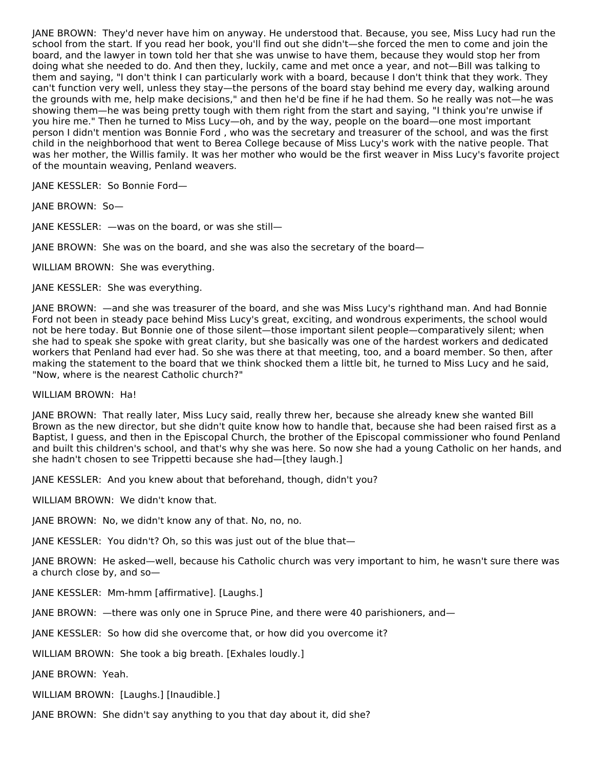JANE BROWN: They'd never have him on anyway. He understood that. Because, you see, Miss Lucy had run the school from the start. If you read her book, you'll find out she didn't—she forced the men to come and join the board, and the lawyer in town told her that she was unwise to have them, because they would stop her from doing what she needed to do. And then they, luckily, came and met once a year, and not—Bill was talking to them and saying, "I don't think I can particularly work with a board, because I don't think that they work. They can't function very well, unless they stay—the persons of the board stay behind me every day, walking around the grounds with me, help make decisions," and then he'd be fine if he had them. So he really was not—he was showing them—he was being pretty tough with them right from the start and saying, "I think you're unwise if you hire me." Then he turned to Miss Lucy—oh, and by the way, people on the board—one most important person I didn't mention was Bonnie Ford , who was the secretary and treasurer of the school, and was the first child in the neighborhood that went to Berea College because of Miss Lucy's work with the native people. That was her mother, the Willis family. It was her mother who would be the first weaver in Miss Lucy's favorite project of the mountain weaving, Penland weavers.

JANE KESSLER: So Bonnie Ford—

JANE BROWN: So—

JANE KESSLER: —was on the board, or was she still—

JANE BROWN: She was on the board, and she was also the secretary of the board—

WILLIAM BROWN: She was everything.

JANE KESSLER: She was everything.

JANE BROWN: —and she was treasurer of the board, and she was Miss Lucy's righthand man. And had Bonnie Ford not been in steady pace behind Miss Lucy's great, exciting, and wondrous experiments, the school would not be here today. But Bonnie one of those silent—those important silent people—comparatively silent; when she had to speak she spoke with great clarity, but she basically was one of the hardest workers and dedicated workers that Penland had ever had. So she was there at that meeting, too, and a board member. So then, after making the statement to the board that we think shocked them a little bit, he turned to Miss Lucy and he said, "Now, where is the nearest Catholic church?"

WILLIAM BROWN: Ha!

JANE BROWN: That really later, Miss Lucy said, really threw her, because she already knew she wanted Bill Brown as the new director, but she didn't quite know how to handle that, because she had been raised first as a Baptist, I guess, and then in the Episcopal Church, the brother of the Episcopal commissioner who found Penland and built this children's school, and that's why she was here. So now she had a young Catholic on her hands, and she hadn't chosen to see Trippetti because she had—[they laugh.]

JANE KESSLER: And you knew about that beforehand, though, didn't you?

WILLIAM BROWN: We didn't know that.

JANE BROWN: No, we didn't know any of that. No, no, no.

JANE KESSLER: You didn't? Oh, so this was just out of the blue that—

JANE BROWN: He asked—well, because his Catholic church was very important to him, he wasn't sure there was a church close by, and so—

JANE KESSLER: Mm-hmm [affirmative]. [Laughs.]

JANE BROWN: —there was only one in Spruce Pine, and there were 40 parishioners, and—

JANE KESSLER: So how did she overcome that, or how did you overcome it?

WILLIAM BROWN: She took a big breath. [Exhales loudly.]

JANE BROWN: Yeah.

WILLIAM BROWN: [Laughs.] [Inaudible.]

JANE BROWN: She didn't say anything to you that day about it, did she?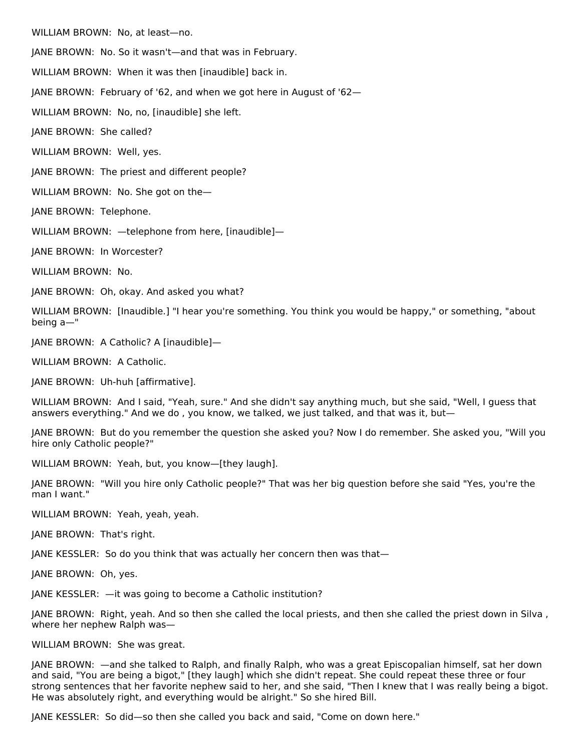WILLIAM BROWN: No, at least—no.

JANE BROWN: No. So it wasn't—and that was in February.

WILLIAM BROWN: When it was then [inaudible] back in.

JANE BROWN: February of '62, and when we got here in August of '62—

WILLIAM BROWN: No, no, [inaudible] she left.

JANE BROWN: She called?

WILLIAM BROWN: Well, yes.

JANE BROWN: The priest and different people?

WILLIAM BROWN: No. She got on the—

JANE BROWN: Telephone.

WILLIAM BROWN: —telephone from here, [inaudible]—

JANE BROWN: In Worcester?

WILLIAM BROWN: No.

JANE BROWN: Oh, okay. And asked you what?

WILLIAM BROWN: [Inaudible.] "I hear you're something. You think you would be happy," or something, "about being a—"

JANE BROWN: A Catholic? A [inaudible]—

WILLIAM BROWN: A Catholic.

JANE BROWN: Uh-huh [affirmative].

WILLIAM BROWN: And I said, "Yeah, sure." And she didn't say anything much, but she said, "Well, I guess that answers everything." And we do , you know, we talked, we just talked, and that was it, but—

JANE BROWN: But do you remember the question she asked you? Now I do remember. She asked you, "Will you hire only Catholic people?"

WILLIAM BROWN: Yeah, but, you know—[they laugh].

JANE BROWN: "Will you hire only Catholic people?" That was her big question before she said "Yes, you're the man I want."

WILLIAM BROWN: Yeah, yeah, yeah.

JANE BROWN: That's right.

JANE KESSLER: So do you think that was actually her concern then was that—

JANE BROWN: Oh, yes.

JANE KESSLER: —it was going to become a Catholic institution?

JANE BROWN: Right, yeah. And so then she called the local priests, and then she called the priest down in Silva , where her nephew Ralph was—

WILLIAM BROWN: She was great.

JANE BROWN: —and she talked to Ralph, and finally Ralph, who was a great Episcopalian himself, sat her down and said, "You are being a bigot," [they laugh] which she didn't repeat. She could repeat these three or four strong sentences that her favorite nephew said to her, and she said, "Then I knew that I was really being a bigot. He was absolutely right, and everything would be alright." So she hired Bill.

JANE KESSLER: So did—so then she called you back and said, "Come on down here."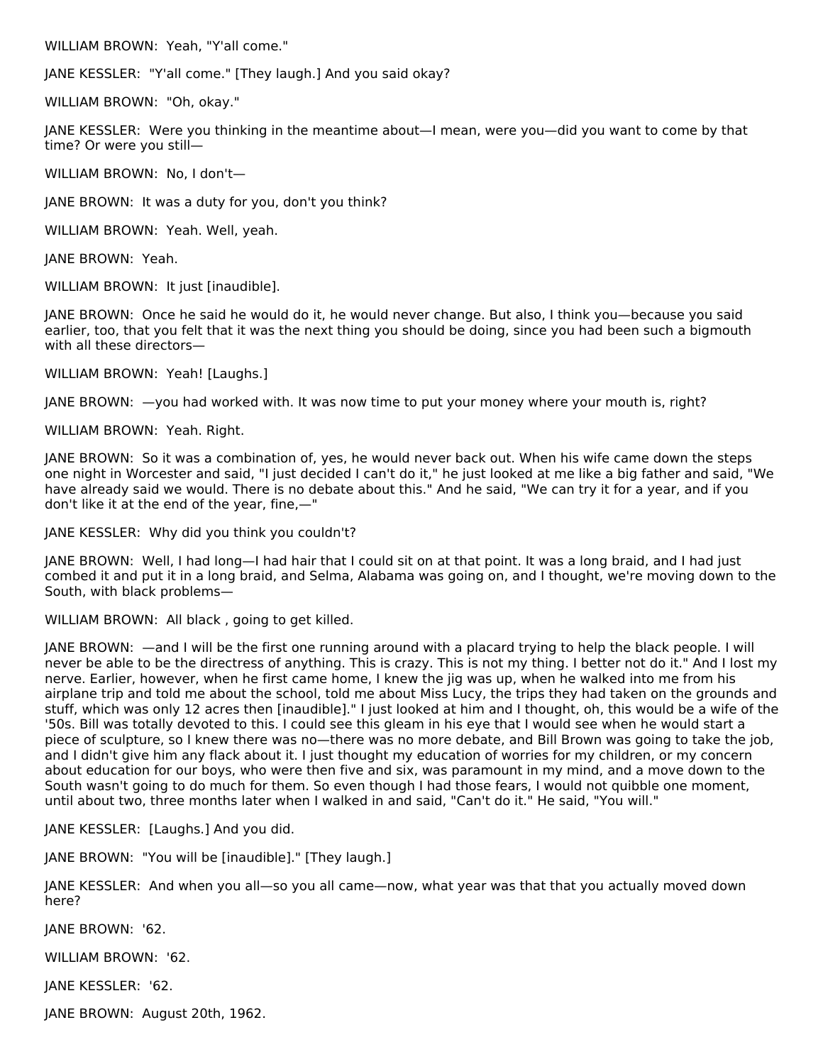WILLIAM BROWN: Yeah, "Y'all come."

JANE KESSLER: "Y'all come." [They laugh.] And you said okay?

WILLIAM BROWN: "Oh, okay."

JANE KESSLER: Were you thinking in the meantime about—I mean, were you—did you want to come by that time? Or were you still—

WILLIAM BROWN: No, I don't—

JANE BROWN: It was a duty for you, don't you think?

WILLIAM BROWN: Yeah. Well, yeah.

JANE BROWN: Yeah.

WILLIAM BROWN: It just [inaudible].

JANE BROWN: Once he said he would do it, he would never change. But also, I think you—because you said earlier, too, that you felt that it was the next thing you should be doing, since you had been such a bigmouth with all these directors—

WILLIAM BROWN: Yeah! [Laughs.]

JANE BROWN: —you had worked with. It was now time to put your money where your mouth is, right?

WILLIAM BROWN: Yeah. Right.

JANE BROWN: So it was a combination of, yes, he would never back out. When his wife came down the steps one night in Worcester and said, "I just decided I can't do it," he just looked at me like a big father and said, "We have already said we would. There is no debate about this." And he said, "We can try it for a year, and if you don't like it at the end of the year, fine,—"

JANE KESSLER: Why did you think you couldn't?

JANE BROWN: Well, I had long—I had hair that I could sit on at that point. It was a long braid, and I had just combed it and put it in a long braid, and Selma, Alabama was going on, and I thought, we're moving down to the South, with black problems—

WILLIAM BROWN: All black , going to get killed.

JANE BROWN: —and I will be the first one running around with a placard trying to help the black people. I will never be able to be the directress of anything. This is crazy. This is not my thing. I better not do it." And I lost my nerve. Earlier, however, when he first came home, I knew the jig was up, when he walked into me from his airplane trip and told me about the school, told me about Miss Lucy, the trips they had taken on the grounds and stuff, which was only 12 acres then [inaudible]." I just looked at him and I thought, oh, this would be a wife of the '50s. Bill was totally devoted to this. I could see this gleam in his eye that I would see when he would start a piece of sculpture, so I knew there was no—there was no more debate, and Bill Brown was going to take the job, and I didn't give him any flack about it. I just thought my education of worries for my children, or my concern about education for our boys, who were then five and six, was paramount in my mind, and a move down to the South wasn't going to do much for them. So even though I had those fears, I would not quibble one moment, until about two, three months later when I walked in and said, "Can't do it." He said, "You will."

JANE KESSLER: [Laughs.] And you did.

JANE BROWN: "You will be [inaudible]." [They laugh.]

JANE KESSLER: And when you all—so you all came—now, what year was that that you actually moved down here?

JANE BROWN: '62.

WILLIAM BROWN: '62.

JANE KESSLER: '62.

JANE BROWN: August 20th, 1962.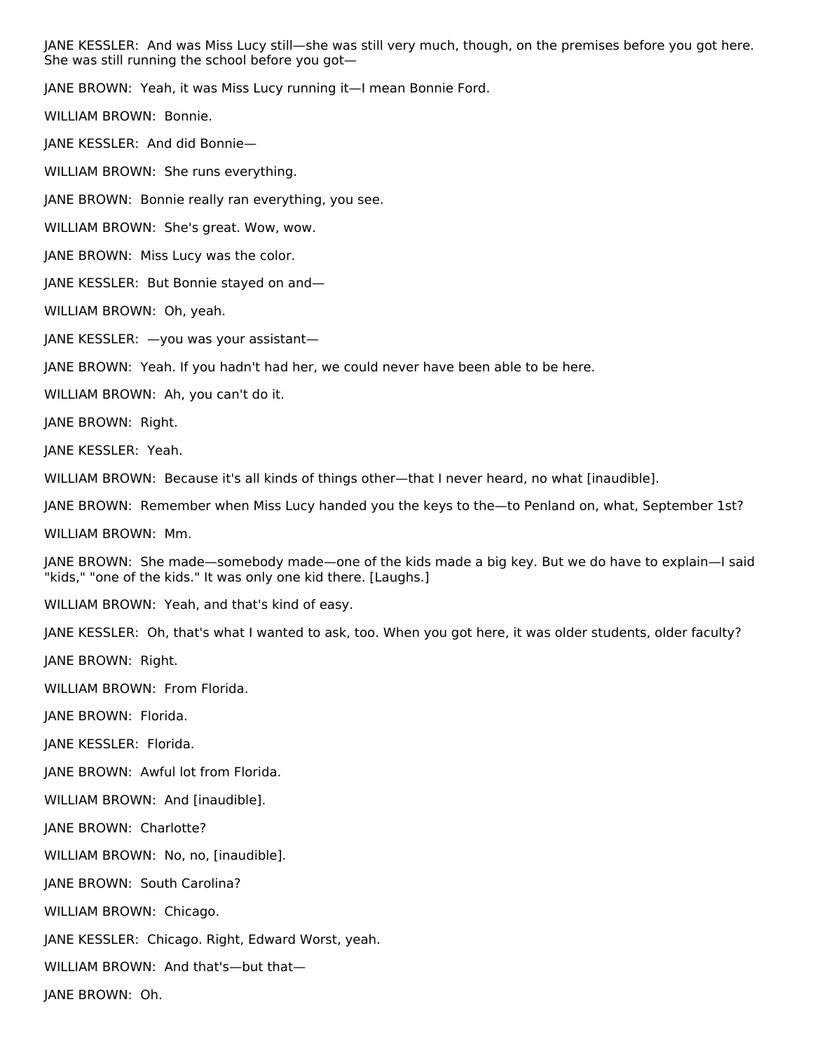JANE KESSLER: And was Miss Lucy still—she was still very much, though, on the premises before you got here. She was still running the school before you got—

JANE BROWN: Yeah, it was Miss Lucy running it—I mean Bonnie Ford.

WILLIAM BROWN: Bonnie.

JANE KESSLER: And did Bonnie—

WILLIAM BROWN: She runs everything.

JANE BROWN: Bonnie really ran everything, you see.

WILLIAM BROWN: She's great. Wow, wow.

JANE BROWN: Miss Lucy was the color.

JANE KESSLER: But Bonnie stayed on and—

WILLIAM BROWN: Oh, yeah.

JANE KESSLER: —you was your assistant—

JANE BROWN: Yeah. If you hadn't had her, we could never have been able to be here.

WILLIAM BROWN: Ah, you can't do it.

JANE BROWN: Right.

JANE KESSLER: Yeah.

WILLIAM BROWN: Because it's all kinds of things other—that I never heard, no what [inaudible].

JANE BROWN: Remember when Miss Lucy handed you the keys to the—to Penland on, what, September 1st?

WILLIAM BROWN: Mm.

JANE BROWN: She made—somebody made—one of the kids made a big key. But we do have to explain—I said "kids," "one of the kids." It was only one kid there. [Laughs.]

WILLIAM BROWN: Yeah, and that's kind of easy.

JANE KESSLER: Oh, that's what I wanted to ask, too. When you got here, it was older students, older faculty?

JANE BROWN: Right.

WILLIAM BROWN: From Florida.

JANE BROWN: Florida.

JANE KESSLER: Florida.

JANE BROWN: Awful lot from Florida.

WILLIAM BROWN: And [inaudible].

JANE BROWN: Charlotte?

WILLIAM BROWN: No, no, [inaudible].

JANE BROWN: South Carolina?

WILLIAM BROWN: Chicago.

JANE KESSLER: Chicago. Right, Edward Worst, yeah.

WILLIAM BROWN: And that's—but that—

JANE BROWN: Oh.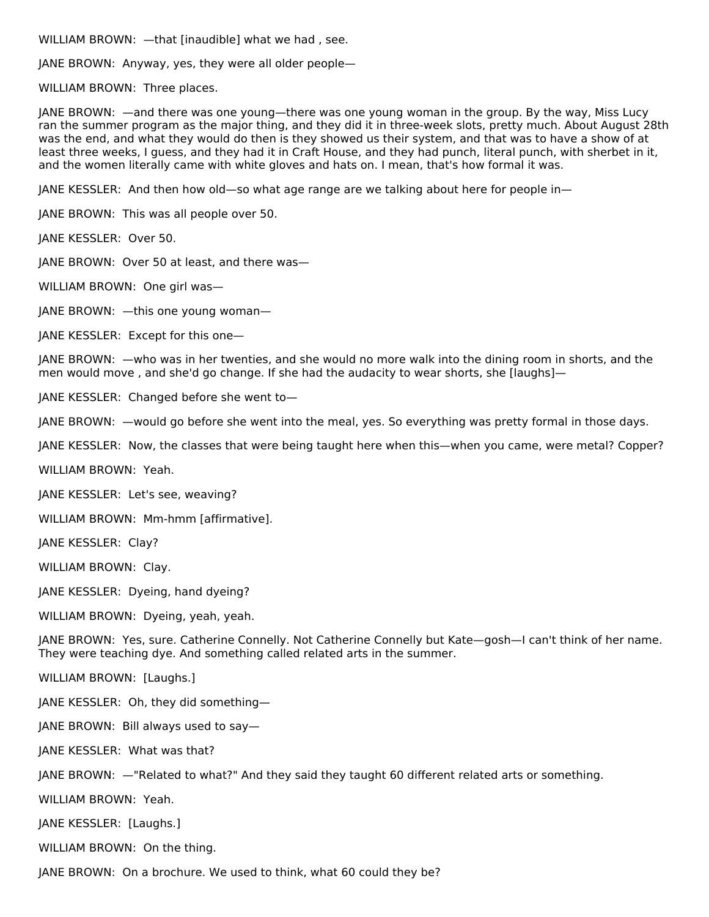WILLIAM BROWN: —that [inaudible] what we had , see.

JANE BROWN: Anyway, yes, they were all older people—

WILLIAM BROWN: Three places.

JANE BROWN: —and there was one young—there was one young woman in the group. By the way, Miss Lucy ran the summer program as the major thing, and they did it in three-week slots, pretty much. About August 28th was the end, and what they would do then is they showed us their system, and that was to have a show of at least three weeks, I guess, and they had it in Craft House, and they had punch, literal punch, with sherbet in it, and the women literally came with white gloves and hats on. I mean, that's how formal it was.

JANE KESSLER: And then how old—so what age range are we talking about here for people in—

JANE BROWN: This was all people over 50.

JANE KESSLER: Over 50.

JANE BROWN: Over 50 at least, and there was—

WILLIAM BROWN: One girl was—

JANE BROWN: —this one young woman—

JANE KESSLER: Except for this one—

JANE BROWN: —who was in her twenties, and she would no more walk into the dining room in shorts, and the men would move , and she'd go change. If she had the audacity to wear shorts, she [laughs]—

JANE KESSLER: Changed before she went to—

JANE BROWN: —would go before she went into the meal, yes. So everything was pretty formal in those days.

JANE KESSLER: Now, the classes that were being taught here when this—when you came, were metal? Copper?

WILLIAM BROWN: Yeah.

JANE KESSLER: Let's see, weaving?

WILLIAM BROWN: Mm-hmm [affirmative].

JANE KESSLER: Clay?

WILLIAM BROWN: Clay.

JANE KESSLER: Dyeing, hand dyeing?

WILLIAM BROWN: Dyeing, yeah, yeah.

JANE BROWN: Yes, sure. Catherine Connelly. Not Catherine Connelly but Kate—gosh—I can't think of her name. They were teaching dye. And something called related arts in the summer.

WILLIAM BROWN: [Laughs.]

JANE KESSLER: Oh, they did something—

JANE BROWN: Bill always used to say—

JANE KESSLER: What was that?

JANE BROWN: —"Related to what?" And they said they taught 60 different related arts or something.

WILLIAM BROWN: Yeah.

JANE KESSLER: [Laughs.]

WILLIAM BROWN: On the thing.

JANE BROWN: On a brochure. We used to think, what 60 could they be?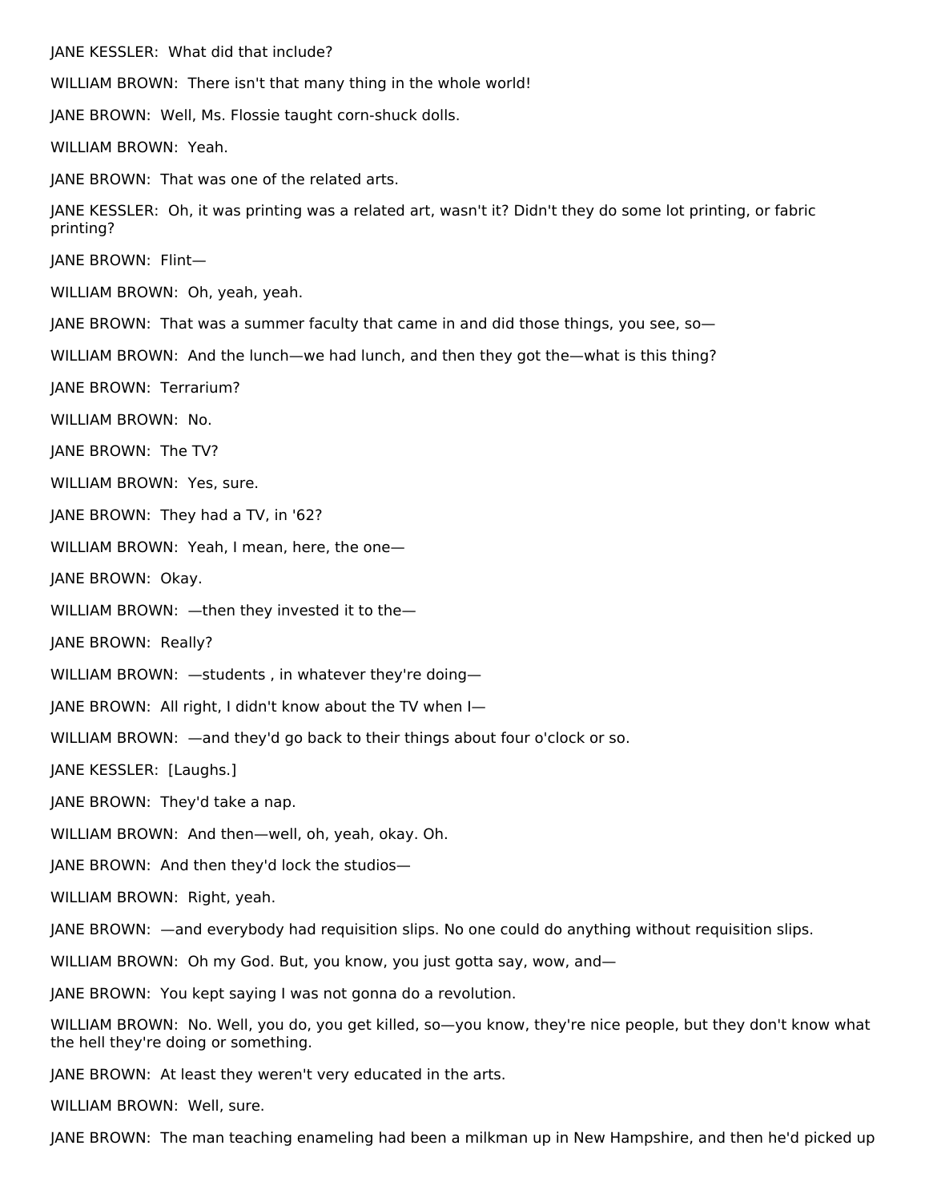JANE KESSLER:  What did that include?

WILLIAM BROWN:  There isn't that many thing in the whole world!

JANE BROWN:  Well, Ms. Flossie taught corn-shuck dolls.

WILLIAM BROWN:  Yeah.

JANE BROWN:  That was one of the related arts.

JANE KESSLER:  Oh, it was printing was a related art, wasn't it? Didn't they do some lot printing, or fabric printing?

JANE BROWN:  Flint—

WILLIAM BROWN:  Oh, yeah, yeah.

JANE BROWN:  That was a summer faculty that came in and did those things, you see, so—

WILLIAM BROWN:  And the lunch—we had lunch, and then they got the—what is this thing?

JANE BROWN:  Terrarium?

WILLIAM BROWN:  No.

JANE BROWN:  The TV?

WILLIAM BROWN:  Yes, sure.

JANE BROWN:  They had a TV, in '62?

WILLIAM BROWN:  Yeah, I mean, here, the one—

JANE BROWN:  Okay.

WILLIAM BROWN:  —then they invested it to the—

JANE BROWN:  Really?

WILLIAM BROWN:  —students , in whatever they're doing—

JANE BROWN:  All right, I didn't know about the TV when I—

WILLIAM BROWN:  —and they'd go back to their things about four o'clock or so.

JANE KESSLER:  [Laughs.]

JANE BROWN:  They'd take a nap.

WILLIAM BROWN:  And then—well, oh, yeah, okay. Oh.

JANE BROWN:  And then they'd lock the studios—

WILLIAM BROWN:  Right, yeah.

JANE BROWN:  —and everybody had requisition slips. No one could do anything without requisition slips.

WILLIAM BROWN:  Oh my God. But, you know, you just gotta say, wow, and—

JANE BROWN:  You kept saying I was not gonna do a revolution.

WILLIAM BROWN:  No. Well, you do, you get killed, so—you know, they're nice people, but they don't know what the hell they're doing or something.

JANE BROWN:  At least they weren't very educated in the arts.

WILLIAM BROWN:  Well, sure.

JANE BROWN:  The man teaching enameling had been a milkman up in New Hampshire, and then he'd picked up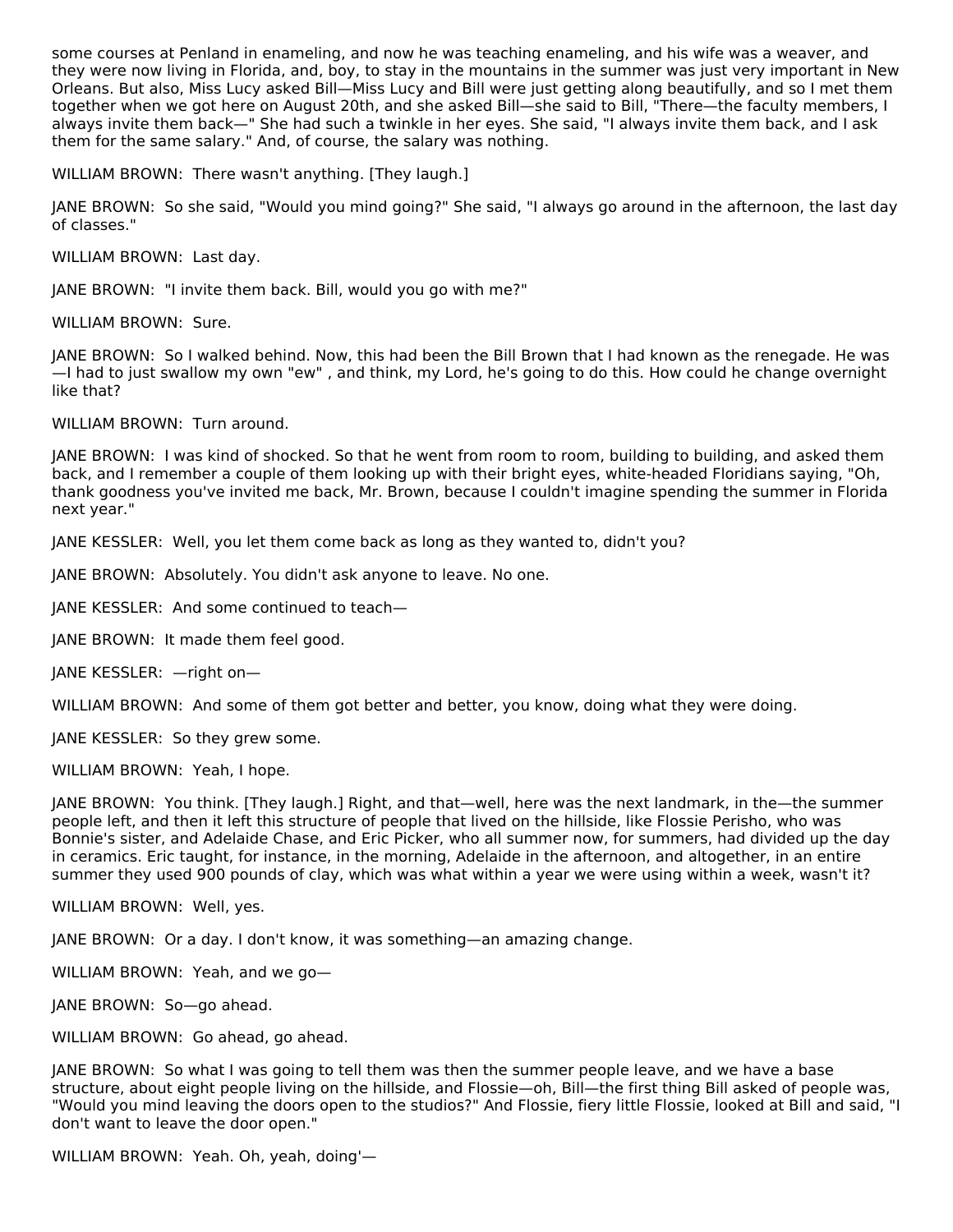some courses at Penland in enameling, and now he was teaching enameling, and his wife was a weaver, and they were now living in Florida, and, boy, to stay in the mountains in the summer was just very important in New Orleans. But also, Miss Lucy asked Bill—Miss Lucy and Bill were just getting along beautifully, and so I met them together when we got here on August 20th, and she asked Bill—she said to Bill, "There—the faculty members, I always invite them back—" She had such a twinkle in her eyes. She said, "I always invite them back, and I ask them for the same salary." And, of course, the salary was nothing.

WILLIAM BROWN: There wasn't anything. [They laugh.]

JANE BROWN: So she said, "Would you mind going?" She said, "I always go around in the afternoon, the last day of classes."

WILLIAM BROWN: Last day.

JANE BROWN: "I invite them back. Bill, would you go with me?"

WILLIAM BROWN: Sure.

JANE BROWN: So I walked behind. Now, this had been the Bill Brown that I had known as the renegade. He was—I had to just swallow my own "ew" , and think, my Lord, he's going to do this. How could he change overnight like that?

WILLIAM BROWN: Turn around.

JANE BROWN: I was kind of shocked. So that he went from room to room, building to building, and asked them back, and I remember a couple of them looking up with their bright eyes, white-headed Floridians saying, "Oh, thank goodness you've invited me back, Mr. Brown, because I couldn't imagine spending the summer in Florida next year."

JANE KESSLER: Well, you let them come back as long as they wanted to, didn't you?

JANE BROWN: Absolutely. You didn't ask anyone to leave. No one.

JANE KESSLER: And some continued to teach—

JANE BROWN: It made them feel good.

JANE KESSLER: —right on—

WILLIAM BROWN: And some of them got better and better, you know, doing what they were doing.

JANE KESSLER: So they grew some.

WILLIAM BROWN: Yeah, I hope.

JANE BROWN: You think. [They laugh.] Right, and that—well, here was the next landmark, in the—the summer people left, and then it left this structure of people that lived on the hillside, like Flossie Perisho, who was Bonnie's sister, and Adelaide Chase, and Eric Picker, who all summer now, for summers, had divided up the day in ceramics. Eric taught, for instance, in the morning, Adelaide in the afternoon, and altogether, in an entire summer they used 900 pounds of clay, which was what within a year we were using within a week, wasn't it?

WILLIAM BROWN: Well, yes.

JANE BROWN: Or a day. I don't know, it was something—an amazing change.

WILLIAM BROWN: Yeah, and we go—

JANE BROWN: So—go ahead.

WILLIAM BROWN: Go ahead, go ahead.

JANE BROWN: So what I was going to tell them was then the summer people leave, and we have a base structure, about eight people living on the hillside, and Flossie—oh, Bill—the first thing Bill asked of people was, "Would you mind leaving the doors open to the studios?" And Flossie, fiery little Flossie, looked at Bill and said, "I don't want to leave the door open."

WILLIAM BROWN: Yeah. Oh, yeah, doing'—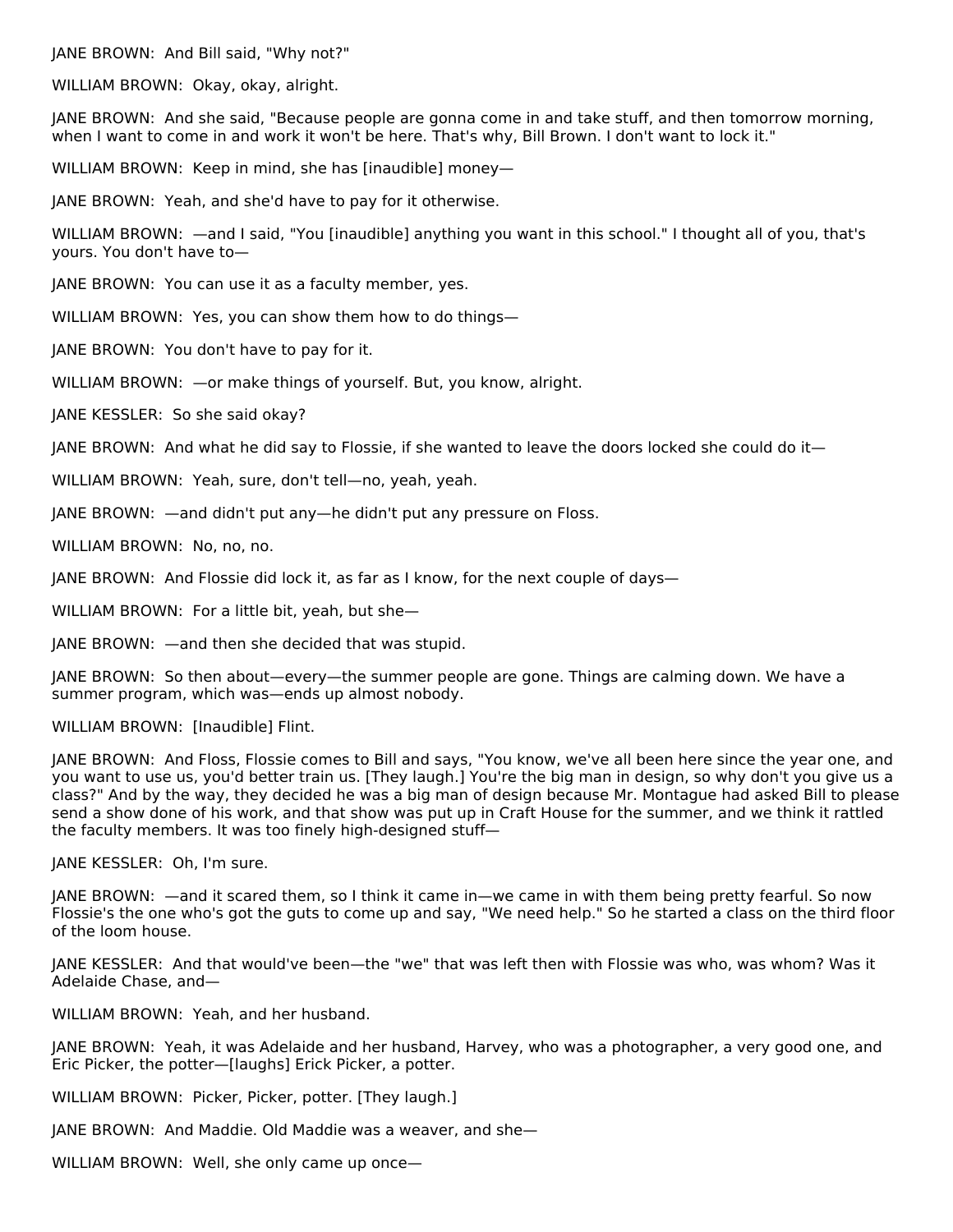JANE BROWN: And Bill said, "Why not?"

WILLIAM BROWN: Okay, okay, alright.

JANE BROWN: And she said, "Because people are gonna come in and take stuff, and then tomorrow morning, when I want to come in and work it won't be here. That's why, Bill Brown. I don't want to lock it."

WILLIAM BROWN: Keep in mind, she has [inaudible] money—

JANE BROWN: Yeah, and she'd have to pay for it otherwise.

WILLIAM BROWN: —and I said, "You [inaudible] anything you want in this school." I thought all of you, that's yours. You don't have to—

JANE BROWN: You can use it as a faculty member, yes.

WILLIAM BROWN: Yes, you can show them how to do things—

JANE BROWN: You don't have to pay for it.

WILLIAM BROWN: —or make things of yourself. But, you know, alright.

JANE KESSLER: So she said okay?

JANE BROWN: And what he did say to Flossie, if she wanted to leave the doors locked she could do it—

WILLIAM BROWN: Yeah, sure, don't tell—no, yeah, yeah.

JANE BROWN: —and didn't put any—he didn't put any pressure on Floss.

WILLIAM BROWN: No, no, no.

JANE BROWN: And Flossie did lock it, as far as I know, for the next couple of days—

WILLIAM BROWN: For a little bit, yeah, but she—

JANE BROWN: —and then she decided that was stupid.

JANE BROWN: So then about—every—the summer people are gone. Things are calming down. We have a summer program, which was—ends up almost nobody.

WILLIAM BROWN: [Inaudible] Flint.

JANE BROWN: And Floss, Flossie comes to Bill and says, "You know, we've all been here since the year one, and you want to use us, you'd better train us. [They laugh.] You're the big man in design, so why don't you give us a class?" And by the way, they decided he was a big man of design because Mr. Montague had asked Bill to please send a show done of his work, and that show was put up in Craft House for the summer, and we think it rattled the faculty members. It was too finely high-designed stuff—

JANE KESSLER: Oh, I'm sure.

JANE BROWN: —and it scared them, so I think it came in—we came in with them being pretty fearful. So now Flossie's the one who's got the guts to come up and say, "We need help." So he started a class on the third floor of the loom house.

JANE KESSLER: And that would've been—the "we" that was left then with Flossie was who, was whom? Was it Adelaide Chase, and—

WILLIAM BROWN: Yeah, and her husband.

JANE BROWN: Yeah, it was Adelaide and her husband, Harvey, who was a photographer, a very good one, and Eric Picker, the potter—[laughs] Erick Picker, a potter.

WILLIAM BROWN: Picker, Picker, potter. [They laugh.]

JANE BROWN: And Maddie. Old Maddie was a weaver, and she—

WILLIAM BROWN: Well, she only came up once—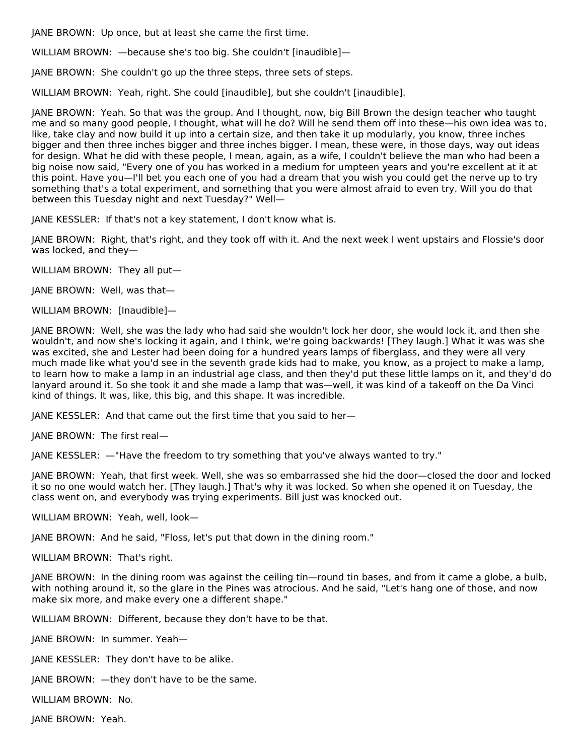JANE BROWN: Up once, but at least she came the first time.

WILLIAM BROWN: —because she's too big. She couldn't [inaudible]—

JANE BROWN: She couldn't go up the three steps, three sets of steps.

WILLIAM BROWN: Yeah, right. She could [inaudible], but she couldn't [inaudible].

JANE BROWN: Yeah. So that was the group. And I thought, now, big Bill Brown the design teacher who taught me and so many good people, I thought, what will he do? Will he send them off into these—his own idea was to, like, take clay and now build it up into a certain size, and then take it up modularly, you know, three inches bigger and then three inches bigger and three inches bigger. I mean, these were, in those days, way out ideas for design. What he did with these people, I mean, again, as a wife, I couldn't believe the man who had been a big noise now said, "Every one of you has worked in a medium for umpteen years and you're excellent at it at this point. Have you—I'll bet you each one of you had a dream that you wish you could get the nerve up to try something that's a total experiment, and something that you were almost afraid to even try. Will you do that between this Tuesday night and next Tuesday?" Well—

JANE KESSLER: If that's not a key statement, I don't know what is.

JANE BROWN: Right, that's right, and they took off with it. And the next week I went upstairs and Flossie's door was locked, and they—

WILLIAM BROWN: They all put—

JANE BROWN: Well, was that—

WILLIAM BROWN: [Inaudible]—

JANE BROWN: Well, she was the lady who had said she wouldn't lock her door, she would lock it, and then she wouldn't, and now she's locking it again, and I think, we're going backwards! [They laugh.] What it was was she was excited, she and Lester had been doing for a hundred years lamps of fiberglass, and they were all very much made like what you'd see in the seventh grade kids had to make, you know, as a project to make a lamp, to learn how to make a lamp in an industrial age class, and then they'd put these little lamps on it, and they'd do lanyard around it. So she took it and she made a lamp that was—well, it was kind of a takeoff on the Da Vinci kind of things. It was, like, this big, and this shape. It was incredible.

JANE KESSLER: And that came out the first time that you said to her—

JANE BROWN: The first real—

JANE KESSLER: —"Have the freedom to try something that you've always wanted to try."

JANE BROWN: Yeah, that first week. Well, she was so embarrassed she hid the door—closed the door and locked it so no one would watch her. [They laugh.] That's why it was locked. So when she opened it on Tuesday, the class went on, and everybody was trying experiments. Bill just was knocked out.

WILLIAM BROWN: Yeah, well, look—

JANE BROWN: And he said, "Floss, let's put that down in the dining room."

WILLIAM BROWN: That's right.

JANE BROWN: In the dining room was against the ceiling tin—round tin bases, and from it came a globe, a bulb, with nothing around it, so the glare in the Pines was atrocious. And he said, "Let's hang one of those, and now make six more, and make every one a different shape."

WILLIAM BROWN: Different, because they don't have to be that.

JANE BROWN: In summer. Yeah—

JANE KESSLER: They don't have to be alike.

JANE BROWN: —they don't have to be the same.

WILLIAM BROWN: No.

JANE BROWN: Yeah.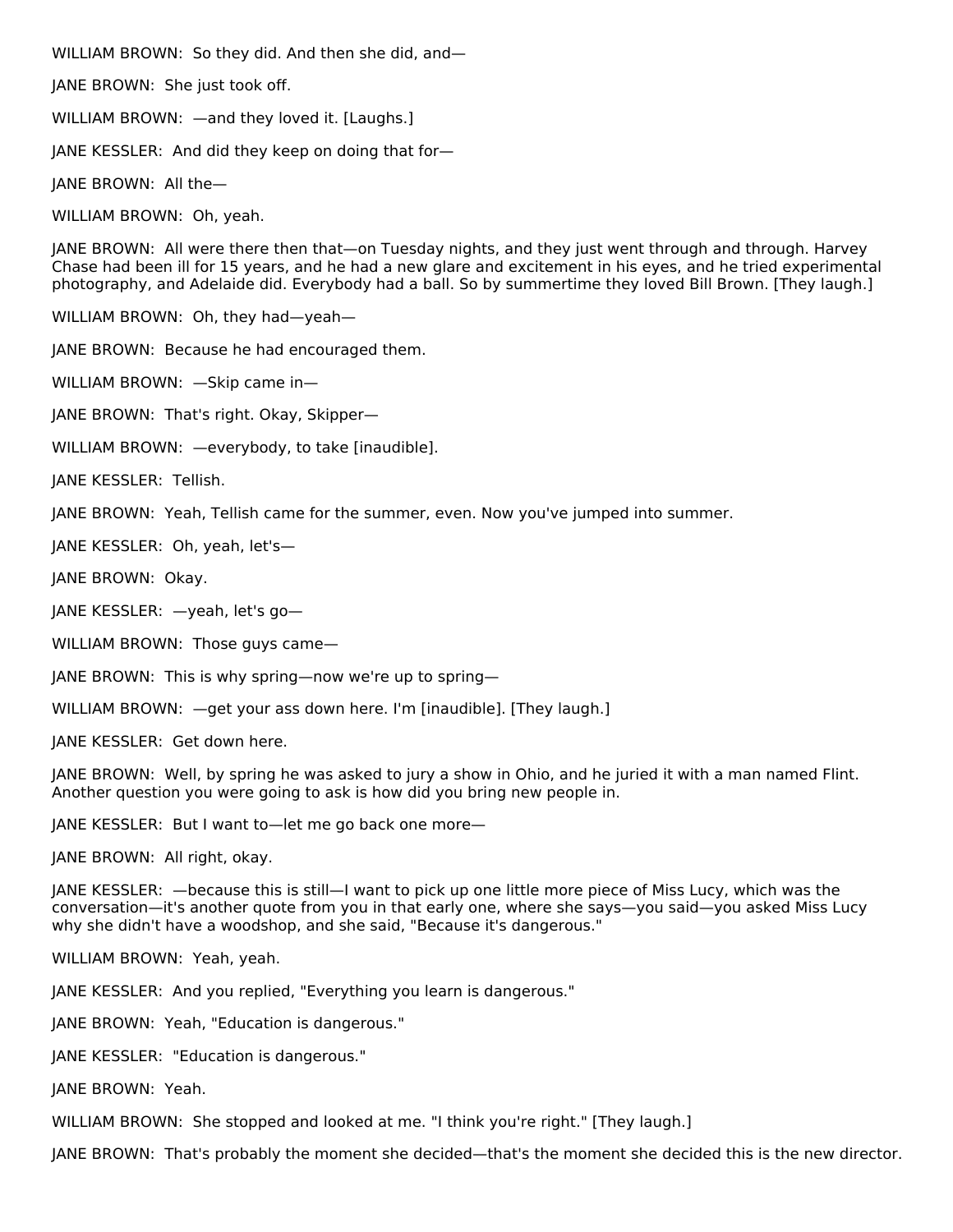WILLIAM BROWN: So they did. And then she did, and—

JANE BROWN: She just took off.

WILLIAM BROWN: —and they loved it. [Laughs.]

JANE KESSLER: And did they keep on doing that for—

JANE BROWN: All the—

WILLIAM BROWN: Oh, yeah.

JANE BROWN: All were there then that—on Tuesday nights, and they just went through and through. Harvey Chase had been ill for 15 years, and he had a new glare and excitement in his eyes, and he tried experimental photography, and Adelaide did. Everybody had a ball. So by summertime they loved Bill Brown. [They laugh.]

WILLIAM BROWN: Oh, they had—yeah—

JANE BROWN: Because he had encouraged them.

WILLIAM BROWN: —Skip came in—

JANE BROWN: That's right. Okay, Skipper—

WILLIAM BROWN: —everybody, to take [inaudible].

JANE KESSLER: Tellish.

JANE BROWN: Yeah, Tellish came for the summer, even. Now you've jumped into summer.

JANE KESSLER: Oh, yeah, let's—

JANE BROWN: Okay.

JANE KESSLER: —yeah, let's go—

WILLIAM BROWN: Those guys came—

JANE BROWN: This is why spring—now we're up to spring—

WILLIAM BROWN: —get your ass down here. I'm [inaudible]. [They laugh.]

JANE KESSLER: Get down here.

JANE BROWN: Well, by spring he was asked to jury a show in Ohio, and he juried it with a man named Flint. Another question you were going to ask is how did you bring new people in.

JANE KESSLER: But I want to—let me go back one more—

JANE BROWN: All right, okay.

JANE KESSLER: —because this is still—I want to pick up one little more piece of Miss Lucy, which was the conversation—it's another quote from you in that early one, where she says—you said—you asked Miss Lucy why she didn't have a woodshop, and she said, "Because it's dangerous."

WILLIAM BROWN: Yeah, yeah.

JANE KESSLER: And you replied, "Everything you learn is dangerous."

JANE BROWN: Yeah, "Education is dangerous."

JANE KESSLER: "Education is dangerous."

JANE BROWN: Yeah.

WILLIAM BROWN: She stopped and looked at me. "I think you're right." [They laugh.]

JANE BROWN: That's probably the moment she decided—that's the moment she decided this is the new director.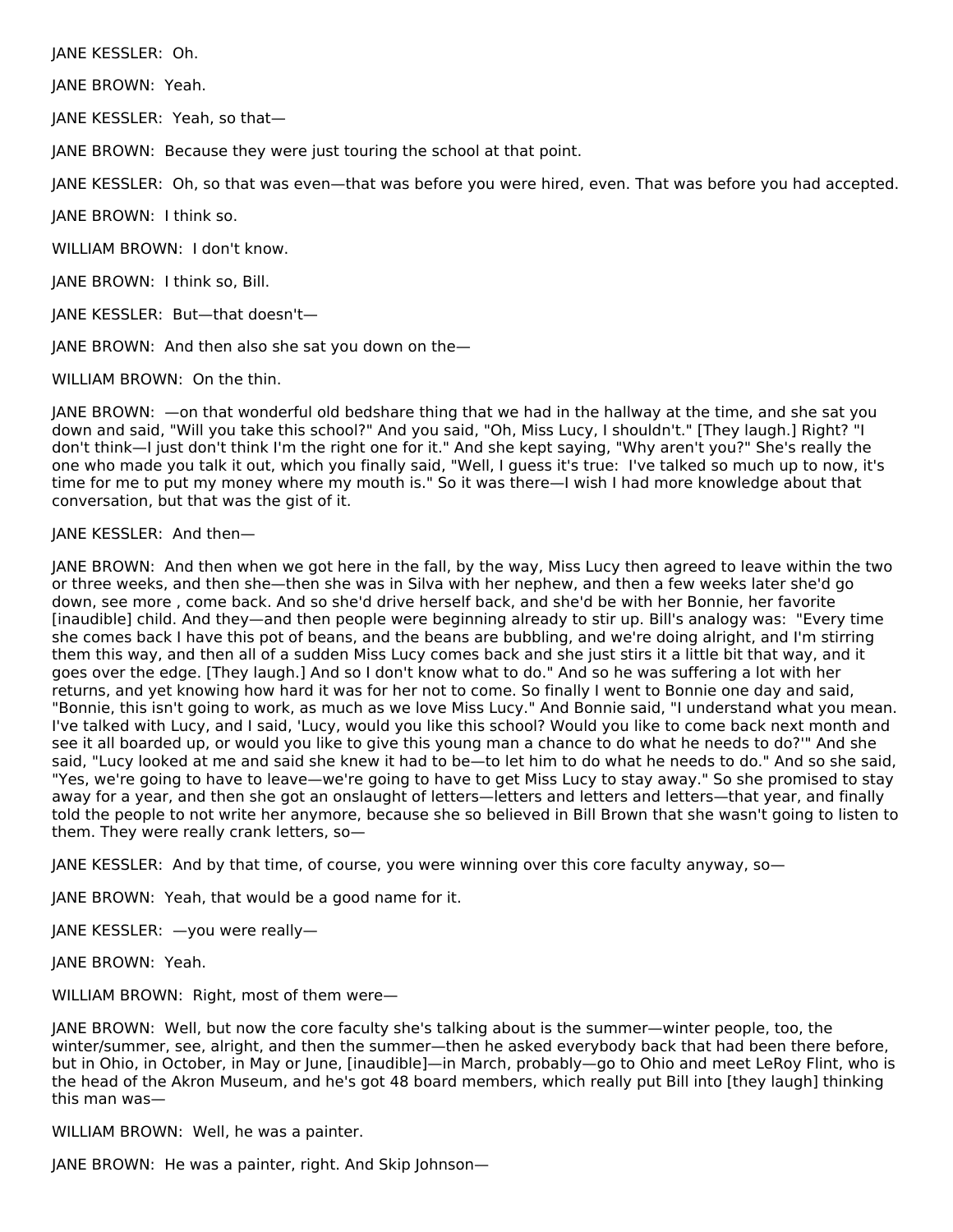JANE KESSLER: Oh.

JANE BROWN: Yeah.

JANE KESSLER: Yeah, so that—

JANE BROWN: Because they were just touring the school at that point.

JANE KESSLER: Oh, so that was even—that was before you were hired, even. That was before you had accepted.

JANE BROWN: I think so.

WILLIAM BROWN: I don't know.

JANE BROWN: I think so, Bill.

JANE KESSLER: But—that doesn't—

JANE BROWN: And then also she sat you down on the—

WILLIAM BROWN: On the thin.

JANE BROWN: —on that wonderful old bedshare thing that we had in the hallway at the time, and she sat you down and said, "Will you take this school?" And you said, "Oh, Miss Lucy, I shouldn't." [They laugh.] Right? "I don't think—I just don't think I'm the right one for it." And she kept saying, "Why aren't you?" She's really the one who made you talk it out, which you finally said, "Well, I guess it's true: I've talked so much up to now, it's time for me to put my money where my mouth is." So it was there—I wish I had more knowledge about that conversation, but that was the gist of it.

JANE KESSLER: And then—

JANE BROWN: And then when we got here in the fall, by the way, Miss Lucy then agreed to leave within the two or three weeks, and then she—then she was in Silva with her nephew, and then a few weeks later she'd go down, see more , come back. And so she'd drive herself back, and she'd be with her Bonnie, her favorite [inaudible] child. And they—and then people were beginning already to stir up. Bill's analogy was: "Every time she comes back I have this pot of beans, and the beans are bubbling, and we're doing alright, and I'm stirring them this way, and then all of a sudden Miss Lucy comes back and she just stirs it a little bit that way, and it goes over the edge. [They laugh.] And so I don't know what to do." And so he was suffering a lot with her returns, and yet knowing how hard it was for her not to come. So finally I went to Bonnie one day and said, "Bonnie, this isn't going to work, as much as we love Miss Lucy." And Bonnie said, "I understand what you mean. I've talked with Lucy, and I said, 'Lucy, would you like this school? Would you like to come back next month and see it all boarded up, or would you like to give this young man a chance to do what he needs to do?'" And she said, "Lucy looked at me and said she knew it had to be—to let him to do what he needs to do." And so she said, "Yes, we're going to have to leave—we're going to have to get Miss Lucy to stay away." So she promised to stay away for a year, and then she got an onslaught of letters—letters and letters and letters—that year, and finally told the people to not write her anymore, because she so believed in Bill Brown that she wasn't going to listen to them. They were really crank letters, so—

JANE KESSLER: And by that time, of course, you were winning over this core faculty anyway, so—

JANE BROWN: Yeah, that would be a good name for it.

JANE KESSLER: —you were really—

JANE BROWN: Yeah.

WILLIAM BROWN: Right, most of them were—

JANE BROWN: Well, but now the core faculty she's talking about is the summer—winter people, too, the winter/summer, see, alright, and then the summer—then he asked everybody back that had been there before, but in Ohio, in October, in May or June, [inaudible]—in March, probably—go to Ohio and meet LeRoy Flint, who is the head of the Akron Museum, and he's got 48 board members, which really put Bill into [they laugh] thinking this man was—

WILLIAM BROWN: Well, he was a painter.

JANE BROWN: He was a painter, right. And Skip Johnson—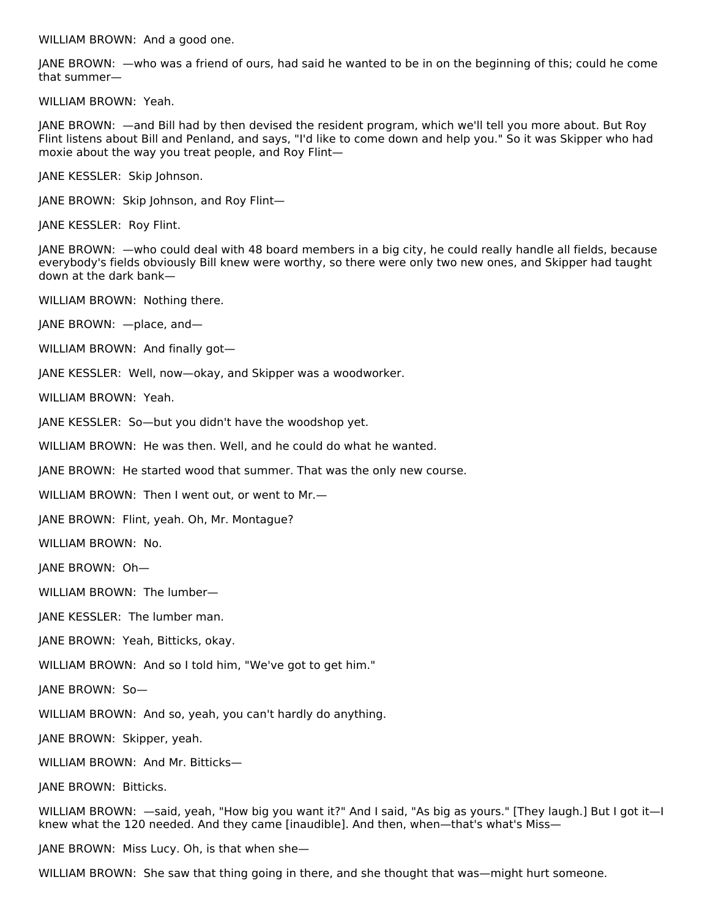WILLIAM BROWN: And a good one.

JANE BROWN: —who was a friend of ours, had said he wanted to be in on the beginning of this; could he come that summer—

WILLIAM BROWN: Yeah.

JANE BROWN: —and Bill had by then devised the resident program, which we'll tell you more about. But Roy Flint listens about Bill and Penland, and says, "I'd like to come down and help you." So it was Skipper who had moxie about the way you treat people, and Roy Flint—

JANE KESSLER: Skip Johnson.

JANE BROWN: Skip Johnson, and Roy Flint—

JANE KESSLER: Roy Flint.

JANE BROWN: —who could deal with 48 board members in a big city, he could really handle all fields, because everybody's fields obviously Bill knew were worthy, so there were only two new ones, and Skipper had taught down at the dark bank—

WILLIAM BROWN: Nothing there.

JANE BROWN: —place, and—

WILLIAM BROWN: And finally got—

JANE KESSLER: Well, now—okay, and Skipper was a woodworker.

WILLIAM BROWN: Yeah.

JANE KESSLER: So—but you didn't have the woodshop yet.

WILLIAM BROWN: He was then. Well, and he could do what he wanted.

JANE BROWN: He started wood that summer. That was the only new course.

WILLIAM BROWN: Then I went out, or went to Mr.—

JANE BROWN: Flint, yeah. Oh, Mr. Montague?

WILLIAM BROWN: No.

JANE BROWN: Oh—

WILLIAM BROWN: The lumber—

JANE KESSLER: The lumber man.

JANE BROWN: Yeah, Bitticks, okay.

WILLIAM BROWN: And so I told him, "We've got to get him."

JANE BROWN: So—

WILLIAM BROWN: And so, yeah, you can't hardly do anything.

JANE BROWN: Skipper, yeah.

WILLIAM BROWN: And Mr. Bitticks—

JANE BROWN: Bitticks.

WILLIAM BROWN: —said, yeah, "How big you want it?" And I said, "As big as yours." [They laugh.] But I got it—I knew what the 120 needed. And they came [inaudible]. And then, when—that's what's Miss—

JANE BROWN: Miss Lucy. Oh, is that when she—

WILLIAM BROWN: She saw that thing going in there, and she thought that was—might hurt someone.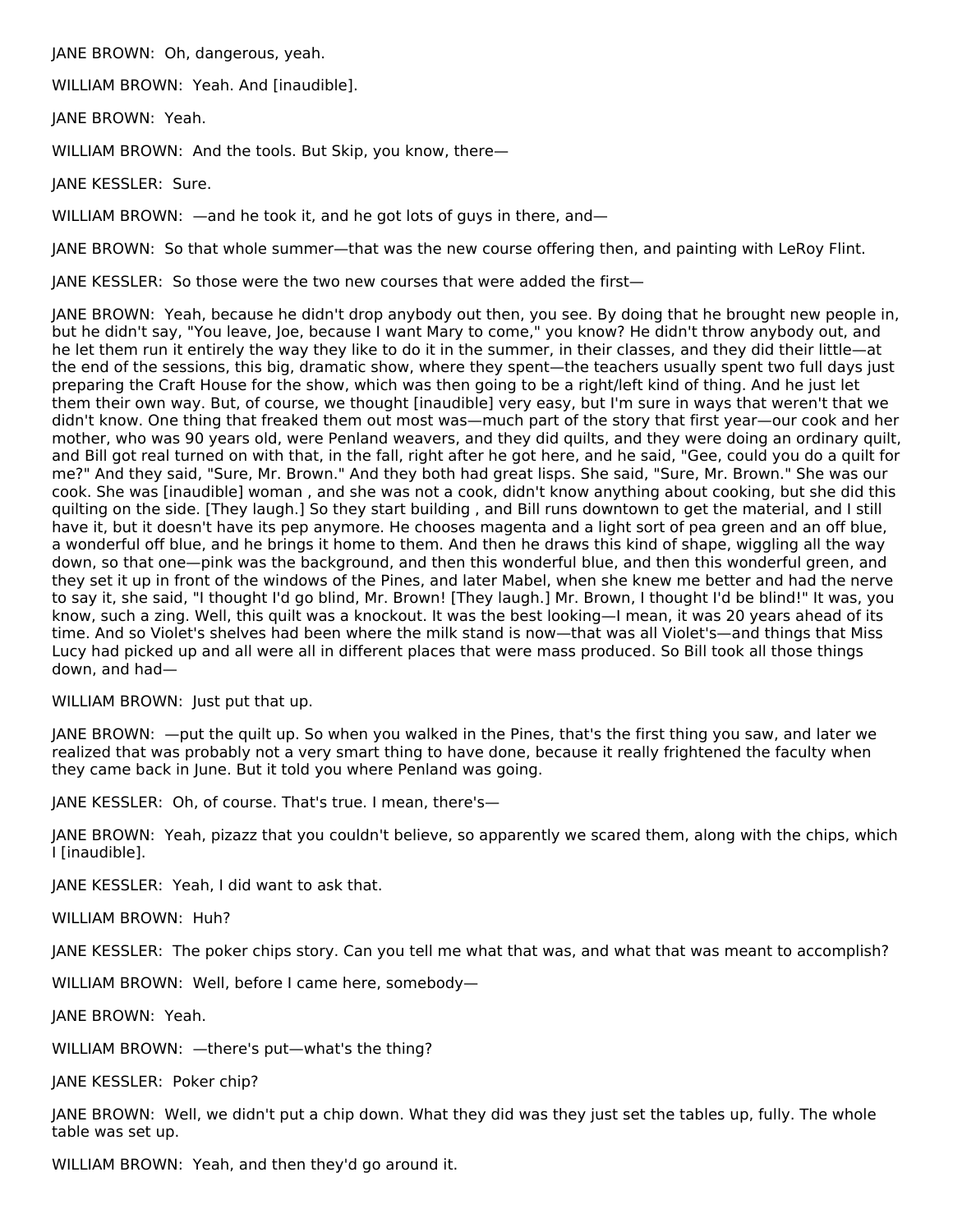JANE BROWN: Oh, dangerous, yeah.

WILLIAM BROWN: Yeah. And [inaudible].

JANE BROWN: Yeah.

WILLIAM BROWN: And the tools. But Skip, you know, there—

JANE KESSLER: Sure.

WILLIAM BROWN: —and he took it, and he got lots of guys in there, and—

JANE BROWN: So that whole summer—that was the new course offering then, and painting with LeRoy Flint.

JANE KESSLER: So those were the two new courses that were added the first—

JANE BROWN: Yeah, because he didn't drop anybody out then, you see. By doing that he brought new people in, but he didn't say, "You leave, Joe, because I want Mary to come," you know? He didn't throw anybody out, and he let them run it entirely the way they like to do it in the summer, in their classes, and they did their little—at the end of the sessions, this big, dramatic show, where they spent—the teachers usually spent two full days just preparing the Craft House for the show, which was then going to be a right/left kind of thing. And he just let them their own way. But, of course, we thought [inaudible] very easy, but I'm sure in ways that weren't that we didn't know. One thing that freaked them out most was—much part of the story that first year—our cook and her mother, who was 90 years old, were Penland weavers, and they did quilts, and they were doing an ordinary quilt, and Bill got real turned on with that, in the fall, right after he got here, and he said, "Gee, could you do a quilt for me?" And they said, "Sure, Mr. Brown." And they both had great lisps. She said, "Sure, Mr. Brown." She was our cook. She was [inaudible] woman , and she was not a cook, didn't know anything about cooking, but she did this quilting on the side. [They laugh.] So they start building , and Bill runs downtown to get the material, and I still have it, but it doesn't have its pep anymore. He chooses magenta and a light sort of pea green and an off blue, a wonderful off blue, and he brings it home to them. And then he draws this kind of shape, wiggling all the way down, so that one—pink was the background, and then this wonderful blue, and then this wonderful green, and they set it up in front of the windows of the Pines, and later Mabel, when she knew me better and had the nerve to say it, she said, "I thought I'd go blind, Mr. Brown! [They laugh.] Mr. Brown, I thought I'd be blind!" It was, you know, such a zing. Well, this quilt was a knockout. It was the best looking—I mean, it was 20 years ahead of its time. And so Violet's shelves had been where the milk stand is now—that was all Violet's—and things that Miss Lucy had picked up and all were all in different places that were mass produced. So Bill took all those things down, and had—

WILLIAM BROWN: Just put that up.

JANE BROWN: —put the quilt up. So when you walked in the Pines, that's the first thing you saw, and later we realized that was probably not a very smart thing to have done, because it really frightened the faculty when they came back in June. But it told you where Penland was going.

JANE KESSLER: Oh, of course. That's true. I mean, there's—

JANE BROWN: Yeah, pizazz that you couldn't believe, so apparently we scared them, along with the chips, which I [inaudible].

JANE KESSLER: Yeah, I did want to ask that.

WILLIAM BROWN: Huh?

JANE KESSLER: The poker chips story. Can you tell me what that was, and what that was meant to accomplish?

WILLIAM BROWN: Well, before I came here, somebody—

JANE BROWN: Yeah.

WILLIAM BROWN: —there's put—what's the thing?

JANE KESSLER: Poker chip?

JANE BROWN: Well, we didn't put a chip down. What they did was they just set the tables up, fully. The whole table was set up.

WILLIAM BROWN: Yeah, and then they'd go around it.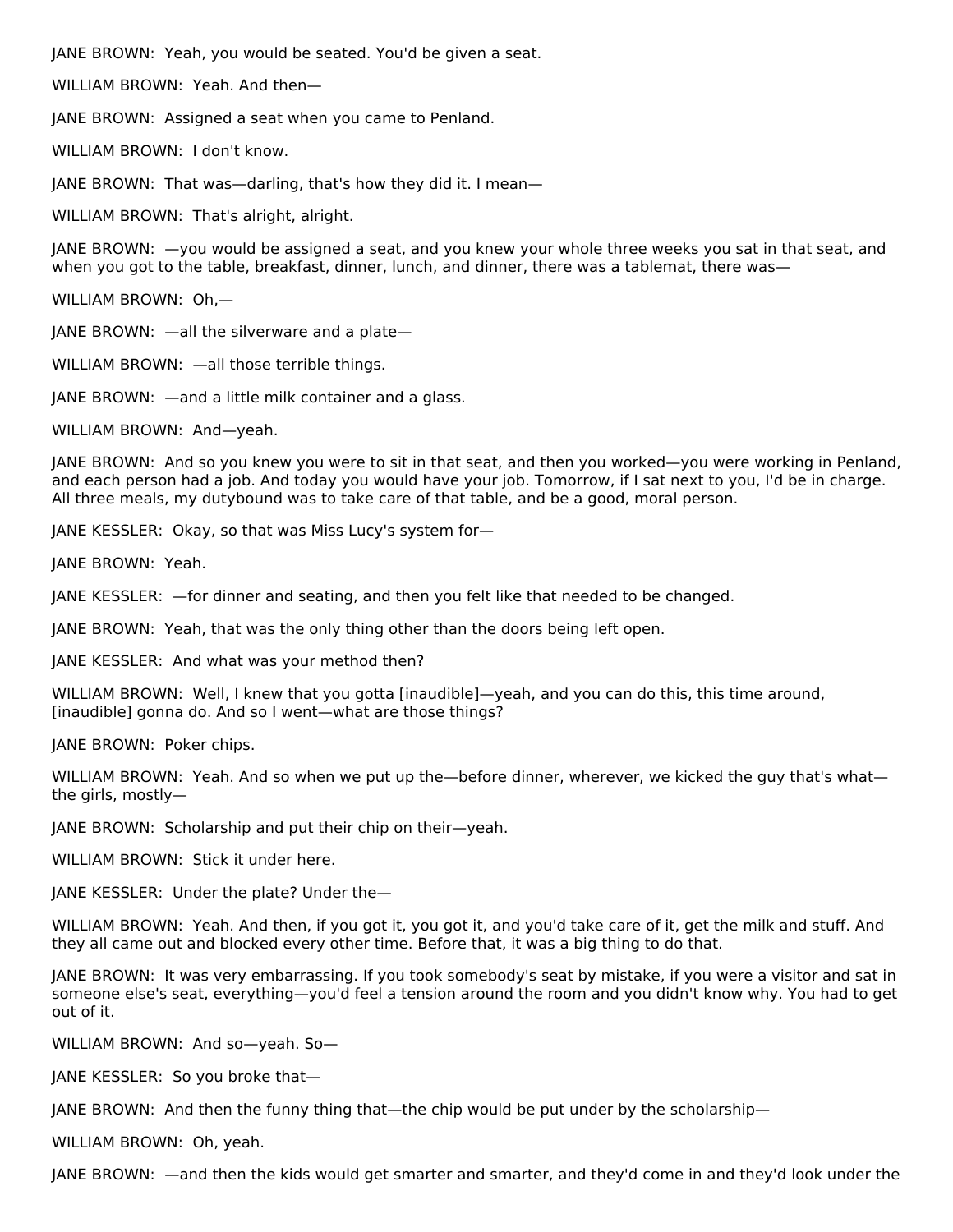JANE BROWN: Yeah, you would be seated. You'd be given a seat.

WILLIAM BROWN: Yeah. And then—

JANE BROWN: Assigned a seat when you came to Penland.

WILLIAM BROWN: I don't know.

JANE BROWN: That was—darling, that's how they did it. I mean—

WILLIAM BROWN: That's alright, alright.

JANE BROWN: —you would be assigned a seat, and you knew your whole three weeks you sat in that seat, and when you got to the table, breakfast, dinner, lunch, and dinner, there was a tablemat, there was—

WILLIAM BROWN: Oh,—

JANE BROWN: —all the silverware and a plate—

WILLIAM BROWN: —all those terrible things.

JANE BROWN: —and a little milk container and a glass.

WILLIAM BROWN: And—yeah.

JANE BROWN: And so you knew you were to sit in that seat, and then you worked—you were working in Penland, and each person had a job. And today you would have your job. Tomorrow, if I sat next to you, I'd be in charge. All three meals, my dutybound was to take care of that table, and be a good, moral person.

JANE KESSLER: Okay, so that was Miss Lucy's system for—

JANE BROWN: Yeah.

JANE KESSLER: —for dinner and seating, and then you felt like that needed to be changed.

JANE BROWN: Yeah, that was the only thing other than the doors being left open.

JANE KESSLER: And what was your method then?

WILLIAM BROWN: Well, I knew that you gotta [inaudible]—yeah, and you can do this, this time around, [inaudible] gonna do. And so I went—what are those things?

JANE BROWN: Poker chips.

WILLIAM BROWN: Yeah. And so when we put up the—before dinner, wherever, we kicked the guy that's what—the girls, mostly—

JANE BROWN: Scholarship and put their chip on their—yeah.

WILLIAM BROWN: Stick it under here.

JANE KESSLER: Under the plate? Under the—

WILLIAM BROWN: Yeah. And then, if you got it, you got it, and you'd take care of it, get the milk and stuff. And they all came out and blocked every other time. Before that, it was a big thing to do that.

JANE BROWN: It was very embarrassing. If you took somebody's seat by mistake, if you were a visitor and sat in someone else's seat, everything—you'd feel a tension around the room and you didn't know why. You had to get out of it.

WILLIAM BROWN: And so—yeah. So—

JANE KESSLER: So you broke that—

JANE BROWN: And then the funny thing that—the chip would be put under by the scholarship—

WILLIAM BROWN: Oh, yeah.

JANE BROWN: —and then the kids would get smarter and smarter, and they'd come in and they'd look under the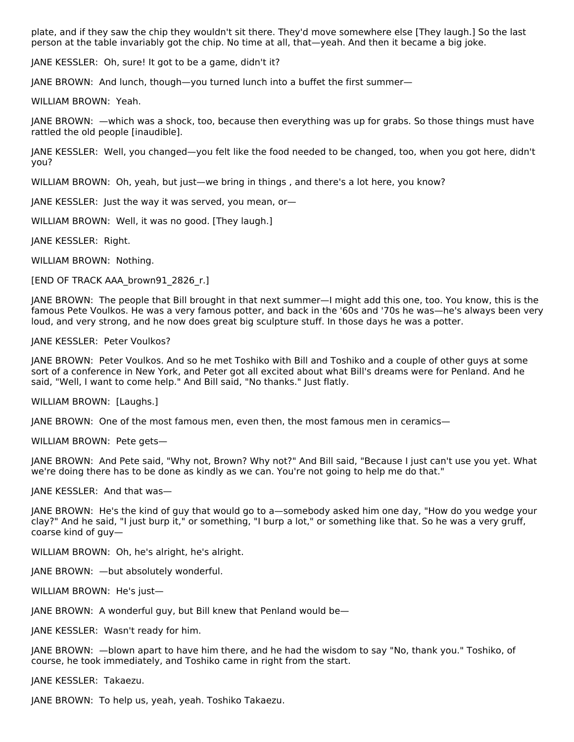plate, and if they saw the chip they wouldn't sit there. They'd move somewhere else [They laugh.] So the last person at the table invariably got the chip. No time at all, that—yeah. And then it became a big joke.

JANE KESSLER: Oh, sure! It got to be a game, didn't it?

JANE BROWN: And lunch, though—you turned lunch into a buffet the first summer—

WILLIAM BROWN: Yeah.

JANE BROWN: —which was a shock, too, because then everything was up for grabs. So those things must have rattled the old people [inaudible].

JANE KESSLER: Well, you changed—you felt like the food needed to be changed, too, when you got here, didn't you?

WILLIAM BROWN: Oh, yeah, but just—we bring in things , and there's a lot here, you know?

JANE KESSLER: Just the way it was served, you mean, or—

WILLIAM BROWN: Well, it was no good. [They laugh.]

JANE KESSLER: Right.

WILLIAM BROWN: Nothing.

[END OF TRACK AAA_brown91_2826_r.]

JANE BROWN: The people that Bill brought in that next summer—I might add this one, too. You know, this is the famous Pete Voulkos. He was a very famous potter, and back in the '60s and '70s he was—he's always been very loud, and very strong, and he now does great big sculpture stuff. In those days he was a potter.

JANE KESSLER: Peter Voulkos?

JANE BROWN: Peter Voulkos. And so he met Toshiko with Bill and Toshiko and a couple of other guys at some sort of a conference in New York, and Peter got all excited about what Bill's dreams were for Penland. And he said, "Well, I want to come help." And Bill said, "No thanks." Just flatly.

WILLIAM BROWN: [Laughs.]

JANE BROWN: One of the most famous men, even then, the most famous men in ceramics—

WILLIAM BROWN: Pete gets—

JANE BROWN: And Pete said, "Why not, Brown? Why not?" And Bill said, "Because I just can't use you yet. What we're doing there has to be done as kindly as we can. You're not going to help me do that."

JANE KESSLER: And that was—

JANE BROWN: He's the kind of guy that would go to a—somebody asked him one day, "How do you wedge your clay?" And he said, "I just burp it," or something, "I burp a lot," or something like that. So he was a very gruff, coarse kind of guy—

WILLIAM BROWN: Oh, he's alright, he's alright.

JANE BROWN: —but absolutely wonderful.

WILLIAM BROWN: He's just—

JANE BROWN: A wonderful guy, but Bill knew that Penland would be—

JANE KESSLER: Wasn't ready for him.

JANE BROWN: —blown apart to have him there, and he had the wisdom to say "No, thank you." Toshiko, of course, he took immediately, and Toshiko came in right from the start.

JANE KESSLER: Takaezu.

JANE BROWN: To help us, yeah, yeah. Toshiko Takaezu.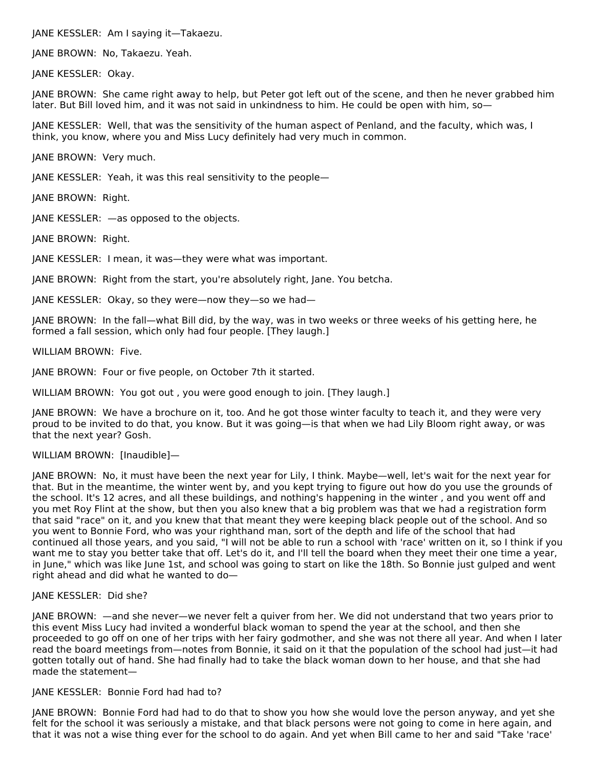JANE KESSLER: Am I saying it—Takaezu.

JANE BROWN: No, Takaezu. Yeah.

JANE KESSLER: Okay.

JANE BROWN: She came right away to help, but Peter got left out of the scene, and then he never grabbed him later. But Bill loved him, and it was not said in unkindness to him. He could be open with him, so—

JANE KESSLER: Well, that was the sensitivity of the human aspect of Penland, and the faculty, which was, I think, you know, where you and Miss Lucy definitely had very much in common.

JANE BROWN: Very much.

JANE KESSLER: Yeah, it was this real sensitivity to the people—

JANE BROWN: Right.

JANE KESSLER: —as opposed to the objects.

JANE BROWN: Right.

JANE KESSLER: I mean, it was—they were what was important.

JANE BROWN: Right from the start, you're absolutely right, Jane. You betcha.

JANE KESSLER: Okay, so they were—now they—so we had—

JANE BROWN: In the fall—what Bill did, by the way, was in two weeks or three weeks of his getting here, he formed a fall session, which only had four people. [They laugh.]

WILLIAM BROWN: Five.

JANE BROWN: Four or five people, on October 7th it started.

WILLIAM BROWN: You got out , you were good enough to join. [They laugh.]

JANE BROWN: We have a brochure on it, too. And he got those winter faculty to teach it, and they were very proud to be invited to do that, you know. But it was going—is that when we had Lily Bloom right away, or was that the next year? Gosh.

WILLIAM BROWN: [Inaudible]—

JANE BROWN: No, it must have been the next year for Lily, I think. Maybe—well, let's wait for the next year for that. But in the meantime, the winter went by, and you kept trying to figure out how do you use the grounds of the school. It's 12 acres, and all these buildings, and nothing's happening in the winter , and you went off and you met Roy Flint at the show, but then you also knew that a big problem was that we had a registration form that said "race" on it, and you knew that that meant they were keeping black people out of the school. And so you went to Bonnie Ford, who was your righthand man, sort of the depth and life of the school that had continued all those years, and you said, "I will not be able to run a school with 'race' written on it, so I think if you want me to stay you better take that off. Let's do it, and I'll tell the board when they meet their one time a year, in June," which was like June 1st, and school was going to start on like the 18th. So Bonnie just gulped and went right ahead and did what he wanted to do—

JANE KESSLER: Did she?

JANE BROWN: —and she never—we never felt a quiver from her. We did not understand that two years prior to this event Miss Lucy had invited a wonderful black woman to spend the year at the school, and then she proceeded to go off on one of her trips with her fairy godmother, and she was not there all year. And when I later read the board meetings from—notes from Bonnie, it said on it that the population of the school had just—it had gotten totally out of hand. She had finally had to take the black woman down to her house, and that she had made the statement—

JANE KESSLER: Bonnie Ford had had to?

JANE BROWN: Bonnie Ford had had to do that to show you how she would love the person anyway, and yet she felt for the school it was seriously a mistake, and that black persons were not going to come in here again, and that it was not a wise thing ever for the school to do again. And yet when Bill came to her and said "Take 'race'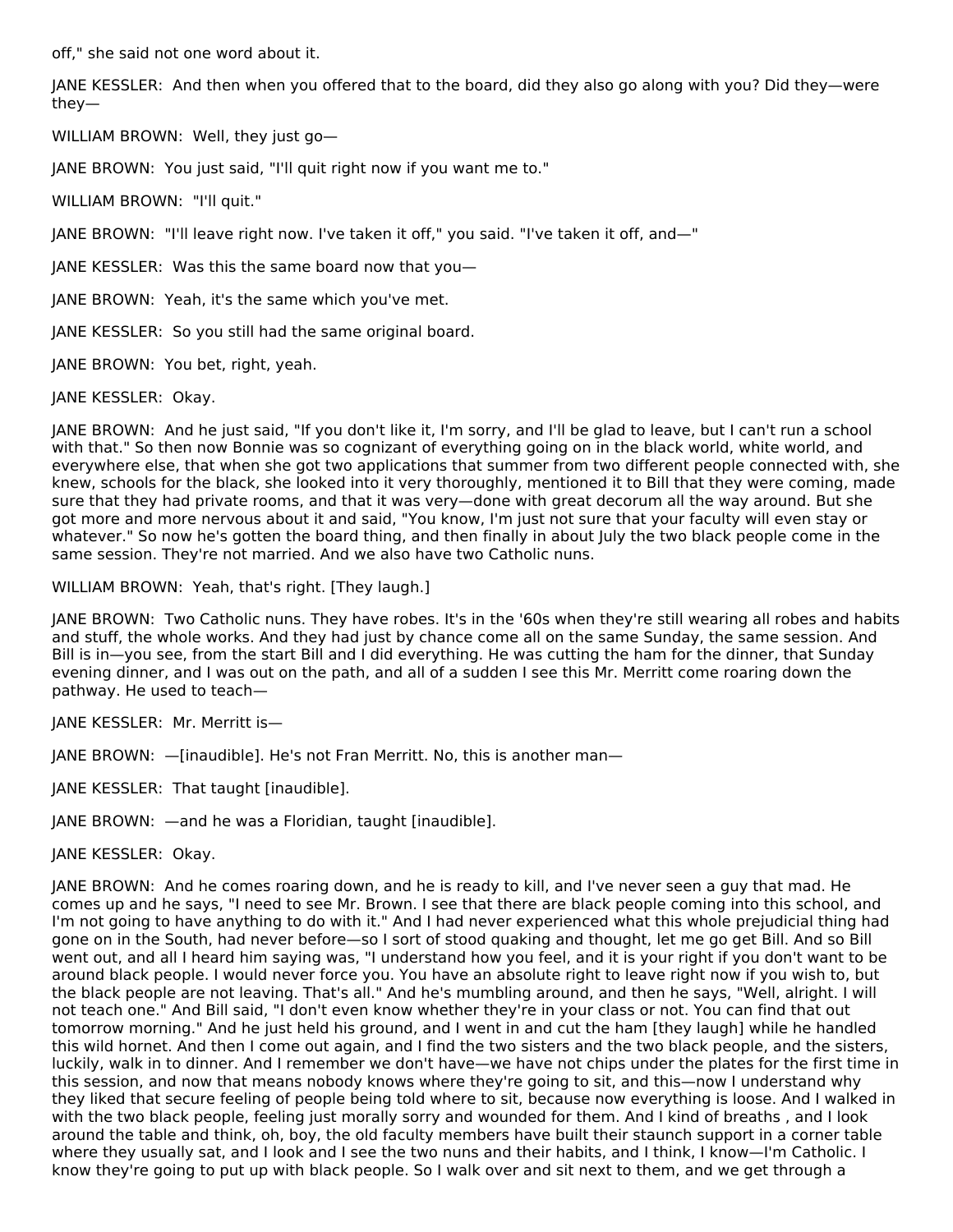off," she said not one word about it.

JANE KESSLER: And then when you offered that to the board, did they also go along with you? Did they—were they—

WILLIAM BROWN: Well, they just go—

JANE BROWN: You just said, "I'll quit right now if you want me to."

WILLIAM BROWN: "I'll quit."

JANE BROWN: "I'll leave right now. I've taken it off," you said. "I've taken it off, and—"

JANE KESSLER: Was this the same board now that you—

JANE BROWN: Yeah, it's the same which you've met.

JANE KESSLER: So you still had the same original board.

JANE BROWN: You bet, right, yeah.

JANE KESSLER: Okay.

JANE BROWN: And he just said, "If you don't like it, I'm sorry, and I'll be glad to leave, but I can't run a school with that." So then now Bonnie was so cognizant of everything going on in the black world, white world, and everywhere else, that when she got two applications that summer from two different people connected with, she knew, schools for the black, she looked into it very thoroughly, mentioned it to Bill that they were coming, made sure that they had private rooms, and that it was very—done with great decorum all the way around. But she got more and more nervous about it and said, "You know, I'm just not sure that your faculty will even stay or whatever." So now he's gotten the board thing, and then finally in about July the two black people come in the same session. They're not married. And we also have two Catholic nuns.

WILLIAM BROWN: Yeah, that's right. [They laugh.]

JANE BROWN: Two Catholic nuns. They have robes. It's in the '60s when they're still wearing all robes and habits and stuff, the whole works. And they had just by chance come all on the same Sunday, the same session. And Bill is in—you see, from the start Bill and I did everything. He was cutting the ham for the dinner, that Sunday evening dinner, and I was out on the path, and all of a sudden I see this Mr. Merritt come roaring down the pathway. He used to teach—

JANE KESSLER: Mr. Merritt is—

JANE BROWN: —[inaudible]. He's not Fran Merritt. No, this is another man—

JANE KESSLER: That taught [inaudible].

JANE BROWN: —and he was a Floridian, taught [inaudible].

JANE KESSLER: Okay.

JANE BROWN: And he comes roaring down, and he is ready to kill, and I've never seen a guy that mad. He comes up and he says, "I need to see Mr. Brown. I see that there are black people coming into this school, and I'm not going to have anything to do with it." And I had never experienced what this whole prejudicial thing had gone on in the South, had never before—so I sort of stood quaking and thought, let me go get Bill. And so Bill went out, and all I heard him saying was, "I understand how you feel, and it is your right if you don't want to be around black people. I would never force you. You have an absolute right to leave right now if you wish to, but the black people are not leaving. That's all." And he's mumbling around, and then he says, "Well, alright. I will not teach one." And Bill said, "I don't even know whether they're in your class or not. You can find that out tomorrow morning." And he just held his ground, and I went in and cut the ham [they laugh] while he handled this wild hornet. And then I come out again, and I find the two sisters and the two black people, and the sisters, luckily, walk in to dinner. And I remember we don't have—we have not chips under the plates for the first time in this session, and now that means nobody knows where they're going to sit, and this—now I understand why they liked that secure feeling of people being told where to sit, because now everything is loose. And I walked in with the two black people, feeling just morally sorry and wounded for them. And I kind of breaths , and I look around the table and think, oh, boy, the old faculty members have built their staunch support in a corner table where they usually sat, and I look and I see the two nuns and their habits, and I think, I know—I'm Catholic. I know they're going to put up with black people. So I walk over and sit next to them, and we get through a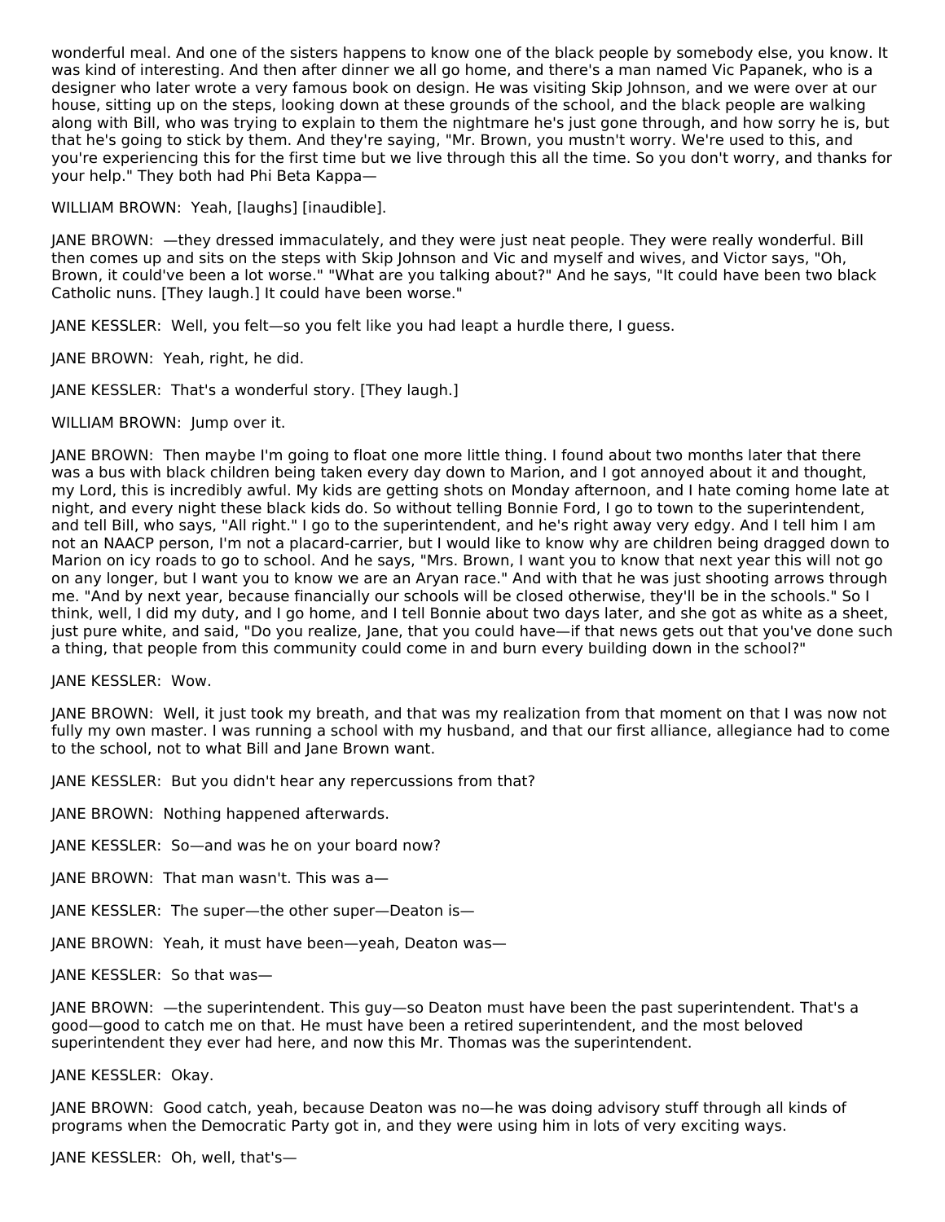wonderful meal. And one of the sisters happens to know one of the black people by somebody else, you know. It was kind of interesting. And then after dinner we all go home, and there's a man named Vic Papanek, who is a designer who later wrote a very famous book on design. He was visiting Skip Johnson, and we were over at our house, sitting up on the steps, looking down at these grounds of the school, and the black people are walking along with Bill, who was trying to explain to them the nightmare he's just gone through, and how sorry he is, but that he's going to stick by them. And they're saying, "Mr. Brown, you mustn't worry. We're used to this, and you're experiencing this for the first time but we live through this all the time. So you don't worry, and thanks for your help." They both had Phi Beta Kappa—

WILLIAM BROWN: Yeah, [laughs] [inaudible].

JANE BROWN: —they dressed immaculately, and they were just neat people. They were really wonderful. Bill then comes up and sits on the steps with Skip Johnson and Vic and myself and wives, and Victor says, "Oh, Brown, it could've been a lot worse." "What are you talking about?" And he says, "It could have been two black Catholic nuns. [They laugh.] It could have been worse."

JANE KESSLER: Well, you felt—so you felt like you had leapt a hurdle there, I guess.

JANE BROWN: Yeah, right, he did.

JANE KESSLER: That's a wonderful story. [They laugh.]

WILLIAM BROWN: Jump over it.

JANE BROWN: Then maybe I'm going to float one more little thing. I found about two months later that there was a bus with black children being taken every day down to Marion, and I got annoyed about it and thought, my Lord, this is incredibly awful. My kids are getting shots on Monday afternoon, and I hate coming home late at night, and every night these black kids do. So without telling Bonnie Ford, I go to town to the superintendent, and tell Bill, who says, "All right." I go to the superintendent, and he's right away very edgy. And I tell him I am not an NAACP person, I'm not a placard-carrier, but I would like to know why are children being dragged down to Marion on icy roads to go to school. And he says, "Mrs. Brown, I want you to know that next year this will not go on any longer, but I want you to know we are an Aryan race." And with that he was just shooting arrows through me. "And by next year, because financially our schools will be closed otherwise, they'll be in the schools." So I think, well, I did my duty, and I go home, and I tell Bonnie about two days later, and she got as white as a sheet, just pure white, and said, "Do you realize, Jane, that you could have—if that news gets out that you've done such a thing, that people from this community could come in and burn every building down in the school?"

JANE KESSLER: Wow.

JANE BROWN: Well, it just took my breath, and that was my realization from that moment on that I was now not fully my own master. I was running a school with my husband, and that our first alliance, allegiance had to come to the school, not to what Bill and Jane Brown want.

JANE KESSLER: But you didn't hear any repercussions from that?

JANE BROWN: Nothing happened afterwards.

JANE KESSLER: So—and was he on your board now?

JANE BROWN: That man wasn't. This was a—

JANE KESSLER: The super—the other super—Deaton is—

JANE BROWN: Yeah, it must have been—yeah, Deaton was—

JANE KESSLER: So that was—

JANE BROWN: —the superintendent. This guy—so Deaton must have been the past superintendent. That's a good—good to catch me on that. He must have been a retired superintendent, and the most beloved superintendent they ever had here, and now this Mr. Thomas was the superintendent.

JANE KESSLER: Okay.

JANE BROWN: Good catch, yeah, because Deaton was no—he was doing advisory stuff through all kinds of programs when the Democratic Party got in, and they were using him in lots of very exciting ways.

JANE KESSLER: Oh, well, that's—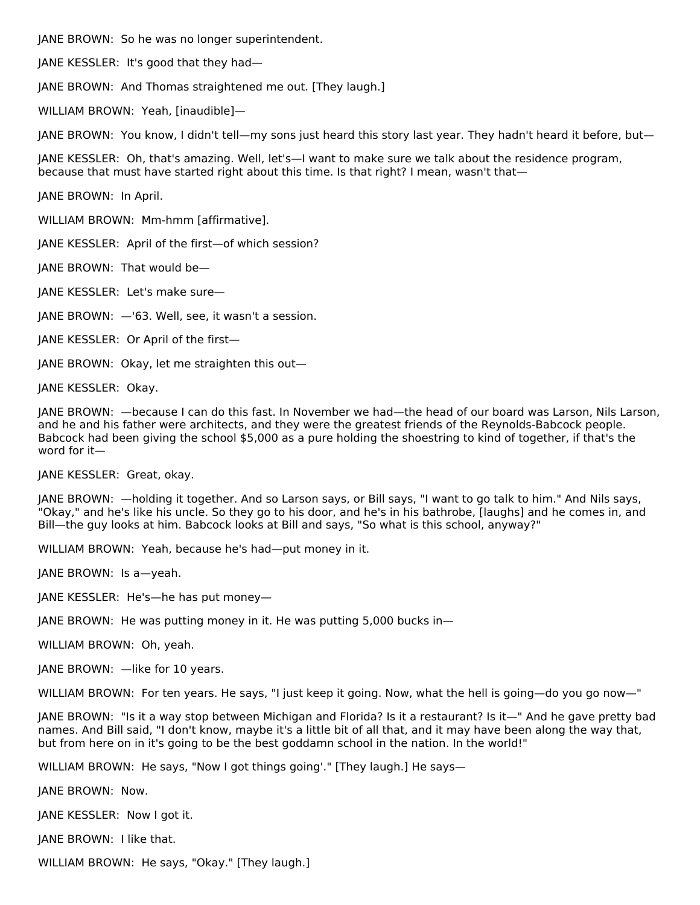JANE BROWN: So he was no longer superintendent.

JANE KESSLER: It's good that they had—

JANE BROWN: And Thomas straightened me out. [They laugh.]

WILLIAM BROWN: Yeah, [inaudible]—

JANE BROWN: You know, I didn't tell—my sons just heard this story last year. They hadn't heard it before, but—

JANE KESSLER: Oh, that's amazing. Well, let's—I want to make sure we talk about the residence program, because that must have started right about this time. Is that right? I mean, wasn't that—

JANE BROWN: In April.

WILLIAM BROWN: Mm-hmm [affirmative].

JANE KESSLER: April of the first—of which session?

JANE BROWN: That would be—

JANE KESSLER: Let's make sure—

JANE BROWN: —'63. Well, see, it wasn't a session.

JANE KESSLER: Or April of the first—

JANE BROWN: Okay, let me straighten this out—

JANE KESSLER: Okay.

JANE BROWN: —because I can do this fast. In November we had—the head of our board was Larson, Nils Larson, and he and his father were architects, and they were the greatest friends of the Reynolds-Babcock people. Babcock had been giving the school $5,000 as a pure holding the shoestring to kind of together, if that's the word for it—

JANE KESSLER: Great, okay.

JANE BROWN: —holding it together. And so Larson says, or Bill says, "I want to go talk to him." And Nils says, "Okay," and he's like his uncle. So they go to his door, and he's in his bathrobe, [laughs] and he comes in, and Bill—the guy looks at him. Babcock looks at Bill and says, "So what is this school, anyway?"

WILLIAM BROWN: Yeah, because he's had—put money in it.

JANE BROWN: Is a—yeah.

JANE KESSLER: He's—he has put money—

JANE BROWN: He was putting money in it. He was putting 5,000 bucks in—

WILLIAM BROWN: Oh, yeah.

JANE BROWN: —like for 10 years.

WILLIAM BROWN: For ten years. He says, "I just keep it going. Now, what the hell is going—do you go now—"

JANE BROWN: "Is it a way stop between Michigan and Florida? Is it a restaurant? Is it—" And he gave pretty bad names. And Bill said, "I don't know, maybe it's a little bit of all that, and it may have been along the way that, but from here on in it's going to be the best goddamn school in the nation. In the world!"

WILLIAM BROWN: He says, "Now I got things going'." [They laugh.] He says—

JANE BROWN: Now.

JANE KESSLER: Now I got it.

JANE BROWN: I like that.

WILLIAM BROWN: He says, "Okay." [They laugh.]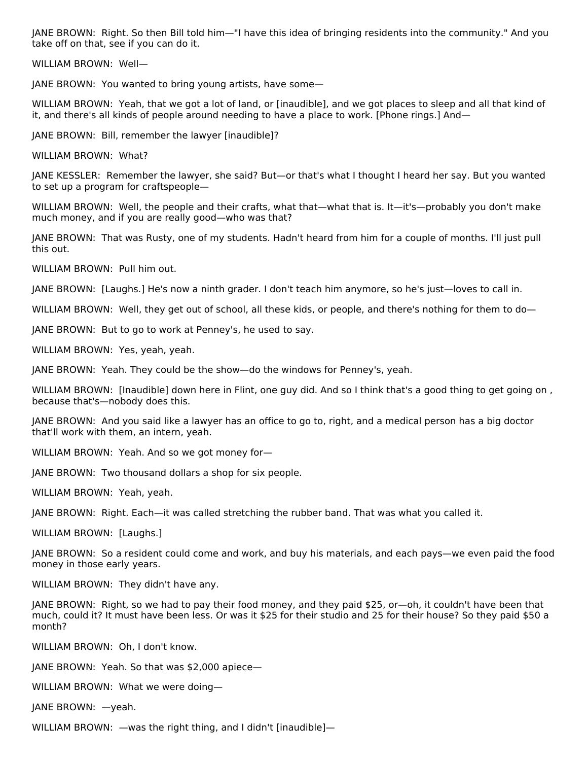JANE BROWN:  Right. So then Bill told him—"I have this idea of bringing residents into the community." And you take off on that, see if you can do it.

WILLIAM BROWN:  Well—

JANE BROWN:  You wanted to bring young artists, have some—

WILLIAM BROWN:  Yeah, that we got a lot of land, or [inaudible], and we got places to sleep and all that kind of it, and there's all kinds of people around needing to have a place to work. [Phone rings.] And—

JANE BROWN:  Bill, remember the lawyer [inaudible]?

WILLIAM BROWN:  What?

JANE KESSLER:  Remember the lawyer, she said? But—or that's what I thought I heard her say. But you wanted to set up a program for craftspeople—

WILLIAM BROWN:  Well, the people and their crafts, what that—what that is. It—it's—probably you don't make much money, and if you are really good—who was that?

JANE BROWN:  That was Rusty, one of my students. Hadn't heard from him for a couple of months. I'll just pull this out.

WILLIAM BROWN:  Pull him out.

JANE BROWN:  [Laughs.] He's now a ninth grader. I don't teach him anymore, so he's just—loves to call in.

WILLIAM BROWN:  Well, they get out of school, all these kids, or people, and there's nothing for them to do—

JANE BROWN:  But to go to work at Penney's, he used to say.

WILLIAM BROWN:  Yes, yeah, yeah.

JANE BROWN:  Yeah. They could be the show—do the windows for Penney's, yeah.

WILLIAM BROWN:  [Inaudible] down here in Flint, one guy did. And so I think that's a good thing to get going on , because that's—nobody does this.

JANE BROWN:  And you said like a lawyer has an office to go to, right, and a medical person has a big doctor that'll work with them, an intern, yeah.

WILLIAM BROWN:  Yeah. And so we got money for—

JANE BROWN:  Two thousand dollars a shop for six people.

WILLIAM BROWN:  Yeah, yeah.

JANE BROWN:  Right. Each—it was called stretching the rubber band. That was what you called it.

WILLIAM BROWN:  [Laughs.]

JANE BROWN:  So a resident could come and work, and buy his materials, and each pays—we even paid the food money in those early years.

WILLIAM BROWN:  They didn't have any.

JANE BROWN:  Right, so we had to pay their food money, and they paid $25, or—oh, it couldn't have been that much, could it? It must have been less. Or was it $25 for their studio and 25 for their house? So they paid $50 a month?

WILLIAM BROWN:  Oh, I don't know.

JANE BROWN:  Yeah. So that was $2,000 apiece—

WILLIAM BROWN:  What we were doing—

JANE BROWN:  —yeah.

WILLIAM BROWN:  —was the right thing, and I didn't [inaudible]—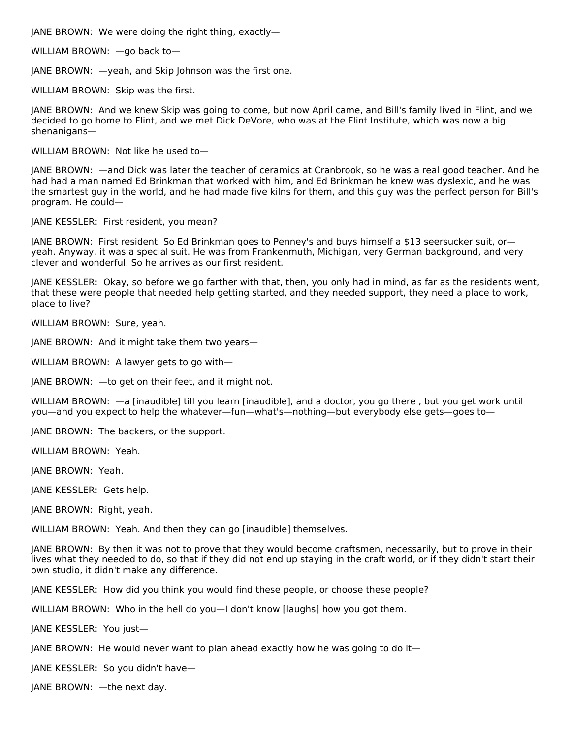JANE BROWN:  We were doing the right thing, exactly—

WILLIAM BROWN:  —go back to—

JANE BROWN:  —yeah, and Skip Johnson was the first one.

WILLIAM BROWN:  Skip was the first.

JANE BROWN:  And we knew Skip was going to come, but now April came, and Bill's family lived in Flint, and we decided to go home to Flint, and we met Dick DeVore, who was at the Flint Institute, which was now a big shenanigans—

WILLIAM BROWN:  Not like he used to—

JANE BROWN:  —and Dick was later the teacher of ceramics at Cranbrook, so he was a real good teacher. And he had had a man named Ed Brinkman that worked with him, and Ed Brinkman he knew was dyslexic, and he was the smartest guy in the world, and he had made five kilns for them, and this guy was the perfect person for Bill's program. He could—

JANE KESSLER:  First resident, you mean?

JANE BROWN:  First resident. So Ed Brinkman goes to Penney's and buys himself a $13 seersucker suit, or—yeah. Anyway, it was a special suit. He was from Frankenmuth, Michigan, very German background, and very clever and wonderful. So he arrives as our first resident.

JANE KESSLER:  Okay, so before we go farther with that, then, you only had in mind, as far as the residents went, that these were people that needed help getting started, and they needed support, they need a place to work, place to live?

WILLIAM BROWN:  Sure, yeah.

JANE BROWN:  And it might take them two years—

WILLIAM BROWN:  A lawyer gets to go with—

JANE BROWN:  —to get on their feet, and it might not.

WILLIAM BROWN:  —a [inaudible] till you learn [inaudible], and a doctor, you go there , but you get work until you—and you expect to help the whatever—fun—what's—nothing—but everybody else gets—goes to—

JANE BROWN:  The backers, or the support.

WILLIAM BROWN:  Yeah.

JANE BROWN:  Yeah.

JANE KESSLER:  Gets help.

JANE BROWN:  Right, yeah.

WILLIAM BROWN:  Yeah. And then they can go [inaudible] themselves.

JANE BROWN:  By then it was not to prove that they would become craftsmen, necessarily, but to prove in their lives what they needed to do, so that if they did not end up staying in the craft world, or if they didn't start their own studio, it didn't make any difference.

JANE KESSLER:  How did you think you would find these people, or choose these people?

WILLIAM BROWN:  Who in the hell do you—I don't know [laughs] how you got them.

JANE KESSLER:  You just—

JANE BROWN:  He would never want to plan ahead exactly how he was going to do it—

JANE KESSLER:  So you didn't have—

JANE BROWN:  —the next day.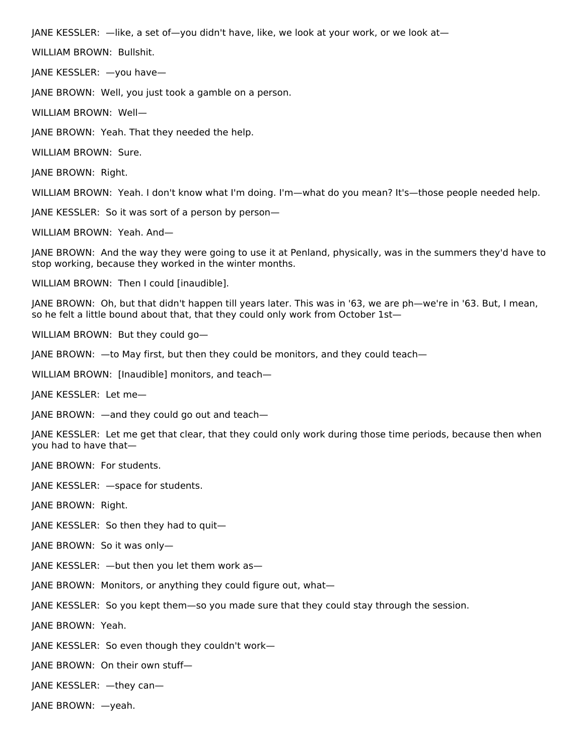JANE KESSLER: —like, a set of—you didn't have, like, we look at your work, or we look at—

WILLIAM BROWN: Bullshit.

JANE KESSLER: —you have—

JANE BROWN: Well, you just took a gamble on a person.

WILLIAM BROWN: Well—

JANE BROWN: Yeah. That they needed the help.

WILLIAM BROWN: Sure.

JANE BROWN: Right.

WILLIAM BROWN: Yeah. I don't know what I'm doing. I'm—what do you mean? It's—those people needed help.

JANE KESSLER: So it was sort of a person by person—

WILLIAM BROWN: Yeah. And—

JANE BROWN: And the way they were going to use it at Penland, physically, was in the summers they'd have to stop working, because they worked in the winter months.

WILLIAM BROWN: Then I could [inaudible].

JANE BROWN: Oh, but that didn't happen till years later. This was in '63, we are ph—we're in '63. But, I mean, so he felt a little bound about that, that they could only work from October 1st—

WILLIAM BROWN: But they could go—

JANE BROWN: —to May first, but then they could be monitors, and they could teach—

WILLIAM BROWN: [Inaudible] monitors, and teach—

JANE KESSLER: Let me—

JANE BROWN: —and they could go out and teach—

JANE KESSLER: Let me get that clear, that they could only work during those time periods, because then when you had to have that—

JANE BROWN: For students.

JANE KESSLER: —space for students.

JANE BROWN: Right.

JANE KESSLER: So then they had to quit—

JANE BROWN: So it was only—

JANE KESSLER: —but then you let them work as—

JANE BROWN: Monitors, or anything they could figure out, what—

JANE KESSLER: So you kept them—so you made sure that they could stay through the session.

JANE BROWN: Yeah.

JANE KESSLER: So even though they couldn't work—

JANE BROWN: On their own stuff—

JANE KESSLER: —they can—

JANE BROWN: —yeah.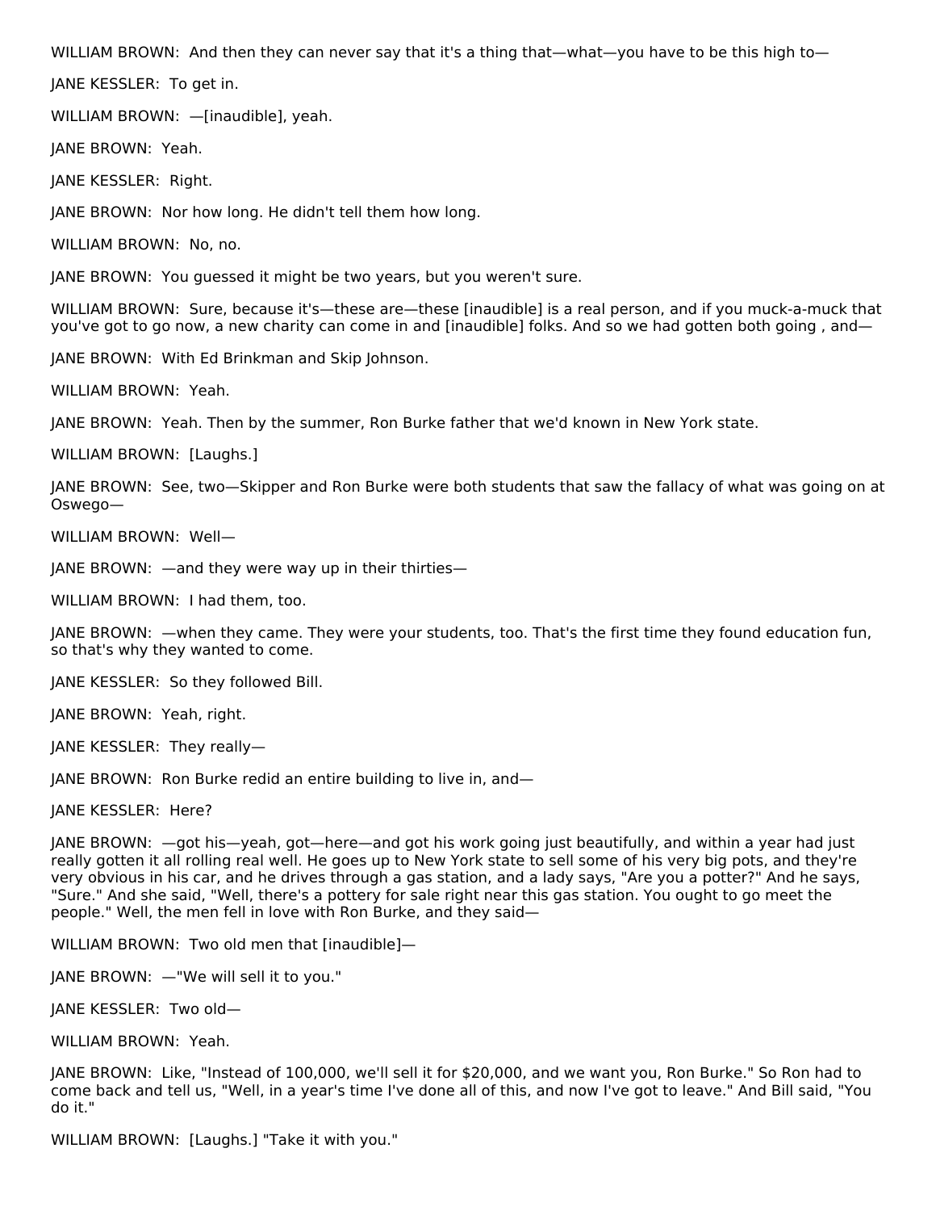WILLIAM BROWN: And then they can never say that it's a thing that—what—you have to be this high to—

JANE KESSLER: To get in.

WILLIAM BROWN: —[inaudible], yeah.

JANE BROWN: Yeah.

JANE KESSLER: Right.

JANE BROWN: Nor how long. He didn't tell them how long.

WILLIAM BROWN: No, no.

JANE BROWN: You guessed it might be two years, but you weren't sure.

WILLIAM BROWN: Sure, because it's—these are—these [inaudible] is a real person, and if you muck-a-muck that you've got to go now, a new charity can come in and [inaudible] folks. And so we had gotten both going , and—

JANE BROWN: With Ed Brinkman and Skip Johnson.

WILLIAM BROWN: Yeah.

JANE BROWN: Yeah. Then by the summer, Ron Burke father that we'd known in New York state.

WILLIAM BROWN: [Laughs.]

JANE BROWN: See, two—Skipper and Ron Burke were both students that saw the fallacy of what was going on at Oswego—

WILLIAM BROWN: Well—

JANE BROWN: —and they were way up in their thirties—

WILLIAM BROWN: I had them, too.

JANE BROWN: —when they came. They were your students, too. That's the first time they found education fun, so that's why they wanted to come.

JANE KESSLER: So they followed Bill.

JANE BROWN: Yeah, right.

JANE KESSLER: They really—

JANE BROWN: Ron Burke redid an entire building to live in, and—

JANE KESSLER: Here?

JANE BROWN: —got his—yeah, got—here—and got his work going just beautifully, and within a year had just really gotten it all rolling real well. He goes up to New York state to sell some of his very big pots, and they're very obvious in his car, and he drives through a gas station, and a lady says, "Are you a potter?" And he says, "Sure." And she said, "Well, there's a pottery for sale right near this gas station. You ought to go meet the people." Well, the men fell in love with Ron Burke, and they said—

WILLIAM BROWN: Two old men that [inaudible]—

JANE BROWN: —"We will sell it to you."

JANE KESSLER: Two old—

WILLIAM BROWN: Yeah.

JANE BROWN: Like, "Instead of 100,000, we'll sell it for $20,000, and we want you, Ron Burke." So Ron had to come back and tell us, "Well, in a year's time I've done all of this, and now I've got to leave." And Bill said, "You do it."

WILLIAM BROWN: [Laughs.] "Take it with you."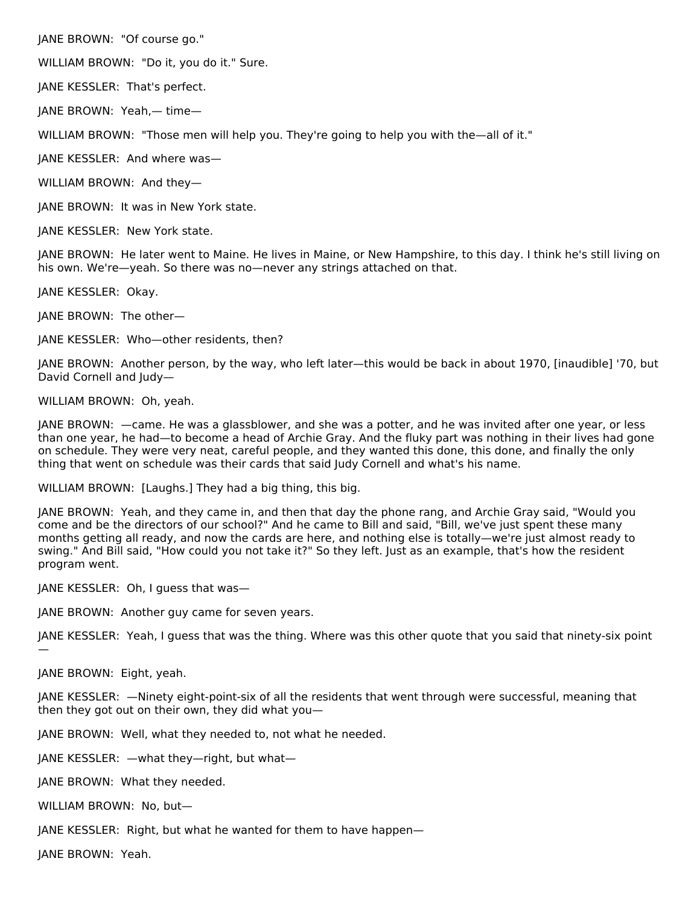JANE BROWN: "Of course go."

WILLIAM BROWN: "Do it, you do it." Sure.

JANE KESSLER: That's perfect.

JANE BROWN: Yeah,— time—

WILLIAM BROWN: "Those men will help you. They're going to help you with the—all of it."

JANE KESSLER: And where was—

WILLIAM BROWN: And they—

JANE BROWN: It was in New York state.

JANE KESSLER: New York state.

JANE BROWN: He later went to Maine. He lives in Maine, or New Hampshire, to this day. I think he's still living on his own. We're—yeah. So there was no—never any strings attached on that.

JANE KESSLER: Okay.

JANE BROWN: The other—

JANE KESSLER: Who—other residents, then?

JANE BROWN: Another person, by the way, who left later—this would be back in about 1970, [inaudible] '70, but David Cornell and Judy—

WILLIAM BROWN: Oh, yeah.

JANE BROWN: —came. He was a glassblower, and she was a potter, and he was invited after one year, or less than one year, he had—to become a head of Archie Gray. And the fluky part was nothing in their lives had gone on schedule. They were very neat, careful people, and they wanted this done, this done, and finally the only thing that went on schedule was their cards that said Judy Cornell and what's his name.

WILLIAM BROWN: [Laughs.] They had a big thing, this big.

JANE BROWN: Yeah, and they came in, and then that day the phone rang, and Archie Gray said, "Would you come and be the directors of our school?" And he came to Bill and said, "Bill, we've just spent these many months getting all ready, and now the cards are here, and nothing else is totally—we're just almost ready to swing." And Bill said, "How could you not take it?" So they left. Just as an example, that's how the resident program went.

JANE KESSLER: Oh, I guess that was—

JANE BROWN: Another guy came for seven years.

JANE KESSLER: Yeah, I guess that was the thing. Where was this other quote that you said that ninety-six point —

JANE BROWN: Eight, yeah.

JANE KESSLER: —Ninety eight-point-six of all the residents that went through were successful, meaning that then they got out on their own, they did what you—

JANE BROWN: Well, what they needed to, not what he needed.

JANE KESSLER: —what they—right, but what—

JANE BROWN: What they needed.

WILLIAM BROWN: No, but—

JANE KESSLER: Right, but what he wanted for them to have happen—

JANE BROWN: Yeah.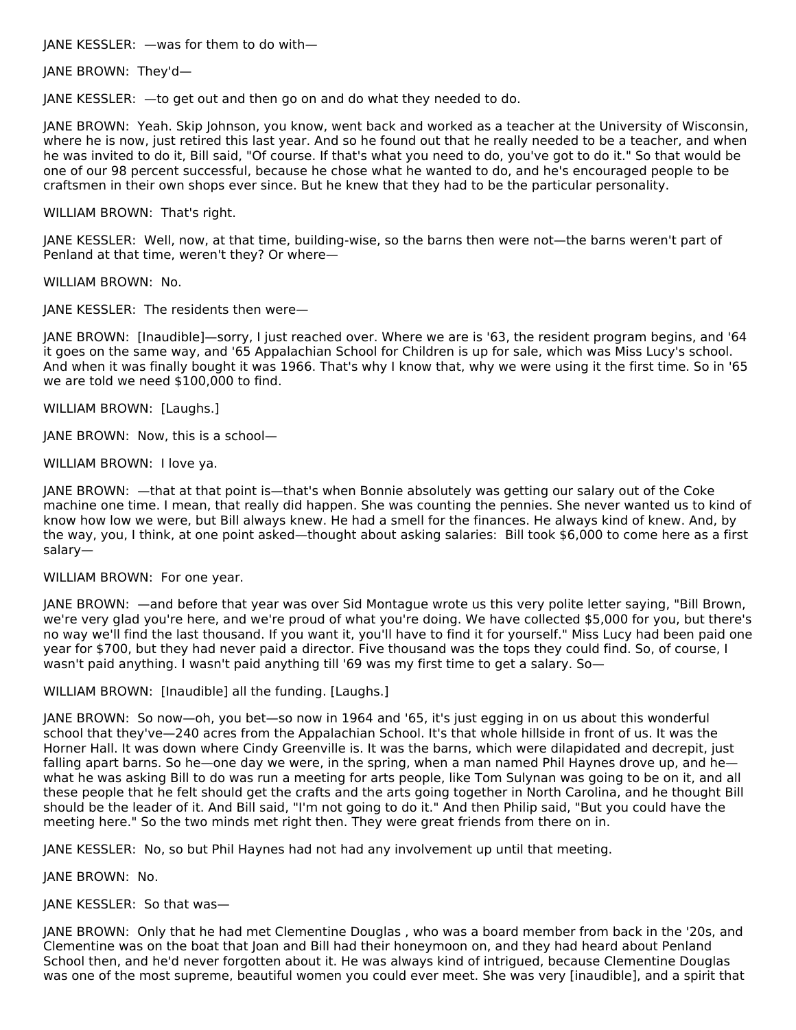JANE KESSLER: —was for them to do with—

JANE BROWN: They'd—

JANE KESSLER: —to get out and then go on and do what they needed to do.

JANE BROWN: Yeah. Skip Johnson, you know, went back and worked as a teacher at the University of Wisconsin, where he is now, just retired this last year. And so he found out that he really needed to be a teacher, and when he was invited to do it, Bill said, "Of course. If that's what you need to do, you've got to do it." So that would be one of our 98 percent successful, because he chose what he wanted to do, and he's encouraged people to be craftsmen in their own shops ever since. But he knew that they had to be the particular personality.

WILLIAM BROWN: That's right.

JANE KESSLER: Well, now, at that time, building-wise, so the barns then were not—the barns weren't part of Penland at that time, weren't they? Or where—

WILLIAM BROWN: No.

JANE KESSLER: The residents then were—

JANE BROWN: [Inaudible]—sorry, I just reached over. Where we are is '63, the resident program begins, and '64 it goes on the same way, and '65 Appalachian School for Children is up for sale, which was Miss Lucy's school. And when it was finally bought it was 1966. That's why I know that, why we were using it the first time. So in '65 we are told we need $100,000 to find.

WILLIAM BROWN: [Laughs.]

JANE BROWN: Now, this is a school—

WILLIAM BROWN: I love ya.

JANE BROWN: —that at that point is—that's when Bonnie absolutely was getting our salary out of the Coke machine one time. I mean, that really did happen. She was counting the pennies. She never wanted us to kind of know how low we were, but Bill always knew. He had a smell for the finances. He always kind of knew. And, by the way, you, I think, at one point asked—thought about asking salaries: Bill took $6,000 to come here as a first salary—

WILLIAM BROWN: For one year.

JANE BROWN: —and before that year was over Sid Montague wrote us this very polite letter saying, "Bill Brown, we're very glad you're here, and we're proud of what you're doing. We have collected $5,000 for you, but there's no way we'll find the last thousand. If you want it, you'll have to find it for yourself." Miss Lucy had been paid one year for $700, but they had never paid a director. Five thousand was the tops they could find. So, of course, I wasn't paid anything. I wasn't paid anything till '69 was my first time to get a salary. So—

WILLIAM BROWN: [Inaudible] all the funding. [Laughs.]

JANE BROWN: So now—oh, you bet—so now in 1964 and '65, it's just egging in on us about this wonderful school that they've—240 acres from the Appalachian School. It's that whole hillside in front of us. It was the Horner Hall. It was down where Cindy Greenville is. It was the barns, which were dilapidated and decrepit, just falling apart barns. So he—one day we were, in the spring, when a man named Phil Haynes drove up, and he—what he was asking Bill to do was run a meeting for arts people, like Tom Sulynan was going to be on it, and all these people that he felt should get the crafts and the arts going together in North Carolina, and he thought Bill should be the leader of it. And Bill said, "I'm not going to do it." And then Philip said, "But you could have the meeting here." So the two minds met right then. They were great friends from there on in.

JANE KESSLER: No, so but Phil Haynes had not had any involvement up until that meeting.

JANE BROWN: No.

JANE KESSLER: So that was—

JANE BROWN: Only that he had met Clementine Douglas , who was a board member from back in the '20s, and Clementine was on the boat that Joan and Bill had their honeymoon on, and they had heard about Penland School then, and he'd never forgotten about it. He was always kind of intrigued, because Clementine Douglas was one of the most supreme, beautiful women you could ever meet. She was very [inaudible], and a spirit that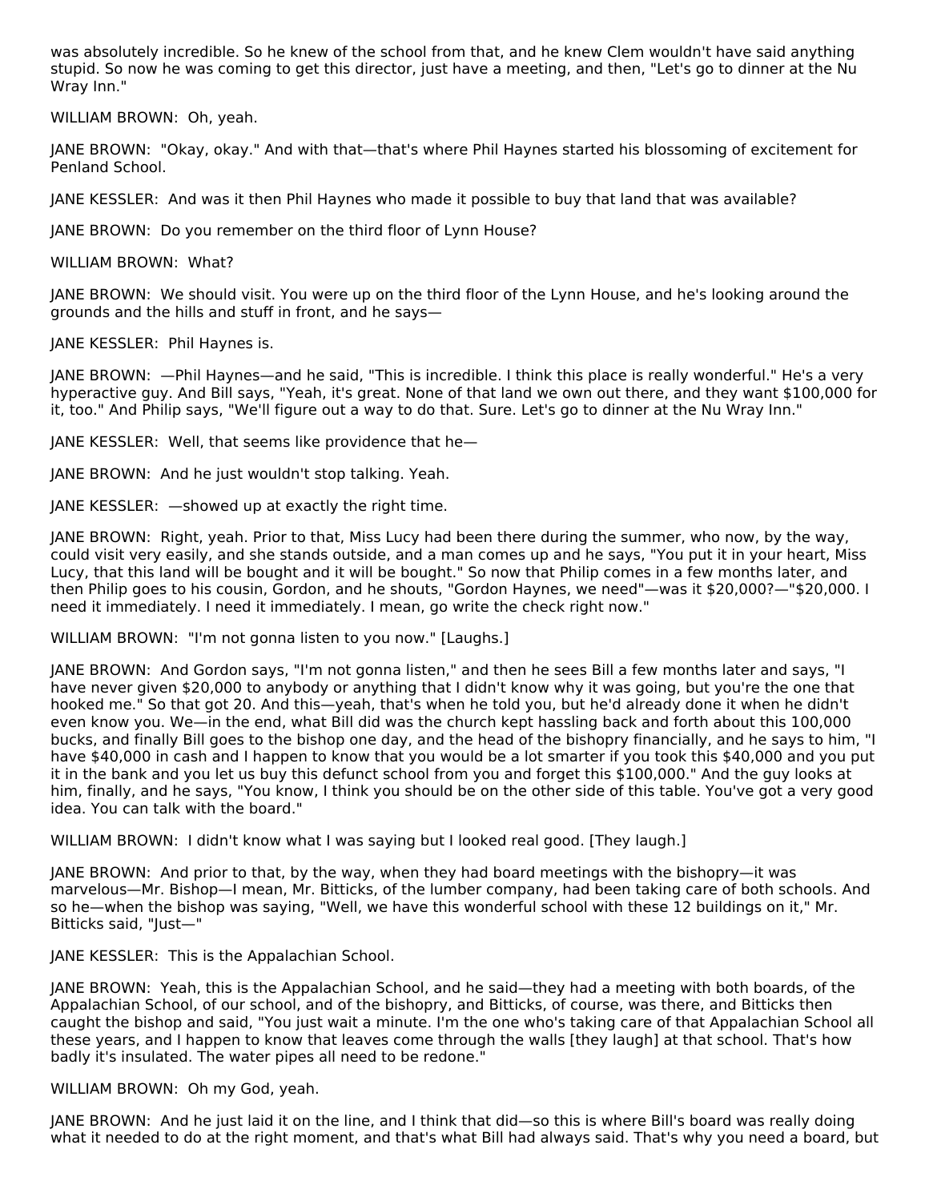was absolutely incredible. So he knew of the school from that, and he knew Clem wouldn't have said anything stupid. So now he was coming to get this director, just have a meeting, and then, "Let's go to dinner at the Nu Wray Inn."

WILLIAM BROWN: Oh, yeah.

JANE BROWN: "Okay, okay." And with that—that's where Phil Haynes started his blossoming of excitement for Penland School.

JANE KESSLER: And was it then Phil Haynes who made it possible to buy that land that was available?

JANE BROWN: Do you remember on the third floor of Lynn House?

WILLIAM BROWN: What?

JANE BROWN: We should visit. You were up on the third floor of the Lynn House, and he's looking around the grounds and the hills and stuff in front, and he says—

JANE KESSLER: Phil Haynes is.

JANE BROWN: —Phil Haynes—and he said, "This is incredible. I think this place is really wonderful." He's a very hyperactive guy. And Bill says, "Yeah, it's great. None of that land we own out there, and they want $100,000 for it, too." And Philip says, "We'll figure out a way to do that. Sure. Let's go to dinner at the Nu Wray Inn."

JANE KESSLER: Well, that seems like providence that he—

JANE BROWN: And he just wouldn't stop talking. Yeah.

JANE KESSLER: —showed up at exactly the right time.

JANE BROWN: Right, yeah. Prior to that, Miss Lucy had been there during the summer, who now, by the way, could visit very easily, and she stands outside, and a man comes up and he says, "You put it in your heart, Miss Lucy, that this land will be bought and it will be bought." So now that Philip comes in a few months later, and then Philip goes to his cousin, Gordon, and he shouts, "Gordon Haynes, we need"—was it $20,000?—"$20,000. I need it immediately. I need it immediately. I mean, go write the check right now."

WILLIAM BROWN: "I'm not gonna listen to you now." [Laughs.]

JANE BROWN: And Gordon says, "I'm not gonna listen," and then he sees Bill a few months later and says, "I have never given $20,000 to anybody or anything that I didn't know why it was going, but you're the one that hooked me." So that got 20. And this—yeah, that's when he told you, but he'd already done it when he didn't even know you. We—in the end, what Bill did was the church kept hassling back and forth about this 100,000 bucks, and finally Bill goes to the bishop one day, and the head of the bishopry financially, and he says to him, "I have $40,000 in cash and I happen to know that you would be a lot smarter if you took this $40,000 and you put it in the bank and you let us buy this defunct school from you and forget this $100,000." And the guy looks at him, finally, and he says, "You know, I think you should be on the other side of this table. You've got a very good idea. You can talk with the board."

WILLIAM BROWN: I didn't know what I was saying but I looked real good. [They laugh.]

JANE BROWN: And prior to that, by the way, when they had board meetings with the bishopry—it was marvelous—Mr. Bishop—I mean, Mr. Bitticks, of the lumber company, had been taking care of both schools. And so he—when the bishop was saying, "Well, we have this wonderful school with these 12 buildings on it," Mr. Bitticks said, "Just—"

JANE KESSLER: This is the Appalachian School.

JANE BROWN: Yeah, this is the Appalachian School, and he said—they had a meeting with both boards, of the Appalachian School, of our school, and of the bishopry, and Bitticks, of course, was there, and Bitticks then caught the bishop and said, "You just wait a minute. I'm the one who's taking care of that Appalachian School all these years, and I happen to know that leaves come through the walls [they laugh] at that school. That's how badly it's insulated. The water pipes all need to be redone."

WILLIAM BROWN: Oh my God, yeah.

JANE BROWN: And he just laid it on the line, and I think that did—so this is where Bill's board was really doing what it needed to do at the right moment, and that's what Bill had always said. That's why you need a board, but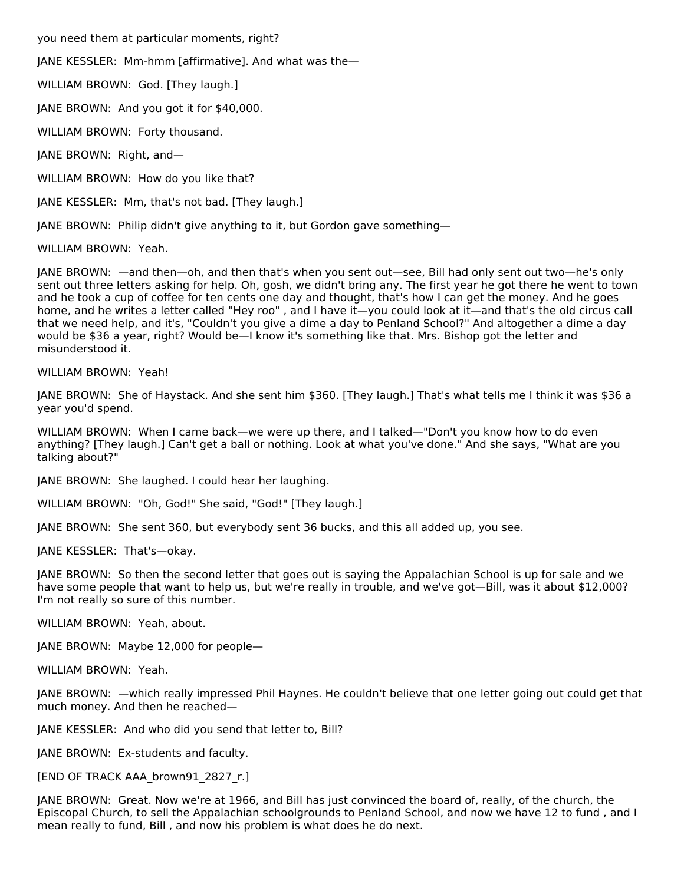you need them at particular moments, right?

JANE KESSLER: Mm-hmm [affirmative]. And what was the—

WILLIAM BROWN: God. [They laugh.]

JANE BROWN: And you got it for $40,000.

WILLIAM BROWN: Forty thousand.

JANE BROWN: Right, and—

WILLIAM BROWN: How do you like that?

JANE KESSLER: Mm, that's not bad. [They laugh.]

JANE BROWN: Philip didn't give anything to it, but Gordon gave something—

WILLIAM BROWN: Yeah.

JANE BROWN: —and then—oh, and then that's when you sent out—see, Bill had only sent out two—he's only sent out three letters asking for help. Oh, gosh, we didn't bring any. The first year he got there he went to town and he took a cup of coffee for ten cents one day and thought, that's how I can get the money. And he goes home, and he writes a letter called "Hey roo" , and I have it—you could look at it—and that's the old circus call that we need help, and it's, "Couldn't you give a dime a day to Penland School?" And altogether a dime a day would be $36 a year, right? Would be—I know it's something like that. Mrs. Bishop got the letter and misunderstood it.

WILLIAM BROWN: Yeah!

JANE BROWN: She of Haystack. And she sent him $360. [They laugh.] That's what tells me I think it was $36 a year you'd spend.

WILLIAM BROWN: When I came back—we were up there, and I talked—"Don't you know how to do even anything? [They laugh.] Can't get a ball or nothing. Look at what you've done." And she says, "What are you talking about?"

JANE BROWN: She laughed. I could hear her laughing.

WILLIAM BROWN: "Oh, God!" She said, "God!" [They laugh.]

JANE BROWN: She sent 360, but everybody sent 36 bucks, and this all added up, you see.

JANE KESSLER: That's—okay.

JANE BROWN: So then the second letter that goes out is saying the Appalachian School is up for sale and we have some people that want to help us, but we're really in trouble, and we've got—Bill, was it about $12,000? I'm not really so sure of this number.

WILLIAM BROWN: Yeah, about.

JANE BROWN: Maybe 12,000 for people—

WILLIAM BROWN: Yeah.

JANE BROWN: —which really impressed Phil Haynes. He couldn't believe that one letter going out could get that much money. And then he reached—

JANE KESSLER: And who did you send that letter to, Bill?

JANE BROWN: Ex-students and faculty.

[END OF TRACK AAA_brown91_2827_r.]

JANE BROWN: Great. Now we're at 1966, and Bill has just convinced the board of, really, of the church, the Episcopal Church, to sell the Appalachian schoolgrounds to Penland School, and now we have 12 to fund , and I mean really to fund, Bill , and now his problem is what does he do next.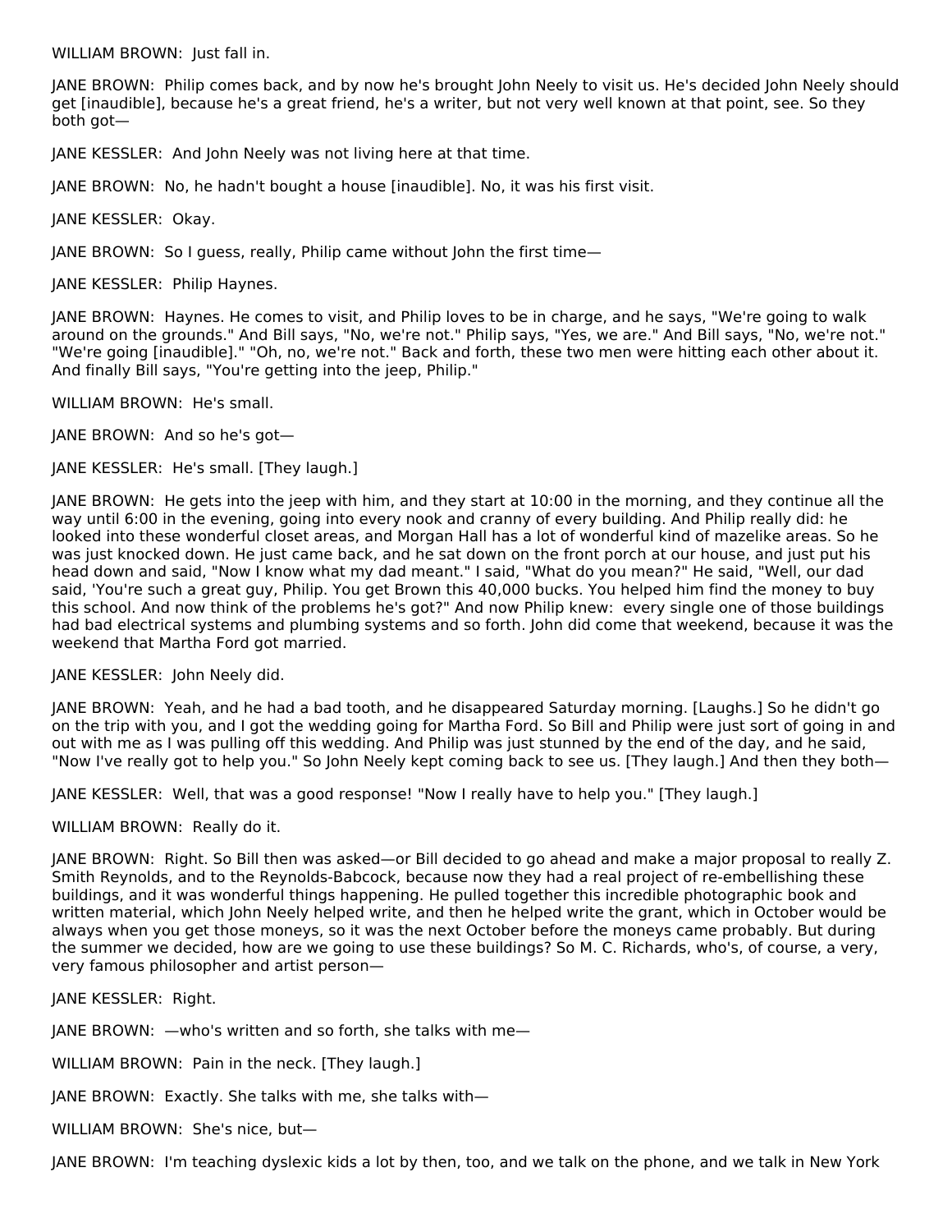WILLIAM BROWN: Just fall in.

JANE BROWN: Philip comes back, and by now he's brought John Neely to visit us. He's decided John Neely should get [inaudible], because he's a great friend, he's a writer, but not very well known at that point, see. So they both got—

JANE KESSLER: And John Neely was not living here at that time.

JANE BROWN: No, he hadn't bought a house [inaudible]. No, it was his first visit.

JANE KESSLER: Okay.

JANE BROWN: So I guess, really, Philip came without John the first time—

JANE KESSLER: Philip Haynes.

JANE BROWN: Haynes. He comes to visit, and Philip loves to be in charge, and he says, "We're going to walk around on the grounds." And Bill says, "No, we're not." Philip says, "Yes, we are." And Bill says, "No, we're not." "We're going [inaudible]." "Oh, no, we're not." Back and forth, these two men were hitting each other about it. And finally Bill says, "You're getting into the jeep, Philip."

WILLIAM BROWN: He's small.

JANE BROWN: And so he's got—

JANE KESSLER: He's small. [They laugh.]

JANE BROWN: He gets into the jeep with him, and they start at 10:00 in the morning, and they continue all the way until 6:00 in the evening, going into every nook and cranny of every building. And Philip really did: he looked into these wonderful closet areas, and Morgan Hall has a lot of wonderful kind of mazelike areas. So he was just knocked down. He just came back, and he sat down on the front porch at our house, and just put his head down and said, "Now I know what my dad meant." I said, "What do you mean?" He said, "Well, our dad said, 'You're such a great guy, Philip. You get Brown this 40,000 bucks. You helped him find the money to buy this school. And now think of the problems he's got?" And now Philip knew: every single one of those buildings had bad electrical systems and plumbing systems and so forth. John did come that weekend, because it was the weekend that Martha Ford got married.

JANE KESSLER: John Neely did.

JANE BROWN: Yeah, and he had a bad tooth, and he disappeared Saturday morning. [Laughs.] So he didn't go on the trip with you, and I got the wedding going for Martha Ford. So Bill and Philip were just sort of going in and out with me as I was pulling off this wedding. And Philip was just stunned by the end of the day, and he said, "Now I've really got to help you." So John Neely kept coming back to see us. [They laugh.] And then they both—

JANE KESSLER: Well, that was a good response! "Now I really have to help you." [They laugh.]

WILLIAM BROWN: Really do it.

JANE BROWN: Right. So Bill then was asked—or Bill decided to go ahead and make a major proposal to really Z. Smith Reynolds, and to the Reynolds-Babcock, because now they had a real project of re-embellishing these buildings, and it was wonderful things happening. He pulled together this incredible photographic book and written material, which John Neely helped write, and then he helped write the grant, which in October would be always when you get those moneys, so it was the next October before the moneys came probably. But during the summer we decided, how are we going to use these buildings? So M. C. Richards, who's, of course, a very, very famous philosopher and artist person—

JANE KESSLER: Right.

JANE BROWN: —who's written and so forth, she talks with me—

WILLIAM BROWN: Pain in the neck. [They laugh.]

JANE BROWN: Exactly. She talks with me, she talks with—

WILLIAM BROWN: She's nice, but—

JANE BROWN: I'm teaching dyslexic kids a lot by then, too, and we talk on the phone, and we talk in New York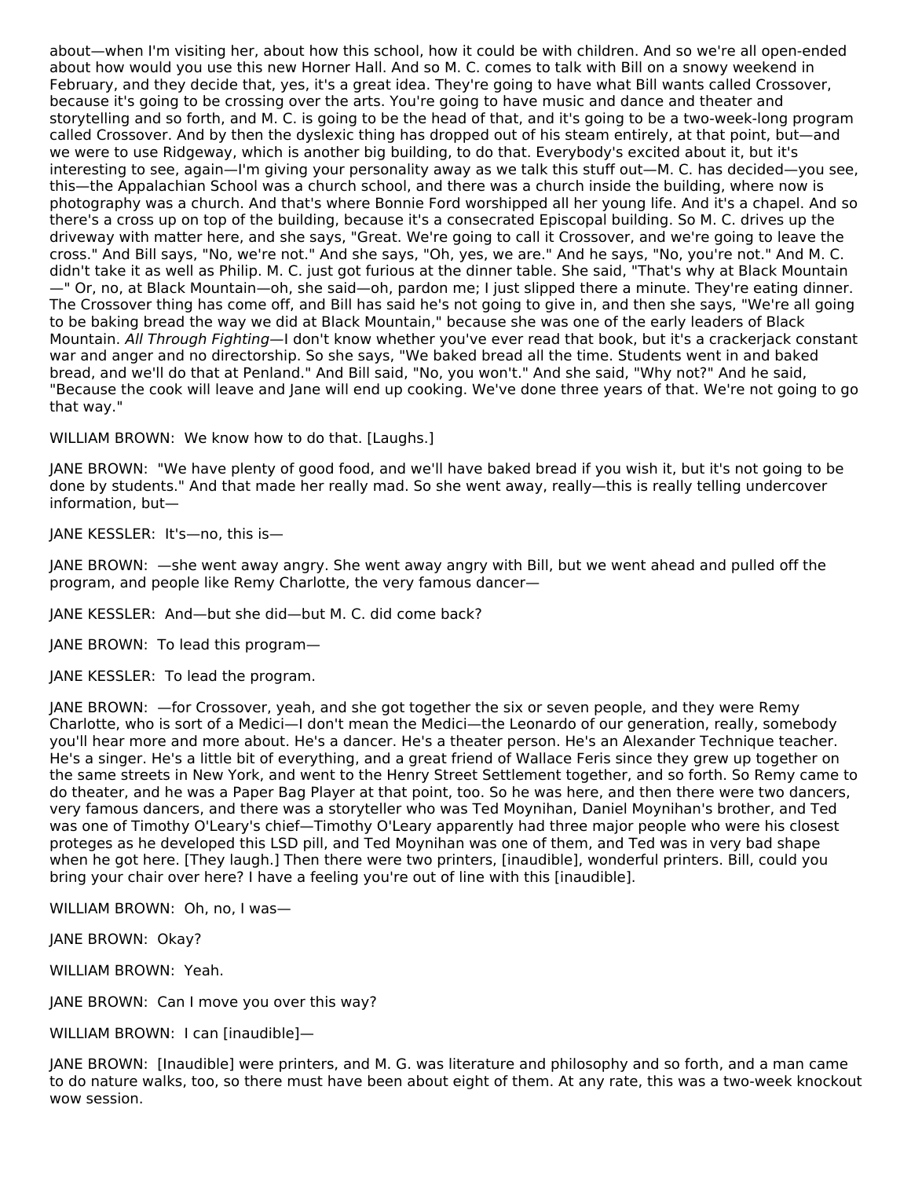about—when I'm visiting her, about how this school, how it could be with children. And so we're all open-ended about how would you use this new Horner Hall. And so M. C. comes to talk with Bill on a snowy weekend in February, and they decide that, yes, it's a great idea. They're going to have what Bill wants called Crossover, because it's going to be crossing over the arts. You're going to have music and dance and theater and storytelling and so forth, and M. C. is going to be the head of that, and it's going to be a two-week-long program called Crossover. And by then the dyslexic thing has dropped out of his steam entirely, at that point, but—and we were to use Ridgeway, which is another big building, to do that. Everybody's excited about it, but it's interesting to see, again—I'm giving your personality away as we talk this stuff out—M. C. has decided—you see, this—the Appalachian School was a church school, and there was a church inside the building, where now is photography was a church. And that's where Bonnie Ford worshipped all her young life. And it's a chapel. And so there's a cross up on top of the building, because it's a consecrated Episcopal building. So M. C. drives up the driveway with matter here, and she says, "Great. We're going to call it Crossover, and we're going to leave the cross." And Bill says, "No, we're not." And she says, "Oh, yes, we are." And he says, "No, you're not." And M. C. didn't take it as well as Philip. M. C. just got furious at the dinner table. She said, "That's why at Black Mountain—" Or, no, at Black Mountain—oh, she said—oh, pardon me; I just slipped there a minute. They're eating dinner. The Crossover thing has come off, and Bill has said he's not going to give in, and then she says, "We're all going to be baking bread the way we did at Black Mountain," because she was one of the early leaders of Black Mountain. *All Through Fighting*—I don't know whether you've ever read that book, but it's a crackerjack constant war and anger and no directorship. So she says, "We baked bread all the time. Students went in and baked bread, and we'll do that at Penland." And Bill said, "No, you won't." And she said, "Why not?" And he said, "Because the cook will leave and Jane will end up cooking. We've done three years of that. We're not going to go that way."

WILLIAM BROWN: We know how to do that. [Laughs.]

JANE BROWN: "We have plenty of good food, and we'll have baked bread if you wish it, but it's not going to be done by students." And that made her really mad. So she went away, really—this is really telling undercover information, but—

JANE KESSLER: It's—no, this is—

JANE BROWN: —she went away angry. She went away angry with Bill, but we went ahead and pulled off the program, and people like Remy Charlotte, the very famous dancer—

JANE KESSLER: And—but she did—but M. C. did come back?

JANE BROWN: To lead this program—

JANE KESSLER: To lead the program.

JANE BROWN: —for Crossover, yeah, and she got together the six or seven people, and they were Remy Charlotte, who is sort of a Medici—I don't mean the Medici—the Leonardo of our generation, really, somebody you'll hear more and more about. He's a dancer. He's a theater person. He's an Alexander Technique teacher. He's a singer. He's a little bit of everything, and a great friend of Wallace Feris since they grew up together on the same streets in New York, and went to the Henry Street Settlement together, and so forth. So Remy came to do theater, and he was a Paper Bag Player at that point, too. So he was here, and then there were two dancers, very famous dancers, and there was a storyteller who was Ted Moynihan, Daniel Moynihan's brother, and Ted was one of Timothy O'Leary's chief—Timothy O'Leary apparently had three major people who were his closest proteges as he developed this LSD pill, and Ted Moynihan was one of them, and Ted was in very bad shape when he got here. [They laugh.] Then there were two printers, [inaudible], wonderful printers. Bill, could you bring your chair over here? I have a feeling you're out of line with this [inaudible].

WILLIAM BROWN: Oh, no, I was—

JANE BROWN: Okay?

WILLIAM BROWN: Yeah.

JANE BROWN: Can I move you over this way?

WILLIAM BROWN: I can [inaudible]—

JANE BROWN: [Inaudible] were printers, and M. G. was literature and philosophy and so forth, and a man came to do nature walks, too, so there must have been about eight of them. At any rate, this was a two-week knockout wow session.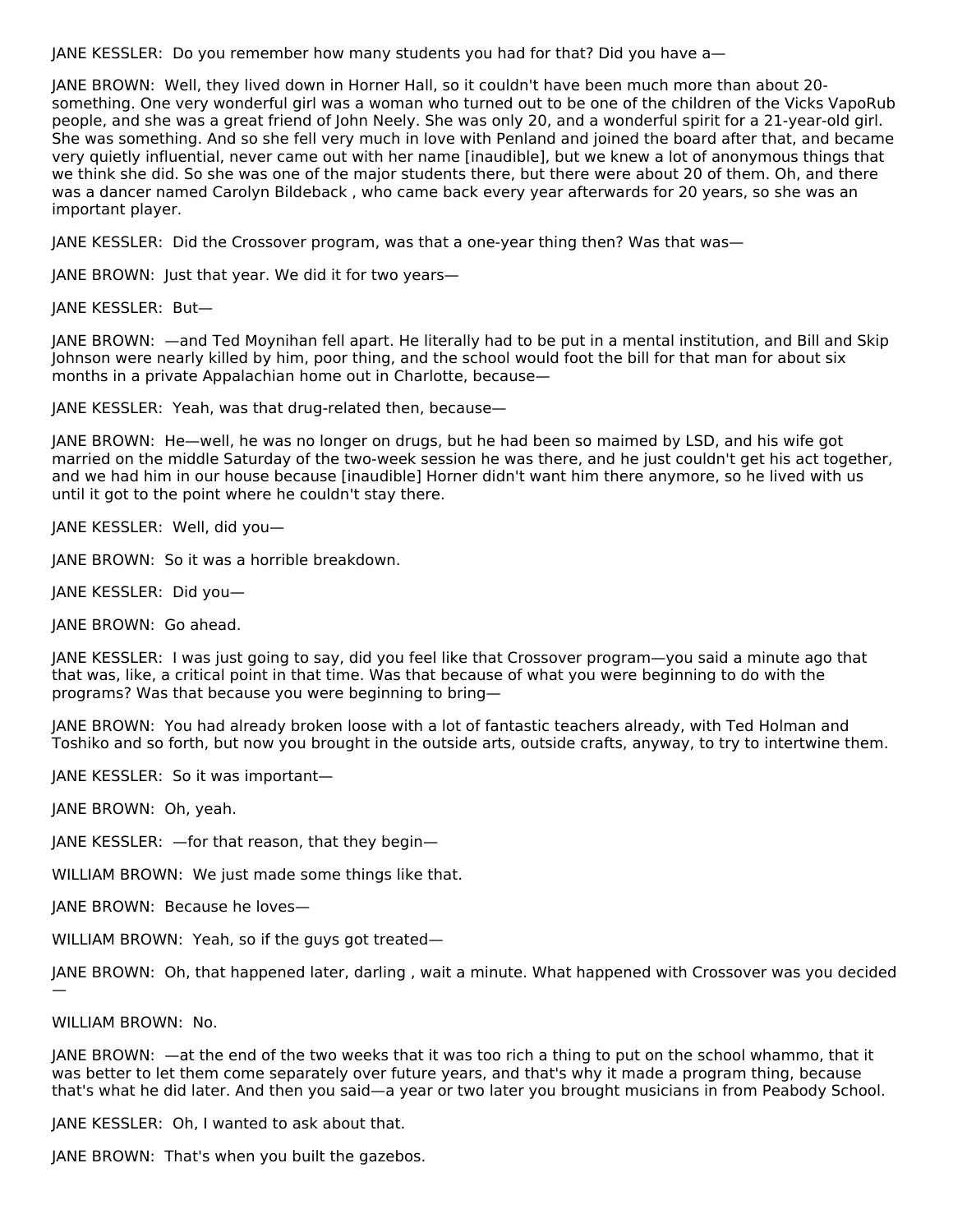JANE KESSLER: Do you remember how many students you had for that? Did you have a—

JANE BROWN: Well, they lived down in Horner Hall, so it couldn't have been much more than about 20-something. One very wonderful girl was a woman who turned out to be one of the children of the Vicks VapoRub people, and she was a great friend of John Neely. She was only 20, and a wonderful spirit for a 21-year-old girl. She was something. And so she fell very much in love with Penland and joined the board after that, and became very quietly influential, never came out with her name [inaudible], but we knew a lot of anonymous things that we think she did. So she was one of the major students there, but there were about 20 of them. Oh, and there was a dancer named Carolyn Bildeback , who came back every year afterwards for 20 years, so she was an important player.

JANE KESSLER: Did the Crossover program, was that a one-year thing then? Was that was—

JANE BROWN: Just that year. We did it for two years—

JANE KESSLER: But—

JANE BROWN: —and Ted Moynihan fell apart. He literally had to be put in a mental institution, and Bill and Skip Johnson were nearly killed by him, poor thing, and the school would foot the bill for that man for about six months in a private Appalachian home out in Charlotte, because—

JANE KESSLER: Yeah, was that drug-related then, because—

JANE BROWN: He—well, he was no longer on drugs, but he had been so maimed by LSD, and his wife got married on the middle Saturday of the two-week session he was there, and he just couldn't get his act together, and we had him in our house because [inaudible] Horner didn't want him there anymore, so he lived with us until it got to the point where he couldn't stay there.

JANE KESSLER: Well, did you—

JANE BROWN: So it was a horrible breakdown.

JANE KESSLER: Did you—

JANE BROWN: Go ahead.

JANE KESSLER: I was just going to say, did you feel like that Crossover program—you said a minute ago that that was, like, a critical point in that time. Was that because of what you were beginning to do with the programs? Was that because you were beginning to bring—

JANE BROWN: You had already broken loose with a lot of fantastic teachers already, with Ted Holman and Toshiko and so forth, but now you brought in the outside arts, outside crafts, anyway, to try to intertwine them.

JANE KESSLER: So it was important—

JANE BROWN: Oh, yeah.

JANE KESSLER: —for that reason, that they begin—

WILLIAM BROWN: We just made some things like that.

JANE BROWN: Because he loves—

WILLIAM BROWN: Yeah, so if the guys got treated—

JANE BROWN: Oh, that happened later, darling , wait a minute. What happened with Crossover was you decided —

WILLIAM BROWN: No.

JANE BROWN: —at the end of the two weeks that it was too rich a thing to put on the school whammo, that it was better to let them come separately over future years, and that's why it made a program thing, because that's what he did later. And then you said—a year or two later you brought musicians in from Peabody School.

JANE KESSLER: Oh, I wanted to ask about that.

JANE BROWN: That's when you built the gazebos.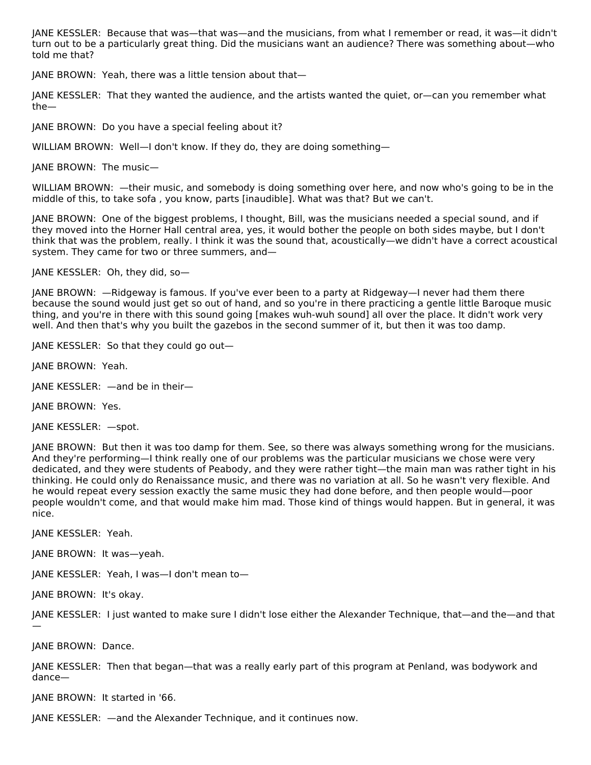JANE KESSLER: Because that was—that was—and the musicians, from what I remember or read, it was—it didn't turn out to be a particularly great thing. Did the musicians want an audience? There was something about—who told me that?

JANE BROWN: Yeah, there was a little tension about that—

JANE KESSLER: That they wanted the audience, and the artists wanted the quiet, or—can you remember what the—

JANE BROWN: Do you have a special feeling about it?

WILLIAM BROWN: Well—I don't know. If they do, they are doing something—

JANE BROWN: The music—

WILLIAM BROWN: —their music, and somebody is doing something over here, and now who's going to be in the middle of this, to take sofa , you know, parts [inaudible]. What was that? But we can't.

JANE BROWN: One of the biggest problems, I thought, Bill, was the musicians needed a special sound, and if they moved into the Horner Hall central area, yes, it would bother the people on both sides maybe, but I don't think that was the problem, really. I think it was the sound that, acoustically—we didn't have a correct acoustical system. They came for two or three summers, and—

JANE KESSLER: Oh, they did, so—

JANE BROWN: —Ridgeway is famous. If you've ever been to a party at Ridgeway—I never had them there because the sound would just get so out of hand, and so you're in there practicing a gentle little Baroque music thing, and you're in there with this sound going [makes wuh-wuh sound] all over the place. It didn't work very well. And then that's why you built the gazebos in the second summer of it, but then it was too damp.

JANE KESSLER: So that they could go out—

JANE BROWN: Yeah.

JANE KESSLER: —and be in their—

JANE BROWN: Yes.

JANE KESSLER: —spot.

JANE BROWN: But then it was too damp for them. See, so there was always something wrong for the musicians. And they're performing—I think really one of our problems was the particular musicians we chose were very dedicated, and they were students of Peabody, and they were rather tight—the main man was rather tight in his thinking. He could only do Renaissance music, and there was no variation at all. So he wasn't very flexible. And he would repeat every session exactly the same music they had done before, and then people would—poor people wouldn't come, and that would make him mad. Those kind of things would happen. But in general, it was nice.

JANE KESSLER: Yeah.

JANE BROWN: It was—yeah.

JANE KESSLER: Yeah, I was—I don't mean to—

JANE BROWN: It's okay.

JANE KESSLER: I just wanted to make sure I didn't lose either the Alexander Technique, that—and the—and that—

JANE BROWN: Dance.

JANE KESSLER: Then that began—that was a really early part of this program at Penland, was bodywork and dance—

JANE BROWN: It started in '66.

JANE KESSLER: —and the Alexander Technique, and it continues now.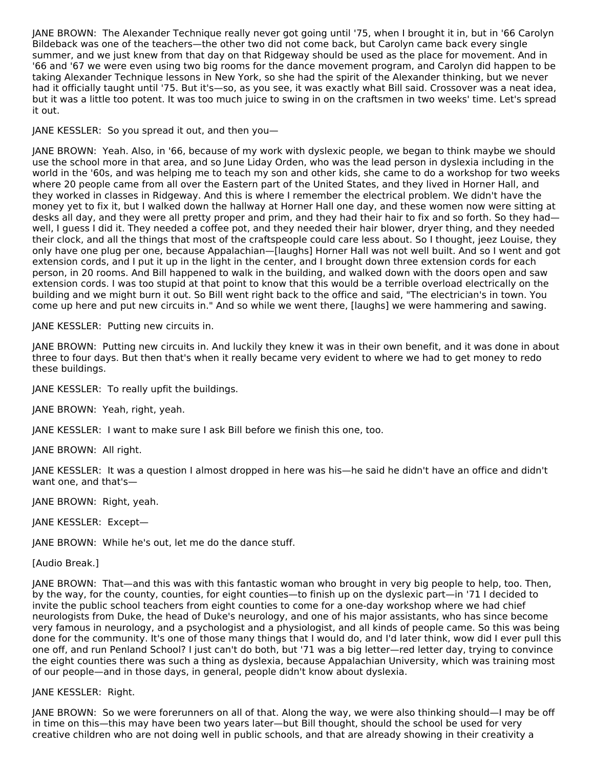JANE BROWN: The Alexander Technique really never got going until '75, when I brought it in, but in '66 Carolyn Bildeback was one of the teachers—the other two did not come back, but Carolyn came back every single summer, and we just knew from that day on that Ridgeway should be used as the place for movement. And in '66 and '67 we were even using two big rooms for the dance movement program, and Carolyn did happen to be taking Alexander Technique lessons in New York, so she had the spirit of the Alexander thinking, but we never had it officially taught until '75. But it's—so, as you see, it was exactly what Bill said. Crossover was a neat idea, but it was a little too potent. It was too much juice to swing in on the craftsmen in two weeks' time. Let's spread it out.

JANE KESSLER: So you spread it out, and then you—

JANE BROWN: Yeah. Also, in '66, because of my work with dyslexic people, we began to think maybe we should use the school more in that area, and so June Liday Orden, who was the lead person in dyslexia including in the world in the '60s, and was helping me to teach my son and other kids, she came to do a workshop for two weeks where 20 people came from all over the Eastern part of the United States, and they lived in Horner Hall, and they worked in classes in Ridgeway. And this is where I remember the electrical problem. We didn't have the money yet to fix it, but I walked down the hallway at Horner Hall one day, and these women now were sitting at desks all day, and they were all pretty proper and prim, and they had their hair to fix and so forth. So they had—well, I guess I did it. They needed a coffee pot, and they needed their hair blower, dryer thing, and they needed their clock, and all the things that most of the craftspeople could care less about. So I thought, jeez Louise, they only have one plug per one, because Appalachian—[laughs] Horner Hall was not well built. And so I went and got extension cords, and I put it up in the light in the center, and I brought down three extension cords for each person, in 20 rooms. And Bill happened to walk in the building, and walked down with the doors open and saw extension cords. I was too stupid at that point to know that this would be a terrible overload electrically on the building and we might burn it out. So Bill went right back to the office and said, "The electrician's in town. You come up here and put new circuits in." And so while we went there, [laughs] we were hammering and sawing.

JANE KESSLER: Putting new circuits in.

JANE BROWN: Putting new circuits in. And luckily they knew it was in their own benefit, and it was done in about three to four days. But then that's when it really became very evident to where we had to get money to redo these buildings.

JANE KESSLER: To really upfit the buildings.

JANE BROWN: Yeah, right, yeah.

JANE KESSLER: I want to make sure I ask Bill before we finish this one, too.

JANE BROWN: All right.

JANE KESSLER: It was a question I almost dropped in here was his—he said he didn't have an office and didn't want one, and that's—

JANE BROWN: Right, yeah.

JANE KESSLER: Except—

JANE BROWN: While he's out, let me do the dance stuff.

[Audio Break.]

JANE BROWN: That—and this was with this fantastic woman who brought in very big people to help, too. Then, by the way, for the county, counties, for eight counties—to finish up on the dyslexic part—in '71 I decided to invite the public school teachers from eight counties to come for a one-day workshop where we had chief neurologists from Duke, the head of Duke's neurology, and one of his major assistants, who has since become very famous in neurology, and a psychologist and a physiologist, and all kinds of people came. So this was being done for the community. It's one of those many things that I would do, and I'd later think, wow did I ever pull this one off, and run Penland School? I just can't do both, but '71 was a big letter—red letter day, trying to convince the eight counties there was such a thing as dyslexia, because Appalachian University, which was training most of our people—and in those days, in general, people didn't know about dyslexia.

JANE KESSLER: Right.

JANE BROWN: So we were forerunners on all of that. Along the way, we were also thinking should—I may be off in time on this—this may have been two years later—but Bill thought, should the school be used for very creative children who are not doing well in public schools, and that are already showing in their creativity a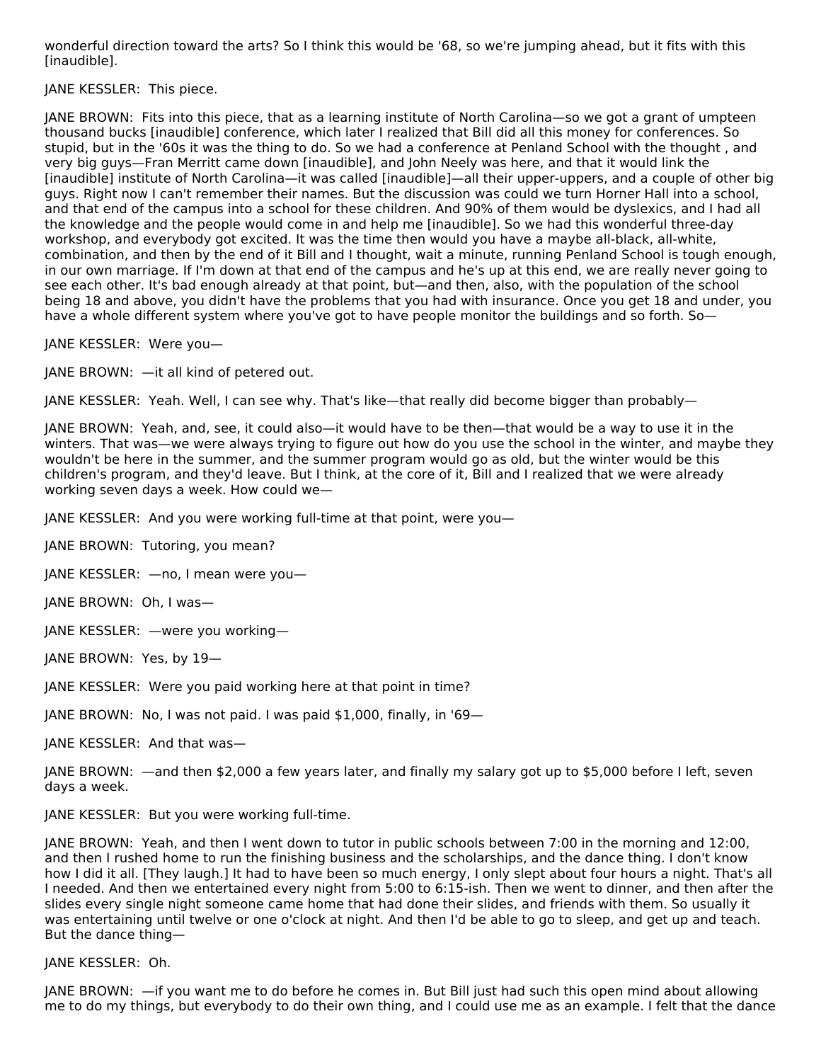wonderful direction toward the arts? So I think this would be '68, so we're jumping ahead, but it fits with this [inaudible].

JANE KESSLER: This piece.

JANE BROWN: Fits into this piece, that as a learning institute of North Carolina—so we got a grant of umpteen thousand bucks [inaudible] conference, which later I realized that Bill did all this money for conferences. So stupid, but in the '60s it was the thing to do. So we had a conference at Penland School with the thought , and very big guys—Fran Merritt came down [inaudible], and John Neely was here, and that it would link the [inaudible] institute of North Carolina—it was called [inaudible]—all their upper-uppers, and a couple of other big guys. Right now I can't remember their names. But the discussion was could we turn Horner Hall into a school, and that end of the campus into a school for these children. And 90% of them would be dyslexics, and I had all the knowledge and the people would come in and help me [inaudible]. So we had this wonderful three-day workshop, and everybody got excited. It was the time then would you have a maybe all-black, all-white, combination, and then by the end of it Bill and I thought, wait a minute, running Penland School is tough enough, in our own marriage. If I'm down at that end of the campus and he's up at this end, we are really never going to see each other. It's bad enough already at that point, but—and then, also, with the population of the school being 18 and above, you didn't have the problems that you had with insurance. Once you get 18 and under, you have a whole different system where you've got to have people monitor the buildings and so forth. So—

JANE KESSLER: Were you—

JANE BROWN: —it all kind of petered out.

JANE KESSLER: Yeah. Well, I can see why. That's like—that really did become bigger than probably—

JANE BROWN: Yeah, and, see, it could also—it would have to be then—that would be a way to use it in the winters. That was—we were always trying to figure out how do you use the school in the winter, and maybe they wouldn't be here in the summer, and the summer program would go as old, but the winter would be this children's program, and they'd leave. But I think, at the core of it, Bill and I realized that we were already working seven days a week. How could we—

JANE KESSLER: And you were working full-time at that point, were you—

JANE BROWN: Tutoring, you mean?

JANE KESSLER: —no, I mean were you—

JANE BROWN: Oh, I was—

JANE KESSLER: —were you working—

JANE BROWN: Yes, by 19—

JANE KESSLER: Were you paid working here at that point in time?

JANE BROWN: No, I was not paid. I was paid $1,000, finally, in '69—

JANE KESSLER: And that was—

JANE BROWN: —and then $2,000 a few years later, and finally my salary got up to $5,000 before I left, seven days a week.

JANE KESSLER: But you were working full-time.

JANE BROWN: Yeah, and then I went down to tutor in public schools between 7:00 in the morning and 12:00, and then I rushed home to run the finishing business and the scholarships, and the dance thing. I don't know how I did it all. [They laugh.] It had to have been so much energy, I only slept about four hours a night. That's all I needed. And then we entertained every night from 5:00 to 6:15-ish. Then we went to dinner, and then after the slides every single night someone came home that had done their slides, and friends with them. So usually it was entertaining until twelve or one o'clock at night. And then I'd be able to go to sleep, and get up and teach. But the dance thing—

JANE KESSLER: Oh.

JANE BROWN: —if you want me to do before he comes in. But Bill just had such this open mind about allowing me to do my things, but everybody to do their own thing, and I could use me as an example. I felt that the dance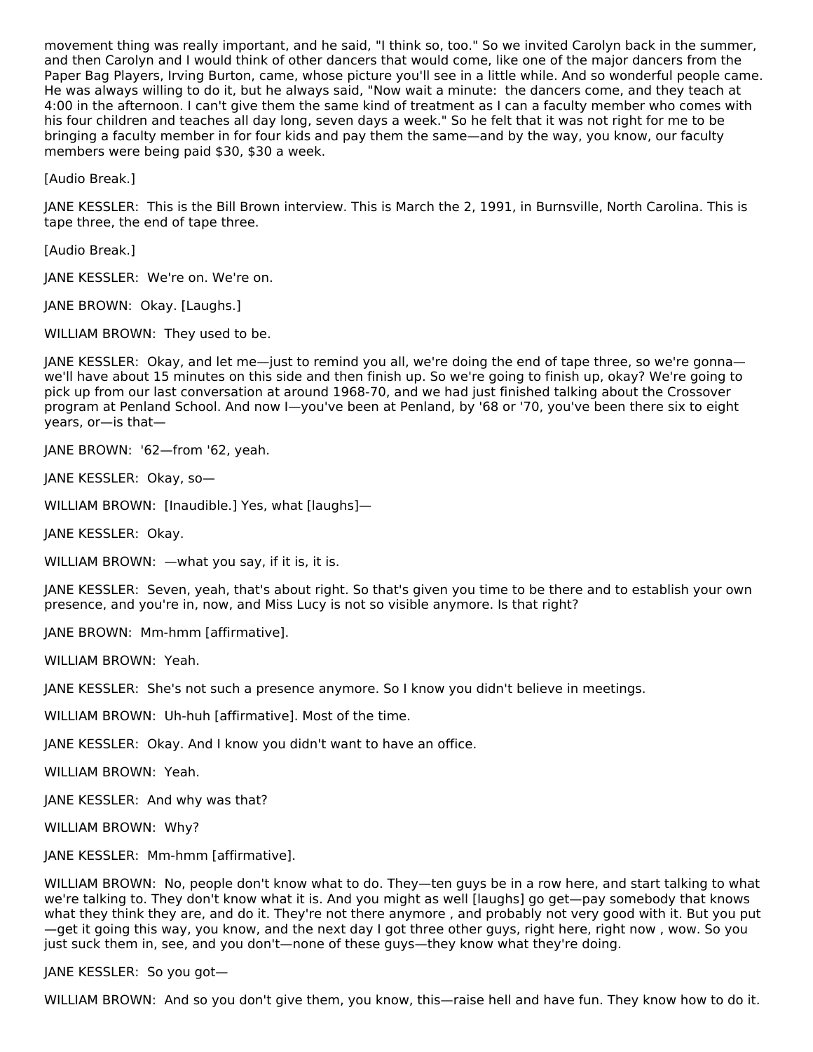movement thing was really important, and he said, "I think so, too." So we invited Carolyn back in the summer, and then Carolyn and I would think of other dancers that would come, like one of the major dancers from the Paper Bag Players, Irving Burton, came, whose picture you'll see in a little while. And so wonderful people came. He was always willing to do it, but he always said, "Now wait a minute: the dancers come, and they teach at 4:00 in the afternoon. I can't give them the same kind of treatment as I can a faculty member who comes with his four children and teaches all day long, seven days a week." So he felt that it was not right for me to be bringing a faculty member in for four kids and pay them the same—and by the way, you know, our faculty members were being paid $30, $30 a week.

[Audio Break.]

JANE KESSLER: This is the Bill Brown interview. This is March the 2, 1991, in Burnsville, North Carolina. This is tape three, the end of tape three.

[Audio Break.]

JANE KESSLER: We're on. We're on.

JANE BROWN: Okay. [Laughs.]

WILLIAM BROWN: They used to be.

JANE KESSLER: Okay, and let me—just to remind you all, we're doing the end of tape three, so we're gonna—we'll have about 15 minutes on this side and then finish up. So we're going to finish up, okay? We're going to pick up from our last conversation at around 1968-70, and we had just finished talking about the Crossover program at Penland School. And now I—you've been at Penland, by '68 or '70, you've been there six to eight years, or—is that—

JANE BROWN: '62—from '62, yeah.

JANE KESSLER: Okay, so—

WILLIAM BROWN: [Inaudible.] Yes, what [laughs]—

JANE KESSLER: Okay.

WILLIAM BROWN: —what you say, if it is, it is.

JANE KESSLER: Seven, yeah, that's about right. So that's given you time to be there and to establish your own presence, and you're in, now, and Miss Lucy is not so visible anymore. Is that right?

JANE BROWN: Mm-hmm [affirmative].

WILLIAM BROWN: Yeah.

JANE KESSLER: She's not such a presence anymore. So I know you didn't believe in meetings.

WILLIAM BROWN: Uh-huh [affirmative]. Most of the time.

JANE KESSLER: Okay. And I know you didn't want to have an office.

WILLIAM BROWN: Yeah.

JANE KESSLER: And why was that?

WILLIAM BROWN: Why?

JANE KESSLER: Mm-hmm [affirmative].

WILLIAM BROWN: No, people don't know what to do. They—ten guys be in a row here, and start talking to what we're talking to. They don't know what it is. And you might as well [laughs] go get—pay somebody that knows what they think they are, and do it. They're not there anymore , and probably not very good with it. But you put—get it going this way, you know, and the next day I got three other guys, right here, right now , wow. So you just suck them in, see, and you don't—none of these guys—they know what they're doing.

JANE KESSLER: So you got—

WILLIAM BROWN: And so you don't give them, you know, this—raise hell and have fun. They know how to do it.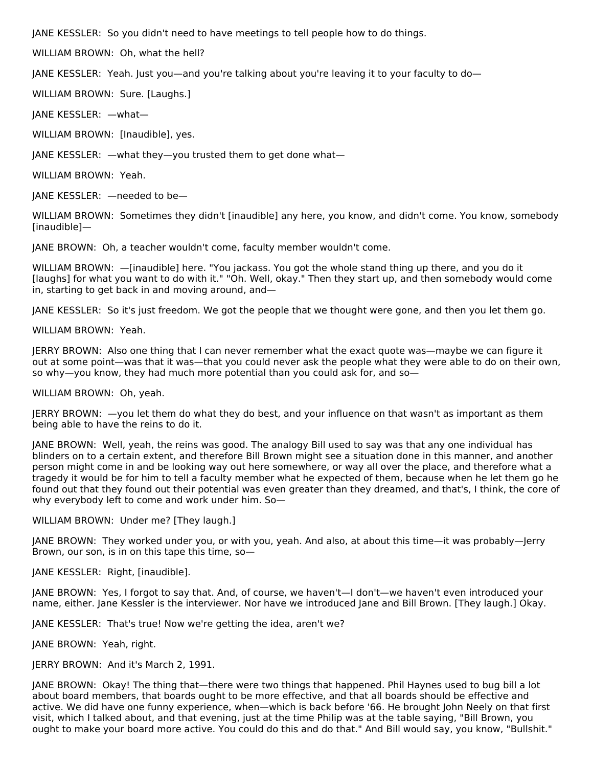JANE KESSLER: So you didn't need to have meetings to tell people how to do things.

WILLIAM BROWN: Oh, what the hell?

JANE KESSLER: Yeah. Just you—and you're talking about you're leaving it to your faculty to do—

WILLIAM BROWN: Sure. [Laughs.]

JANE KESSLER: —what—

WILLIAM BROWN: [Inaudible], yes.

JANE KESSLER: —what they—you trusted them to get done what—

WILLIAM BROWN: Yeah.

JANE KESSLER: —needed to be—

WILLIAM BROWN: Sometimes they didn't [inaudible] any here, you know, and didn't come. You know, somebody [inaudible]—

JANE BROWN: Oh, a teacher wouldn't come, faculty member wouldn't come.

WILLIAM BROWN: —[inaudible] here. "You jackass. You got the whole stand thing up there, and you do it [laughs] for what you want to do with it." "Oh. Well, okay." Then they start up, and then somebody would come in, starting to get back in and moving around, and—

JANE KESSLER: So it's just freedom. We got the people that we thought were gone, and then you let them go.

WILLIAM BROWN: Yeah.

JERRY BROWN: Also one thing that I can never remember what the exact quote was—maybe we can figure it out at some point—was that it was—that you could never ask the people what they were able to do on their own, so why—you know, they had much more potential than you could ask for, and so—

WILLIAM BROWN: Oh, yeah.

JERRY BROWN: —you let them do what they do best, and your influence on that wasn't as important as them being able to have the reins to do it.

JANE BROWN: Well, yeah, the reins was good. The analogy Bill used to say was that any one individual has blinders on to a certain extent, and therefore Bill Brown might see a situation done in this manner, and another person might come in and be looking way out here somewhere, or way all over the place, and therefore what a tragedy it would be for him to tell a faculty member what he expected of them, because when he let them go he found out that they found out their potential was even greater than they dreamed, and that's, I think, the core of why everybody left to come and work under him. So—

WILLIAM BROWN: Under me? [They laugh.]

JANE BROWN: They worked under you, or with you, yeah. And also, at about this time—it was probably—Jerry Brown, our son, is in on this tape this time, so—

JANE KESSLER: Right, [inaudible].

JANE BROWN: Yes, I forgot to say that. And, of course, we haven't—I don't—we haven't even introduced your name, either. Jane Kessler is the interviewer. Nor have we introduced Jane and Bill Brown. [They laugh.] Okay.

JANE KESSLER: That's true! Now we're getting the idea, aren't we?

JANE BROWN: Yeah, right.

JERRY BROWN: And it's March 2, 1991.

JANE BROWN: Okay! The thing that—there were two things that happened. Phil Haynes used to bug bill a lot about board members, that boards ought to be more effective, and that all boards should be effective and active. We did have one funny experience, when—which is back before '66. He brought John Neely on that first visit, which I talked about, and that evening, just at the time Philip was at the table saying, "Bill Brown, you ought to make your board more active. You could do this and do that." And Bill would say, you know, "Bullshit."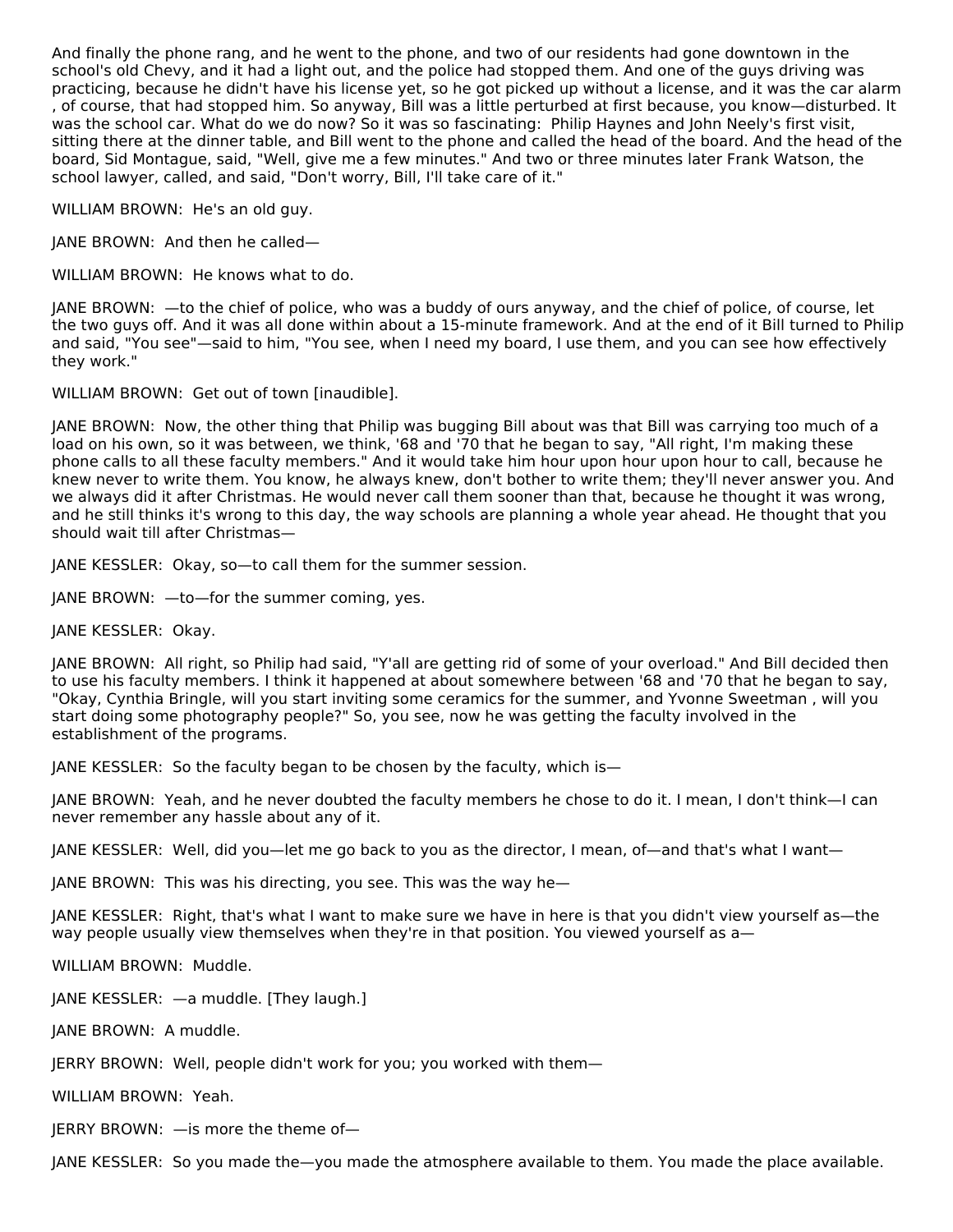And finally the phone rang, and he went to the phone, and two of our residents had gone downtown in the school's old Chevy, and it had a light out, and the police had stopped them. And one of the guys driving was practicing, because he didn't have his license yet, so he got picked up without a license, and it was the car alarm , of course, that had stopped him. So anyway, Bill was a little perturbed at first because, you know—disturbed. It was the school car. What do we do now? So it was so fascinating:  Philip Haynes and John Neely's first visit, sitting there at the dinner table, and Bill went to the phone and called the head of the board. And the head of the board, Sid Montague, said, "Well, give me a few minutes." And two or three minutes later Frank Watson, the school lawyer, called, and said, "Don't worry, Bill, I'll take care of it."

WILLIAM BROWN:  He's an old guy.

JANE BROWN:  And then he called—

WILLIAM BROWN:  He knows what to do.

JANE BROWN:  —to the chief of police, who was a buddy of ours anyway, and the chief of police, of course, let the two guys off. And it was all done within about a 15-minute framework. And at the end of it Bill turned to Philip and said, "You see"—said to him, "You see, when I need my board, I use them, and you can see how effectively they work."

WILLIAM BROWN:  Get out of town [inaudible].

JANE BROWN:  Now, the other thing that Philip was bugging Bill about was that Bill was carrying too much of a load on his own, so it was between, we think, '68 and '70 that he began to say, "All right, I'm making these phone calls to all these faculty members." And it would take him hour upon hour upon hour to call, because he knew never to write them. You know, he always knew, don't bother to write them; they'll never answer you. And we always did it after Christmas. He would never call them sooner than that, because he thought it was wrong, and he still thinks it's wrong to this day, the way schools are planning a whole year ahead. He thought that you should wait till after Christmas—

JANE KESSLER:  Okay, so—to call them for the summer session.

JANE BROWN:  —to—for the summer coming, yes.

JANE KESSLER:  Okay.

JANE BROWN:  All right, so Philip had said, "Y'all are getting rid of some of your overload." And Bill decided then to use his faculty members. I think it happened at about somewhere between '68 and '70 that he began to say, "Okay, Cynthia Bringle, will you start inviting some ceramics for the summer, and Yvonne Sweetman , will you start doing some photography people?" So, you see, now he was getting the faculty involved in the establishment of the programs.

JANE KESSLER:  So the faculty began to be chosen by the faculty, which is—

JANE BROWN:  Yeah, and he never doubted the faculty members he chose to do it. I mean, I don't think—I can never remember any hassle about any of it.

JANE KESSLER:  Well, did you—let me go back to you as the director, I mean, of—and that's what I want—

JANE BROWN:  This was his directing, you see. This was the way he—

JANE KESSLER:  Right, that's what I want to make sure we have in here is that you didn't view yourself as—the way people usually view themselves when they're in that position. You viewed yourself as a—

WILLIAM BROWN:  Muddle.

JANE KESSLER:  —a muddle. [They laugh.]

JANE BROWN:  A muddle.

JERRY BROWN:  Well, people didn't work for you; you worked with them—

WILLIAM BROWN:  Yeah.

JERRY BROWN:  —is more the theme of—

JANE KESSLER:  So you made the—you made the atmosphere available to them. You made the place available.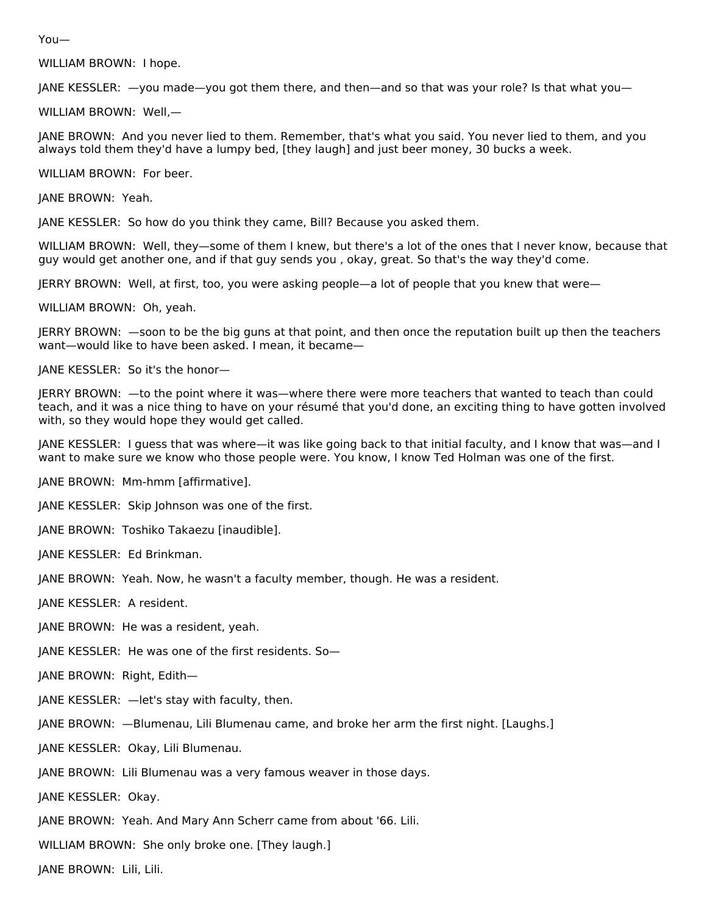You—

WILLIAM BROWN: I hope.

JANE KESSLER: —you made—you got them there, and then—and so that was your role? Is that what you—

WILLIAM BROWN: Well,—

JANE BROWN: And you never lied to them. Remember, that's what you said. You never lied to them, and you always told them they'd have a lumpy bed, [they laugh] and just beer money, 30 bucks a week.

WILLIAM BROWN: For beer.

JANE BROWN: Yeah.

JANE KESSLER: So how do you think they came, Bill? Because you asked them.

WILLIAM BROWN: Well, they—some of them I knew, but there's a lot of the ones that I never know, because that guy would get another one, and if that guy sends you , okay, great. So that's the way they'd come.

JERRY BROWN: Well, at first, too, you were asking people—a lot of people that you knew that were—

WILLIAM BROWN: Oh, yeah.

JERRY BROWN: —soon to be the big guns at that point, and then once the reputation built up then the teachers want—would like to have been asked. I mean, it became—

JANE KESSLER: So it's the honor—

JERRY BROWN: —to the point where it was—where there were more teachers that wanted to teach than could teach, and it was a nice thing to have on your résumé that you'd done, an exciting thing to have gotten involved with, so they would hope they would get called.

JANE KESSLER: I guess that was where—it was like going back to that initial faculty, and I know that was—and I want to make sure we know who those people were. You know, I know Ted Holman was one of the first.

JANE BROWN: Mm-hmm [affirmative].

JANE KESSLER: Skip Johnson was one of the first.

JANE BROWN: Toshiko Takaezu [inaudible].

JANE KESSLER: Ed Brinkman.

JANE BROWN: Yeah. Now, he wasn't a faculty member, though. He was a resident.

JANE KESSLER: A resident.

JANE BROWN: He was a resident, yeah.

JANE KESSLER: He was one of the first residents. So—

JANE BROWN: Right, Edith—

JANE KESSLER: —let's stay with faculty, then.

JANE BROWN: —Blumenau, Lili Blumenau came, and broke her arm the first night. [Laughs.]

JANE KESSLER: Okay, Lili Blumenau.

JANE BROWN: Lili Blumenau was a very famous weaver in those days.

JANE KESSLER: Okay.

JANE BROWN: Yeah. And Mary Ann Scherr came from about '66. Lili.

WILLIAM BROWN: She only broke one. [They laugh.]

JANE BROWN: Lili, Lili.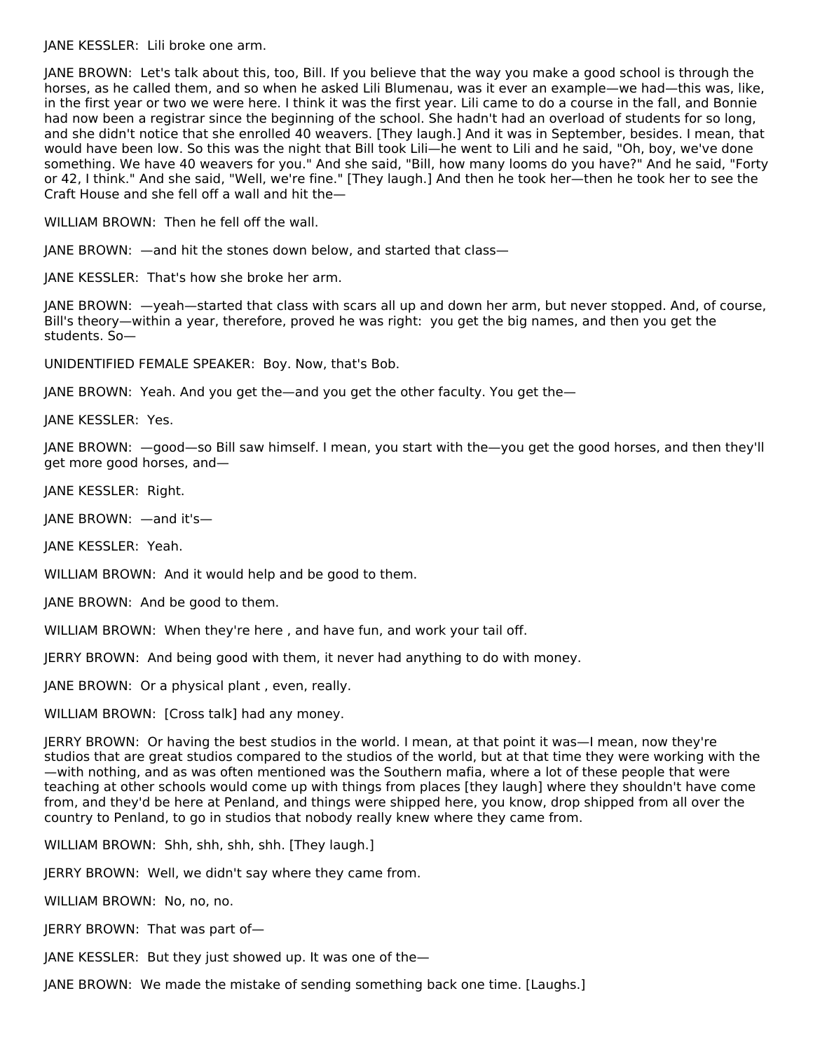JANE KESSLER: Lili broke one arm.

JANE BROWN: Let's talk about this, too, Bill. If you believe that the way you make a good school is through the horses, as he called them, and so when he asked Lili Blumenau, was it ever an example—we had—this was, like, in the first year or two we were here. I think it was the first year. Lili came to do a course in the fall, and Bonnie had now been a registrar since the beginning of the school. She hadn't had an overload of students for so long, and she didn't notice that she enrolled 40 weavers. [They laugh.] And it was in September, besides. I mean, that would have been low. So this was the night that Bill took Lili—he went to Lili and he said, "Oh, boy, we've done something. We have 40 weavers for you." And she said, "Bill, how many looms do you have?" And he said, "Forty or 42, I think." And she said, "Well, we're fine." [They laugh.] And then he took her—then he took her to see the Craft House and she fell off a wall and hit the—

WILLIAM BROWN: Then he fell off the wall.

JANE BROWN: —and hit the stones down below, and started that class—

JANE KESSLER: That's how she broke her arm.

JANE BROWN: —yeah—started that class with scars all up and down her arm, but never stopped. And, of course, Bill's theory—within a year, therefore, proved he was right: you get the big names, and then you get the students. So—

UNIDENTIFIED FEMALE SPEAKER: Boy. Now, that's Bob.

JANE BROWN: Yeah. And you get the—and you get the other faculty. You get the—

JANE KESSLER: Yes.

JANE BROWN: —good—so Bill saw himself. I mean, you start with the—you get the good horses, and then they'll get more good horses, and—

JANE KESSLER: Right.

JANE BROWN: —and it's—

JANE KESSLER: Yeah.

WILLIAM BROWN: And it would help and be good to them.

JANE BROWN: And be good to them.

WILLIAM BROWN: When they're here , and have fun, and work your tail off.

JERRY BROWN: And being good with them, it never had anything to do with money.

JANE BROWN: Or a physical plant , even, really.

WILLIAM BROWN: [Cross talk] had any money.

JERRY BROWN: Or having the best studios in the world. I mean, at that point it was—I mean, now they're studios that are great studios compared to the studios of the world, but at that time they were working with the—with nothing, and as was often mentioned was the Southern mafia, where a lot of these people that were teaching at other schools would come up with things from places [they laugh] where they shouldn't have come from, and they'd be here at Penland, and things were shipped here, you know, drop shipped from all over the country to Penland, to go in studios that nobody really knew where they came from.

WILLIAM BROWN: Shh, shh, shh, shh. [They laugh.]

JERRY BROWN: Well, we didn't say where they came from.

WILLIAM BROWN: No, no, no.

JERRY BROWN: That was part of—

JANE KESSLER: But they just showed up. It was one of the—

JANE BROWN: We made the mistake of sending something back one time. [Laughs.]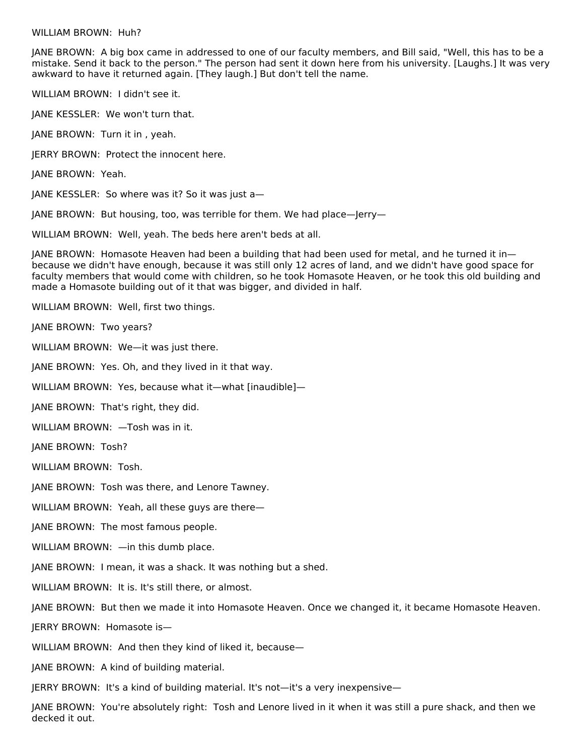WILLIAM BROWN: Huh?

JANE BROWN: A big box came in addressed to one of our faculty members, and Bill said, "Well, this has to be a mistake. Send it back to the person." The person had sent it down here from his university. [Laughs.] It was very awkward to have it returned again. [They laugh.] But don't tell the name.

WILLIAM BROWN: I didn't see it.

JANE KESSLER: We won't turn that.

JANE BROWN: Turn it in , yeah.

JERRY BROWN: Protect the innocent here.

JANE BROWN: Yeah.

JANE KESSLER: So where was it? So it was just a—

JANE BROWN: But housing, too, was terrible for them. We had place—Jerry—

WILLIAM BROWN: Well, yeah. The beds here aren't beds at all.

JANE BROWN: Homasote Heaven had been a building that had been used for metal, and he turned it in—because we didn't have enough, because it was still only 12 acres of land, and we didn't have good space for faculty members that would come with children, so he took Homasote Heaven, or he took this old building and made a Homasote building out of it that was bigger, and divided in half.

WILLIAM BROWN: Well, first two things.

JANE BROWN: Two years?

WILLIAM BROWN: We—it was just there.

JANE BROWN: Yes. Oh, and they lived in it that way.

WILLIAM BROWN: Yes, because what it—what [inaudible]—

JANE BROWN: That's right, they did.

WILLIAM BROWN: —Tosh was in it.

JANE BROWN: Tosh?

WILLIAM BROWN: Tosh.

JANE BROWN: Tosh was there, and Lenore Tawney.

WILLIAM BROWN: Yeah, all these guys are there—

JANE BROWN: The most famous people.

WILLIAM BROWN: —in this dumb place.

JANE BROWN: I mean, it was a shack. It was nothing but a shed.

WILLIAM BROWN: It is. It's still there, or almost.

JANE BROWN: But then we made it into Homasote Heaven. Once we changed it, it became Homasote Heaven.

JERRY BROWN: Homasote is—

WILLIAM BROWN: And then they kind of liked it, because—

JANE BROWN: A kind of building material.

JERRY BROWN: It's a kind of building material. It's not—it's a very inexpensive—

JANE BROWN: You're absolutely right: Tosh and Lenore lived in it when it was still a pure shack, and then we decked it out.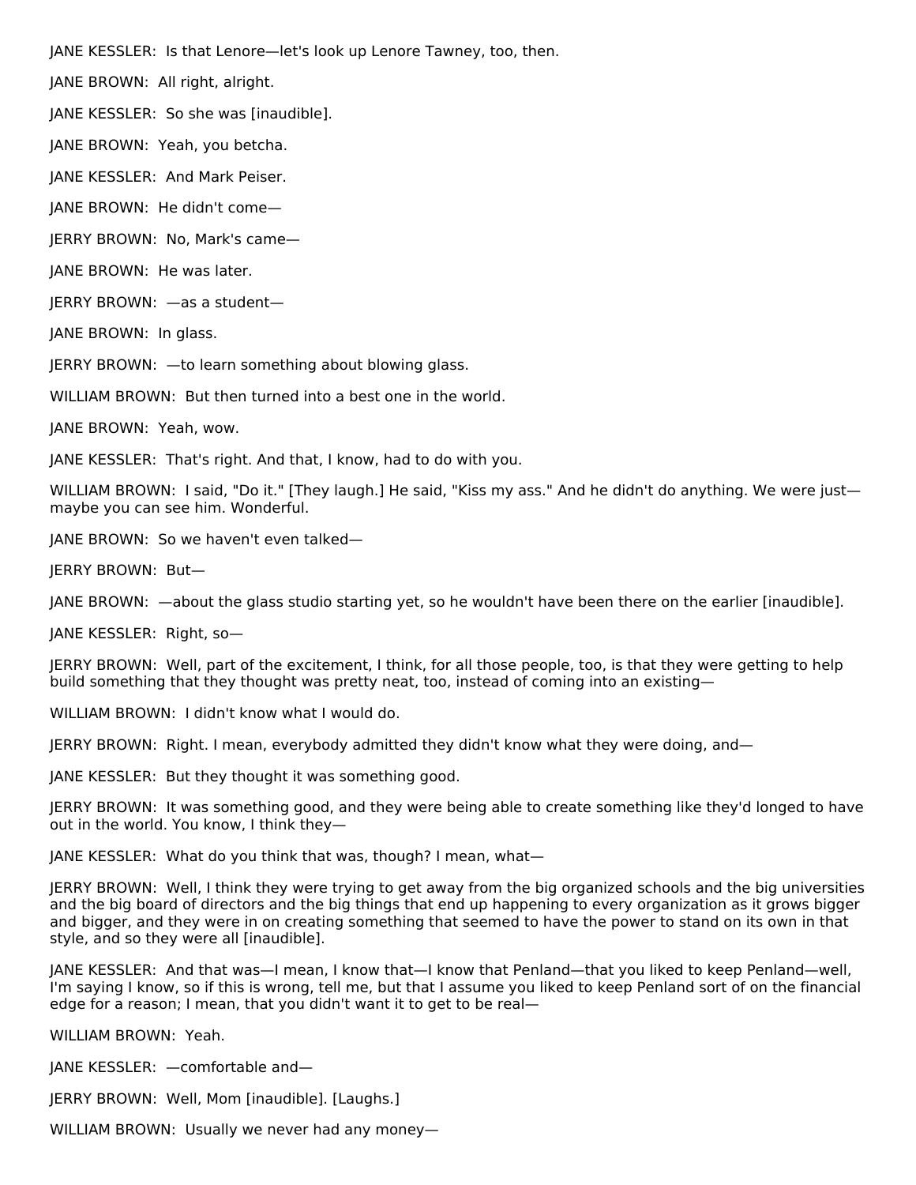JANE KESSLER: Is that Lenore—let's look up Lenore Tawney, too, then.

JANE BROWN: All right, alright.

JANE KESSLER: So she was [inaudible].

JANE BROWN: Yeah, you betcha.

JANE KESSLER: And Mark Peiser.

JANE BROWN: He didn't come—

JERRY BROWN: No, Mark's came—

JANE BROWN: He was later.

JERRY BROWN: —as a student—

JANE BROWN: In glass.

JERRY BROWN: —to learn something about blowing glass.

WILLIAM BROWN: But then turned into a best one in the world.

JANE BROWN: Yeah, wow.

JANE KESSLER: That's right. And that, I know, had to do with you.

WILLIAM BROWN: I said, "Do it." [They laugh.] He said, "Kiss my ass." And he didn't do anything. We were just—maybe you can see him. Wonderful.

JANE BROWN: So we haven't even talked—

JERRY BROWN: But—

JANE BROWN: —about the glass studio starting yet, so he wouldn't have been there on the earlier [inaudible].

JANE KESSLER: Right, so—

JERRY BROWN: Well, part of the excitement, I think, for all those people, too, is that they were getting to help build something that they thought was pretty neat, too, instead of coming into an existing—

WILLIAM BROWN: I didn't know what I would do.

JERRY BROWN: Right. I mean, everybody admitted they didn't know what they were doing, and—

JANE KESSLER: But they thought it was something good.

JERRY BROWN: It was something good, and they were being able to create something like they'd longed to have out in the world. You know, I think they—

JANE KESSLER: What do you think that was, though? I mean, what—

JERRY BROWN: Well, I think they were trying to get away from the big organized schools and the big universities and the big board of directors and the big things that end up happening to every organization as it grows bigger and bigger, and they were in on creating something that seemed to have the power to stand on its own in that style, and so they were all [inaudible].

JANE KESSLER: And that was—I mean, I know that—I know that Penland—that you liked to keep Penland—well, I'm saying I know, so if this is wrong, tell me, but that I assume you liked to keep Penland sort of on the financial edge for a reason; I mean, that you didn't want it to get to be real—

WILLIAM BROWN: Yeah.

JANE KESSLER: —comfortable and—

JERRY BROWN: Well, Mom [inaudible]. [Laughs.]

WILLIAM BROWN: Usually we never had any money—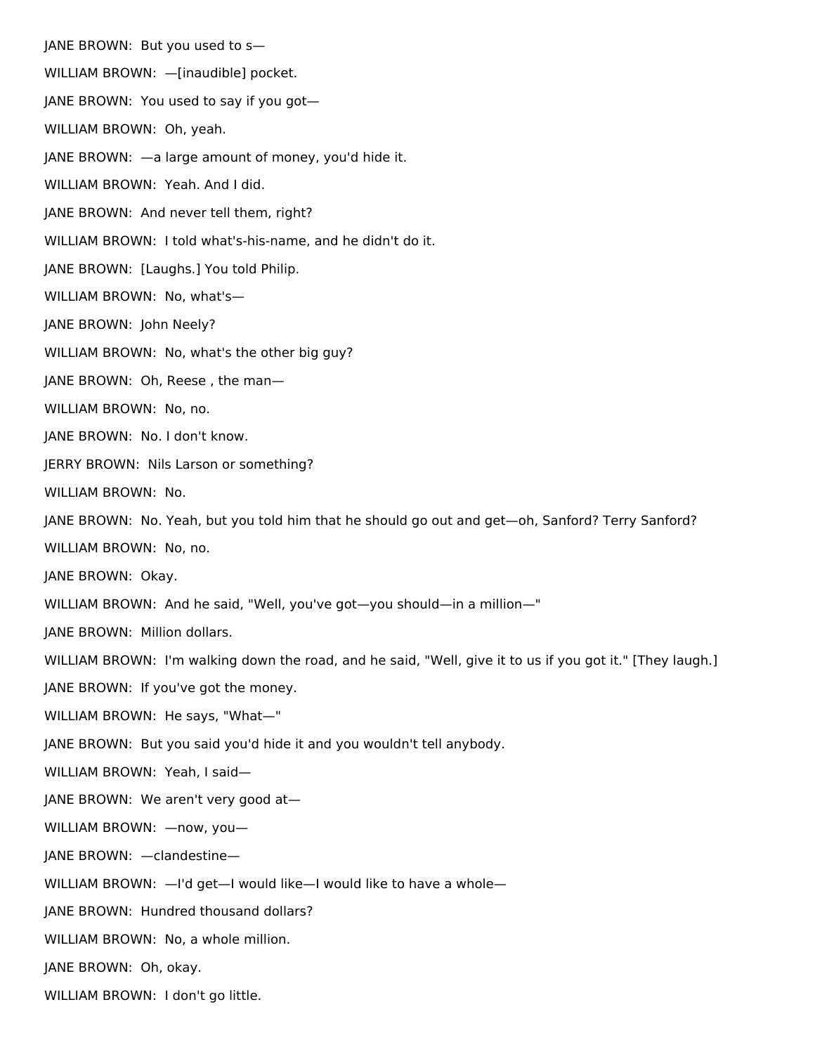JANE BROWN: But you used to s—

WILLIAM BROWN: —[inaudible] pocket.

JANE BROWN: You used to say if you got—

WILLIAM BROWN: Oh, yeah.

JANE BROWN: —a large amount of money, you'd hide it.

WILLIAM BROWN: Yeah. And I did.

JANE BROWN: And never tell them, right?

WILLIAM BROWN: I told what's-his-name, and he didn't do it.

JANE BROWN: [Laughs.] You told Philip.

WILLIAM BROWN: No, what's—

JANE BROWN: John Neely?

WILLIAM BROWN: No, what's the other big guy?

JANE BROWN: Oh, Reese , the man—

WILLIAM BROWN: No, no.

JANE BROWN: No. I don't know.

JERRY BROWN: Nils Larson or something?

WILLIAM BROWN: No.

JANE BROWN: No. Yeah, but you told him that he should go out and get—oh, Sanford? Terry Sanford?

WILLIAM BROWN: No, no.

JANE BROWN: Okay.

WILLIAM BROWN: And he said, "Well, you've got—you should—in a million—"

JANE BROWN: Million dollars.

WILLIAM BROWN: I'm walking down the road, and he said, "Well, give it to us if you got it." [They laugh.]

JANE BROWN: If you've got the money.

WILLIAM BROWN: He says, "What—"

JANE BROWN: But you said you'd hide it and you wouldn't tell anybody.

WILLIAM BROWN: Yeah, I said—

JANE BROWN: We aren't very good at—

WILLIAM BROWN: —now, you—

JANE BROWN: —clandestine—

WILLIAM BROWN: —I'd get—I would like—I would like to have a whole—

JANE BROWN: Hundred thousand dollars?

WILLIAM BROWN: No, a whole million.

JANE BROWN: Oh, okay.

WILLIAM BROWN: I don't go little.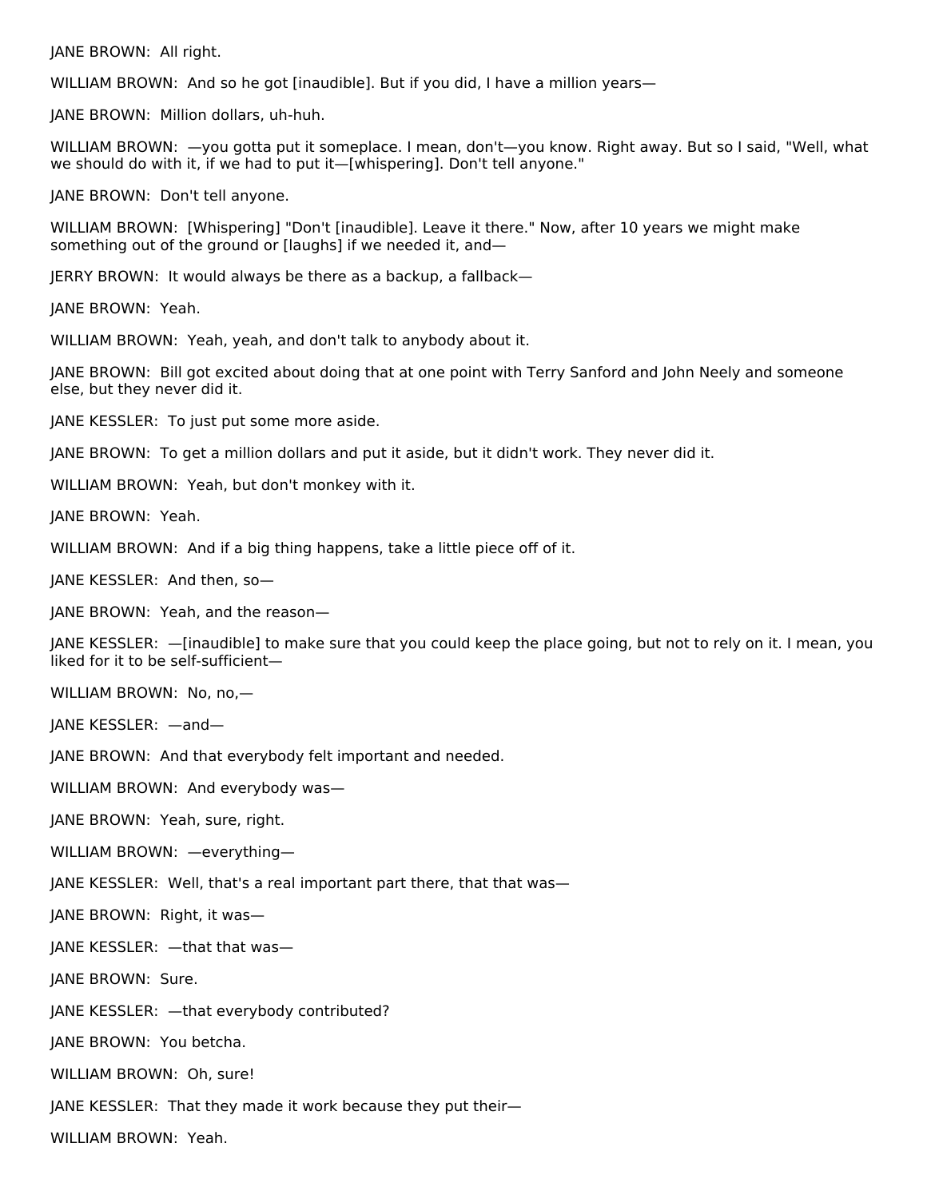JANE BROWN:  All right.

WILLIAM BROWN:  And so he got [inaudible]. But if you did, I have a million years—

JANE BROWN:  Million dollars, uh-huh.

WILLIAM BROWN:  —you gotta put it someplace. I mean, don't—you know. Right away. But so I said, "Well, what we should do with it, if we had to put it—[whispering]. Don't tell anyone."

JANE BROWN:  Don't tell anyone.

WILLIAM BROWN:  [Whispering] "Don't [inaudible]. Leave it there." Now, after 10 years we might make something out of the ground or [laughs] if we needed it, and—

JERRY BROWN:  It would always be there as a backup, a fallback—

JANE BROWN:  Yeah.

WILLIAM BROWN:  Yeah, yeah, and don't talk to anybody about it.

JANE BROWN:  Bill got excited about doing that at one point with Terry Sanford and John Neely and someone else, but they never did it.

JANE KESSLER:  To just put some more aside.

JANE BROWN:  To get a million dollars and put it aside, but it didn't work. They never did it.

WILLIAM BROWN:  Yeah, but don't monkey with it.

JANE BROWN:  Yeah.

WILLIAM BROWN:  And if a big thing happens, take a little piece off of it.

JANE KESSLER:  And then, so—

JANE BROWN:  Yeah, and the reason—

JANE KESSLER:  —[inaudible] to make sure that you could keep the place going, but not to rely on it. I mean, you liked for it to be self-sufficient—

WILLIAM BROWN:  No, no,—

JANE KESSLER:  —and—

JANE BROWN:  And that everybody felt important and needed.

WILLIAM BROWN:  And everybody was—

JANE BROWN:  Yeah, sure, right.

WILLIAM BROWN:  —everything—

JANE KESSLER:  Well, that's a real important part there, that that was—

JANE BROWN:  Right, it was—

JANE KESSLER:  —that that was—

JANE BROWN:  Sure.

JANE KESSLER:  —that everybody contributed?

JANE BROWN:  You betcha.

WILLIAM BROWN:  Oh, sure!

JANE KESSLER:  That they made it work because they put their—

WILLIAM BROWN:  Yeah.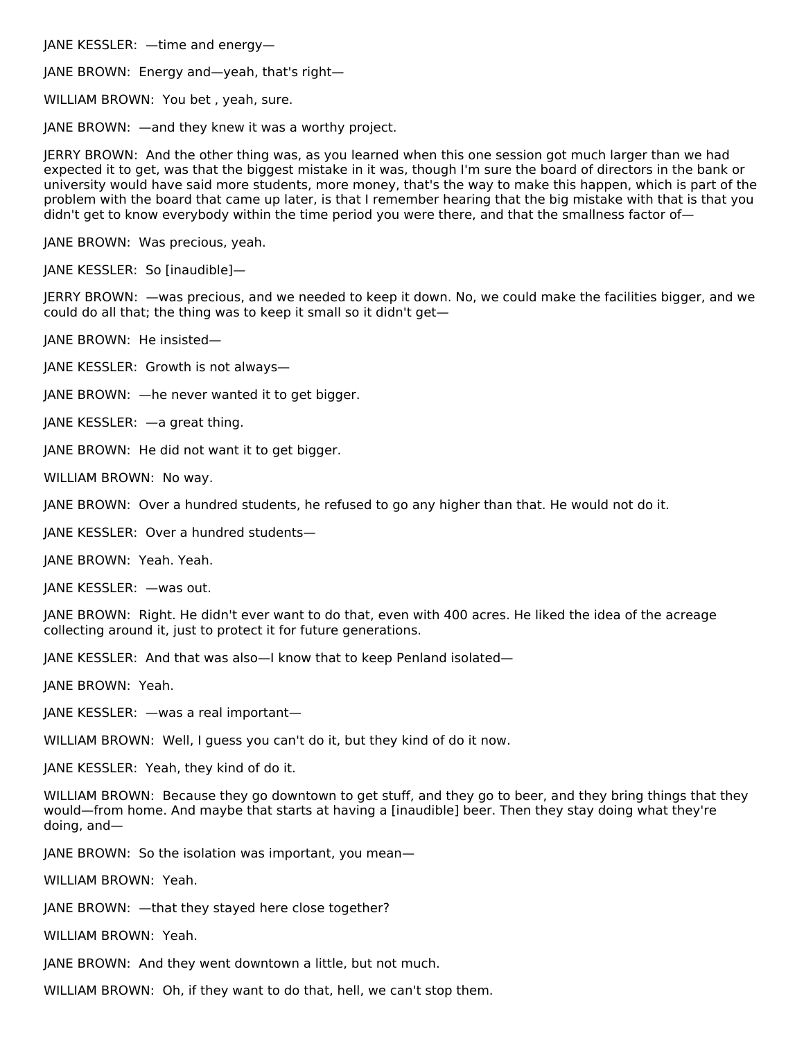JANE KESSLER: —time and energy—

JANE BROWN: Energy and—yeah, that's right—

WILLIAM BROWN: You bet , yeah, sure.

JANE BROWN: —and they knew it was a worthy project.

JERRY BROWN: And the other thing was, as you learned when this one session got much larger than we had expected it to get, was that the biggest mistake in it was, though I'm sure the board of directors in the bank or university would have said more students, more money, that's the way to make this happen, which is part of the problem with the board that came up later, is that I remember hearing that the big mistake with that is that you didn't get to know everybody within the time period you were there, and that the smallness factor of—

JANE BROWN: Was precious, yeah.

JANE KESSLER: So [inaudible]—

JERRY BROWN: —was precious, and we needed to keep it down. No, we could make the facilities bigger, and we could do all that; the thing was to keep it small so it didn't get—

JANE BROWN: He insisted—

JANE KESSLER: Growth is not always—

JANE BROWN: —he never wanted it to get bigger.

JANE KESSLER: —a great thing.

JANE BROWN: He did not want it to get bigger.

WILLIAM BROWN: No way.

JANE BROWN: Over a hundred students, he refused to go any higher than that. He would not do it.

JANE KESSLER: Over a hundred students—

JANE BROWN: Yeah. Yeah.

JANE KESSLER: —was out.

JANE BROWN: Right. He didn't ever want to do that, even with 400 acres. He liked the idea of the acreage collecting around it, just to protect it for future generations.

JANE KESSLER: And that was also—I know that to keep Penland isolated—

JANE BROWN: Yeah.

JANE KESSLER: —was a real important—

WILLIAM BROWN: Well, I guess you can't do it, but they kind of do it now.

JANE KESSLER: Yeah, they kind of do it.

WILLIAM BROWN: Because they go downtown to get stuff, and they go to beer, and they bring things that they would—from home. And maybe that starts at having a [inaudible] beer. Then they stay doing what they're doing, and—

JANE BROWN: So the isolation was important, you mean—

WILLIAM BROWN: Yeah.

JANE BROWN: —that they stayed here close together?

WILLIAM BROWN: Yeah.

JANE BROWN: And they went downtown a little, but not much.

WILLIAM BROWN: Oh, if they want to do that, hell, we can't stop them.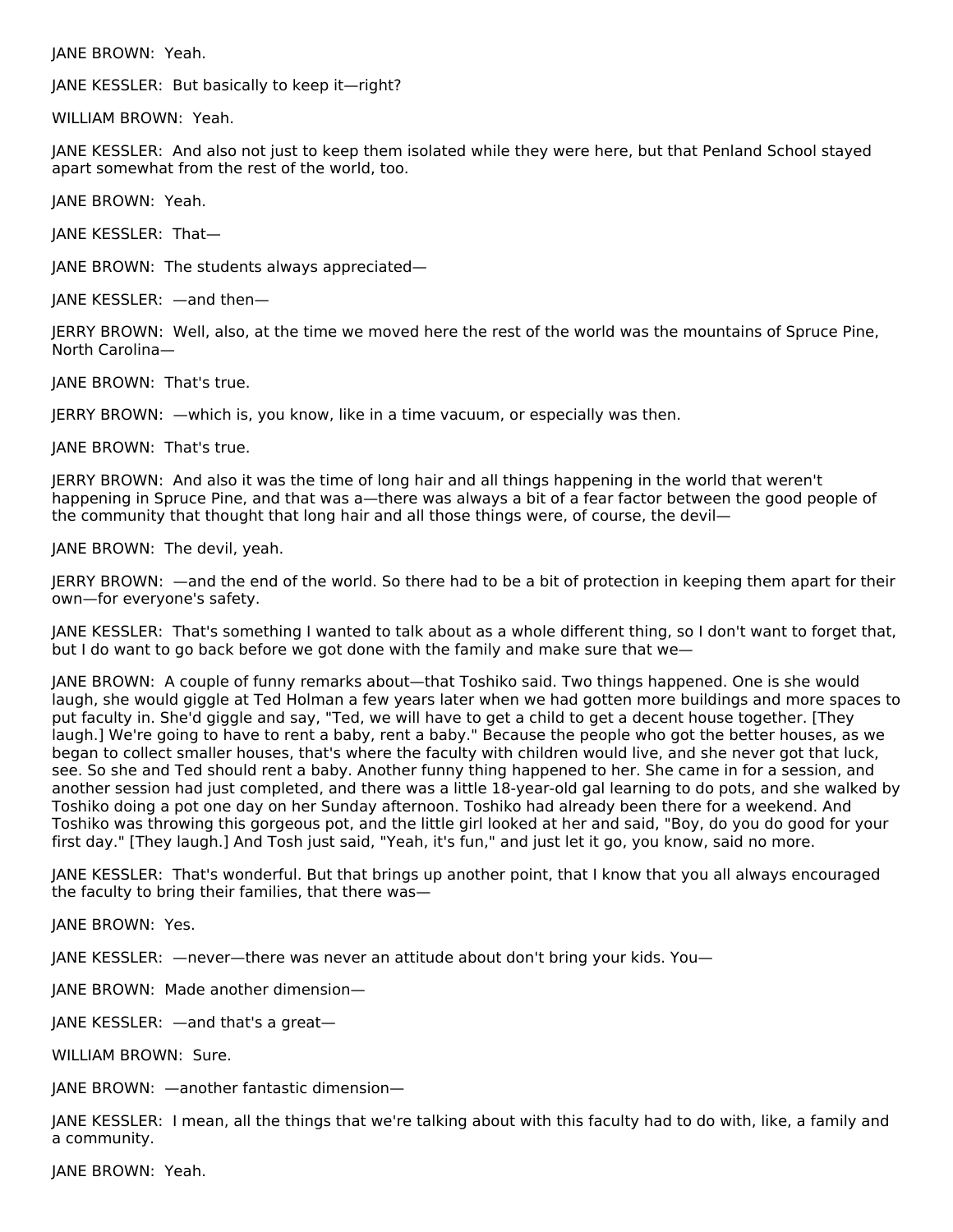JANE BROWN: Yeah.

JANE KESSLER: But basically to keep it—right?

WILLIAM BROWN: Yeah.

JANE KESSLER: And also not just to keep them isolated while they were here, but that Penland School stayed apart somewhat from the rest of the world, too.

JANE BROWN: Yeah.

JANE KESSLER: That—

JANE BROWN: The students always appreciated—

JANE KESSLER: —and then—

JERRY BROWN: Well, also, at the time we moved here the rest of the world was the mountains of Spruce Pine, North Carolina—

JANE BROWN: That's true.

JERRY BROWN: —which is, you know, like in a time vacuum, or especially was then.

JANE BROWN: That's true.

JERRY BROWN: And also it was the time of long hair and all things happening in the world that weren't happening in Spruce Pine, and that was a—there was always a bit of a fear factor between the good people of the community that thought that long hair and all those things were, of course, the devil—

JANE BROWN: The devil, yeah.

JERRY BROWN: —and the end of the world. So there had to be a bit of protection in keeping them apart for their own—for everyone's safety.

JANE KESSLER: That's something I wanted to talk about as a whole different thing, so I don't want to forget that, but I do want to go back before we got done with the family and make sure that we—

JANE BROWN: A couple of funny remarks about—that Toshiko said. Two things happened. One is she would laugh, she would giggle at Ted Holman a few years later when we had gotten more buildings and more spaces to put faculty in. She'd giggle and say, "Ted, we will have to get a child to get a decent house together. [They laugh.] We're going to have to rent a baby, rent a baby." Because the people who got the better houses, as we began to collect smaller houses, that's where the faculty with children would live, and she never got that luck, see. So she and Ted should rent a baby. Another funny thing happened to her. She came in for a session, and another session had just completed, and there was a little 18-year-old gal learning to do pots, and she walked by Toshiko doing a pot one day on her Sunday afternoon. Toshiko had already been there for a weekend. And Toshiko was throwing this gorgeous pot, and the little girl looked at her and said, "Boy, do you do good for your first day." [They laugh.] And Tosh just said, "Yeah, it's fun," and just let it go, you know, said no more.

JANE KESSLER: That's wonderful. But that brings up another point, that I know that you all always encouraged the faculty to bring their families, that there was—

JANE BROWN: Yes.

JANE KESSLER: —never—there was never an attitude about don't bring your kids. You—

JANE BROWN: Made another dimension—

JANE KESSLER: —and that's a great—

WILLIAM BROWN: Sure.

JANE BROWN: —another fantastic dimension—

JANE KESSLER: I mean, all the things that we're talking about with this faculty had to do with, like, a family and a community.

JANE BROWN: Yeah.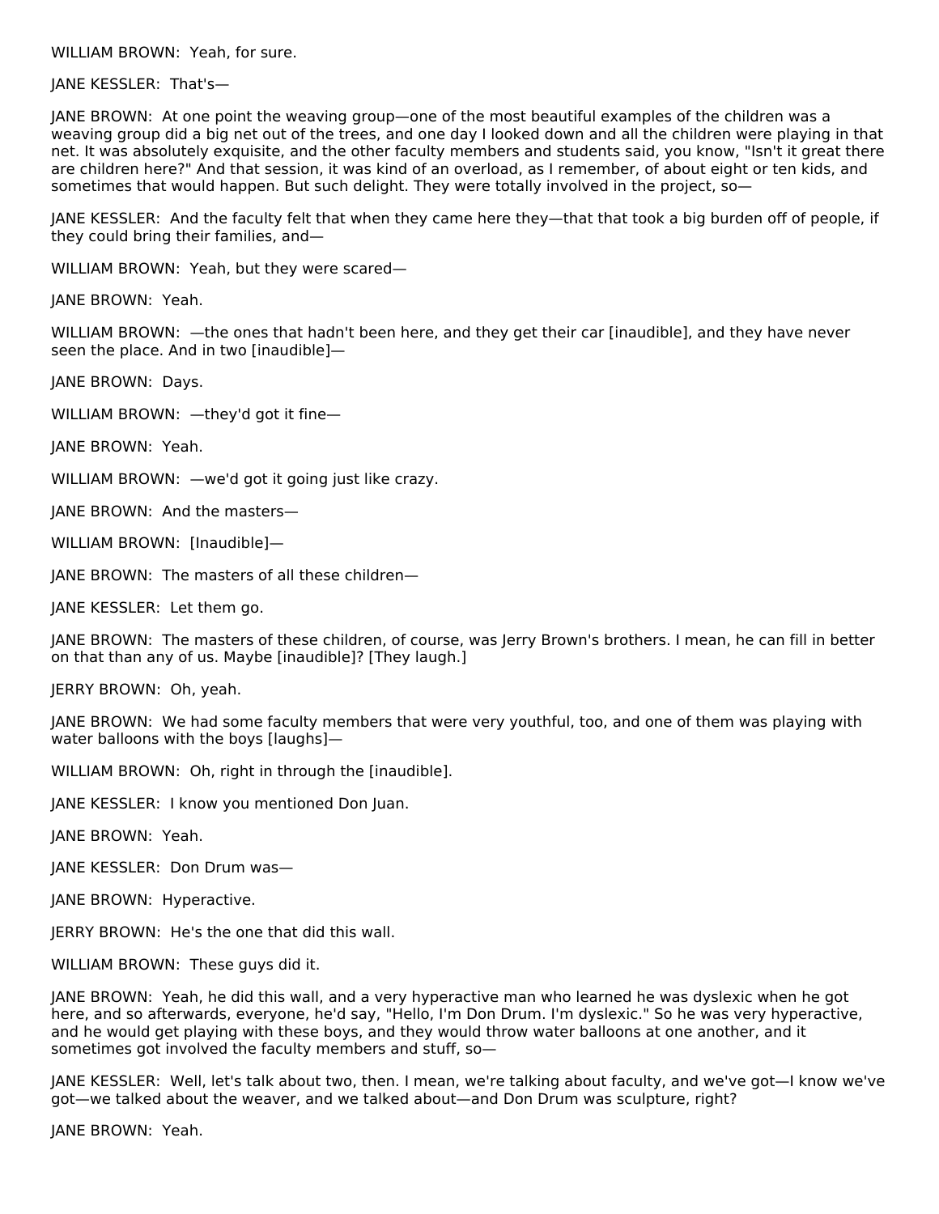WILLIAM BROWN: Yeah, for sure.

JANE KESSLER: That's—

JANE BROWN: At one point the weaving group—one of the most beautiful examples of the children was a weaving group did a big net out of the trees, and one day I looked down and all the children were playing in that net. It was absolutely exquisite, and the other faculty members and students said, you know, "Isn't it great there are children here?" And that session, it was kind of an overload, as I remember, of about eight or ten kids, and sometimes that would happen. But such delight. They were totally involved in the project, so—

JANE KESSLER: And the faculty felt that when they came here they—that that took a big burden off of people, if they could bring their families, and—

WILLIAM BROWN: Yeah, but they were scared—

JANE BROWN: Yeah.

WILLIAM BROWN: —the ones that hadn't been here, and they get their car [inaudible], and they have never seen the place. And in two [inaudible]—

JANE BROWN: Days.

WILLIAM BROWN: —they'd got it fine—

JANE BROWN: Yeah.

WILLIAM BROWN: —we'd got it going just like crazy.

JANE BROWN: And the masters—

WILLIAM BROWN: [Inaudible]—

JANE BROWN: The masters of all these children—

JANE KESSLER: Let them go.

JANE BROWN: The masters of these children, of course, was Jerry Brown's brothers. I mean, he can fill in better on that than any of us. Maybe [inaudible]? [They laugh.]

JERRY BROWN: Oh, yeah.

JANE BROWN: We had some faculty members that were very youthful, too, and one of them was playing with water balloons with the boys [laughs]—

WILLIAM BROWN: Oh, right in through the [inaudible].

JANE KESSLER: I know you mentioned Don Juan.

JANE BROWN: Yeah.

JANE KESSLER: Don Drum was—

JANE BROWN: Hyperactive.

JERRY BROWN: He's the one that did this wall.

WILLIAM BROWN: These guys did it.

JANE BROWN: Yeah, he did this wall, and a very hyperactive man who learned he was dyslexic when he got here, and so afterwards, everyone, he'd say, "Hello, I'm Don Drum. I'm dyslexic." So he was very hyperactive, and he would get playing with these boys, and they would throw water balloons at one another, and it sometimes got involved the faculty members and stuff, so—

JANE KESSLER: Well, let's talk about two, then. I mean, we're talking about faculty, and we've got—I know we've got—we talked about the weaver, and we talked about—and Don Drum was sculpture, right?

JANE BROWN: Yeah.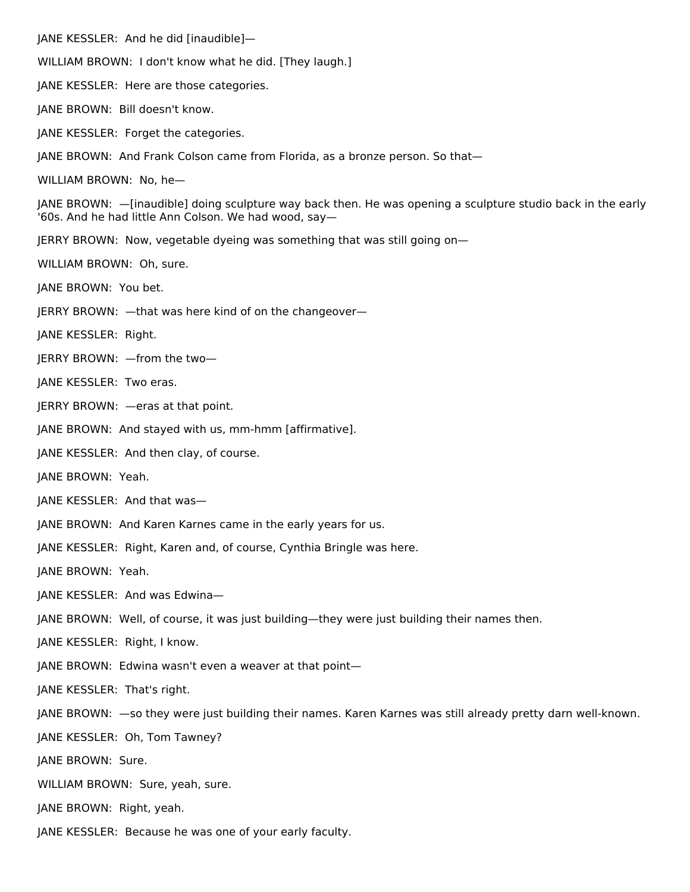JANE KESSLER: And he did [inaudible]—

WILLIAM BROWN: I don't know what he did. [They laugh.]

JANE KESSLER: Here are those categories.

JANE BROWN: Bill doesn't know.

JANE KESSLER: Forget the categories.

JANE BROWN: And Frank Colson came from Florida, as a bronze person. So that—

WILLIAM BROWN: No, he—

JANE BROWN: —[inaudible] doing sculpture way back then. He was opening a sculpture studio back in the early '60s. And he had little Ann Colson. We had wood, say—

JERRY BROWN: Now, vegetable dyeing was something that was still going on—

WILLIAM BROWN: Oh, sure.

JANE BROWN: You bet.

JERRY BROWN: —that was here kind of on the changeover—

JANE KESSLER: Right.

JERRY BROWN: —from the two—

JANE KESSLER: Two eras.

JERRY BROWN: —eras at that point.

JANE BROWN: And stayed with us, mm-hmm [affirmative].

JANE KESSLER: And then clay, of course.

JANE BROWN: Yeah.

JANE KESSLER: And that was—

JANE BROWN: And Karen Karnes came in the early years for us.

JANE KESSLER: Right, Karen and, of course, Cynthia Bringle was here.

JANE BROWN: Yeah.

JANE KESSLER: And was Edwina—

JANE BROWN: Well, of course, it was just building—they were just building their names then.

JANE KESSLER: Right, I know.

JANE BROWN: Edwina wasn't even a weaver at that point—

JANE KESSLER: That's right.

JANE BROWN: —so they were just building their names. Karen Karnes was still already pretty darn well-known.

JANE KESSLER: Oh, Tom Tawney?

JANE BROWN: Sure.

WILLIAM BROWN: Sure, yeah, sure.

JANE BROWN: Right, yeah.

JANE KESSLER: Because he was one of your early faculty.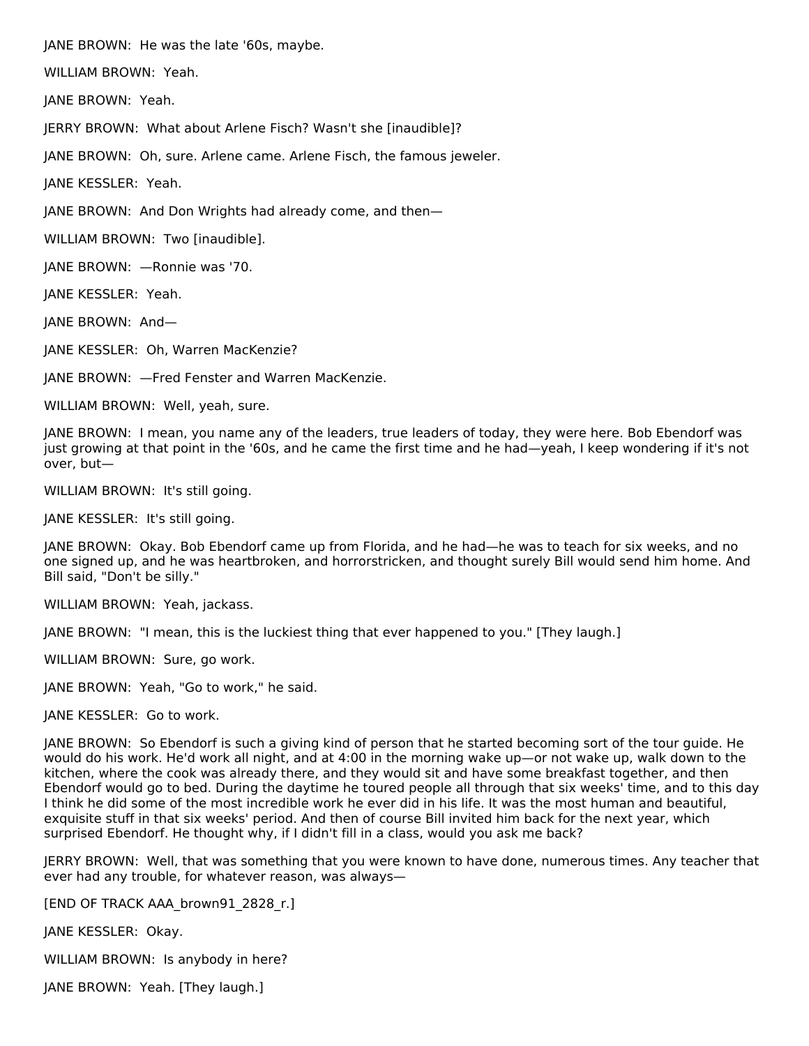JANE BROWN: He was the late '60s, maybe.

WILLIAM BROWN: Yeah.

JANE BROWN: Yeah.

JERRY BROWN: What about Arlene Fisch? Wasn't she [inaudible]?

JANE BROWN: Oh, sure. Arlene came. Arlene Fisch, the famous jeweler.

JANE KESSLER: Yeah.

JANE BROWN: And Don Wrights had already come, and then—

WILLIAM BROWN: Two [inaudible].

JANE BROWN: —Ronnie was '70.

JANE KESSLER: Yeah.

JANE BROWN: And—

JANE KESSLER: Oh, Warren MacKenzie?

JANE BROWN: —Fred Fenster and Warren MacKenzie.

WILLIAM BROWN: Well, yeah, sure.

JANE BROWN: I mean, you name any of the leaders, true leaders of today, they were here. Bob Ebendorf was just growing at that point in the '60s, and he came the first time and he had—yeah, I keep wondering if it's not over, but—

WILLIAM BROWN: It's still going.

JANE KESSLER: It's still going.

JANE BROWN: Okay. Bob Ebendorf came up from Florida, and he had—he was to teach for six weeks, and no one signed up, and he was heartbroken, and horrorstricken, and thought surely Bill would send him home. And Bill said, "Don't be silly."

WILLIAM BROWN: Yeah, jackass.

JANE BROWN: "I mean, this is the luckiest thing that ever happened to you." [They laugh.]

WILLIAM BROWN: Sure, go work.

JANE BROWN: Yeah, "Go to work," he said.

JANE KESSLER: Go to work.

JANE BROWN: So Ebendorf is such a giving kind of person that he started becoming sort of the tour guide. He would do his work. He'd work all night, and at 4:00 in the morning wake up—or not wake up, walk down to the kitchen, where the cook was already there, and they would sit and have some breakfast together, and then Ebendorf would go to bed. During the daytime he toured people all through that six weeks' time, and to this day I think he did some of the most incredible work he ever did in his life. It was the most human and beautiful, exquisite stuff in that six weeks' period. And then of course Bill invited him back for the next year, which surprised Ebendorf. He thought why, if I didn't fill in a class, would you ask me back?

JERRY BROWN: Well, that was something that you were known to have done, numerous times. Any teacher that ever had any trouble, for whatever reason, was always—

[END OF TRACK AAA_brown91_2828_r.]

JANE KESSLER: Okay.

WILLIAM BROWN: Is anybody in here?

JANE BROWN: Yeah. [They laugh.]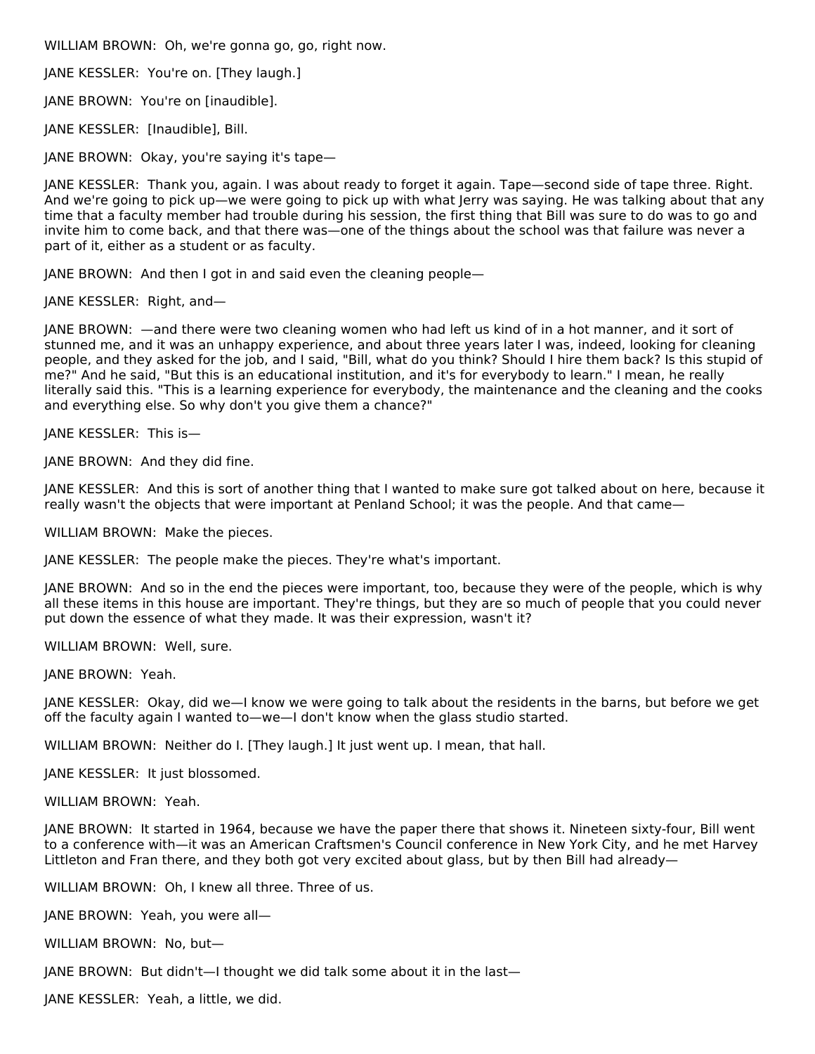WILLIAM BROWN:  Oh, we're gonna go, go, right now.

JANE KESSLER:  You're on. [They laugh.]

JANE BROWN:  You're on [inaudible].

JANE KESSLER:  [Inaudible], Bill.

JANE BROWN:  Okay, you're saying it's tape—

JANE KESSLER:  Thank you, again. I was about ready to forget it again. Tape—second side of tape three. Right. And we're going to pick up—we were going to pick up with what Jerry was saying. He was talking about that any time that a faculty member had trouble during his session, the first thing that Bill was sure to do was to go and invite him to come back, and that there was—one of the things about the school was that failure was never a part of it, either as a student or as faculty.

JANE BROWN:  And then I got in and said even the cleaning people—

JANE KESSLER:  Right, and—

JANE BROWN:  —and there were two cleaning women who had left us kind of in a hot manner, and it sort of stunned me, and it was an unhappy experience, and about three years later I was, indeed, looking for cleaning people, and they asked for the job, and I said, "Bill, what do you think? Should I hire them back? Is this stupid of me?" And he said, "But this is an educational institution, and it's for everybody to learn." I mean, he really literally said this. "This is a learning experience for everybody, the maintenance and the cleaning and the cooks and everything else. So why don't you give them a chance?"

JANE KESSLER:  This is—

JANE BROWN:  And they did fine.

JANE KESSLER:  And this is sort of another thing that I wanted to make sure got talked about on here, because it really wasn't the objects that were important at Penland School; it was the people. And that came—

WILLIAM BROWN:  Make the pieces.

JANE KESSLER:  The people make the pieces. They're what's important.

JANE BROWN:  And so in the end the pieces were important, too, because they were of the people, which is why all these items in this house are important. They're things, but they are so much of people that you could never put down the essence of what they made. It was their expression, wasn't it?

WILLIAM BROWN:  Well, sure.

JANE BROWN:  Yeah.

JANE KESSLER:  Okay, did we—I know we were going to talk about the residents in the barns, but before we get off the faculty again I wanted to—we—I don't know when the glass studio started.

WILLIAM BROWN:  Neither do I. [They laugh.] It just went up. I mean, that hall.

JANE KESSLER:  It just blossomed.

WILLIAM BROWN:  Yeah.

JANE BROWN:  It started in 1964, because we have the paper there that shows it. Nineteen sixty-four, Bill went to a conference with—it was an American Craftsmen's Council conference in New York City, and he met Harvey Littleton and Fran there, and they both got very excited about glass, but by then Bill had already—

WILLIAM BROWN:  Oh, I knew all three. Three of us.

JANE BROWN:  Yeah, you were all—

WILLIAM BROWN:  No, but—

JANE BROWN:  But didn't—I thought we did talk some about it in the last—

JANE KESSLER:  Yeah, a little, we did.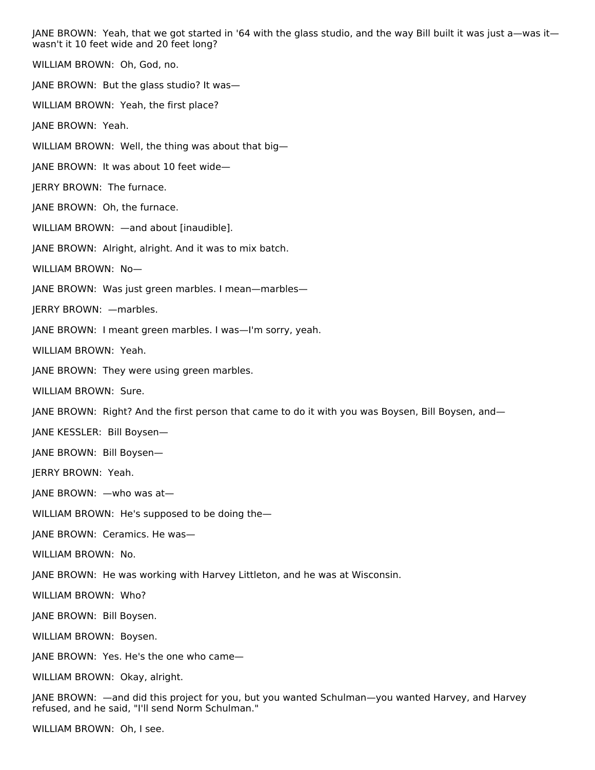JANE BROWN: Yeah, that we got started in '64 with the glass studio, and the way Bill built it was just a—was it—wasn't it 10 feet wide and 20 feet long?

WILLIAM BROWN: Oh, God, no.

JANE BROWN: But the glass studio? It was—

WILLIAM BROWN: Yeah, the first place?

JANE BROWN: Yeah.

WILLIAM BROWN: Well, the thing was about that big—

JANE BROWN: It was about 10 feet wide—

JERRY BROWN: The furnace.

JANE BROWN: Oh, the furnace.

WILLIAM BROWN: —and about [inaudible].

JANE BROWN: Alright, alright. And it was to mix batch.

WILLIAM BROWN: No—

JANE BROWN: Was just green marbles. I mean—marbles—

JERRY BROWN: —marbles.

JANE BROWN: I meant green marbles. I was—I'm sorry, yeah.

WILLIAM BROWN: Yeah.

JANE BROWN: They were using green marbles.

WILLIAM BROWN: Sure.

JANE BROWN: Right? And the first person that came to do it with you was Boysen, Bill Boysen, and—

JANE KESSLER: Bill Boysen—

JANE BROWN: Bill Boysen—

JERRY BROWN: Yeah.

JANE BROWN: —who was at—

WILLIAM BROWN: He's supposed to be doing the—

JANE BROWN: Ceramics. He was—

WILLIAM BROWN: No.

JANE BROWN: He was working with Harvey Littleton, and he was at Wisconsin.

WILLIAM BROWN: Who?

JANE BROWN: Bill Boysen.

WILLIAM BROWN: Boysen.

JANE BROWN: Yes. He's the one who came—

WILLIAM BROWN: Okay, alright.

JANE BROWN: —and did this project for you, but you wanted Schulman—you wanted Harvey, and Harvey refused, and he said, "I'll send Norm Schulman."

WILLIAM BROWN: Oh, I see.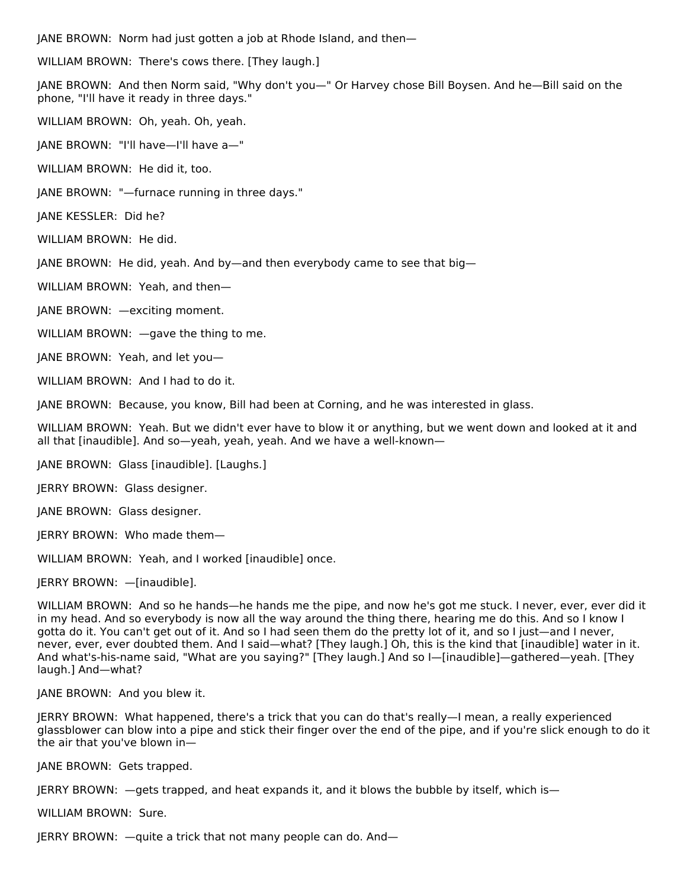JANE BROWN:  Norm had just gotten a job at Rhode Island, and then—

WILLIAM BROWN:  There's cows there. [They laugh.]

JANE BROWN:  And then Norm said, "Why don't you—" Or Harvey chose Bill Boysen. And he—Bill said on the phone, "I'll have it ready in three days."

WILLIAM BROWN:  Oh, yeah. Oh, yeah.

JANE BROWN:  "I'll have—I'll have a—"

WILLIAM BROWN:  He did it, too.

JANE BROWN:  "—furnace running in three days."

JANE KESSLER:  Did he?

WILLIAM BROWN:  He did.

JANE BROWN:  He did, yeah. And by—and then everybody came to see that big—

WILLIAM BROWN:  Yeah, and then—

JANE BROWN:  —exciting moment.

WILLIAM BROWN:  —gave the thing to me.

JANE BROWN:  Yeah, and let you—

WILLIAM BROWN:  And I had to do it.

JANE BROWN:  Because, you know, Bill had been at Corning, and he was interested in glass.

WILLIAM BROWN:  Yeah. But we didn't ever have to blow it or anything, but we went down and looked at it and all that [inaudible]. And so—yeah, yeah, yeah. And we have a well-known—

JANE BROWN:  Glass [inaudible]. [Laughs.]

JERRY BROWN:  Glass designer.

JANE BROWN:  Glass designer.

JERRY BROWN:  Who made them—

WILLIAM BROWN:  Yeah, and I worked [inaudible] once.

JERRY BROWN:  —[inaudible].

WILLIAM BROWN:  And so he hands—he hands me the pipe, and now he's got me stuck. I never, ever, ever did it in my head. And so everybody is now all the way around the thing there, hearing me do this. And so I know I gotta do it. You can't get out of it. And so I had seen them do the pretty lot of it, and so I just—and I never, never, ever, ever doubted them. And I said—what? [They laugh.] Oh, this is the kind that [inaudible] water in it. And what's-his-name said, "What are you saying?" [They laugh.] And so I—[inaudible]—gathered—yeah. [They laugh.] And—what?

JANE BROWN:  And you blew it.

JERRY BROWN:  What happened, there's a trick that you can do that's really—I mean, a really experienced glassblower can blow into a pipe and stick their finger over the end of the pipe, and if you're slick enough to do it the air that you've blown in—

JANE BROWN:  Gets trapped.

JERRY BROWN:  —gets trapped, and heat expands it, and it blows the bubble by itself, which is—

WILLIAM BROWN:  Sure.

JERRY BROWN:  —quite a trick that not many people can do. And—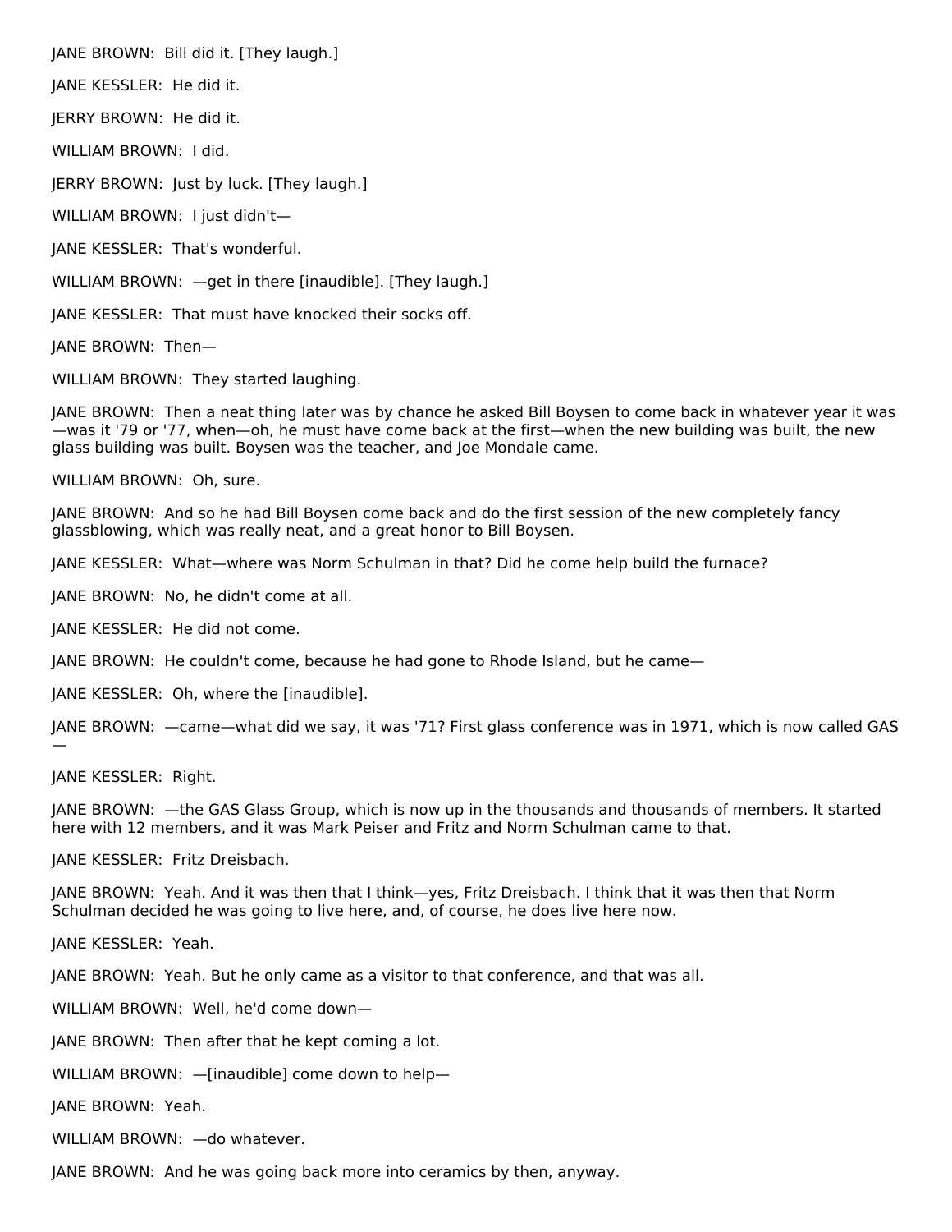JANE BROWN:  Bill did it. [They laugh.]

JANE KESSLER:  He did it.

JERRY BROWN:  He did it.

WILLIAM BROWN:  I did.

JERRY BROWN:  Just by luck. [They laugh.]

WILLIAM BROWN:  I just didn't—

JANE KESSLER:  That's wonderful.

WILLIAM BROWN:  —get in there [inaudible]. [They laugh.]

JANE KESSLER:  That must have knocked their socks off.

JANE BROWN:  Then—

WILLIAM BROWN:  They started laughing.

JANE BROWN:  Then a neat thing later was by chance he asked Bill Boysen to come back in whatever year it was—was it '79 or '77, when—oh, he must have come back at the first—when the new building was built, the new glass building was built. Boysen was the teacher, and Joe Mondale came.

WILLIAM BROWN:  Oh, sure.

JANE BROWN:  And so he had Bill Boysen come back and do the first session of the new completely fancy glassblowing, which was really neat, and a great honor to Bill Boysen.

JANE KESSLER:  What—where was Norm Schulman in that? Did he come help build the furnace?

JANE BROWN:  No, he didn't come at all.

JANE KESSLER:  He did not come.

JANE BROWN:  He couldn't come, because he had gone to Rhode Island, but he came—

JANE KESSLER:  Oh, where the [inaudible].

JANE BROWN:  —came—what did we say, it was '71? First glass conference was in 1971, which is now called GAS—

JANE KESSLER:  Right.

JANE BROWN:  —the GAS Glass Group, which is now up in the thousands and thousands of members. It started here with 12 members, and it was Mark Peiser and Fritz and Norm Schulman came to that.

JANE KESSLER:  Fritz Dreisbach.

JANE BROWN:  Yeah. And it was then that I think—yes, Fritz Dreisbach. I think that it was then that Norm Schulman decided he was going to live here, and, of course, he does live here now.

JANE KESSLER:  Yeah.

JANE BROWN:  Yeah. But he only came as a visitor to that conference, and that was all.

WILLIAM BROWN:  Well, he'd come down—

JANE BROWN:  Then after that he kept coming a lot.

WILLIAM BROWN:  —[inaudible] come down to help—

JANE BROWN:  Yeah.

WILLIAM BROWN:  —do whatever.

JANE BROWN:  And he was going back more into ceramics by then, anyway.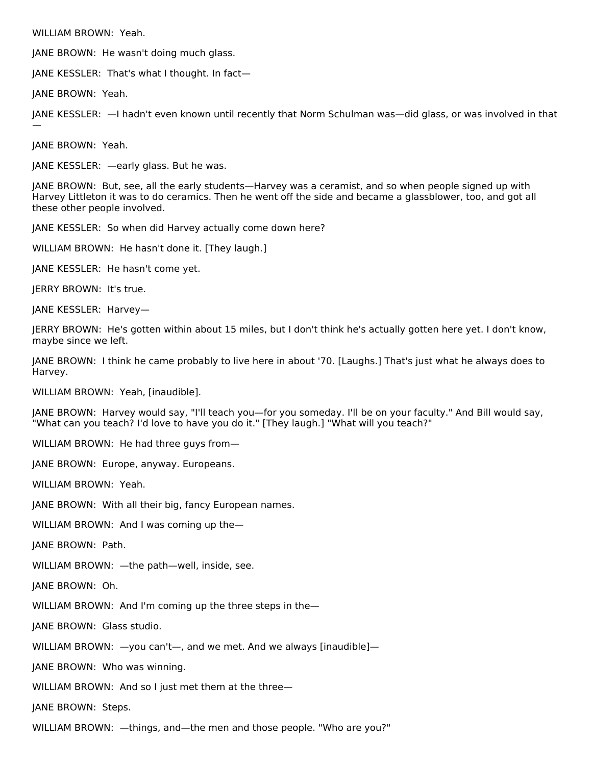WILLIAM BROWN: Yeah.

JANE BROWN: He wasn't doing much glass.

JANE KESSLER: That's what I thought. In fact—

JANE BROWN: Yeah.

JANE KESSLER: —I hadn't even known until recently that Norm Schulman was—did glass, or was involved in that—

JANE BROWN: Yeah.

JANE KESSLER: —early glass. But he was.

JANE BROWN: But, see, all the early students—Harvey was a ceramist, and so when people signed up with Harvey Littleton it was to do ceramics. Then he went off the side and became a glassblower, too, and got all these other people involved.

JANE KESSLER: So when did Harvey actually come down here?

WILLIAM BROWN: He hasn't done it. [They laugh.]

JANE KESSLER: He hasn't come yet.

JERRY BROWN: It's true.

JANE KESSLER: Harvey—

JERRY BROWN: He's gotten within about 15 miles, but I don't think he's actually gotten here yet. I don't know, maybe since we left.

JANE BROWN: I think he came probably to live here in about '70. [Laughs.] That's just what he always does to Harvey.

WILLIAM BROWN: Yeah, [inaudible].

JANE BROWN: Harvey would say, "I'll teach you—for you someday. I'll be on your faculty." And Bill would say, "What can you teach? I'd love to have you do it." [They laugh.] "What will you teach?"

WILLIAM BROWN: He had three guys from—

JANE BROWN: Europe, anyway. Europeans.

WILLIAM BROWN: Yeah.

JANE BROWN: With all their big, fancy European names.

WILLIAM BROWN: And I was coming up the—

JANE BROWN: Path.

WILLIAM BROWN: —the path—well, inside, see.

JANE BROWN: Oh.

WILLIAM BROWN: And I'm coming up the three steps in the—

JANE BROWN: Glass studio.

WILLIAM BROWN: —you can't—, and we met. And we always [inaudible]—

JANE BROWN: Who was winning.

WILLIAM BROWN: And so I just met them at the three—

JANE BROWN: Steps.

WILLIAM BROWN: —things, and—the men and those people. "Who are you?"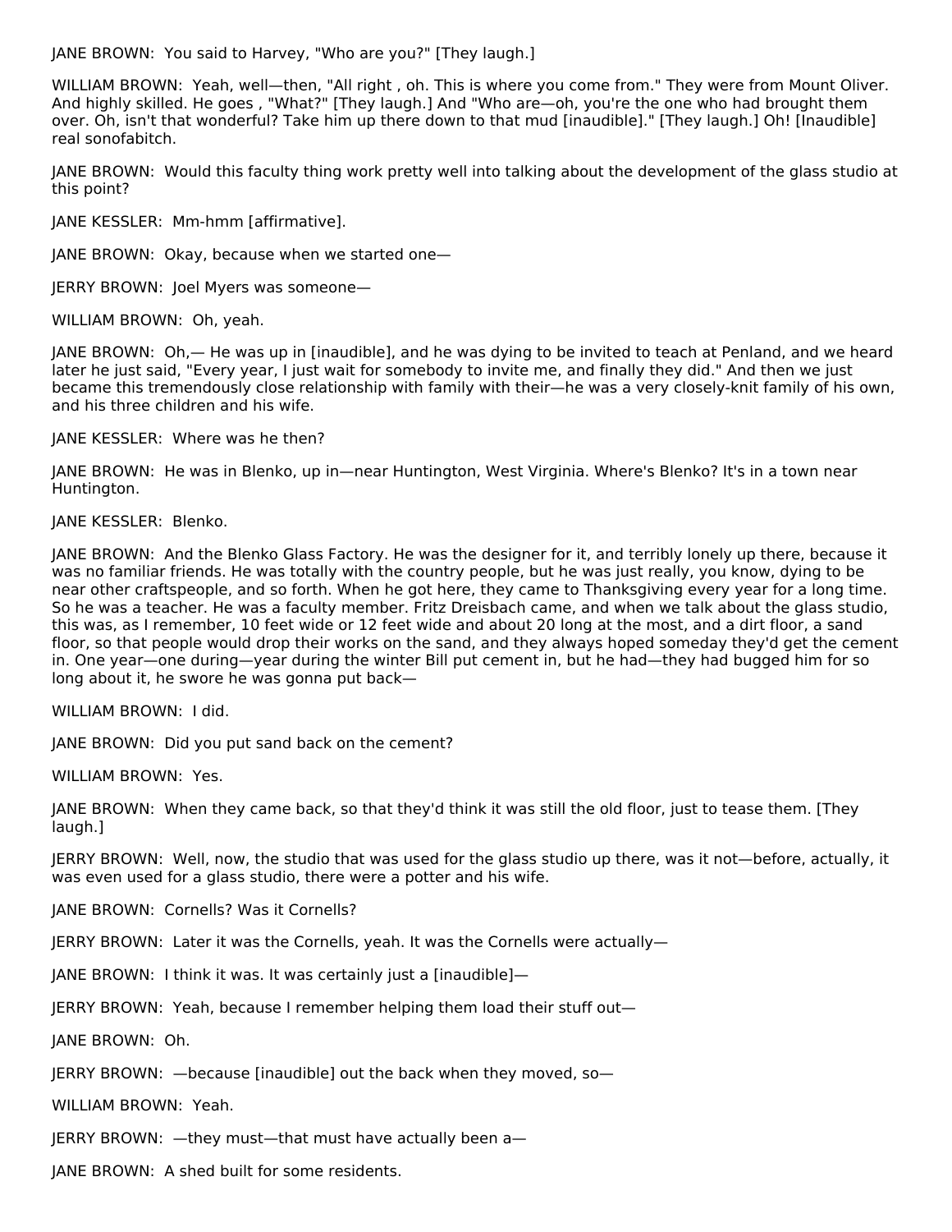JANE BROWN: You said to Harvey, "Who are you?" [They laugh.]

WILLIAM BROWN: Yeah, well—then, "All right , oh. This is where you come from." They were from Mount Oliver. And highly skilled. He goes , "What?" [They laugh.] And "Who are—oh, you're the one who had brought them over. Oh, isn't that wonderful? Take him up there down to that mud [inaudible]." [They laugh.] Oh! [Inaudible] real sonofabitch.

JANE BROWN: Would this faculty thing work pretty well into talking about the development of the glass studio at this point?

JANE KESSLER: Mm-hmm [affirmative].

JANE BROWN: Okay, because when we started one—

JERRY BROWN: Joel Myers was someone—

WILLIAM BROWN: Oh, yeah.

JANE BROWN: Oh,— He was up in [inaudible], and he was dying to be invited to teach at Penland, and we heard later he just said, "Every year, I just wait for somebody to invite me, and finally they did." And then we just became this tremendously close relationship with family with their—he was a very closely-knit family of his own, and his three children and his wife.

JANE KESSLER: Where was he then?

JANE BROWN: He was in Blenko, up in—near Huntington, West Virginia. Where's Blenko? It's in a town near Huntington.

JANE KESSLER: Blenko.

JANE BROWN: And the Blenko Glass Factory. He was the designer for it, and terribly lonely up there, because it was no familiar friends. He was totally with the country people, but he was just really, you know, dying to be near other craftspeople, and so forth. When he got here, they came to Thanksgiving every year for a long time. So he was a teacher. He was a faculty member. Fritz Dreisbach came, and when we talk about the glass studio, this was, as I remember, 10 feet wide or 12 feet wide and about 20 long at the most, and a dirt floor, a sand floor, so that people would drop their works on the sand, and they always hoped someday they'd get the cement in. One year—one during—year during the winter Bill put cement in, but he had—they had bugged him for so long about it, he swore he was gonna put back—

WILLIAM BROWN: I did.

JANE BROWN: Did you put sand back on the cement?

WILLIAM BROWN: Yes.

JANE BROWN: When they came back, so that they'd think it was still the old floor, just to tease them. [They laugh.]

JERRY BROWN: Well, now, the studio that was used for the glass studio up there, was it not—before, actually, it was even used for a glass studio, there were a potter and his wife.

JANE BROWN: Cornells? Was it Cornells?

JERRY BROWN: Later it was the Cornells, yeah. It was the Cornells were actually—

JANE BROWN: I think it was. It was certainly just a [inaudible]—

JERRY BROWN: Yeah, because I remember helping them load their stuff out—

JANE BROWN: Oh.

JERRY BROWN: —because [inaudible] out the back when they moved, so—

WILLIAM BROWN: Yeah.

JERRY BROWN: —they must—that must have actually been a—

JANE BROWN: A shed built for some residents.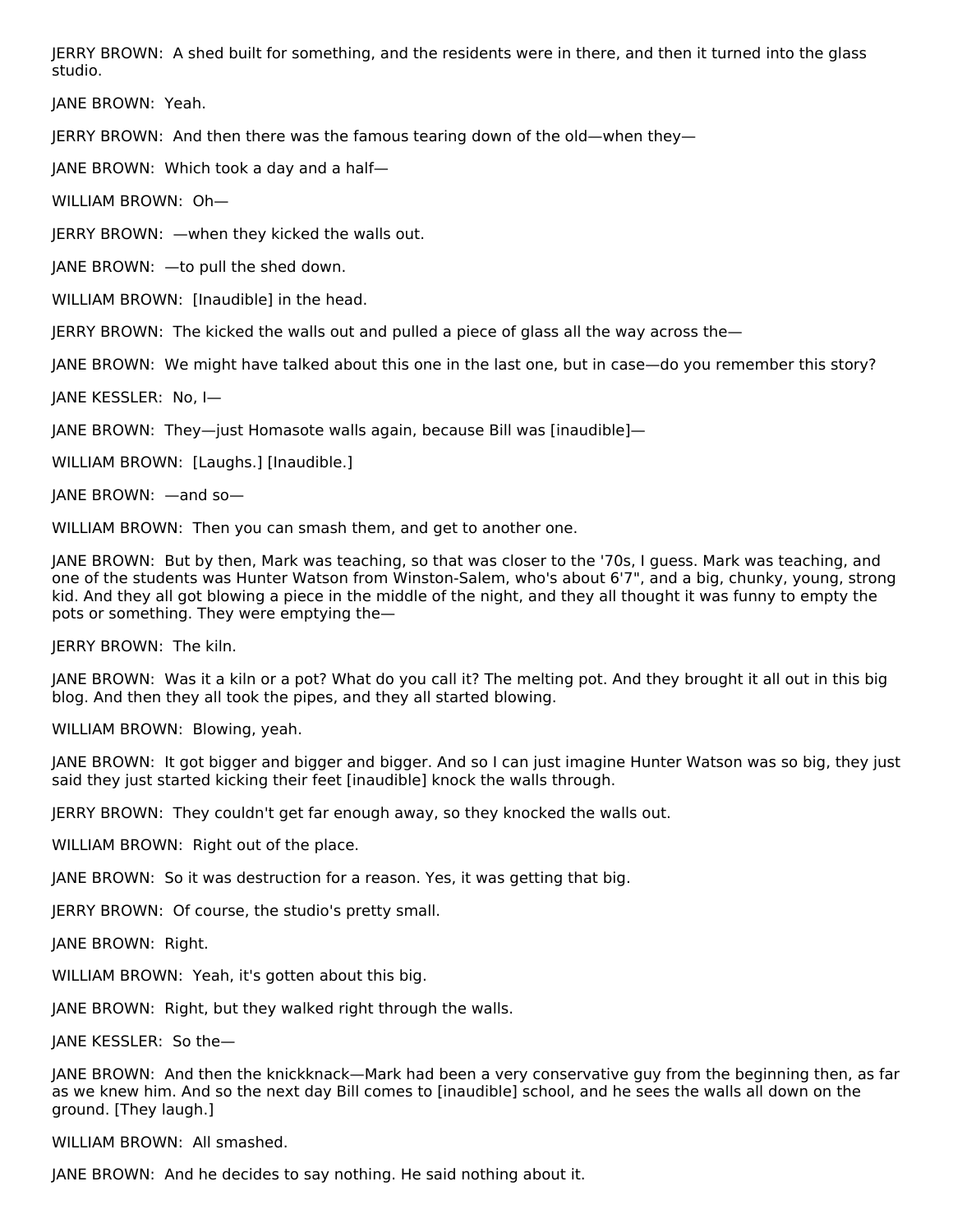JERRY BROWN: A shed built for something, and the residents were in there, and then it turned into the glass studio.

JANE BROWN: Yeah.

JERRY BROWN: And then there was the famous tearing down of the old—when they—

JANE BROWN: Which took a day and a half—

WILLIAM BROWN: Oh—

JERRY BROWN: —when they kicked the walls out.

JANE BROWN: —to pull the shed down.

WILLIAM BROWN: [Inaudible] in the head.

JERRY BROWN: The kicked the walls out and pulled a piece of glass all the way across the—

JANE BROWN: We might have talked about this one in the last one, but in case—do you remember this story?

JANE KESSLER: No, I—

JANE BROWN: They—just Homasote walls again, because Bill was [inaudible]—

WILLIAM BROWN: [Laughs.] [Inaudible.]

JANE BROWN: —and so—

WILLIAM BROWN: Then you can smash them, and get to another one.

JANE BROWN: But by then, Mark was teaching, so that was closer to the '70s, I guess. Mark was teaching, and one of the students was Hunter Watson from Winston-Salem, who's about 6'7", and a big, chunky, young, strong kid. And they all got blowing a piece in the middle of the night, and they all thought it was funny to empty the pots or something. They were emptying the—

JERRY BROWN: The kiln.

JANE BROWN: Was it a kiln or a pot? What do you call it? The melting pot. And they brought it all out in this big blog. And then they all took the pipes, and they all started blowing.

WILLIAM BROWN: Blowing, yeah.

JANE BROWN: It got bigger and bigger and bigger. And so I can just imagine Hunter Watson was so big, they just said they just started kicking their feet [inaudible] knock the walls through.

JERRY BROWN: They couldn't get far enough away, so they knocked the walls out.

WILLIAM BROWN: Right out of the place.

JANE BROWN: So it was destruction for a reason. Yes, it was getting that big.

JERRY BROWN: Of course, the studio's pretty small.

JANE BROWN: Right.

WILLIAM BROWN: Yeah, it's gotten about this big.

JANE BROWN: Right, but they walked right through the walls.

JANE KESSLER: So the—

JANE BROWN: And then the knickknack—Mark had been a very conservative guy from the beginning then, as far as we knew him. And so the next day Bill comes to [inaudible] school, and he sees the walls all down on the ground. [They laugh.]

WILLIAM BROWN: All smashed.

JANE BROWN: And he decides to say nothing. He said nothing about it.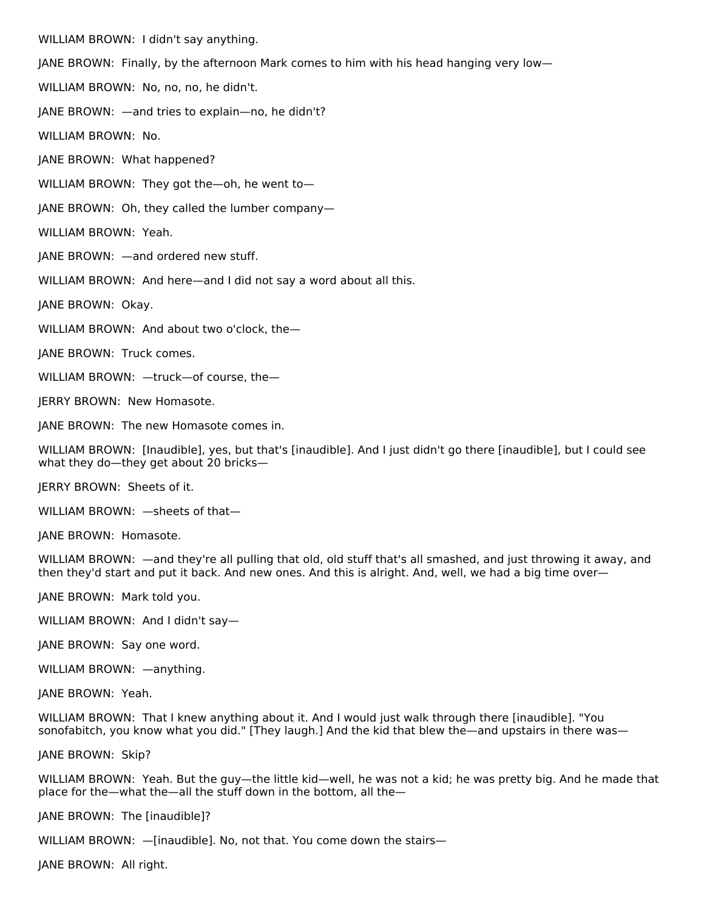WILLIAM BROWN: I didn't say anything.

JANE BROWN: Finally, by the afternoon Mark comes to him with his head hanging very low—

WILLIAM BROWN: No, no, no, he didn't.

JANE BROWN: —and tries to explain—no, he didn't?

WILLIAM BROWN: No.

JANE BROWN: What happened?

WILLIAM BROWN: They got the—oh, he went to—

JANE BROWN: Oh, they called the lumber company—

WILLIAM BROWN: Yeah.

JANE BROWN: —and ordered new stuff.

WILLIAM BROWN: And here—and I did not say a word about all this.

JANE BROWN: Okay.

WILLIAM BROWN: And about two o'clock, the—

JANE BROWN: Truck comes.

WILLIAM BROWN: —truck—of course, the—

JERRY BROWN: New Homasote.

JANE BROWN: The new Homasote comes in.

WILLIAM BROWN: [Inaudible], yes, but that's [inaudible]. And I just didn't go there [inaudible], but I could see what they do—they get about 20 bricks—

JERRY BROWN: Sheets of it.

WILLIAM BROWN: —sheets of that—

JANE BROWN: Homasote.

WILLIAM BROWN: —and they're all pulling that old, old stuff that's all smashed, and just throwing it away, and then they'd start and put it back. And new ones. And this is alright. And, well, we had a big time over—

JANE BROWN: Mark told you.

WILLIAM BROWN: And I didn't say—

JANE BROWN: Say one word.

WILLIAM BROWN: —anything.

JANE BROWN: Yeah.

WILLIAM BROWN: That I knew anything about it. And I would just walk through there [inaudible]. "You sonofabitch, you know what you did." [They laugh.] And the kid that blew the—and upstairs in there was—

JANE BROWN: Skip?

WILLIAM BROWN: Yeah. But the guy—the little kid—well, he was not a kid; he was pretty big. And he made that place for the—what the—all the stuff down in the bottom, all the—

JANE BROWN: The [inaudible]?

WILLIAM BROWN: —[inaudible]. No, not that. You come down the stairs—

JANE BROWN: All right.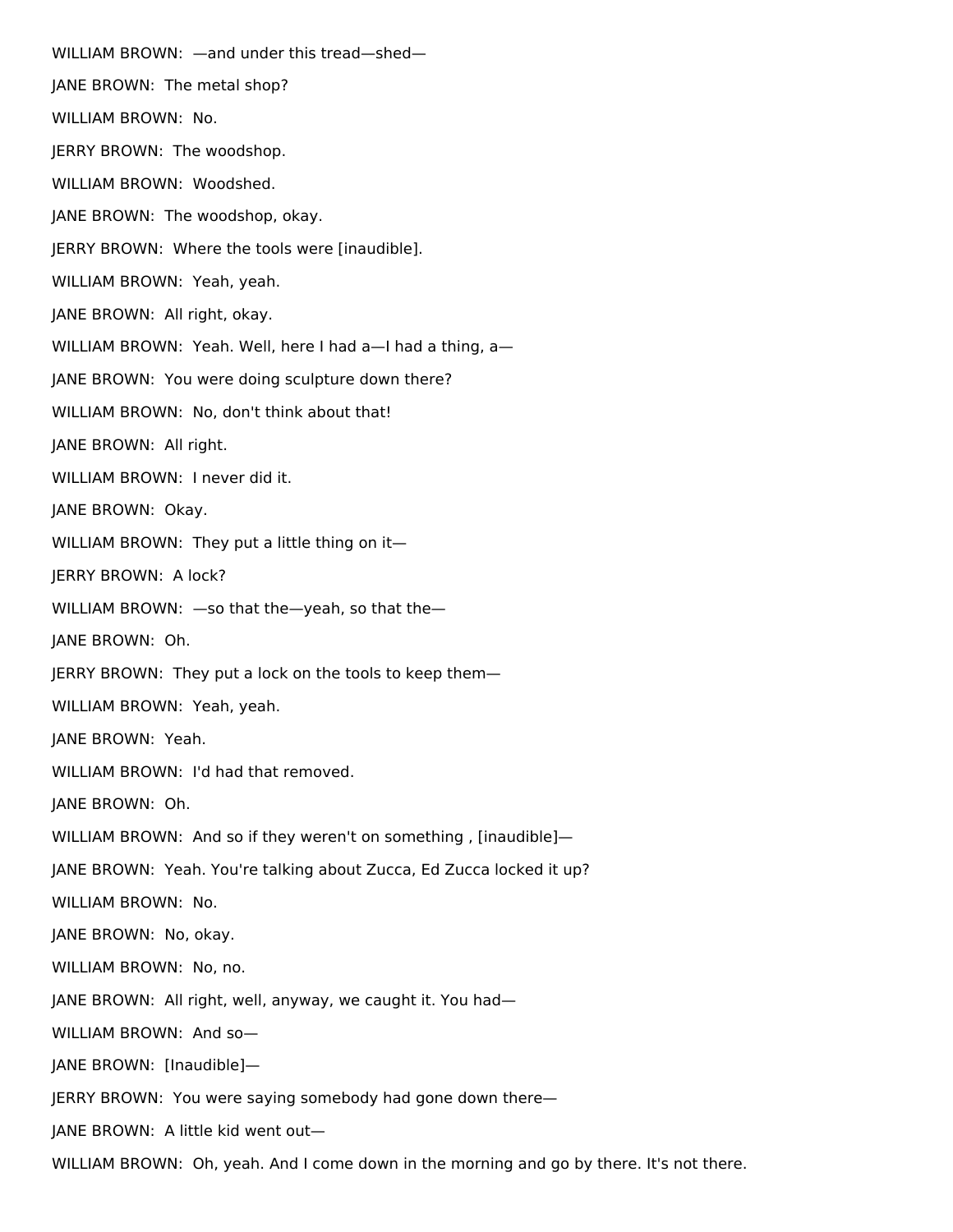WILLIAM BROWN: —and under this tread—shed—

JANE BROWN: The metal shop?

WILLIAM BROWN: No.

JERRY BROWN: The woodshop.

WILLIAM BROWN: Woodshed.

JANE BROWN: The woodshop, okay.

JERRY BROWN: Where the tools were [inaudible].

WILLIAM BROWN: Yeah, yeah.

JANE BROWN: All right, okay.

WILLIAM BROWN: Yeah. Well, here I had a—I had a thing, a—

JANE BROWN: You were doing sculpture down there?

WILLIAM BROWN: No, don't think about that!

JANE BROWN: All right.

WILLIAM BROWN: I never did it.

JANE BROWN: Okay.

WILLIAM BROWN: They put a little thing on it—

JERRY BROWN: A lock?

WILLIAM BROWN: —so that the—yeah, so that the—

JANE BROWN: Oh.

JERRY BROWN: They put a lock on the tools to keep them—

WILLIAM BROWN: Yeah, yeah.

JANE BROWN: Yeah.

WILLIAM BROWN: I'd had that removed.

JANE BROWN: Oh.

WILLIAM BROWN: And so if they weren't on something , [inaudible]—

JANE BROWN: Yeah. You're talking about Zucca, Ed Zucca locked it up?

WILLIAM BROWN: No.

JANE BROWN: No, okay.

WILLIAM BROWN: No, no.

JANE BROWN: All right, well, anyway, we caught it. You had—

WILLIAM BROWN: And so—

JANE BROWN: [Inaudible]—

JERRY BROWN: You were saying somebody had gone down there—

JANE BROWN: A little kid went out—

WILLIAM BROWN: Oh, yeah. And I come down in the morning and go by there. It's not there.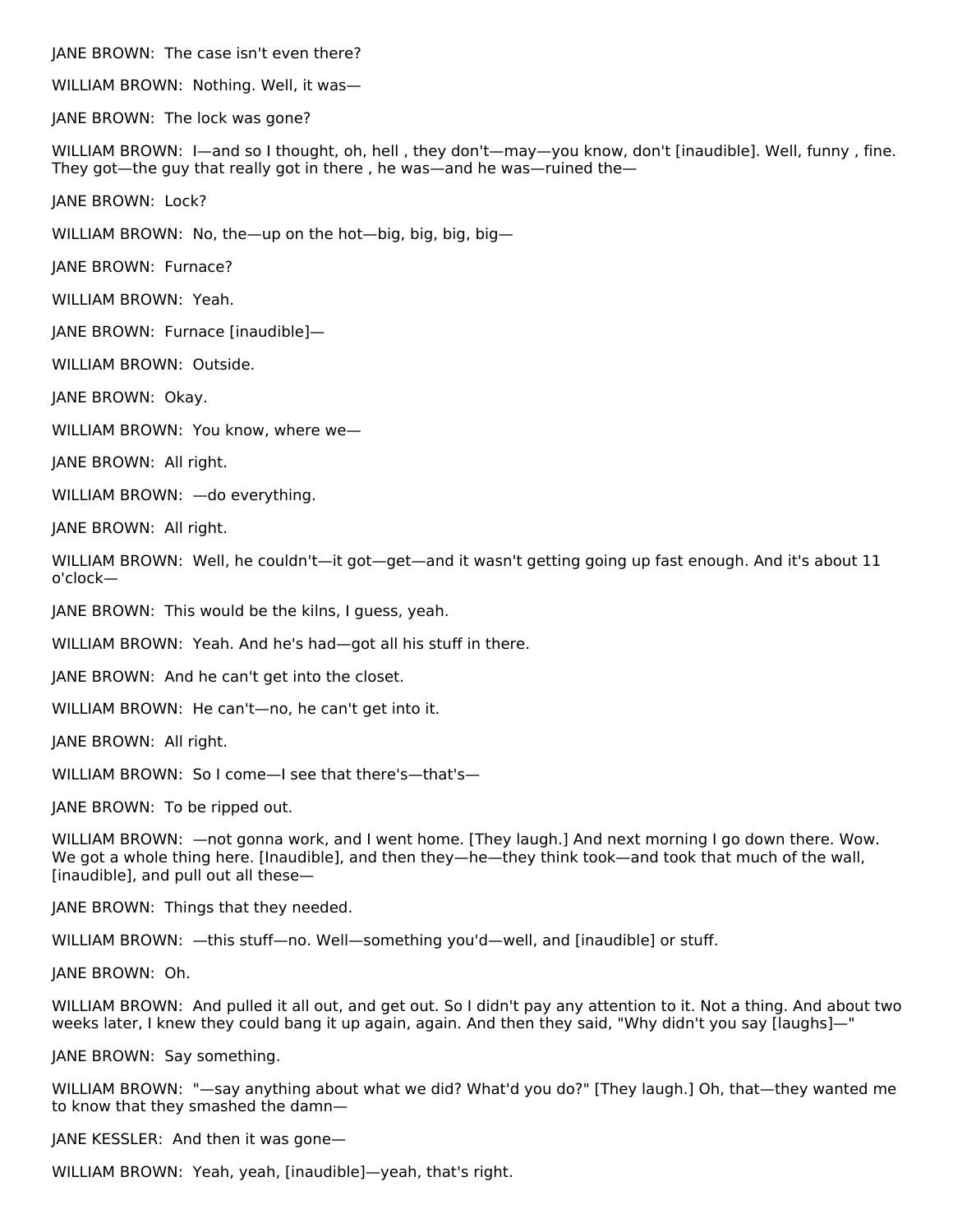JANE BROWN: The case isn't even there?

WILLIAM BROWN: Nothing. Well, it was—

JANE BROWN: The lock was gone?

WILLIAM BROWN: I—and so I thought, oh, hell , they don't—may—you know, don't [inaudible]. Well, funny , fine. They got—the guy that really got in there , he was—and he was—ruined the—

JANE BROWN: Lock?

WILLIAM BROWN: No, the—up on the hot—big, big, big, big—

JANE BROWN: Furnace?

WILLIAM BROWN: Yeah.

JANE BROWN: Furnace [inaudible]—

WILLIAM BROWN: Outside.

JANE BROWN: Okay.

WILLIAM BROWN: You know, where we—

JANE BROWN: All right.

WILLIAM BROWN: —do everything.

JANE BROWN: All right.

WILLIAM BROWN: Well, he couldn't—it got—get—and it wasn't getting going up fast enough. And it's about 11 o'clock—

JANE BROWN: This would be the kilns, I guess, yeah.

WILLIAM BROWN: Yeah. And he's had—got all his stuff in there.

JANE BROWN: And he can't get into the closet.

WILLIAM BROWN: He can't—no, he can't get into it.

JANE BROWN: All right.

WILLIAM BROWN: So I come—I see that there's—that's—

JANE BROWN: To be ripped out.

WILLIAM BROWN: —not gonna work, and I went home. [They laugh.] And next morning I go down there. Wow. We got a whole thing here. [Inaudible], and then they—he—they think took—and took that much of the wall, [inaudible], and pull out all these—

JANE BROWN: Things that they needed.

WILLIAM BROWN: —this stuff—no. Well—something you'd—well, and [inaudible] or stuff.

JANE BROWN: Oh.

WILLIAM BROWN: And pulled it all out, and get out. So I didn't pay any attention to it. Not a thing. And about two weeks later, I knew they could bang it up again, again. And then they said, "Why didn't you say [laughs]—"

JANE BROWN: Say something.

WILLIAM BROWN: "—say anything about what we did? What'd you do?" [They laugh.] Oh, that—they wanted me to know that they smashed the damn—

JANE KESSLER: And then it was gone—

WILLIAM BROWN: Yeah, yeah, [inaudible]—yeah, that's right.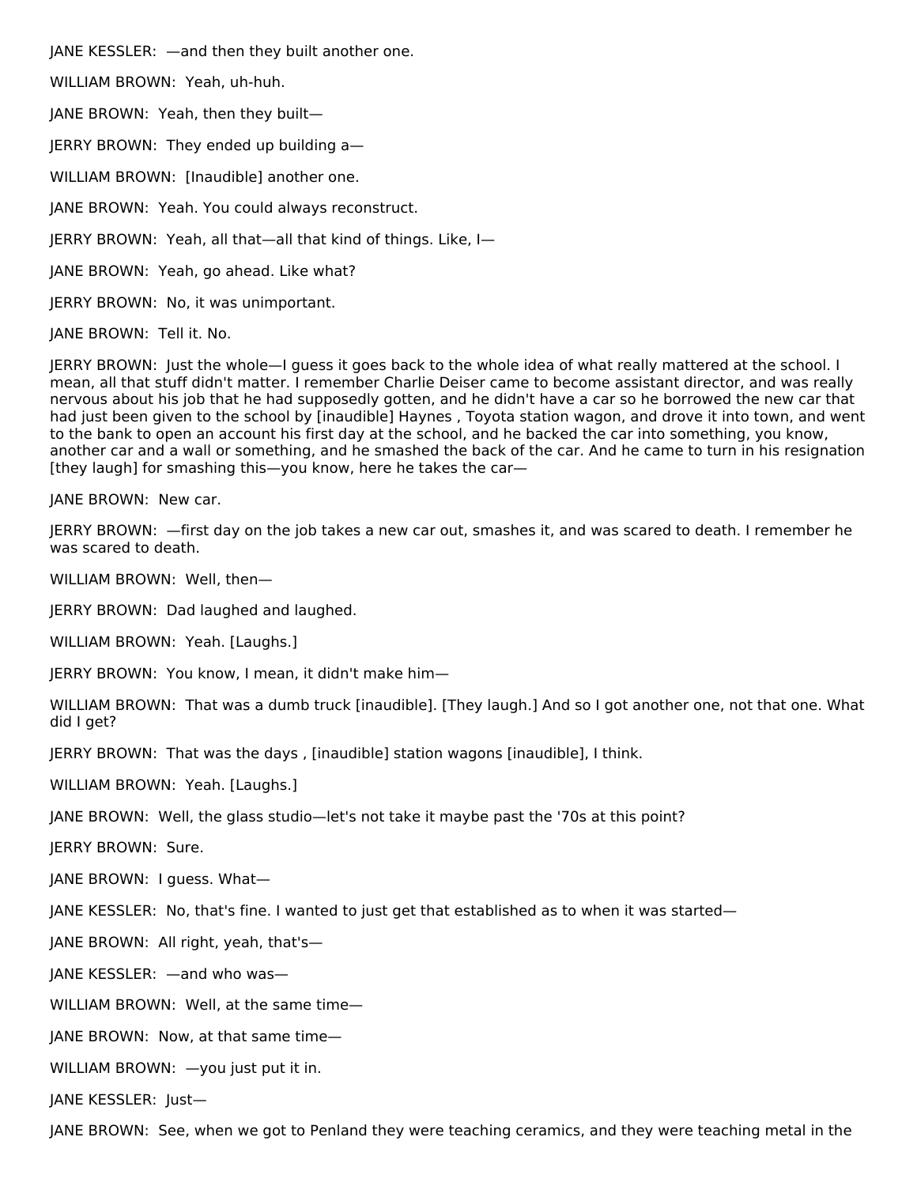JANE KESSLER: —and then they built another one.

WILLIAM BROWN: Yeah, uh-huh.

JANE BROWN: Yeah, then they built—

JERRY BROWN: They ended up building a—

WILLIAM BROWN: [Inaudible] another one.

JANE BROWN: Yeah. You could always reconstruct.

JERRY BROWN: Yeah, all that—all that kind of things. Like, I—

JANE BROWN: Yeah, go ahead. Like what?

JERRY BROWN: No, it was unimportant.

JANE BROWN: Tell it. No.

JERRY BROWN: Just the whole—I guess it goes back to the whole idea of what really mattered at the school. I mean, all that stuff didn't matter. I remember Charlie Deiser came to become assistant director, and was really nervous about his job that he had supposedly gotten, and he didn't have a car so he borrowed the new car that had just been given to the school by [inaudible] Haynes , Toyota station wagon, and drove it into town, and went to the bank to open an account his first day at the school, and he backed the car into something, you know, another car and a wall or something, and he smashed the back of the car. And he came to turn in his resignation [they laugh] for smashing this—you know, here he takes the car—

JANE BROWN: New car.

JERRY BROWN: —first day on the job takes a new car out, smashes it, and was scared to death. I remember he was scared to death.

WILLIAM BROWN: Well, then—

JERRY BROWN: Dad laughed and laughed.

WILLIAM BROWN: Yeah. [Laughs.]

JERRY BROWN: You know, I mean, it didn't make him—

WILLIAM BROWN: That was a dumb truck [inaudible]. [They laugh.] And so I got another one, not that one. What did I get?

JERRY BROWN: That was the days , [inaudible] station wagons [inaudible], I think.

WILLIAM BROWN: Yeah. [Laughs.]

JANE BROWN: Well, the glass studio—let's not take it maybe past the '70s at this point?

JERRY BROWN: Sure.

JANE BROWN: I guess. What—

JANE KESSLER: No, that's fine. I wanted to just get that established as to when it was started—

JANE BROWN: All right, yeah, that's—

JANE KESSLER: —and who was—

WILLIAM BROWN: Well, at the same time—

JANE BROWN: Now, at that same time—

WILLIAM BROWN: —you just put it in.

JANE KESSLER: Just—

JANE BROWN: See, when we got to Penland they were teaching ceramics, and they were teaching metal in the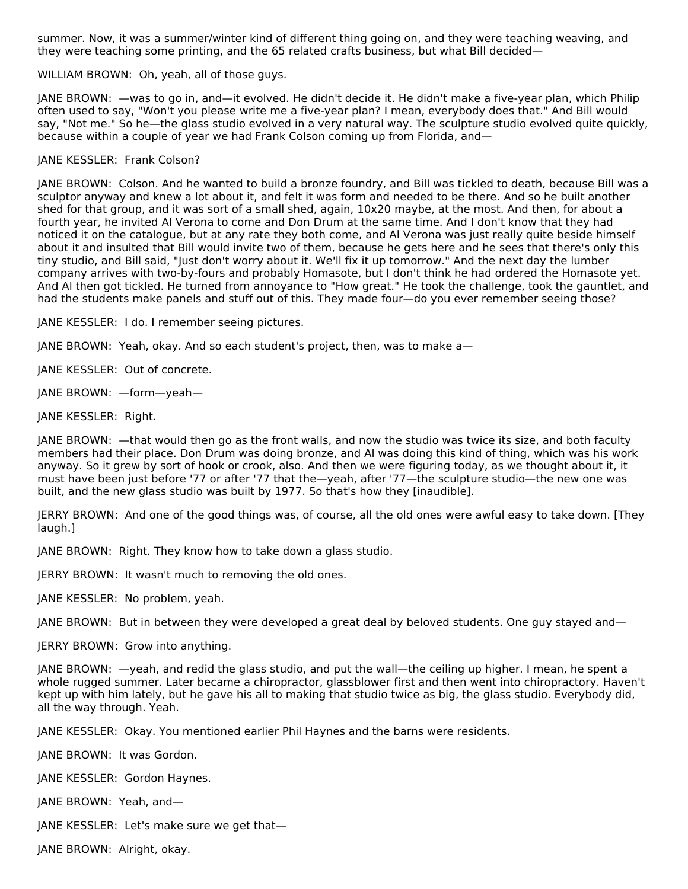summer. Now, it was a summer/winter kind of different thing going on, and they were teaching weaving, and they were teaching some printing, and the 65 related crafts business, but what Bill decided—

WILLIAM BROWN: Oh, yeah, all of those guys.

JANE BROWN: —was to go in, and—it evolved. He didn't decide it. He didn't make a five-year plan, which Philip often used to say, "Won't you please write me a five-year plan? I mean, everybody does that." And Bill would say, "Not me." So he—the glass studio evolved in a very natural way. The sculpture studio evolved quite quickly, because within a couple of year we had Frank Colson coming up from Florida, and—

JANE KESSLER: Frank Colson?

JANE BROWN: Colson. And he wanted to build a bronze foundry, and Bill was tickled to death, because Bill was a sculptor anyway and knew a lot about it, and felt it was form and needed to be there. And so he built another shed for that group, and it was sort of a small shed, again, 10x20 maybe, at the most. And then, for about a fourth year, he invited Al Verona to come and Don Drum at the same time. And I don't know that they had noticed it on the catalogue, but at any rate they both come, and Al Verona was just really quite beside himself about it and insulted that Bill would invite two of them, because he gets here and he sees that there's only this tiny studio, and Bill said, "Just don't worry about it. We'll fix it up tomorrow." And the next day the lumber company arrives with two-by-fours and probably Homasote, but I don't think he had ordered the Homasote yet. And Al then got tickled. He turned from annoyance to "How great." He took the challenge, took the gauntlet, and had the students make panels and stuff out of this. They made four—do you ever remember seeing those?

JANE KESSLER: I do. I remember seeing pictures.

JANE BROWN: Yeah, okay. And so each student's project, then, was to make a—

JANE KESSLER: Out of concrete.

JANE BROWN: —form—yeah—

JANE KESSLER: Right.

JANE BROWN: —that would then go as the front walls, and now the studio was twice its size, and both faculty members had their place. Don Drum was doing bronze, and Al was doing this kind of thing, which was his work anyway. So it grew by sort of hook or crook, also. And then we were figuring today, as we thought about it, it must have been just before '77 or after '77 that the—yeah, after '77—the sculpture studio—the new one was built, and the new glass studio was built by 1977. So that's how they [inaudible].

JERRY BROWN: And one of the good things was, of course, all the old ones were awful easy to take down. [They laugh.]

JANE BROWN: Right. They know how to take down a glass studio.

JERRY BROWN: It wasn't much to removing the old ones.

JANE KESSLER: No problem, yeah.

JANE BROWN: But in between they were developed a great deal by beloved students. One guy stayed and—

JERRY BROWN: Grow into anything.

JANE BROWN: —yeah, and redid the glass studio, and put the wall—the ceiling up higher. I mean, he spent a whole rugged summer. Later became a chiropractor, glassblower first and then went into chiropractory. Haven't kept up with him lately, but he gave his all to making that studio twice as big, the glass studio. Everybody did, all the way through. Yeah.

JANE KESSLER: Okay. You mentioned earlier Phil Haynes and the barns were residents.

JANE BROWN: It was Gordon.

JANE KESSLER: Gordon Haynes.

JANE BROWN: Yeah, and—

JANE KESSLER: Let's make sure we get that—

JANE BROWN: Alright, okay.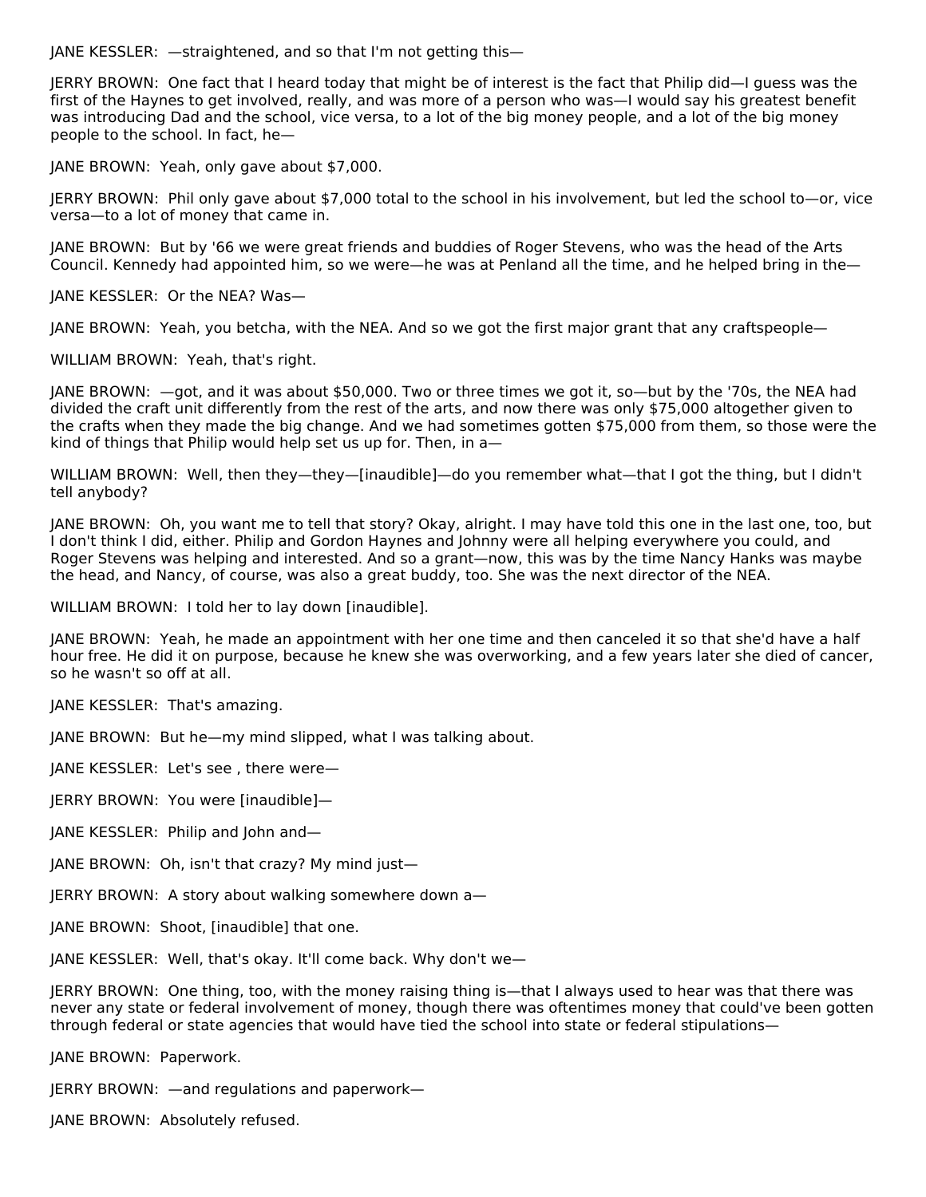JANE KESSLER: —straightened, and so that I'm not getting this—

JERRY BROWN: One fact that I heard today that might be of interest is the fact that Philip did—I guess was the first of the Haynes to get involved, really, and was more of a person who was—I would say his greatest benefit was introducing Dad and the school, vice versa, to a lot of the big money people, and a lot of the big money people to the school. In fact, he—

JANE BROWN: Yeah, only gave about $7,000.

JERRY BROWN: Phil only gave about $7,000 total to the school in his involvement, but led the school to—or, vice versa—to a lot of money that came in.

JANE BROWN: But by '66 we were great friends and buddies of Roger Stevens, who was the head of the Arts Council. Kennedy had appointed him, so we were—he was at Penland all the time, and he helped bring in the—

JANE KESSLER: Or the NEA? Was—

JANE BROWN: Yeah, you betcha, with the NEA. And so we got the first major grant that any craftspeople—

WILLIAM BROWN: Yeah, that's right.

JANE BROWN: —got, and it was about $50,000. Two or three times we got it, so—but by the '70s, the NEA had divided the craft unit differently from the rest of the arts, and now there was only $75,000 altogether given to the crafts when they made the big change. And we had sometimes gotten $75,000 from them, so those were the kind of things that Philip would help set us up for. Then, in a—

WILLIAM BROWN: Well, then they—they—[inaudible]—do you remember what—that I got the thing, but I didn't tell anybody?

JANE BROWN: Oh, you want me to tell that story? Okay, alright. I may have told this one in the last one, too, but I don't think I did, either. Philip and Gordon Haynes and Johnny were all helping everywhere you could, and Roger Stevens was helping and interested. And so a grant—now, this was by the time Nancy Hanks was maybe the head, and Nancy, of course, was also a great buddy, too. She was the next director of the NEA.

WILLIAM BROWN: I told her to lay down [inaudible].

JANE BROWN: Yeah, he made an appointment with her one time and then canceled it so that she'd have a half hour free. He did it on purpose, because he knew she was overworking, and a few years later she died of cancer, so he wasn't so off at all.

JANE KESSLER: That's amazing.

JANE BROWN: But he—my mind slipped, what I was talking about.

JANE KESSLER: Let's see , there were—

JERRY BROWN: You were [inaudible]—

JANE KESSLER: Philip and John and—

JANE BROWN: Oh, isn't that crazy? My mind just—

JERRY BROWN: A story about walking somewhere down a—

JANE BROWN: Shoot, [inaudible] that one.

JANE KESSLER: Well, that's okay. It'll come back. Why don't we—

JERRY BROWN: One thing, too, with the money raising thing is—that I always used to hear was that there was never any state or federal involvement of money, though there was oftentimes money that could've been gotten through federal or state agencies that would have tied the school into state or federal stipulations—

JANE BROWN: Paperwork.

JERRY BROWN: —and regulations and paperwork—

JANE BROWN: Absolutely refused.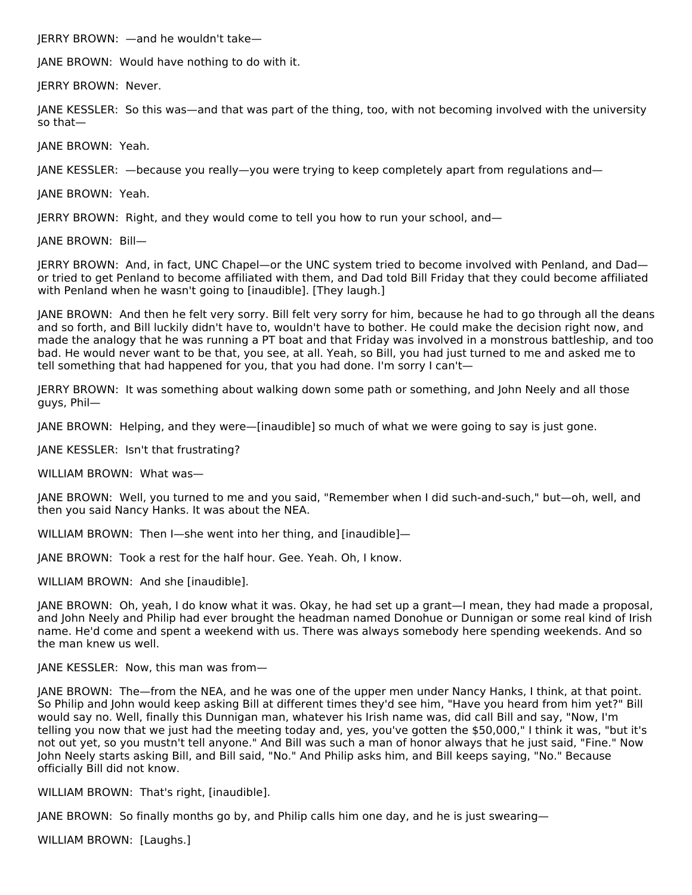JERRY BROWN: —and he wouldn't take—

JANE BROWN: Would have nothing to do with it.

JERRY BROWN: Never.

JANE KESSLER: So this was—and that was part of the thing, too, with not becoming involved with the university so that—

JANE BROWN: Yeah.

JANE KESSLER: —because you really—you were trying to keep completely apart from regulations and—

JANE BROWN: Yeah.

JERRY BROWN: Right, and they would come to tell you how to run your school, and—

JANE BROWN: Bill—

JERRY BROWN: And, in fact, UNC Chapel—or the UNC system tried to become involved with Penland, and Dad—or tried to get Penland to become affiliated with them, and Dad told Bill Friday that they could become affiliated with Penland when he wasn't going to [inaudible]. [They laugh.]

JANE BROWN: And then he felt very sorry. Bill felt very sorry for him, because he had to go through all the deans and so forth, and Bill luckily didn't have to, wouldn't have to bother. He could make the decision right now, and made the analogy that he was running a PT boat and that Friday was involved in a monstrous battleship, and too bad. He would never want to be that, you see, at all. Yeah, so Bill, you had just turned to me and asked me to tell something that had happened for you, that you had done. I'm sorry I can't—

JERRY BROWN: It was something about walking down some path or something, and John Neely and all those guys, Phil—

JANE BROWN: Helping, and they were—[inaudible] so much of what we were going to say is just gone.

JANE KESSLER: Isn't that frustrating?

WILLIAM BROWN: What was—

JANE BROWN: Well, you turned to me and you said, "Remember when I did such-and-such," but—oh, well, and then you said Nancy Hanks. It was about the NEA.

WILLIAM BROWN: Then I—she went into her thing, and [inaudible]—

JANE BROWN: Took a rest for the half hour. Gee. Yeah. Oh, I know.

WILLIAM BROWN: And she [inaudible].

JANE BROWN: Oh, yeah, I do know what it was. Okay, he had set up a grant—I mean, they had made a proposal, and John Neely and Philip had ever brought the headman named Donohue or Dunnigan or some real kind of Irish name. He'd come and spent a weekend with us. There was always somebody here spending weekends. And so the man knew us well.

JANE KESSLER: Now, this man was from—

JANE BROWN: The—from the NEA, and he was one of the upper men under Nancy Hanks, I think, at that point. So Philip and John would keep asking Bill at different times they'd see him, "Have you heard from him yet?" Bill would say no. Well, finally this Dunnigan man, whatever his Irish name was, did call Bill and say, "Now, I'm telling you now that we just had the meeting today and, yes, you've gotten the $50,000," I think it was, "but it's not out yet, so you mustn't tell anyone." And Bill was such a man of honor always that he just said, "Fine." Now John Neely starts asking Bill, and Bill said, "No." And Philip asks him, and Bill keeps saying, "No." Because officially Bill did not know.

WILLIAM BROWN: That's right, [inaudible].

JANE BROWN: So finally months go by, and Philip calls him one day, and he is just swearing—

WILLIAM BROWN: [Laughs.]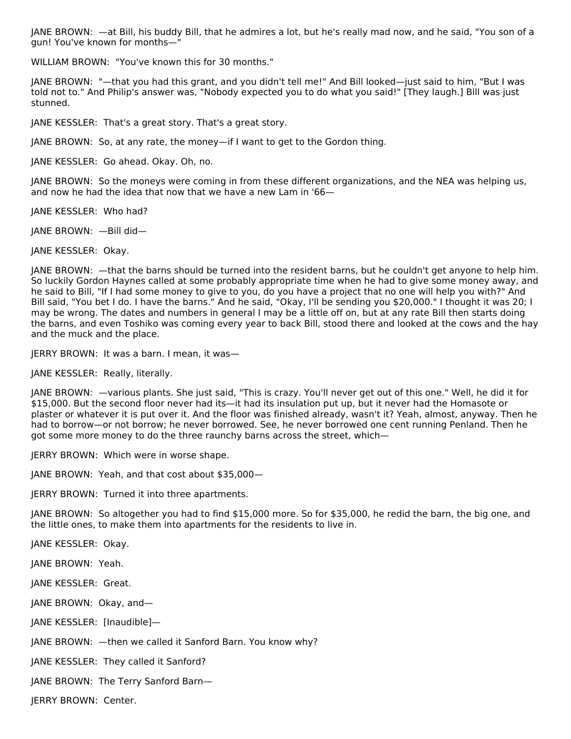JANE BROWN: —at Bill, his buddy Bill, that he admires a lot, but he's really mad now, and he said, "You son of a gun! You've known for months—"

WILLIAM BROWN: "You've known this for 30 months."

JANE BROWN: "—that you had this grant, and you didn't tell me!" And Bill looked—just said to him, "But I was told not to." And Philip's answer was, "Nobody expected you to do what you said!" [They laugh.] Bill was just stunned.

JANE KESSLER: That's a great story. That's a great story.

JANE BROWN: So, at any rate, the money—if I want to get to the Gordon thing.

JANE KESSLER: Go ahead. Okay. Oh, no.

JANE BROWN: So the moneys were coming in from these different organizations, and the NEA was helping us, and now he had the idea that now that we have a new Lam in '66—

JANE KESSLER: Who had?

JANE BROWN: —Bill did—

JANE KESSLER: Okay.

JANE BROWN: —that the barns should be turned into the resident barns, but he couldn't get anyone to help him. So luckily Gordon Haynes called at some probably appropriate time when he had to give some money away, and he said to Bill, "If I had some money to give to you, do you have a project that no one will help you with?" And Bill said, "You bet I do. I have the barns." And he said, "Okay, I'll be sending you $20,000." I thought it was 20; I may be wrong. The dates and numbers in general I may be a little off on, but at any rate Bill then starts doing the barns, and even Toshiko was coming every year to back Bill, stood there and looked at the cows and the hay and the muck and the place.

JERRY BROWN: It was a barn. I mean, it was—

JANE KESSLER: Really, literally.

JANE BROWN: —various plants. She just said, "This is crazy. You'll never get out of this one." Well, he did it for $15,000. But the second floor never had its—it had its insulation put up, but it never had the Homasote or plaster or whatever it is put over it. And the floor was finished already, wasn't it? Yeah, almost, anyway. Then he had to borrow—or not borrow; he never borrowed. See, he never borrowed one cent running Penland. Then he got some more money to do the three raunchy barns across the street, which—

JERRY BROWN: Which were in worse shape.

JANE BROWN: Yeah, and that cost about $35,000—

JERRY BROWN: Turned it into three apartments.

JANE BROWN: So altogether you had to find $15,000 more. So for $35,000, he redid the barn, the big one, and the little ones, to make them into apartments for the residents to live in.

JANE KESSLER: Okay.

JANE BROWN: Yeah.

JANE KESSLER: Great.

JANE BROWN: Okay, and—

JANE KESSLER: [Inaudible]—

JANE BROWN: —then we called it Sanford Barn. You know why?

JANE KESSLER: They called it Sanford?

JANE BROWN: The Terry Sanford Barn—

JERRY BROWN: Center.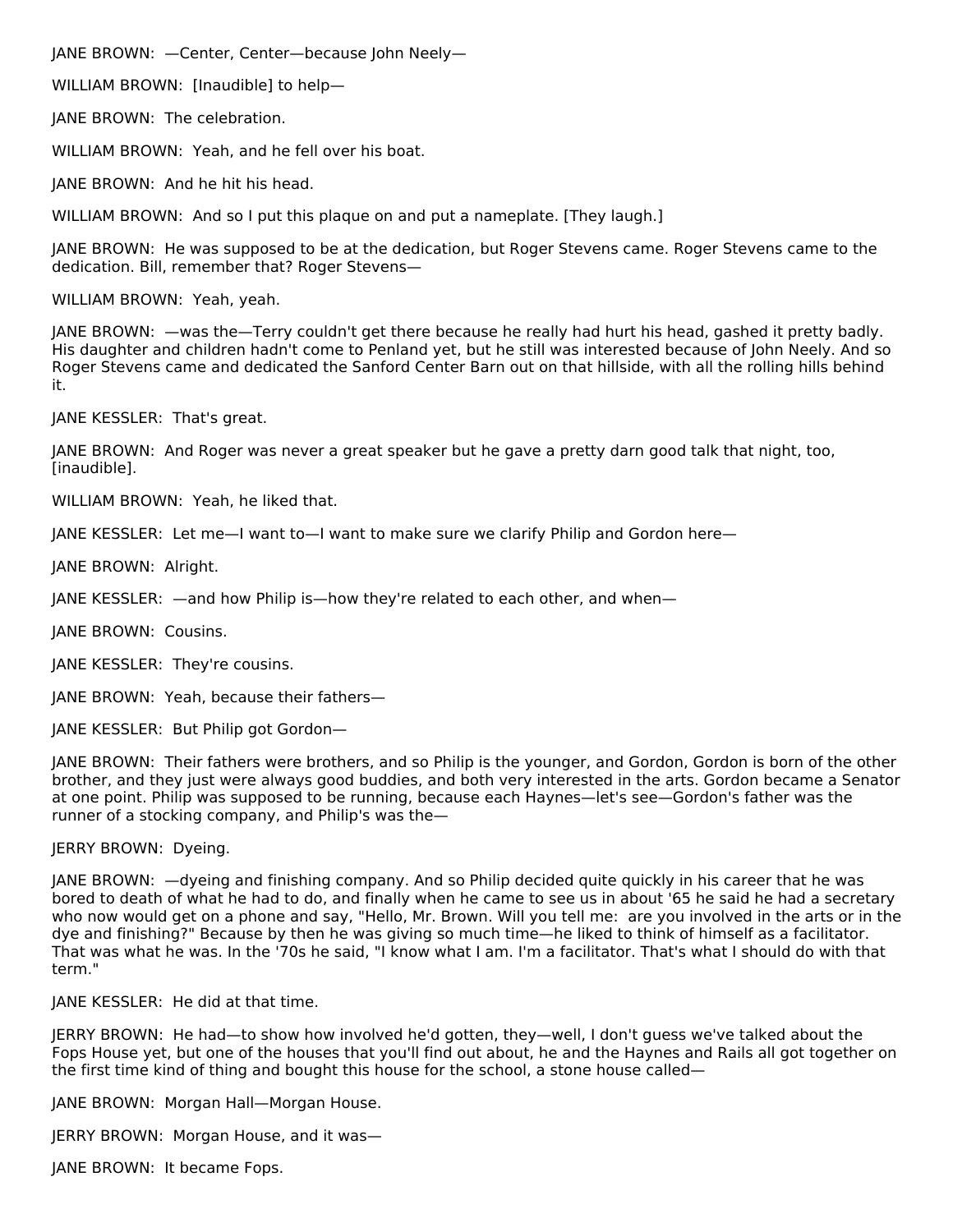JANE BROWN: —Center, Center—because John Neely—

WILLIAM BROWN: [Inaudible] to help—

JANE BROWN: The celebration.

WILLIAM BROWN: Yeah, and he fell over his boat.

JANE BROWN: And he hit his head.

WILLIAM BROWN: And so I put this plaque on and put a nameplate. [They laugh.]

JANE BROWN: He was supposed to be at the dedication, but Roger Stevens came. Roger Stevens came to the dedication. Bill, remember that? Roger Stevens—

WILLIAM BROWN: Yeah, yeah.

JANE BROWN: —was the—Terry couldn't get there because he really had hurt his head, gashed it pretty badly. His daughter and children hadn't come to Penland yet, but he still was interested because of John Neely. And so Roger Stevens came and dedicated the Sanford Center Barn out on that hillside, with all the rolling hills behind it.

JANE KESSLER: That's great.

JANE BROWN: And Roger was never a great speaker but he gave a pretty darn good talk that night, too, [inaudible].

WILLIAM BROWN: Yeah, he liked that.

JANE KESSLER: Let me—I want to—I want to make sure we clarify Philip and Gordon here—

JANE BROWN: Alright.

JANE KESSLER: —and how Philip is—how they're related to each other, and when—

JANE BROWN: Cousins.

JANE KESSLER: They're cousins.

JANE BROWN: Yeah, because their fathers—

JANE KESSLER: But Philip got Gordon—

JANE BROWN: Their fathers were brothers, and so Philip is the younger, and Gordon, Gordon is born of the other brother, and they just were always good buddies, and both very interested in the arts. Gordon became a Senator at one point. Philip was supposed to be running, because each Haynes—let's see—Gordon's father was the runner of a stocking company, and Philip's was the—

JERRY BROWN: Dyeing.

JANE BROWN: —dyeing and finishing company. And so Philip decided quite quickly in his career that he was bored to death of what he had to do, and finally when he came to see us in about '65 he said he had a secretary who now would get on a phone and say, "Hello, Mr. Brown. Will you tell me: are you involved in the arts or in the dye and finishing?" Because by then he was giving so much time—he liked to think of himself as a facilitator. That was what he was. In the '70s he said, "I know what I am. I'm a facilitator. That's what I should do with that term."

JANE KESSLER: He did at that time.

JERRY BROWN: He had—to show how involved he'd gotten, they—well, I don't guess we've talked about the Fops House yet, but one of the houses that you'll find out about, he and the Haynes and Rails all got together on the first time kind of thing and bought this house for the school, a stone house called—

JANE BROWN: Morgan Hall—Morgan House.

JERRY BROWN: Morgan House, and it was—

JANE BROWN: It became Fops.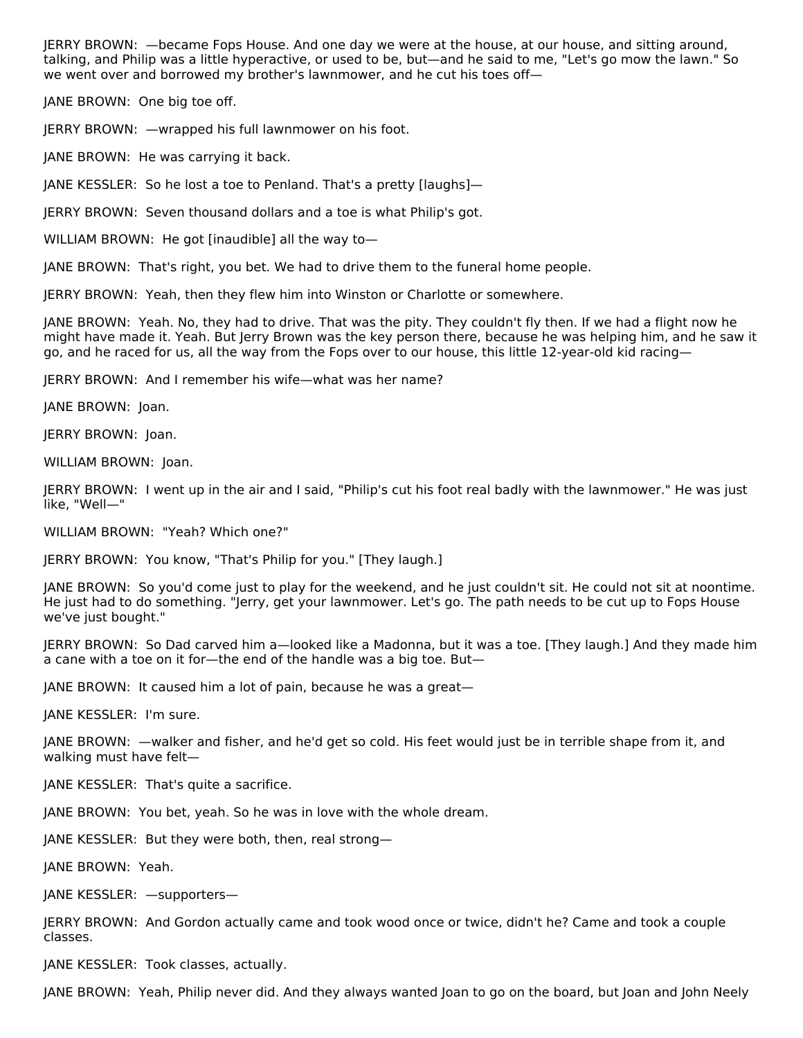JERRY BROWN: —became Fops House. And one day we were at the house, at our house, and sitting around, talking, and Philip was a little hyperactive, or used to be, but—and he said to me, "Let's go mow the lawn." So we went over and borrowed my brother's lawnmower, and he cut his toes off—

JANE BROWN: One big toe off.

JERRY BROWN: —wrapped his full lawnmower on his foot.

JANE BROWN: He was carrying it back.

JANE KESSLER: So he lost a toe to Penland. That's a pretty [laughs]—

JERRY BROWN: Seven thousand dollars and a toe is what Philip's got.

WILLIAM BROWN: He got [inaudible] all the way to—

JANE BROWN: That's right, you bet. We had to drive them to the funeral home people.

JERRY BROWN: Yeah, then they flew him into Winston or Charlotte or somewhere.

JANE BROWN: Yeah. No, they had to drive. That was the pity. They couldn't fly then. If we had a flight now he might have made it. Yeah. But Jerry Brown was the key person there, because he was helping him, and he saw it go, and he raced for us, all the way from the Fops over to our house, this little 12-year-old kid racing—

JERRY BROWN: And I remember his wife—what was her name?

JANE BROWN: Joan.

JERRY BROWN: Joan.

WILLIAM BROWN: Joan.

JERRY BROWN: I went up in the air and I said, "Philip's cut his foot real badly with the lawnmower." He was just like, "Well—"

WILLIAM BROWN: "Yeah? Which one?"

JERRY BROWN: You know, "That's Philip for you." [They laugh.]

JANE BROWN: So you'd come just to play for the weekend, and he just couldn't sit. He could not sit at noontime. He just had to do something. "Jerry, get your lawnmower. Let's go. The path needs to be cut up to Fops House we've just bought."

JERRY BROWN: So Dad carved him a—looked like a Madonna, but it was a toe. [They laugh.] And they made him a cane with a toe on it for—the end of the handle was a big toe. But—

JANE BROWN: It caused him a lot of pain, because he was a great—

JANE KESSLER: I'm sure.

JANE BROWN: —walker and fisher, and he'd get so cold. His feet would just be in terrible shape from it, and walking must have felt—

JANE KESSLER: That's quite a sacrifice.

JANE BROWN: You bet, yeah. So he was in love with the whole dream.

JANE KESSLER: But they were both, then, real strong—

JANE BROWN: Yeah.

JANE KESSLER: —supporters—

JERRY BROWN: And Gordon actually came and took wood once or twice, didn't he? Came and took a couple classes.

JANE KESSLER: Took classes, actually.

JANE BROWN: Yeah, Philip never did. And they always wanted Joan to go on the board, but Joan and John Neely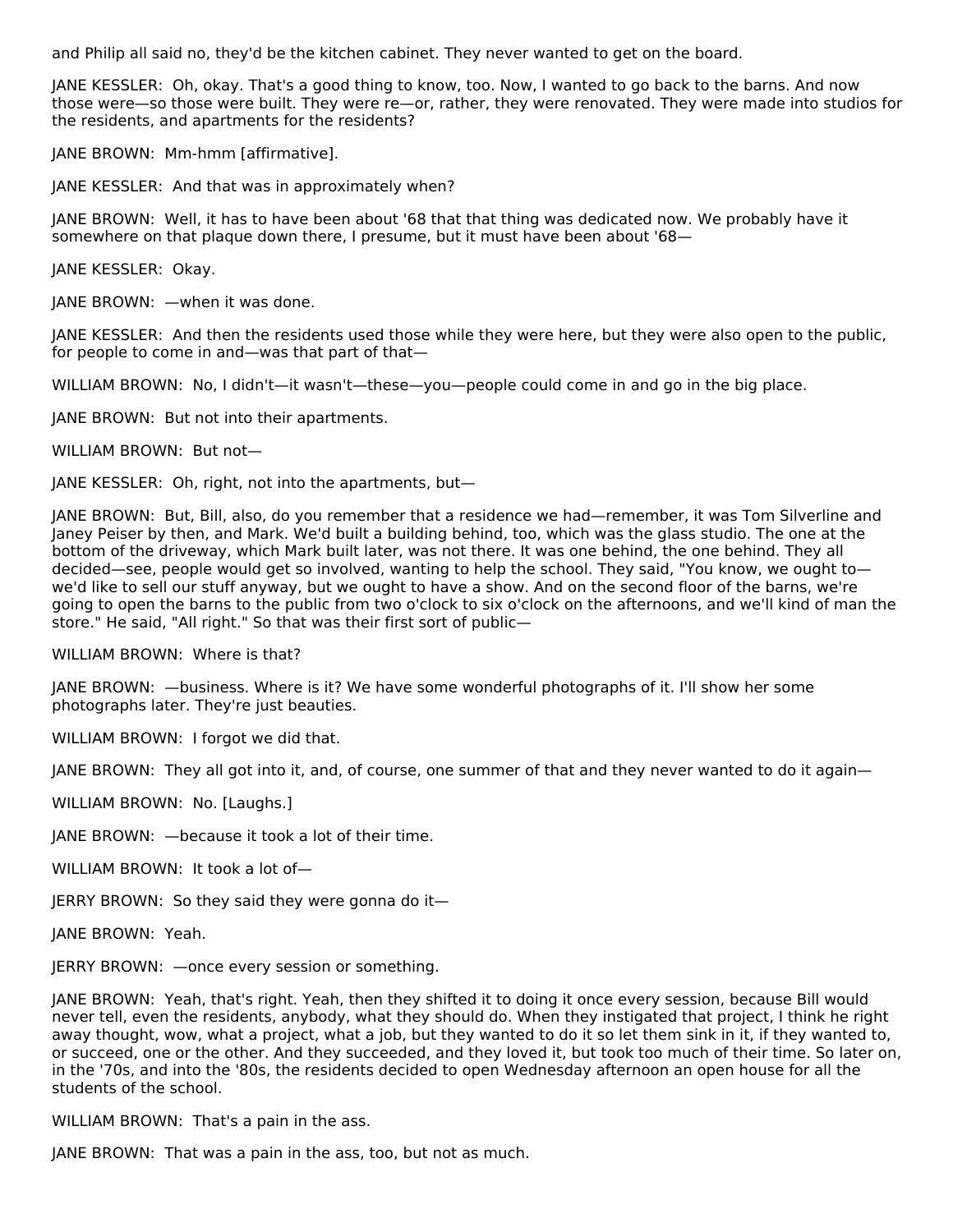and Philip all said no, they'd be the kitchen cabinet. They never wanted to get on the board.

JANE KESSLER: Oh, okay. That's a good thing to know, too. Now, I wanted to go back to the barns. And now those were—so those were built. They were re—or, rather, they were renovated. They were made into studios for the residents, and apartments for the residents?

JANE BROWN: Mm-hmm [affirmative].

JANE KESSLER: And that was in approximately when?

JANE BROWN: Well, it has to have been about '68 that that thing was dedicated now. We probably have it somewhere on that plaque down there, I presume, but it must have been about '68—

JANE KESSLER: Okay.

JANE BROWN: —when it was done.

JANE KESSLER: And then the residents used those while they were here, but they were also open to the public, for people to come in and—was that part of that—

WILLIAM BROWN: No, I didn't—it wasn't—these—you—people could come in and go in the big place.

JANE BROWN: But not into their apartments.

WILLIAM BROWN: But not—

JANE KESSLER: Oh, right, not into the apartments, but—

JANE BROWN: But, Bill, also, do you remember that a residence we had—remember, it was Tom Silverline and Janey Peiser by then, and Mark. We'd built a building behind, too, which was the glass studio. The one at the bottom of the driveway, which Mark built later, was not there. It was one behind, the one behind. They all decided—see, people would get so involved, wanting to help the school. They said, "You know, we ought to—we'd like to sell our stuff anyway, but we ought to have a show. And on the second floor of the barns, we're going to open the barns to the public from two o'clock to six o'clock on the afternoons, and we'll kind of man the store." He said, "All right." So that was their first sort of public—

WILLIAM BROWN: Where is that?

JANE BROWN: —business. Where is it? We have some wonderful photographs of it. I'll show her some photographs later. They're just beauties.

WILLIAM BROWN: I forgot we did that.

JANE BROWN: They all got into it, and, of course, one summer of that and they never wanted to do it again—

WILLIAM BROWN: No. [Laughs.]

JANE BROWN: —because it took a lot of their time.

WILLIAM BROWN: It took a lot of—

JERRY BROWN: So they said they were gonna do it—

JANE BROWN: Yeah.

JERRY BROWN: —once every session or something.

JANE BROWN: Yeah, that's right. Yeah, then they shifted it to doing it once every session, because Bill would never tell, even the residents, anybody, what they should do. When they instigated that project, I think he right away thought, wow, what a project, what a job, but they wanted to do it so let them sink in it, if they wanted to, or succeed, one or the other. And they succeeded, and they loved it, but took too much of their time. So later on, in the '70s, and into the '80s, the residents decided to open Wednesday afternoon an open house for all the students of the school.

WILLIAM BROWN: That's a pain in the ass.

JANE BROWN: That was a pain in the ass, too, but not as much.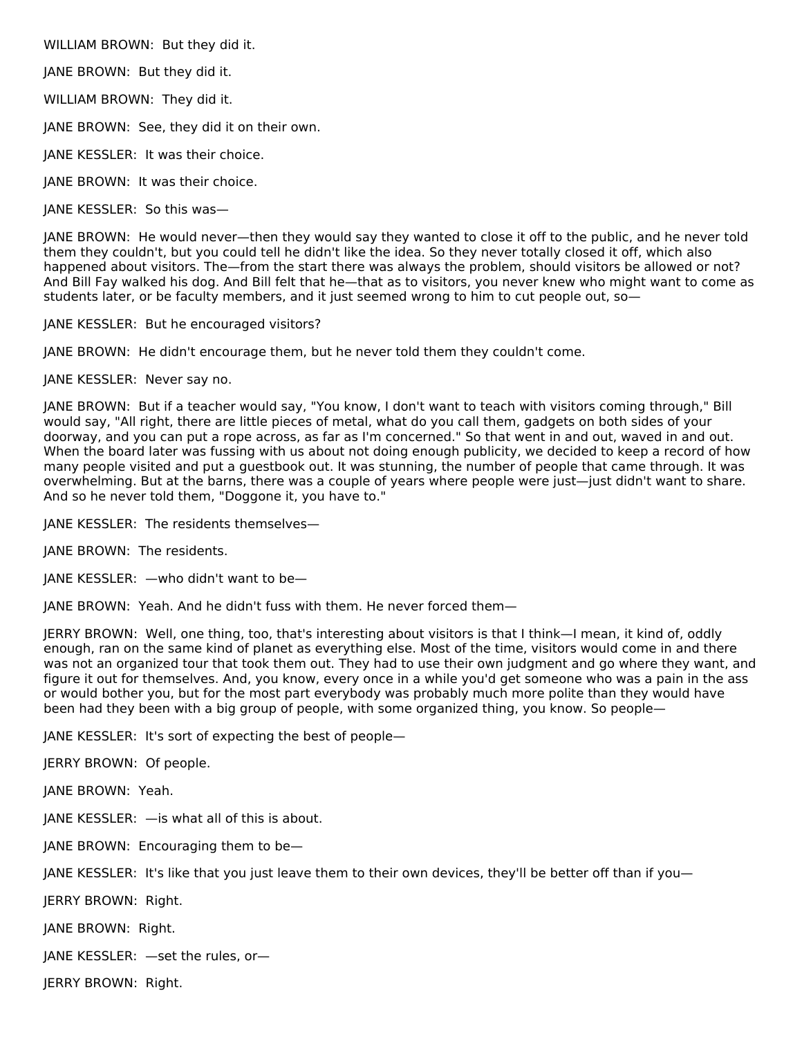WILLIAM BROWN: But they did it.

JANE BROWN: But they did it.

WILLIAM BROWN: They did it.

JANE BROWN: See, they did it on their own.

JANE KESSLER: It was their choice.

JANE BROWN: It was their choice.

JANE KESSLER: So this was—

JANE BROWN: He would never—then they would say they wanted to close it off to the public, and he never told them they couldn't, but you could tell he didn't like the idea. So they never totally closed it off, which also happened about visitors. The—from the start there was always the problem, should visitors be allowed or not? And Bill Fay walked his dog. And Bill felt that he—that as to visitors, you never knew who might want to come as students later, or be faculty members, and it just seemed wrong to him to cut people out, so—

JANE KESSLER: But he encouraged visitors?

JANE BROWN: He didn't encourage them, but he never told them they couldn't come.

JANE KESSLER: Never say no.

JANE BROWN: But if a teacher would say, "You know, I don't want to teach with visitors coming through," Bill would say, "All right, there are little pieces of metal, what do you call them, gadgets on both sides of your doorway, and you can put a rope across, as far as I'm concerned." So that went in and out, waved in and out. When the board later was fussing with us about not doing enough publicity, we decided to keep a record of how many people visited and put a guestbook out. It was stunning, the number of people that came through. It was overwhelming. But at the barns, there was a couple of years where people were just—just didn't want to share. And so he never told them, "Doggone it, you have to."

JANE KESSLER: The residents themselves—

JANE BROWN: The residents.

JANE KESSLER: —who didn't want to be—

JANE BROWN: Yeah. And he didn't fuss with them. He never forced them—

JERRY BROWN: Well, one thing, too, that's interesting about visitors is that I think—I mean, it kind of, oddly enough, ran on the same kind of planet as everything else. Most of the time, visitors would come in and there was not an organized tour that took them out. They had to use their own judgment and go where they want, and figure it out for themselves. And, you know, every once in a while you'd get someone who was a pain in the ass or would bother you, but for the most part everybody was probably much more polite than they would have been had they been with a big group of people, with some organized thing, you know. So people—

JANE KESSLER: It's sort of expecting the best of people—

JERRY BROWN: Of people.

JANE BROWN: Yeah.

JANE KESSLER: —is what all of this is about.

JANE BROWN: Encouraging them to be—

JANE KESSLER: It's like that you just leave them to their own devices, they'll be better off than if you—

JERRY BROWN: Right.

JANE BROWN: Right.

JANE KESSLER: —set the rules, or—

JERRY BROWN: Right.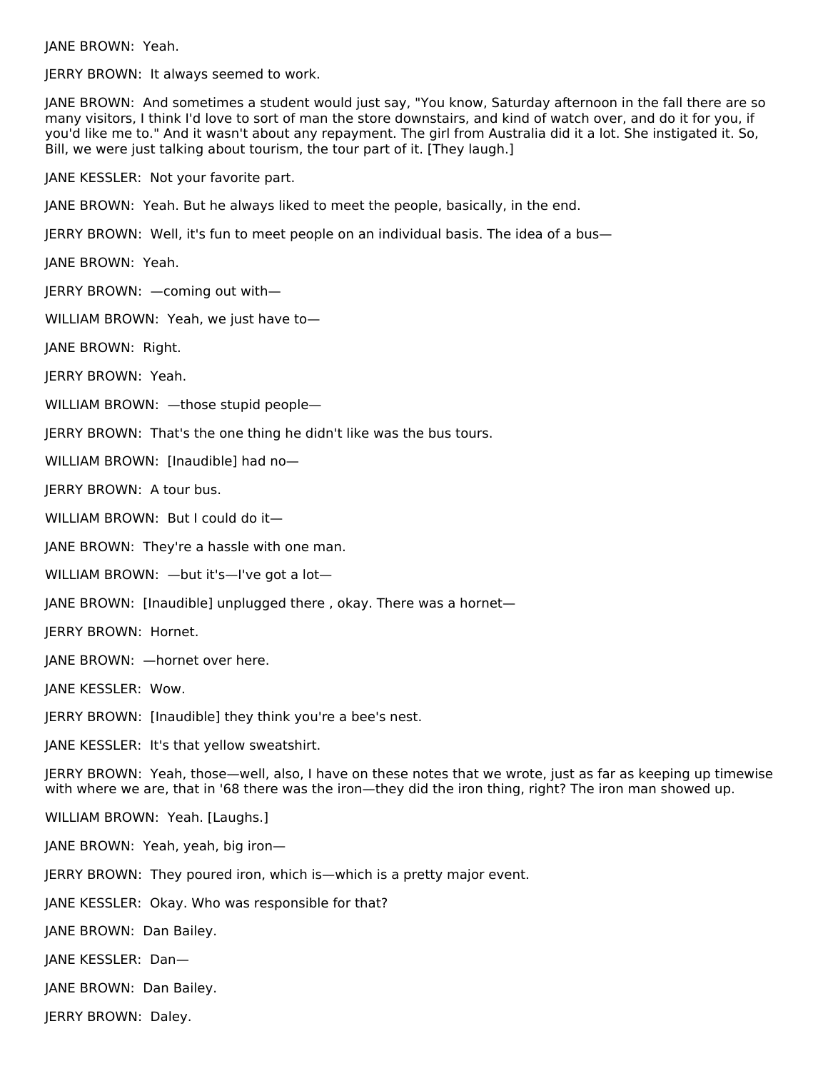JANE BROWN: Yeah.

JERRY BROWN: It always seemed to work.

JANE BROWN: And sometimes a student would just say, "You know, Saturday afternoon in the fall there are so many visitors, I think I'd love to sort of man the store downstairs, and kind of watch over, and do it for you, if you'd like me to." And it wasn't about any repayment. The girl from Australia did it a lot. She instigated it. So, Bill, we were just talking about tourism, the tour part of it. [They laugh.]

JANE KESSLER: Not your favorite part.

JANE BROWN: Yeah. But he always liked to meet the people, basically, in the end.

JERRY BROWN: Well, it's fun to meet people on an individual basis. The idea of a bus—

JANE BROWN: Yeah.

JERRY BROWN: —coming out with—

WILLIAM BROWN: Yeah, we just have to—

JANE BROWN: Right.

JERRY BROWN: Yeah.

WILLIAM BROWN: —those stupid people—

JERRY BROWN: That's the one thing he didn't like was the bus tours.

WILLIAM BROWN: [Inaudible] had no—

JERRY BROWN: A tour bus.

WILLIAM BROWN: But I could do it—

JANE BROWN: They're a hassle with one man.

WILLIAM BROWN: —but it's—I've got a lot—

JANE BROWN: [Inaudible] unplugged there , okay. There was a hornet—

JERRY BROWN: Hornet.

JANE BROWN: —hornet over here.

JANE KESSLER: Wow.

JERRY BROWN: [Inaudible] they think you're a bee's nest.

JANE KESSLER: It's that yellow sweatshirt.

JERRY BROWN: Yeah, those—well, also, I have on these notes that we wrote, just as far as keeping up timewise with where we are, that in '68 there was the iron—they did the iron thing, right? The iron man showed up.

WILLIAM BROWN: Yeah. [Laughs.]

JANE BROWN: Yeah, yeah, big iron—

JERRY BROWN: They poured iron, which is—which is a pretty major event.

JANE KESSLER: Okay. Who was responsible for that?

JANE BROWN: Dan Bailey.

JANE KESSLER: Dan—

JANE BROWN: Dan Bailey.

JERRY BROWN: Daley.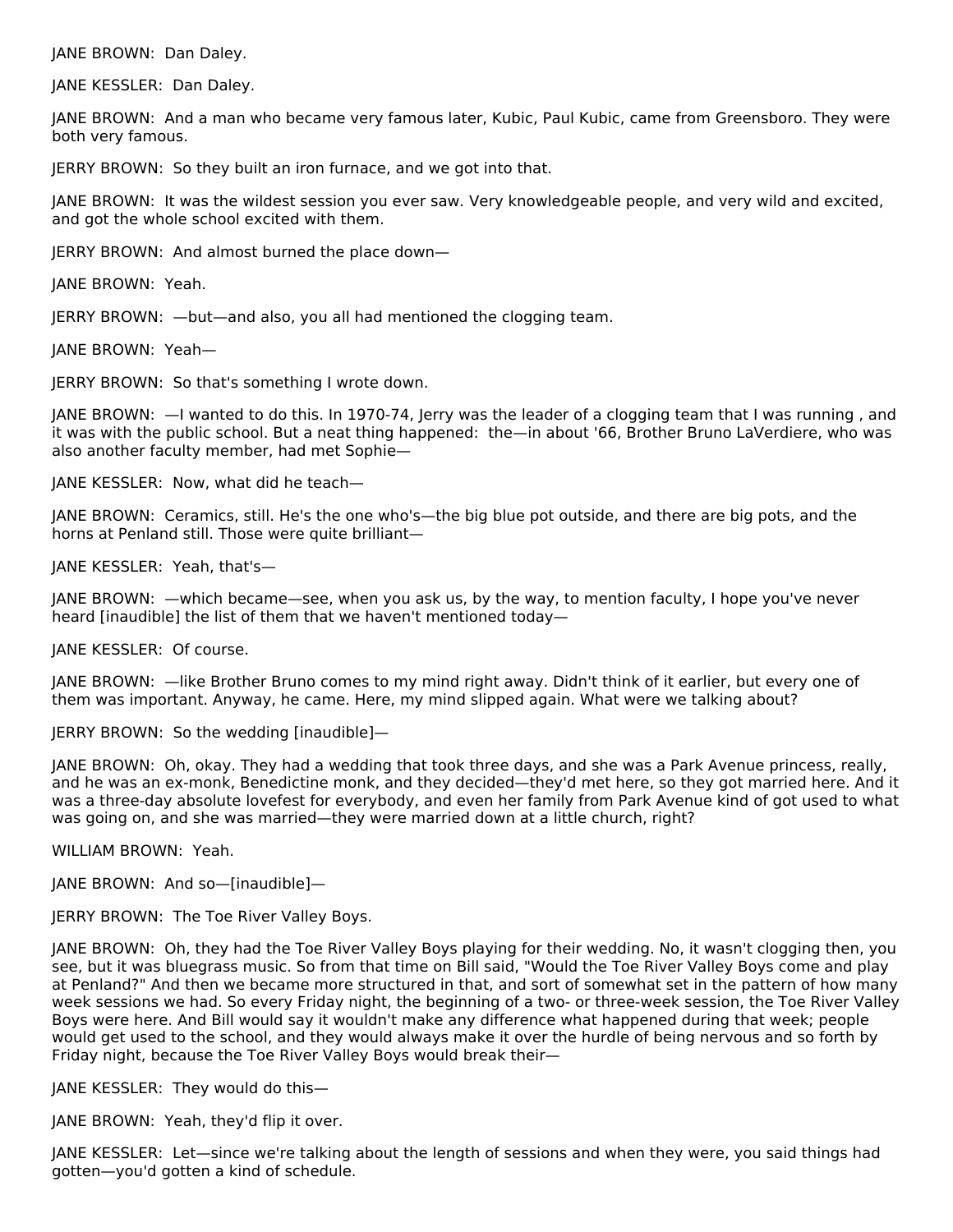JANE BROWN: Dan Daley.

JANE KESSLER: Dan Daley.

JANE BROWN: And a man who became very famous later, Kubic, Paul Kubic, came from Greensboro. They were both very famous.

JERRY BROWN: So they built an iron furnace, and we got into that.

JANE BROWN: It was the wildest session you ever saw. Very knowledgeable people, and very wild and excited, and got the whole school excited with them.

JERRY BROWN: And almost burned the place down—

JANE BROWN: Yeah.

JERRY BROWN: —but—and also, you all had mentioned the clogging team.

JANE BROWN: Yeah—

JERRY BROWN: So that's something I wrote down.

JANE BROWN: —I wanted to do this. In 1970-74, Jerry was the leader of a clogging team that I was running , and it was with the public school. But a neat thing happened: the—in about '66, Brother Bruno LaVerdiere, who was also another faculty member, had met Sophie—

JANE KESSLER: Now, what did he teach—

JANE BROWN: Ceramics, still. He's the one who's—the big blue pot outside, and there are big pots, and the horns at Penland still. Those were quite brilliant—

JANE KESSLER: Yeah, that's—

JANE BROWN: —which became—see, when you ask us, by the way, to mention faculty, I hope you've never heard [inaudible] the list of them that we haven't mentioned today—

JANE KESSLER: Of course.

JANE BROWN: —like Brother Bruno comes to my mind right away. Didn't think of it earlier, but every one of them was important. Anyway, he came. Here, my mind slipped again. What were we talking about?

JERRY BROWN: So the wedding [inaudible]—

JANE BROWN: Oh, okay. They had a wedding that took three days, and she was a Park Avenue princess, really, and he was an ex-monk, Benedictine monk, and they decided—they'd met here, so they got married here. And it was a three-day absolute lovefest for everybody, and even her family from Park Avenue kind of got used to what was going on, and she was married—they were married down at a little church, right?

WILLIAM BROWN: Yeah.

JANE BROWN: And so—[inaudible]—

JERRY BROWN: The Toe River Valley Boys.

JANE BROWN: Oh, they had the Toe River Valley Boys playing for their wedding. No, it wasn't clogging then, you see, but it was bluegrass music. So from that time on Bill said, "Would the Toe River Valley Boys come and play at Penland?" And then we became more structured in that, and sort of somewhat set in the pattern of how many week sessions we had. So every Friday night, the beginning of a two- or three-week session, the Toe River Valley Boys were here. And Bill would say it wouldn't make any difference what happened during that week; people would get used to the school, and they would always make it over the hurdle of being nervous and so forth by Friday night, because the Toe River Valley Boys would break their—

JANE KESSLER: They would do this—

JANE BROWN: Yeah, they'd flip it over.

JANE KESSLER: Let—since we're talking about the length of sessions and when they were, you said things had gotten—you'd gotten a kind of schedule.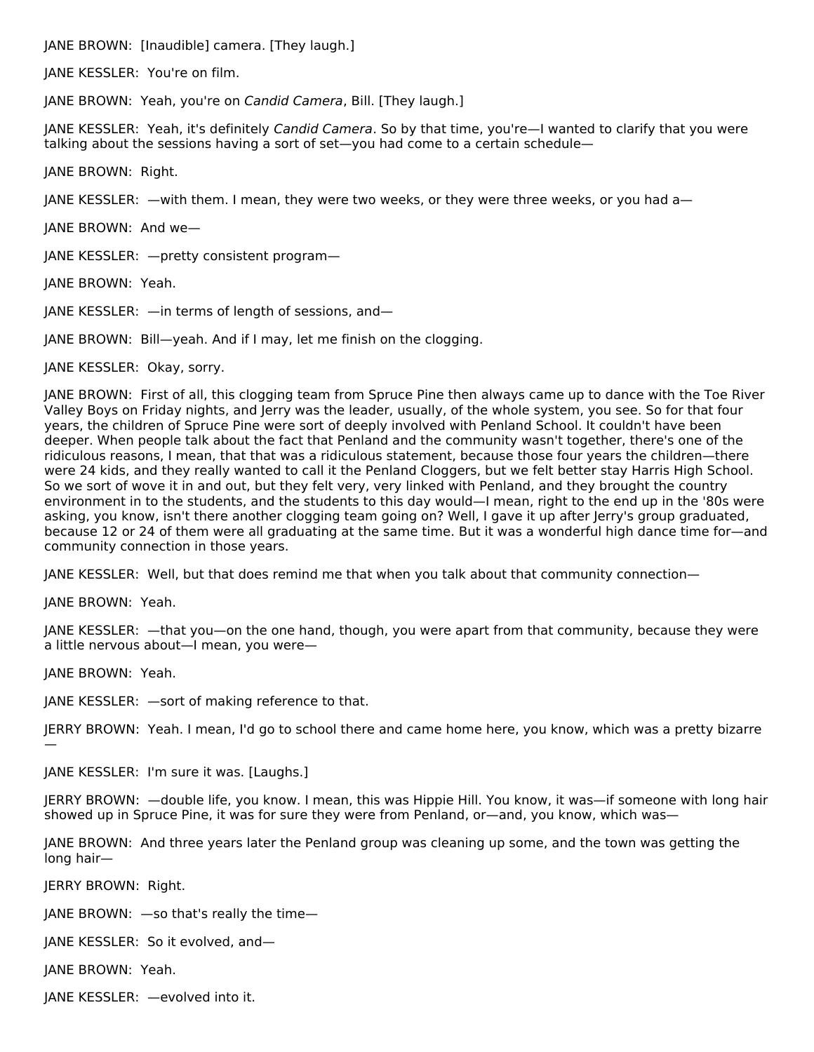JANE BROWN: [Inaudible] camera. [They laugh.]

JANE KESSLER: You're on film.

JANE BROWN: Yeah, you're on *Candid Camera*, Bill. [They laugh.]

JANE KESSLER: Yeah, it's definitely *Candid Camera*. So by that time, you're—I wanted to clarify that you were talking about the sessions having a sort of set—you had come to a certain schedule—

JANE BROWN: Right.

JANE KESSLER: —with them. I mean, they were two weeks, or they were three weeks, or you had a—

JANE BROWN: And we—

JANE KESSLER: —pretty consistent program—

JANE BROWN: Yeah.

JANE KESSLER: —in terms of length of sessions, and—

JANE BROWN: Bill—yeah. And if I may, let me finish on the clogging.

JANE KESSLER: Okay, sorry.

JANE BROWN: First of all, this clogging team from Spruce Pine then always came up to dance with the Toe River Valley Boys on Friday nights, and Jerry was the leader, usually, of the whole system, you see. So for that four years, the children of Spruce Pine were sort of deeply involved with Penland School. It couldn't have been deeper. When people talk about the fact that Penland and the community wasn't together, there's one of the ridiculous reasons, I mean, that that was a ridiculous statement, because those four years the children—there were 24 kids, and they really wanted to call it the Penland Cloggers, but we felt better stay Harris High School. So we sort of wove it in and out, but they felt very, very linked with Penland, and they brought the country environment in to the students, and the students to this day would—I mean, right to the end up in the '80s were asking, you know, isn't there another clogging team going on? Well, I gave it up after Jerry's group graduated, because 12 or 24 of them were all graduating at the same time. But it was a wonderful high dance time for—and community connection in those years.

JANE KESSLER: Well, but that does remind me that when you talk about that community connection—

JANE BROWN: Yeah.

JANE KESSLER: —that you—on the one hand, though, you were apart from that community, because they were a little nervous about—I mean, you were—

JANE BROWN: Yeah.

JANE KESSLER: —sort of making reference to that.

JERRY BROWN: Yeah. I mean, I'd go to school there and came home here, you know, which was a pretty bizarre —

JANE KESSLER: I'm sure it was. [Laughs.]

JERRY BROWN: —double life, you know. I mean, this was Hippie Hill. You know, it was—if someone with long hair showed up in Spruce Pine, it was for sure they were from Penland, or—and, you know, which was—

JANE BROWN: And three years later the Penland group was cleaning up some, and the town was getting the long hair—

JERRY BROWN: Right.

JANE BROWN: —so that's really the time—

JANE KESSLER: So it evolved, and—

JANE BROWN: Yeah.

JANE KESSLER: —evolved into it.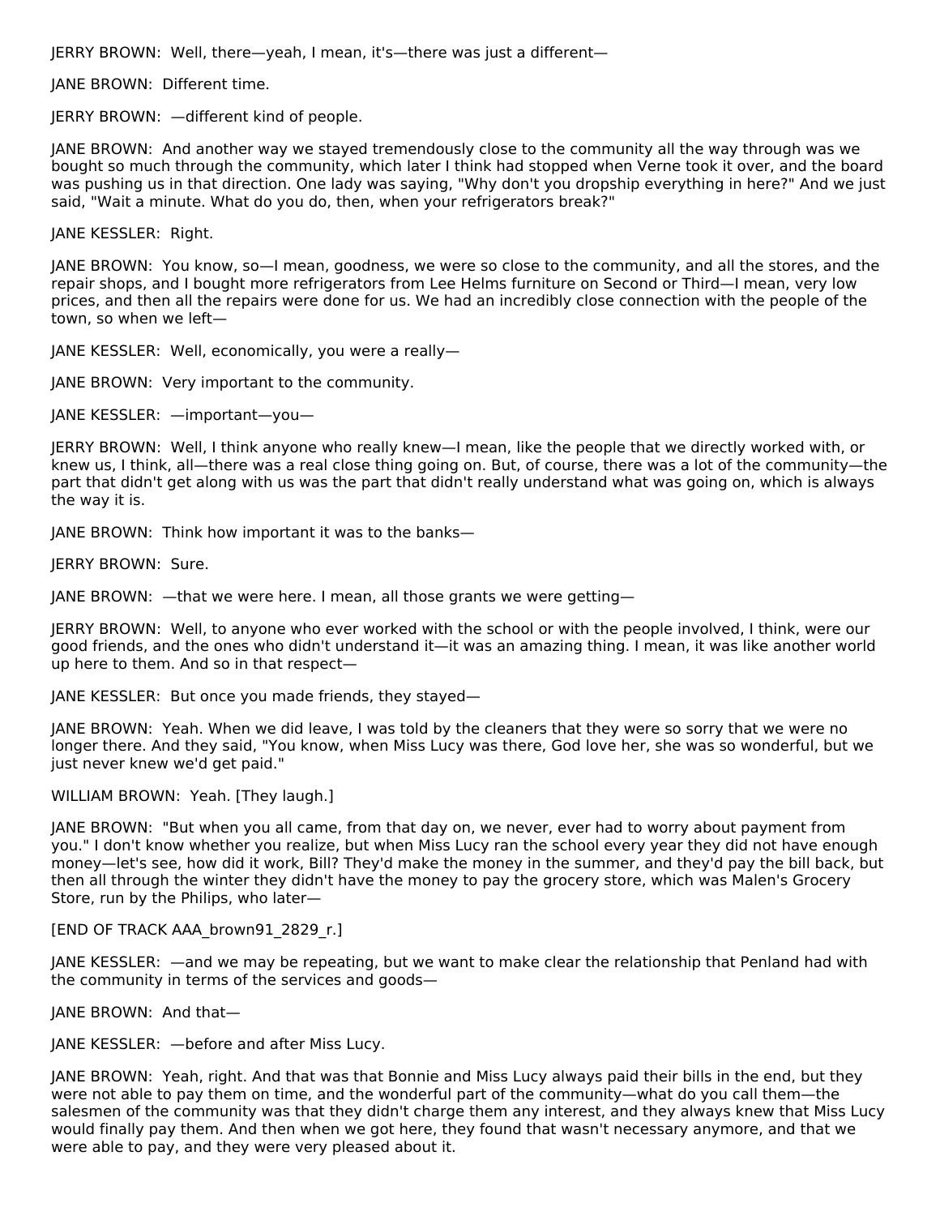JERRY BROWN: Well, there—yeah, I mean, it's—there was just a different—

JANE BROWN: Different time.

JERRY BROWN: —different kind of people.

JANE BROWN: And another way we stayed tremendously close to the community all the way through was we bought so much through the community, which later I think had stopped when Verne took it over, and the board was pushing us in that direction. One lady was saying, "Why don't you dropship everything in here?" And we just said, "Wait a minute. What do you do, then, when your refrigerators break?"

JANE KESSLER: Right.

JANE BROWN: You know, so—I mean, goodness, we were so close to the community, and all the stores, and the repair shops, and I bought more refrigerators from Lee Helms furniture on Second or Third—I mean, very low prices, and then all the repairs were done for us. We had an incredibly close connection with the people of the town, so when we left—

JANE KESSLER: Well, economically, you were a really—

JANE BROWN: Very important to the community.

JANE KESSLER: —important—you—

JERRY BROWN: Well, I think anyone who really knew—I mean, like the people that we directly worked with, or knew us, I think, all—there was a real close thing going on. But, of course, there was a lot of the community—the part that didn't get along with us was the part that didn't really understand what was going on, which is always the way it is.

JANE BROWN: Think how important it was to the banks—

JERRY BROWN: Sure.

JANE BROWN: —that we were here. I mean, all those grants we were getting—

JERRY BROWN: Well, to anyone who ever worked with the school or with the people involved, I think, were our good friends, and the ones who didn't understand it—it was an amazing thing. I mean, it was like another world up here to them. And so in that respect—

JANE KESSLER: But once you made friends, they stayed—

JANE BROWN: Yeah. When we did leave, I was told by the cleaners that they were so sorry that we were no longer there. And they said, "You know, when Miss Lucy was there, God love her, she was so wonderful, but we just never knew we'd get paid."

WILLIAM BROWN: Yeah. [They laugh.]

JANE BROWN: "But when you all came, from that day on, we never, ever had to worry about payment from you." I don't know whether you realize, but when Miss Lucy ran the school every year they did not have enough money—let's see, how did it work, Bill? They'd make the money in the summer, and they'd pay the bill back, but then all through the winter they didn't have the money to pay the grocery store, which was Malen's Grocery Store, run by the Philips, who later—

[END OF TRACK AAA_brown91_2829_r.]

JANE KESSLER: —and we may be repeating, but we want to make clear the relationship that Penland had with the community in terms of the services and goods—

JANE BROWN: And that—

JANE KESSLER: —before and after Miss Lucy.

JANE BROWN: Yeah, right. And that was that Bonnie and Miss Lucy always paid their bills in the end, but they were not able to pay them on time, and the wonderful part of the community—what do you call them—the salesmen of the community was that they didn't charge them any interest, and they always knew that Miss Lucy would finally pay them. And then when we got here, they found that wasn't necessary anymore, and that we were able to pay, and they were very pleased about it.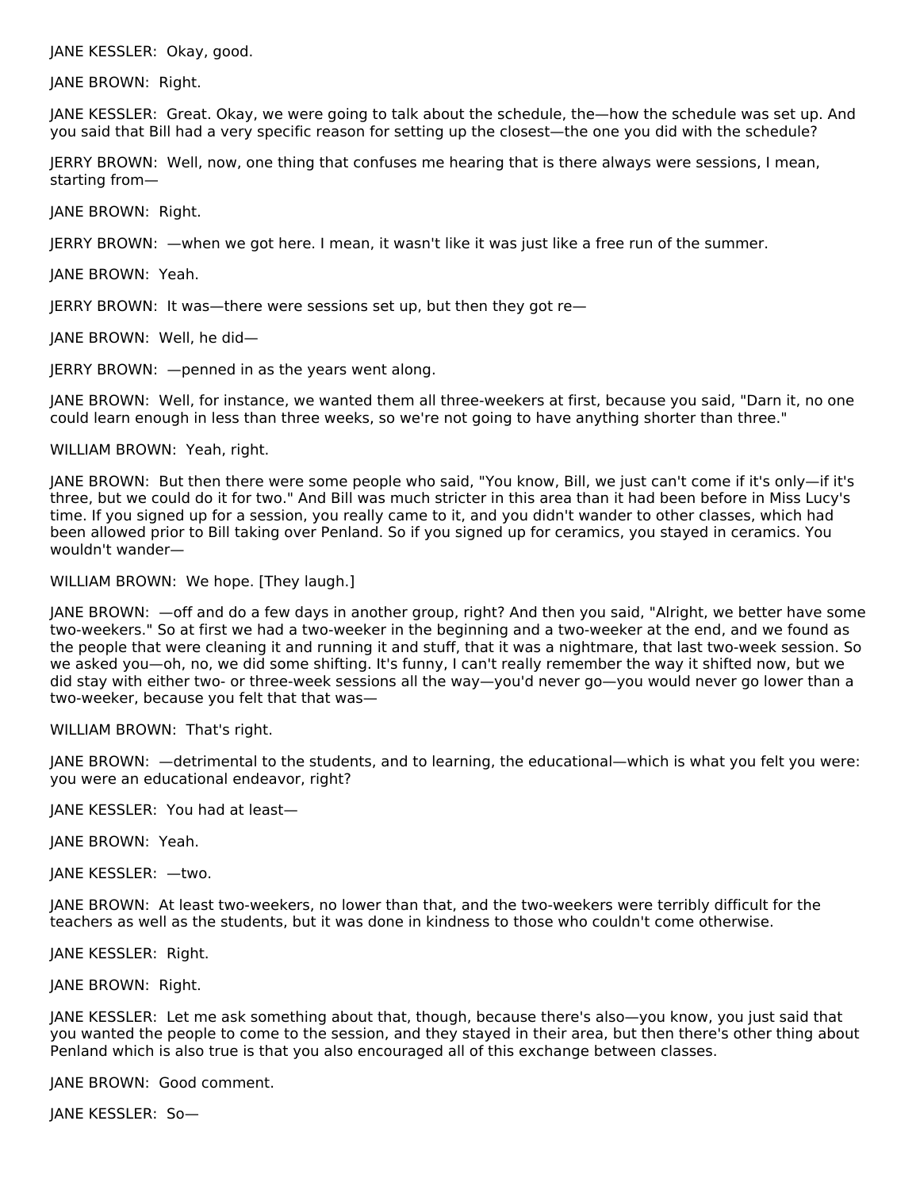JANE KESSLER: Okay, good.

JANE BROWN: Right.

JANE KESSLER: Great. Okay, we were going to talk about the schedule, the—how the schedule was set up. And you said that Bill had a very specific reason for setting up the closest—the one you did with the schedule?

JERRY BROWN: Well, now, one thing that confuses me hearing that is there always were sessions, I mean, starting from—

JANE BROWN: Right.

JERRY BROWN: —when we got here. I mean, it wasn't like it was just like a free run of the summer.

JANE BROWN: Yeah.

JERRY BROWN: It was—there were sessions set up, but then they got re—

JANE BROWN: Well, he did—

JERRY BROWN: —penned in as the years went along.

JANE BROWN: Well, for instance, we wanted them all three-weekers at first, because you said, "Darn it, no one could learn enough in less than three weeks, so we're not going to have anything shorter than three."

WILLIAM BROWN: Yeah, right.

JANE BROWN: But then there were some people who said, "You know, Bill, we just can't come if it's only—if it's three, but we could do it for two." And Bill was much stricter in this area than it had been before in Miss Lucy's time. If you signed up for a session, you really came to it, and you didn't wander to other classes, which had been allowed prior to Bill taking over Penland. So if you signed up for ceramics, you stayed in ceramics. You wouldn't wander—

WILLIAM BROWN: We hope. [They laugh.]

JANE BROWN: —off and do a few days in another group, right? And then you said, "Alright, we better have some two-weekers." So at first we had a two-weeker in the beginning and a two-weeker at the end, and we found as the people that were cleaning it and running it and stuff, that it was a nightmare, that last two-week session. So we asked you—oh, no, we did some shifting. It's funny, I can't really remember the way it shifted now, but we did stay with either two- or three-week sessions all the way—you'd never go—you would never go lower than a two-weeker, because you felt that that was—

WILLIAM BROWN: That's right.

JANE BROWN: —detrimental to the students, and to learning, the educational—which is what you felt you were: you were an educational endeavor, right?

JANE KESSLER: You had at least—

JANE BROWN: Yeah.

JANE KESSLER: —two.

JANE BROWN: At least two-weekers, no lower than that, and the two-weekers were terribly difficult for the teachers as well as the students, but it was done in kindness to those who couldn't come otherwise.

JANE KESSLER: Right.

JANE BROWN: Right.

JANE KESSLER: Let me ask something about that, though, because there's also—you know, you just said that you wanted the people to come to the session, and they stayed in their area, but then there's other thing about Penland which is also true is that you also encouraged all of this exchange between classes.

JANE BROWN: Good comment.

JANE KESSLER: So—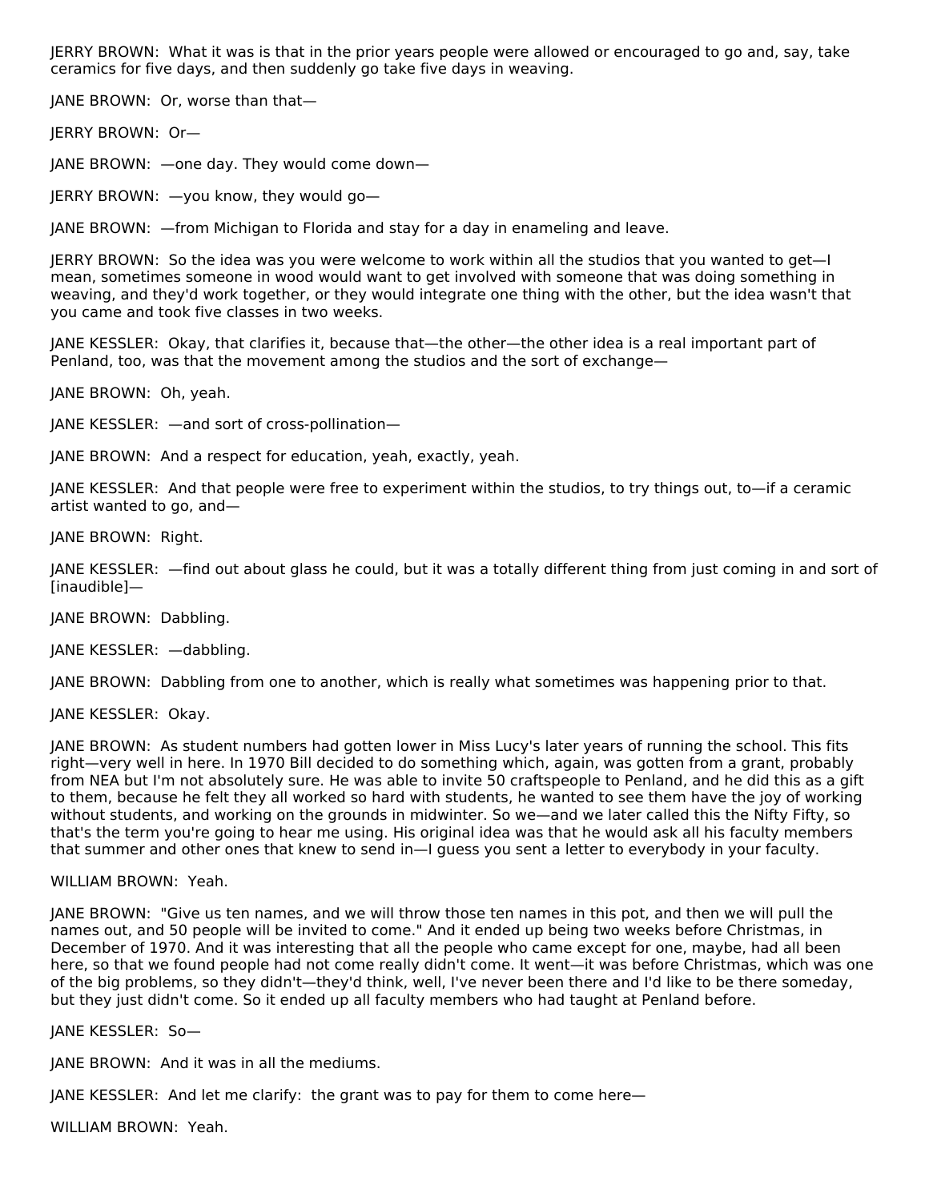JERRY BROWN: What it was is that in the prior years people were allowed or encouraged to go and, say, take ceramics for five days, and then suddenly go take five days in weaving.

JANE BROWN: Or, worse than that—

JERRY BROWN: Or—

JANE BROWN: —one day. They would come down—

JERRY BROWN: —you know, they would go—

JANE BROWN: —from Michigan to Florida and stay for a day in enameling and leave.

JERRY BROWN: So the idea was you were welcome to work within all the studios that you wanted to get—I mean, sometimes someone in wood would want to get involved with someone that was doing something in weaving, and they'd work together, or they would integrate one thing with the other, but the idea wasn't that you came and took five classes in two weeks.

JANE KESSLER: Okay, that clarifies it, because that—the other—the other idea is a real important part of Penland, too, was that the movement among the studios and the sort of exchange—

JANE BROWN: Oh, yeah.

JANE KESSLER: —and sort of cross-pollination—

JANE BROWN: And a respect for education, yeah, exactly, yeah.

JANE KESSLER: And that people were free to experiment within the studios, to try things out, to—if a ceramic artist wanted to go, and—

JANE BROWN: Right.

JANE KESSLER: —find out about glass he could, but it was a totally different thing from just coming in and sort of [inaudible]—

JANE BROWN: Dabbling.

JANE KESSLER: —dabbling.

JANE BROWN: Dabbling from one to another, which is really what sometimes was happening prior to that.

JANE KESSLER: Okay.

JANE BROWN: As student numbers had gotten lower in Miss Lucy's later years of running the school. This fits right—very well in here. In 1970 Bill decided to do something which, again, was gotten from a grant, probably from NEA but I'm not absolutely sure. He was able to invite 50 craftspeople to Penland, and he did this as a gift to them, because he felt they all worked so hard with students, he wanted to see them have the joy of working without students, and working on the grounds in midwinter. So we—and we later called this the Nifty Fifty, so that's the term you're going to hear me using. His original idea was that he would ask all his faculty members that summer and other ones that knew to send in—I guess you sent a letter to everybody in your faculty.

WILLIAM BROWN: Yeah.

JANE BROWN: "Give us ten names, and we will throw those ten names in this pot, and then we will pull the names out, and 50 people will be invited to come." And it ended up being two weeks before Christmas, in December of 1970. And it was interesting that all the people who came except for one, maybe, had all been here, so that we found people had not come really didn't come. It went—it was before Christmas, which was one of the big problems, so they didn't—they'd think, well, I've never been there and I'd like to be there someday, but they just didn't come. So it ended up all faculty members who had taught at Penland before.

JANE KESSLER: So—

JANE BROWN: And it was in all the mediums.

JANE KESSLER: And let me clarify: the grant was to pay for them to come here—

WILLIAM BROWN: Yeah.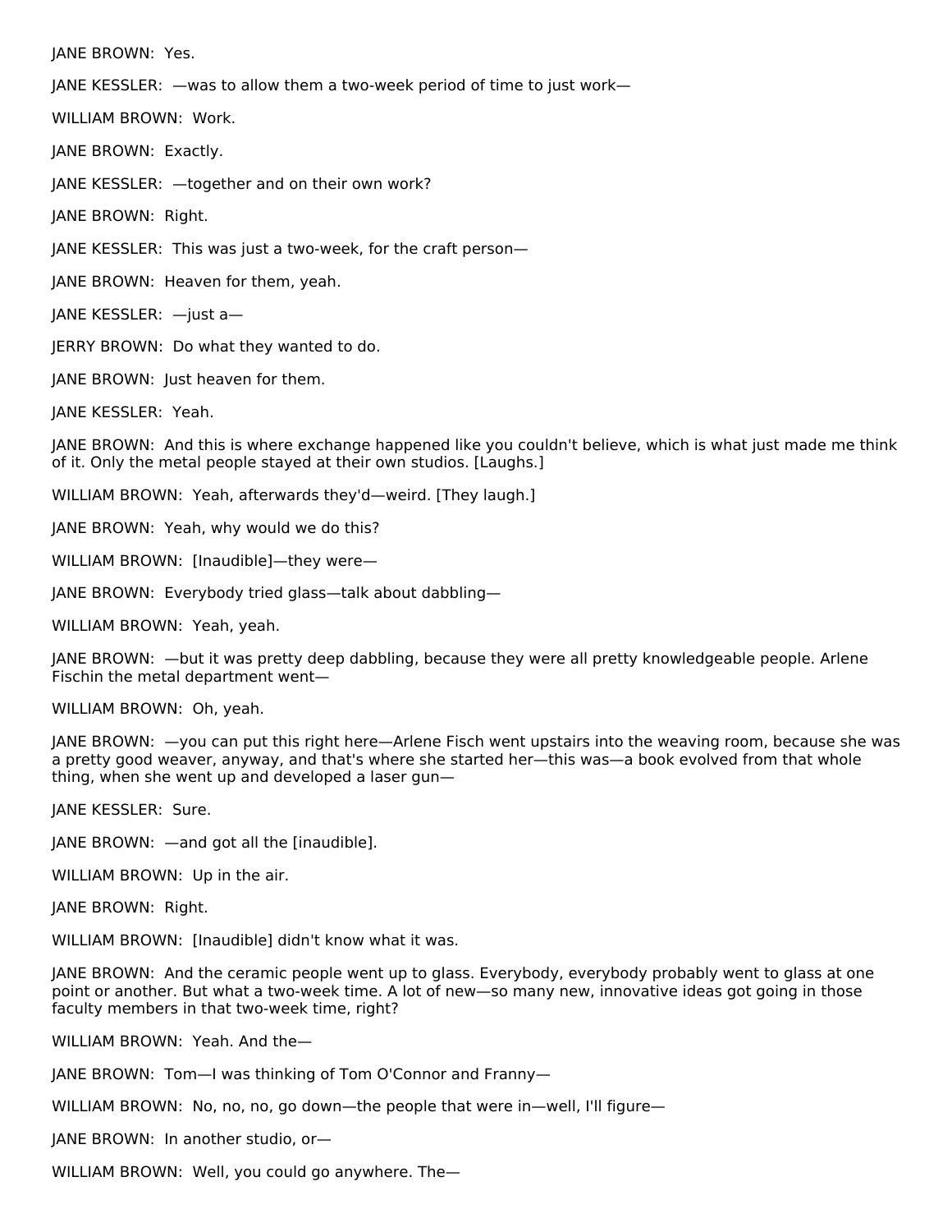JANE BROWN:  Yes.

JANE KESSLER:  —was to allow them a two-week period of time to just work—

WILLIAM BROWN:  Work.

JANE BROWN:  Exactly.

JANE KESSLER:  —together and on their own work?

JANE BROWN:  Right.

JANE KESSLER:  This was just a two-week, for the craft person—

JANE BROWN:  Heaven for them, yeah.

JANE KESSLER:  —just a—

JERRY BROWN:  Do what they wanted to do.

JANE BROWN:  Just heaven for them.

JANE KESSLER:  Yeah.

JANE BROWN:  And this is where exchange happened like you couldn't believe, which is what just made me think of it. Only the metal people stayed at their own studios. [Laughs.]

WILLIAM BROWN:  Yeah, afterwards they'd—weird. [They laugh.]

JANE BROWN:  Yeah, why would we do this?

WILLIAM BROWN:  [Inaudible]—they were—

JANE BROWN:  Everybody tried glass—talk about dabbling—

WILLIAM BROWN:  Yeah, yeah.

JANE BROWN:  —but it was pretty deep dabbling, because they were all pretty knowledgeable people. Arlene Fischin the metal department went—

WILLIAM BROWN:  Oh, yeah.

JANE BROWN:  —you can put this right here—Arlene Fisch went upstairs into the weaving room, because she was a pretty good weaver, anyway, and that's where she started her—this was—a book evolved from that whole thing, when she went up and developed a laser gun—

JANE KESSLER:  Sure.

JANE BROWN:  —and got all the [inaudible].

WILLIAM BROWN:  Up in the air.

JANE BROWN:  Right.

WILLIAM BROWN:  [Inaudible] didn't know what it was.

JANE BROWN:  And the ceramic people went up to glass. Everybody, everybody probably went to glass at one point or another. But what a two-week time. A lot of new—so many new, innovative ideas got going in those faculty members in that two-week time, right?

WILLIAM BROWN:  Yeah. And the—

JANE BROWN:  Tom—I was thinking of Tom O'Connor and Franny—

WILLIAM BROWN:  No, no, no, go down—the people that were in—well, I'll figure—

JANE BROWN:  In another studio, or—

WILLIAM BROWN:  Well, you could go anywhere. The—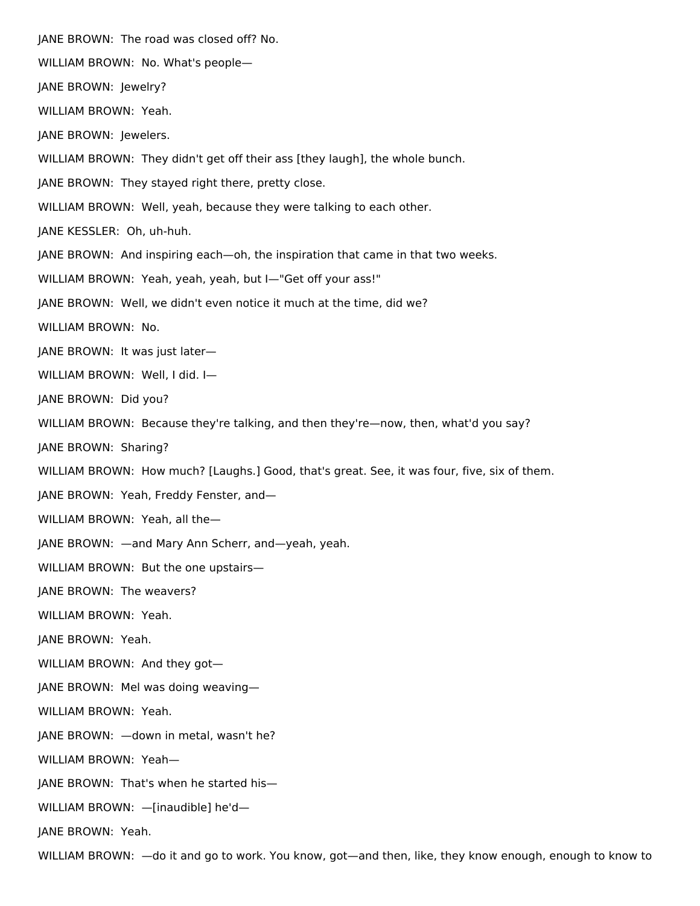JANE BROWN: The road was closed off? No.

WILLIAM BROWN: No. What's people—

JANE BROWN: Jewelry?

WILLIAM BROWN: Yeah.

JANE BROWN: Jewelers.

WILLIAM BROWN: They didn't get off their ass [they laugh], the whole bunch.

JANE BROWN: They stayed right there, pretty close.

WILLIAM BROWN: Well, yeah, because they were talking to each other.

JANE KESSLER: Oh, uh-huh.

JANE BROWN: And inspiring each—oh, the inspiration that came in that two weeks.

WILLIAM BROWN: Yeah, yeah, yeah, but I—"Get off your ass!"

JANE BROWN: Well, we didn't even notice it much at the time, did we?

WILLIAM BROWN: No.

JANE BROWN: It was just later—

WILLIAM BROWN: Well, I did. I—

JANE BROWN: Did you?

WILLIAM BROWN: Because they're talking, and then they're—now, then, what'd you say?

JANE BROWN: Sharing?

WILLIAM BROWN: How much? [Laughs.] Good, that's great. See, it was four, five, six of them.

JANE BROWN: Yeah, Freddy Fenster, and—

WILLIAM BROWN: Yeah, all the—

JANE BROWN: —and Mary Ann Scherr, and—yeah, yeah.

WILLIAM BROWN: But the one upstairs—

JANE BROWN: The weavers?

WILLIAM BROWN: Yeah.

JANE BROWN: Yeah.

WILLIAM BROWN: And they got—

JANE BROWN: Mel was doing weaving—

WILLIAM BROWN: Yeah.

JANE BROWN: —down in metal, wasn't he?

WILLIAM BROWN: Yeah—

JANE BROWN: That's when he started his—

WILLIAM BROWN: —[inaudible] he'd—

JANE BROWN: Yeah.

WILLIAM BROWN: —do it and go to work. You know, got—and then, like, they know enough, enough to know to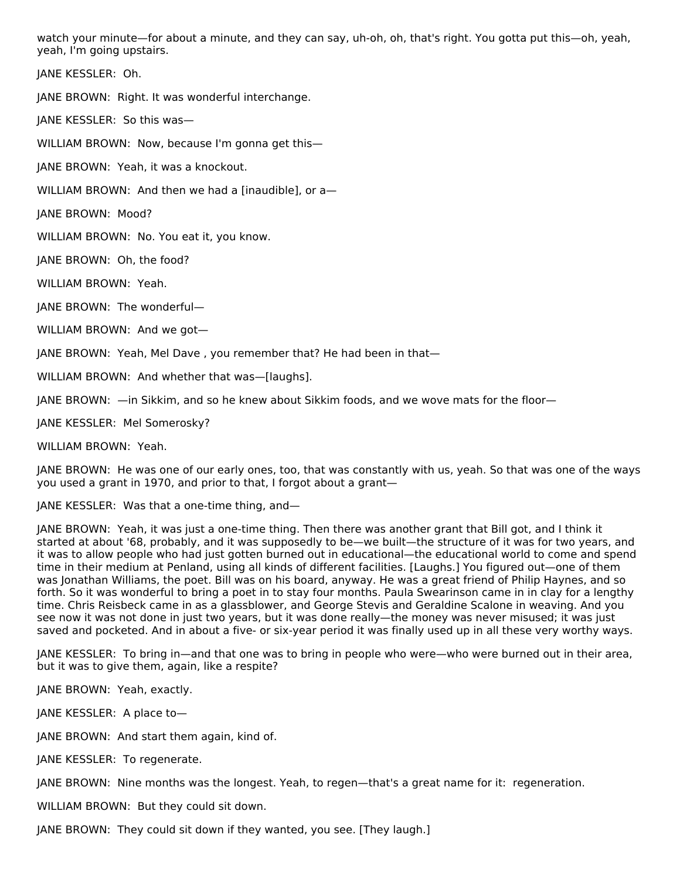watch your minute—for about a minute, and they can say, uh-oh, oh, that's right. You gotta put this—oh, yeah, yeah, I'm going upstairs.

JANE KESSLER: Oh.

JANE BROWN: Right. It was wonderful interchange.

JANE KESSLER: So this was—

WILLIAM BROWN: Now, because I'm gonna get this—

JANE BROWN: Yeah, it was a knockout.

WILLIAM BROWN: And then we had a [inaudible], or a—

JANE BROWN: Mood?

WILLIAM BROWN: No. You eat it, you know.

JANE BROWN: Oh, the food?

WILLIAM BROWN: Yeah.

JANE BROWN: The wonderful—

WILLIAM BROWN: And we got—

JANE BROWN: Yeah, Mel Dave , you remember that? He had been in that—

WILLIAM BROWN: And whether that was—[laughs].

JANE BROWN: —in Sikkim, and so he knew about Sikkim foods, and we wove mats for the floor—

JANE KESSLER: Mel Somerosky?

WILLIAM BROWN: Yeah.

JANE BROWN: He was one of our early ones, too, that was constantly with us, yeah. So that was one of the ways you used a grant in 1970, and prior to that, I forgot about a grant—

JANE KESSLER: Was that a one-time thing, and—

JANE BROWN: Yeah, it was just a one-time thing. Then there was another grant that Bill got, and I think it started at about '68, probably, and it was supposedly to be—we built—the structure of it was for two years, and it was to allow people who had just gotten burned out in educational—the educational world to come and spend time in their medium at Penland, using all kinds of different facilities. [Laughs.] You figured out—one of them was Jonathan Williams, the poet. Bill was on his board, anyway. He was a great friend of Philip Haynes, and so forth. So it was wonderful to bring a poet in to stay four months. Paula Swearinson came in in clay for a lengthy time. Chris Reisbeck came in as a glassblower, and George Stevis and Geraldine Scalone in weaving. And you see now it was not done in just two years, but it was done really—the money was never misused; it was just saved and pocketed. And in about a five- or six-year period it was finally used up in all these very worthy ways.

JANE KESSLER: To bring in—and that one was to bring in people who were—who were burned out in their area, but it was to give them, again, like a respite?

JANE BROWN: Yeah, exactly.

JANE KESSLER: A place to—

JANE BROWN: And start them again, kind of.

JANE KESSLER: To regenerate.

JANE BROWN: Nine months was the longest. Yeah, to regen—that's a great name for it: regeneration.

WILLIAM BROWN: But they could sit down.

JANE BROWN: They could sit down if they wanted, you see. [They laugh.]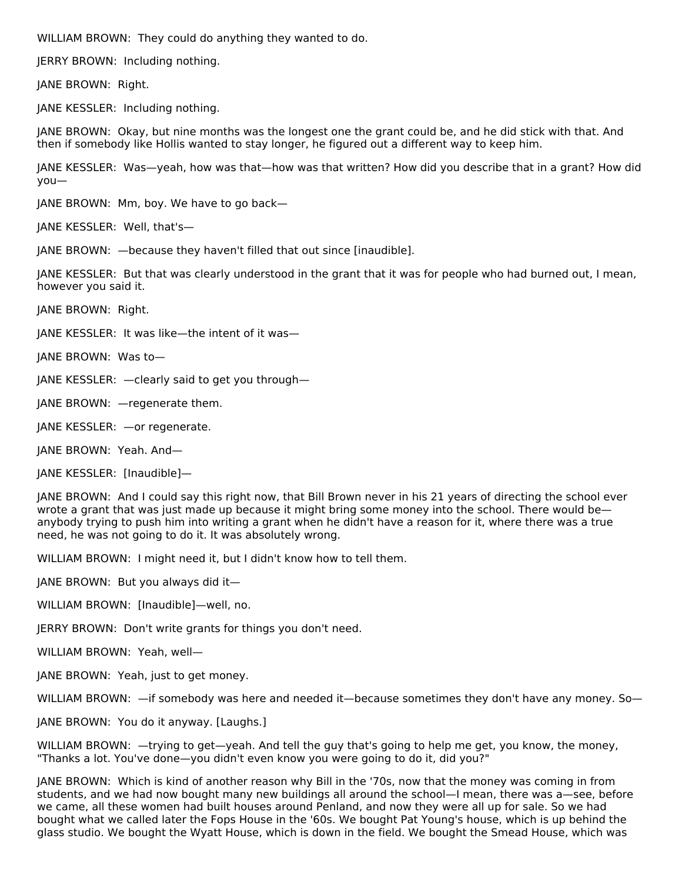WILLIAM BROWN: They could do anything they wanted to do.

JERRY BROWN: Including nothing.

JANE BROWN: Right.

JANE KESSLER: Including nothing.

JANE BROWN: Okay, but nine months was the longest one the grant could be, and he did stick with that. And then if somebody like Hollis wanted to stay longer, he figured out a different way to keep him.

JANE KESSLER: Was—yeah, how was that—how was that written? How did you describe that in a grant? How did you—

JANE BROWN: Mm, boy. We have to go back—

JANE KESSLER: Well, that's—

JANE BROWN: —because they haven't filled that out since [inaudible].

JANE KESSLER: But that was clearly understood in the grant that it was for people who had burned out, I mean, however you said it.

JANE BROWN: Right.

JANE KESSLER: It was like—the intent of it was—

JANE BROWN: Was to—

JANE KESSLER: —clearly said to get you through—

JANE BROWN: —regenerate them.

JANE KESSLER: —or regenerate.

JANE BROWN: Yeah. And—

JANE KESSLER: [Inaudible]—

JANE BROWN: And I could say this right now, that Bill Brown never in his 21 years of directing the school ever wrote a grant that was just made up because it might bring some money into the school. There would be—anybody trying to push him into writing a grant when he didn't have a reason for it, where there was a true need, he was not going to do it. It was absolutely wrong.

WILLIAM BROWN: I might need it, but I didn't know how to tell them.

JANE BROWN: But you always did it—

WILLIAM BROWN: [Inaudible]—well, no.

JERRY BROWN: Don't write grants for things you don't need.

WILLIAM BROWN: Yeah, well—

JANE BROWN: Yeah, just to get money.

WILLIAM BROWN: —if somebody was here and needed it—because sometimes they don't have any money. So—

JANE BROWN: You do it anyway. [Laughs.]

WILLIAM BROWN: —trying to get—yeah. And tell the guy that's going to help me get, you know, the money, "Thanks a lot. You've done—you didn't even know you were going to do it, did you?"

JANE BROWN: Which is kind of another reason why Bill in the '70s, now that the money was coming in from students, and we had now bought many new buildings all around the school—I mean, there was a—see, before we came, all these women had built houses around Penland, and now they were all up for sale. So we had bought what we called later the Fops House in the '60s. We bought Pat Young's house, which is up behind the glass studio. We bought the Wyatt House, which is down in the field. We bought the Smead House, which was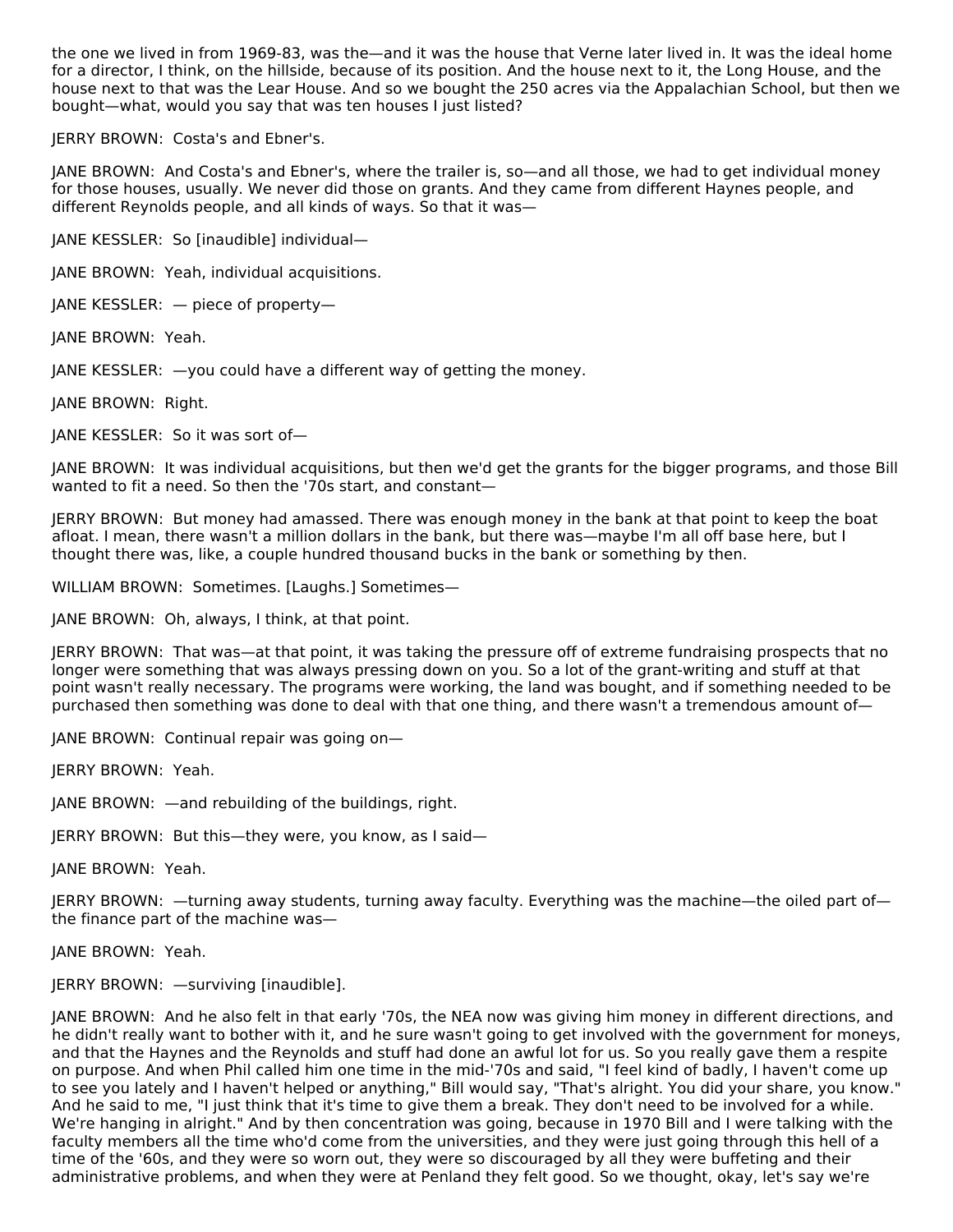the one we lived in from 1969-83, was the—and it was the house that Verne later lived in. It was the ideal home for a director, I think, on the hillside, because of its position. And the house next to it, the Long House, and the house next to that was the Lear House. And so we bought the 250 acres via the Appalachian School, but then we bought—what, would you say that was ten houses I just listed?

JERRY BROWN: Costa's and Ebner's.

JANE BROWN: And Costa's and Ebner's, where the trailer is, so—and all those, we had to get individual money for those houses, usually. We never did those on grants. And they came from different Haynes people, and different Reynolds people, and all kinds of ways. So that it was—

JANE KESSLER: So [inaudible] individual—

JANE BROWN: Yeah, individual acquisitions.

JANE KESSLER: — piece of property—

JANE BROWN: Yeah.

JANE KESSLER: —you could have a different way of getting the money.

JANE BROWN: Right.

JANE KESSLER: So it was sort of—

JANE BROWN: It was individual acquisitions, but then we'd get the grants for the bigger programs, and those Bill wanted to fit a need. So then the '70s start, and constant—

JERRY BROWN: But money had amassed. There was enough money in the bank at that point to keep the boat afloat. I mean, there wasn't a million dollars in the bank, but there was—maybe I'm all off base here, but I thought there was, like, a couple hundred thousand bucks in the bank or something by then.

WILLIAM BROWN: Sometimes. [Laughs.] Sometimes—

JANE BROWN: Oh, always, I think, at that point.

JERRY BROWN: That was—at that point, it was taking the pressure off of extreme fundraising prospects that no longer were something that was always pressing down on you. So a lot of the grant-writing and stuff at that point wasn't really necessary. The programs were working, the land was bought, and if something needed to be purchased then something was done to deal with that one thing, and there wasn't a tremendous amount of—

JANE BROWN: Continual repair was going on—

JERRY BROWN: Yeah.

JANE BROWN: —and rebuilding of the buildings, right.

JERRY BROWN: But this—they were, you know, as I said—

JANE BROWN: Yeah.

JERRY BROWN: —turning away students, turning away faculty. Everything was the machine—the oiled part of—the finance part of the machine was—

JANE BROWN: Yeah.

JERRY BROWN: —surviving [inaudible].

JANE BROWN: And he also felt in that early '70s, the NEA now was giving him money in different directions, and he didn't really want to bother with it, and he sure wasn't going to get involved with the government for moneys, and that the Haynes and the Reynolds and stuff had done an awful lot for us. So you really gave them a respite on purpose. And when Phil called him one time in the mid-'70s and said, "I feel kind of badly, I haven't come up to see you lately and I haven't helped or anything," Bill would say, "That's alright. You did your share, you know." And he said to me, "I just think that it's time to give them a break. They don't need to be involved for a while. We're hanging in alright." And by then concentration was going, because in 1970 Bill and I were talking with the faculty members all the time who'd come from the universities, and they were just going through this hell of a time of the '60s, and they were so worn out, they were so discouraged by all they were buffeting and their administrative problems, and when they were at Penland they felt good. So we thought, okay, let's say we're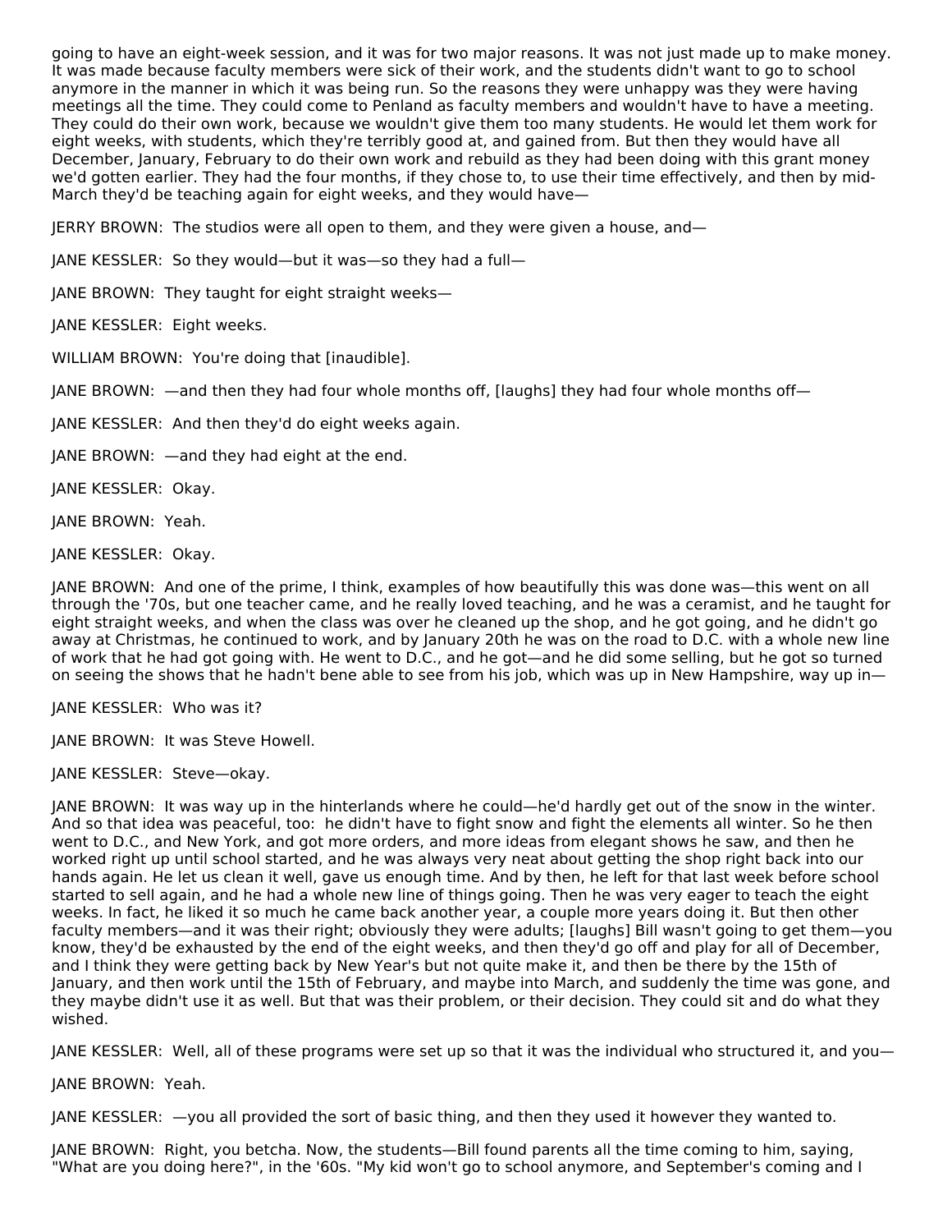going to have an eight-week session, and it was for two major reasons. It was not just made up to make money. It was made because faculty members were sick of their work, and the students didn't want to go to school anymore in the manner in which it was being run. So the reasons they were unhappy was they were having meetings all the time. They could come to Penland as faculty members and wouldn't have to have a meeting. They could do their own work, because we wouldn't give them too many students. He would let them work for eight weeks, with students, which they're terribly good at, and gained from. But then they would have all December, January, February to do their own work and rebuild as they had been doing with this grant money we'd gotten earlier. They had the four months, if they chose to, to use their time effectively, and then by mid-March they'd be teaching again for eight weeks, and they would have—

JERRY BROWN: The studios were all open to them, and they were given a house, and—

JANE KESSLER: So they would—but it was—so they had a full—

JANE BROWN: They taught for eight straight weeks—

JANE KESSLER: Eight weeks.

WILLIAM BROWN: You're doing that [inaudible].

JANE BROWN: —and then they had four whole months off, [laughs] they had four whole months off—

JANE KESSLER: And then they'd do eight weeks again.

JANE BROWN: —and they had eight at the end.

JANE KESSLER: Okay.

JANE BROWN: Yeah.

JANE KESSLER: Okay.

JANE BROWN: And one of the prime, I think, examples of how beautifully this was done was—this went on all through the '70s, but one teacher came, and he really loved teaching, and he was a ceramist, and he taught for eight straight weeks, and when the class was over he cleaned up the shop, and he got going, and he didn't go away at Christmas, he continued to work, and by January 20th he was on the road to D.C. with a whole new line of work that he had got going with. He went to D.C., and he got—and he did some selling, but he got so turned on seeing the shows that he hadn't bene able to see from his job, which was up in New Hampshire, way up in—

JANE KESSLER: Who was it?

JANE BROWN: It was Steve Howell.

JANE KESSLER: Steve—okay.

JANE BROWN: It was way up in the hinterlands where he could—he'd hardly get out of the snow in the winter. And so that idea was peaceful, too: he didn't have to fight snow and fight the elements all winter. So he then went to D.C., and New York, and got more orders, and more ideas from elegant shows he saw, and then he worked right up until school started, and he was always very neat about getting the shop right back into our hands again. He let us clean it well, gave us enough time. And by then, he left for that last week before school started to sell again, and he had a whole new line of things going. Then he was very eager to teach the eight weeks. In fact, he liked it so much he came back another year, a couple more years doing it. But then other faculty members—and it was their right; obviously they were adults; [laughs] Bill wasn't going to get them—you know, they'd be exhausted by the end of the eight weeks, and then they'd go off and play for all of December, and I think they were getting back by New Year's but not quite make it, and then be there by the 15th of January, and then work until the 15th of February, and maybe into March, and suddenly the time was gone, and they maybe didn't use it as well. But that was their problem, or their decision. They could sit and do what they wished.

JANE KESSLER: Well, all of these programs were set up so that it was the individual who structured it, and you—

JANE BROWN: Yeah.

JANE KESSLER: —you all provided the sort of basic thing, and then they used it however they wanted to.

JANE BROWN: Right, you betcha. Now, the students—Bill found parents all the time coming to him, saying, "What are you doing here?", in the '60s. "My kid won't go to school anymore, and September's coming and I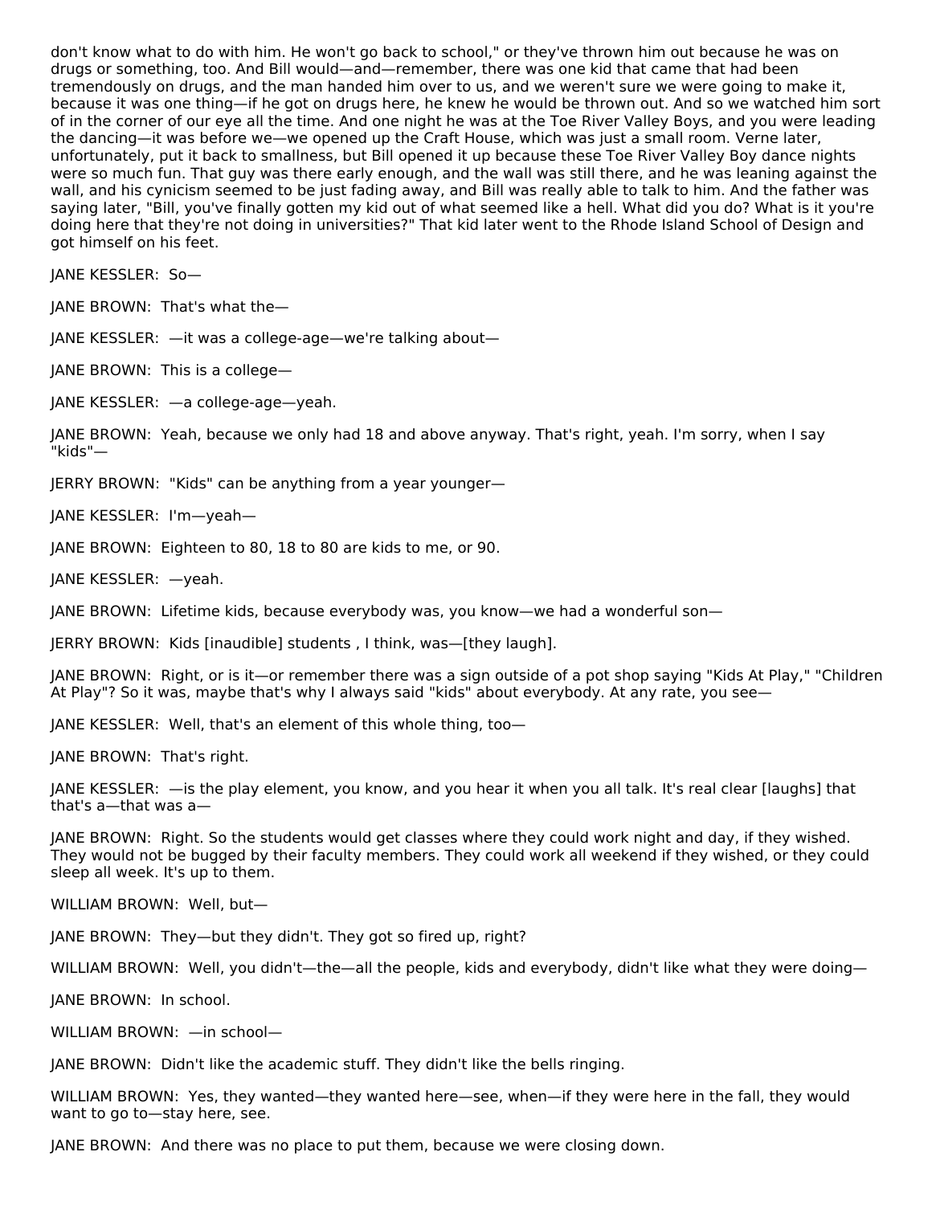don't know what to do with him. He won't go back to school," or they've thrown him out because he was on drugs or something, too. And Bill would—and—remember, there was one kid that came that had been tremendously on drugs, and the man handed him over to us, and we weren't sure we were going to make it, because it was one thing—if he got on drugs here, he knew he would be thrown out. And so we watched him sort of in the corner of our eye all the time. And one night he was at the Toe River Valley Boys, and you were leading the dancing—it was before we—we opened up the Craft House, which was just a small room. Verne later, unfortunately, put it back to smallness, but Bill opened it up because these Toe River Valley Boy dance nights were so much fun. That guy was there early enough, and the wall was still there, and he was leaning against the wall, and his cynicism seemed to be just fading away, and Bill was really able to talk to him. And the father was saying later, "Bill, you've finally gotten my kid out of what seemed like a hell. What did you do? What is it you're doing here that they're not doing in universities?" That kid later went to the Rhode Island School of Design and got himself on his feet.

JANE KESSLER: So—

JANE BROWN: That's what the—

JANE KESSLER: —it was a college-age—we're talking about—

JANE BROWN: This is a college—

JANE KESSLER: —a college-age—yeah.

JANE BROWN: Yeah, because we only had 18 and above anyway. That's right, yeah. I'm sorry, when I say "kids"—

JERRY BROWN: "Kids" can be anything from a year younger—

JANE KESSLER: I'm—yeah—

JANE BROWN: Eighteen to 80, 18 to 80 are kids to me, or 90.

JANE KESSLER: —yeah.

JANE BROWN: Lifetime kids, because everybody was, you know—we had a wonderful son—

JERRY BROWN: Kids [inaudible] students , I think, was—[they laugh].

JANE BROWN: Right, or is it—or remember there was a sign outside of a pot shop saying "Kids At Play," "Children At Play"? So it was, maybe that's why I always said "kids" about everybody. At any rate, you see—

JANE KESSLER: Well, that's an element of this whole thing, too—

JANE BROWN: That's right.

JANE KESSLER: —is the play element, you know, and you hear it when you all talk. It's real clear [laughs] that that's a—that was a—

JANE BROWN: Right. So the students would get classes where they could work night and day, if they wished. They would not be bugged by their faculty members. They could work all weekend if they wished, or they could sleep all week. It's up to them.

WILLIAM BROWN: Well, but—

JANE BROWN: They—but they didn't. They got so fired up, right?

WILLIAM BROWN: Well, you didn't—the—all the people, kids and everybody, didn't like what they were doing—

JANE BROWN: In school.

WILLIAM BROWN: —in school—

JANE BROWN: Didn't like the academic stuff. They didn't like the bells ringing.

WILLIAM BROWN: Yes, they wanted—they wanted here—see, when—if they were here in the fall, they would want to go to—stay here, see.

JANE BROWN: And there was no place to put them, because we were closing down.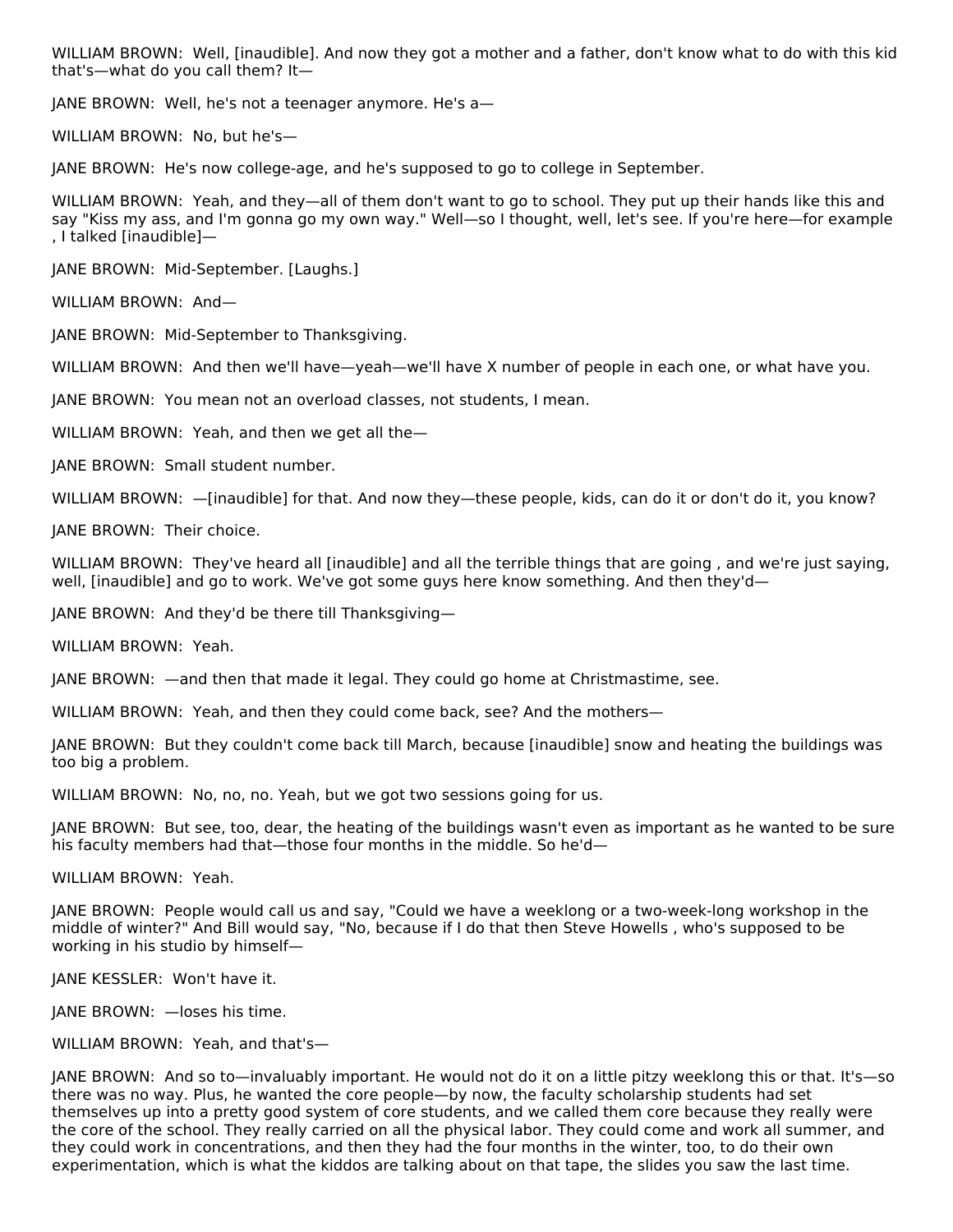WILLIAM BROWN: Well, [inaudible]. And now they got a mother and a father, don't know what to do with this kid that's—what do you call them? It—

JANE BROWN: Well, he's not a teenager anymore. He's a—

WILLIAM BROWN: No, but he's—

JANE BROWN: He's now college-age, and he's supposed to go to college in September.

WILLIAM BROWN: Yeah, and they—all of them don't want to go to school. They put up their hands like this and say "Kiss my ass, and I'm gonna go my own way." Well—so I thought, well, let's see. If you're here—for example , I talked [inaudible]—

JANE BROWN: Mid-September. [Laughs.]

WILLIAM BROWN: And—

JANE BROWN: Mid-September to Thanksgiving.

WILLIAM BROWN: And then we'll have—yeah—we'll have X number of people in each one, or what have you.

JANE BROWN: You mean not an overload classes, not students, I mean.

WILLIAM BROWN: Yeah, and then we get all the—

JANE BROWN: Small student number.

WILLIAM BROWN: —[inaudible] for that. And now they—these people, kids, can do it or don't do it, you know?

JANE BROWN: Their choice.

WILLIAM BROWN: They've heard all [inaudible] and all the terrible things that are going , and we're just saying, well, [inaudible] and go to work. We've got some guys here know something. And then they'd—

JANE BROWN: And they'd be there till Thanksgiving—

WILLIAM BROWN: Yeah.

JANE BROWN: —and then that made it legal. They could go home at Christmastime, see.

WILLIAM BROWN: Yeah, and then they could come back, see? And the mothers—

JANE BROWN: But they couldn't come back till March, because [inaudible] snow and heating the buildings was too big a problem.

WILLIAM BROWN: No, no, no. Yeah, but we got two sessions going for us.

JANE BROWN: But see, too, dear, the heating of the buildings wasn't even as important as he wanted to be sure his faculty members had that—those four months in the middle. So he'd—

WILLIAM BROWN: Yeah.

JANE BROWN: People would call us and say, "Could we have a weeklong or a two-week-long workshop in the middle of winter?" And Bill would say, "No, because if I do that then Steve Howells , who's supposed to be working in his studio by himself—

JANE KESSLER: Won't have it.

JANE BROWN: —loses his time.

WILLIAM BROWN: Yeah, and that's—

JANE BROWN: And so to—invaluably important. He would not do it on a little pitzy weeklong this or that. It's—so there was no way. Plus, he wanted the core people—by now, the faculty scholarship students had set themselves up into a pretty good system of core students, and we called them core because they really were the core of the school. They really carried on all the physical labor. They could come and work all summer, and they could work in concentrations, and then they had the four months in the winter, too, to do their own experimentation, which is what the kiddos are talking about on that tape, the slides you saw the last time.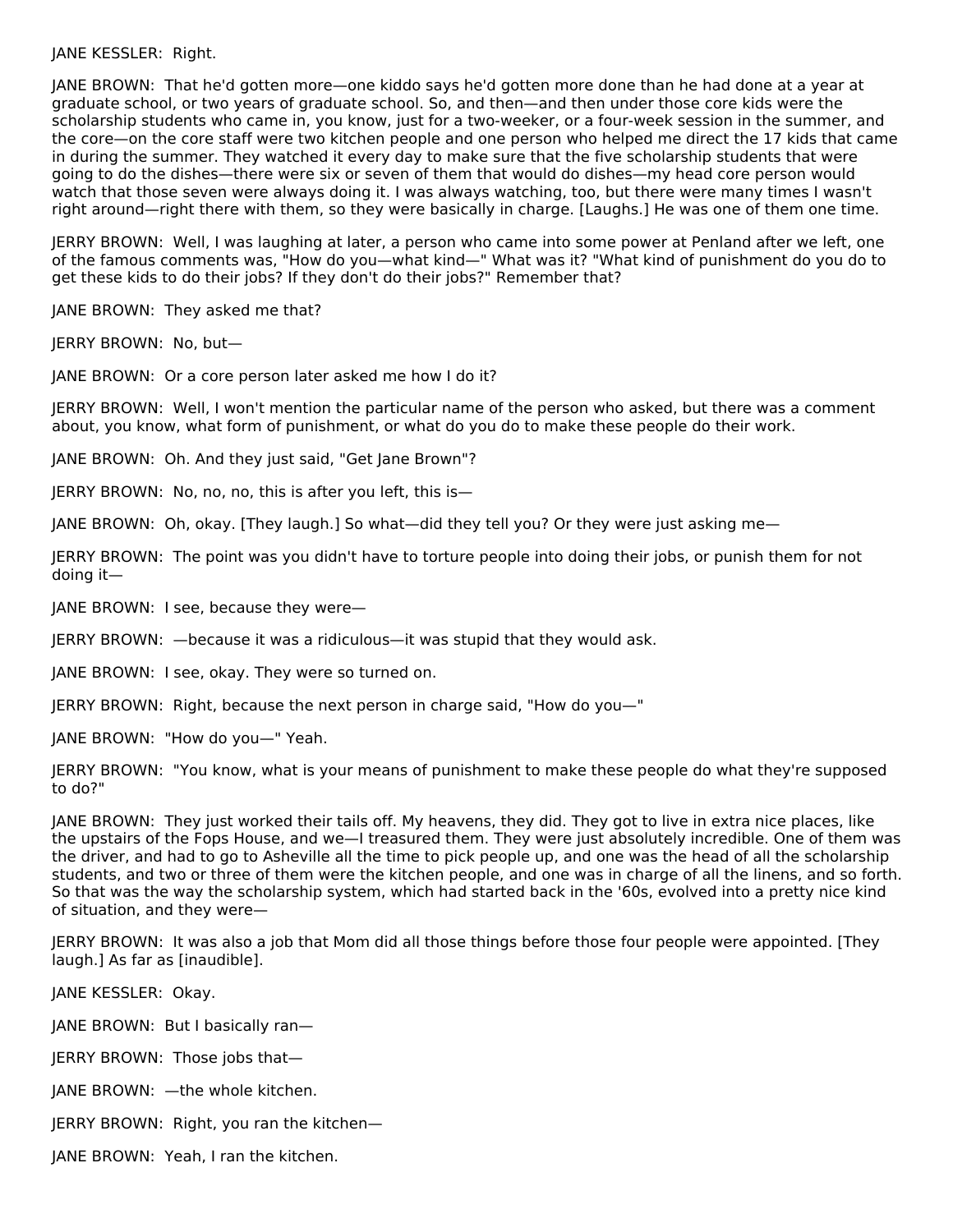JANE KESSLER: Right.

JANE BROWN: That he'd gotten more—one kiddo says he'd gotten more done than he had done at a year at graduate school, or two years of graduate school. So, and then—and then under those core kids were the scholarship students who came in, you know, just for a two-weeker, or a four-week session in the summer, and the core—on the core staff were two kitchen people and one person who helped me direct the 17 kids that came in during the summer. They watched it every day to make sure that the five scholarship students that were going to do the dishes—there were six or seven of them that would do dishes—my head core person would watch that those seven were always doing it. I was always watching, too, but there were many times I wasn't right around—right there with them, so they were basically in charge. [Laughs.] He was one of them one time.

JERRY BROWN: Well, I was laughing at later, a person who came into some power at Penland after we left, one of the famous comments was, "How do you—what kind—" What was it? "What kind of punishment do you do to get these kids to do their jobs? If they don't do their jobs?" Remember that?

JANE BROWN: They asked me that?

JERRY BROWN: No, but—

JANE BROWN: Or a core person later asked me how I do it?

JERRY BROWN: Well, I won't mention the particular name of the person who asked, but there was a comment about, you know, what form of punishment, or what do you do to make these people do their work.

JANE BROWN: Oh. And they just said, "Get Jane Brown"?

JERRY BROWN: No, no, no, this is after you left, this is—

JANE BROWN: Oh, okay. [They laugh.] So what—did they tell you? Or they were just asking me—

JERRY BROWN: The point was you didn't have to torture people into doing their jobs, or punish them for not doing it—

JANE BROWN: I see, because they were—

JERRY BROWN: —because it was a ridiculous—it was stupid that they would ask.

JANE BROWN: I see, okay. They were so turned on.

JERRY BROWN: Right, because the next person in charge said, "How do you—"

JANE BROWN: "How do you—" Yeah.

JERRY BROWN: "You know, what is your means of punishment to make these people do what they're supposed to do?"

JANE BROWN: They just worked their tails off. My heavens, they did. They got to live in extra nice places, like the upstairs of the Fops House, and we—I treasured them. They were just absolutely incredible. One of them was the driver, and had to go to Asheville all the time to pick people up, and one was the head of all the scholarship students, and two or three of them were the kitchen people, and one was in charge of all the linens, and so forth. So that was the way the scholarship system, which had started back in the '60s, evolved into a pretty nice kind of situation, and they were—

JERRY BROWN: It was also a job that Mom did all those things before those four people were appointed. [They laugh.] As far as [inaudible].

JANE KESSLER: Okay.

JANE BROWN: But I basically ran—

JERRY BROWN: Those jobs that—

JANE BROWN: —the whole kitchen.

JERRY BROWN: Right, you ran the kitchen—

JANE BROWN: Yeah, I ran the kitchen.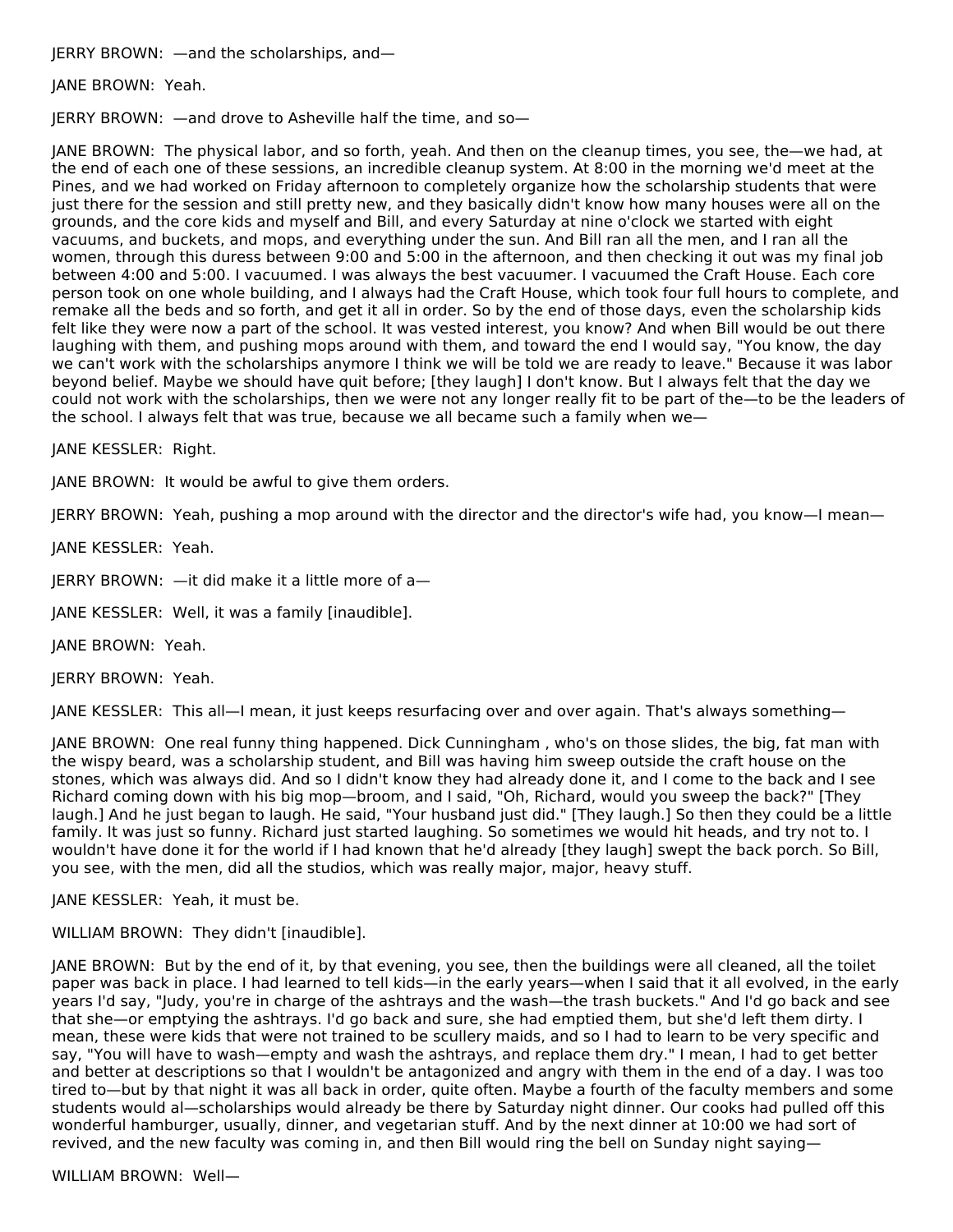JERRY BROWN: —and the scholarships, and—

JANE BROWN: Yeah.

JERRY BROWN: —and drove to Asheville half the time, and so—

JANE BROWN: The physical labor, and so forth, yeah. And then on the cleanup times, you see, the—we had, at the end of each one of these sessions, an incredible cleanup system. At 8:00 in the morning we'd meet at the Pines, and we had worked on Friday afternoon to completely organize how the scholarship students that were just there for the session and still pretty new, and they basically didn't know how many houses were all on the grounds, and the core kids and myself and Bill, and every Saturday at nine o'clock we started with eight vacuums, and buckets, and mops, and everything under the sun. And Bill ran all the men, and I ran all the women, through this duress between 9:00 and 5:00 in the afternoon, and then checking it out was my final job between 4:00 and 5:00. I vacuumed. I was always the best vacuumer. I vacuumed the Craft House. Each core person took on one whole building, and I always had the Craft House, which took four full hours to complete, and remake all the beds and so forth, and get it all in order. So by the end of those days, even the scholarship kids felt like they were now a part of the school. It was vested interest, you know? And when Bill would be out there laughing with them, and pushing mops around with them, and toward the end I would say, "You know, the day we can't work with the scholarships anymore I think we will be told we are ready to leave." Because it was labor beyond belief. Maybe we should have quit before; [they laugh] I don't know. But I always felt that the day we could not work with the scholarships, then we were not any longer really fit to be part of the—to be the leaders of the school. I always felt that was true, because we all became such a family when we—

JANE KESSLER: Right.

JANE BROWN: It would be awful to give them orders.

JERRY BROWN: Yeah, pushing a mop around with the director and the director's wife had, you know—I mean—

JANE KESSLER: Yeah.

JERRY BROWN: —it did make it a little more of a—

JANE KESSLER: Well, it was a family [inaudible].

JANE BROWN: Yeah.

JERRY BROWN: Yeah.

JANE KESSLER: This all—I mean, it just keeps resurfacing over and over again. That's always something—

JANE BROWN: One real funny thing happened. Dick Cunningham , who's on those slides, the big, fat man with the wispy beard, was a scholarship student, and Bill was having him sweep outside the craft house on the stones, which was always did. And so I didn't know they had already done it, and I come to the back and I see Richard coming down with his big mop—broom, and I said, "Oh, Richard, would you sweep the back?" [They laugh.] And he just began to laugh. He said, "Your husband just did." [They laugh.] So then they could be a little family. It was just so funny. Richard just started laughing. So sometimes we would hit heads, and try not to. I wouldn't have done it for the world if I had known that he'd already [they laugh] swept the back porch. So Bill, you see, with the men, did all the studios, which was really major, major, heavy stuff.

JANE KESSLER: Yeah, it must be.

WILLIAM BROWN: They didn't [inaudible].

JANE BROWN: But by the end of it, by that evening, you see, then the buildings were all cleaned, all the toilet paper was back in place. I had learned to tell kids—in the early years—when I said that it all evolved, in the early years I'd say, "Judy, you're in charge of the ashtrays and the wash—the trash buckets." And I'd go back and see that she—or emptying the ashtrays. I'd go back and sure, she had emptied them, but she'd left them dirty. I mean, these were kids that were not trained to be scullery maids, and so I had to learn to be very specific and say, "You will have to wash—empty and wash the ashtrays, and replace them dry." I mean, I had to get better and better at descriptions so that I wouldn't be antagonized and angry with them in the end of a day. I was too tired to—but by that night it was all back in order, quite often. Maybe a fourth of the faculty members and some students would al—scholarships would already be there by Saturday night dinner. Our cooks had pulled off this wonderful hamburger, usually, dinner, and vegetarian stuff. And by the next dinner at 10:00 we had sort of revived, and the new faculty was coming in, and then Bill would ring the bell on Sunday night saying—

WILLIAM BROWN: Well—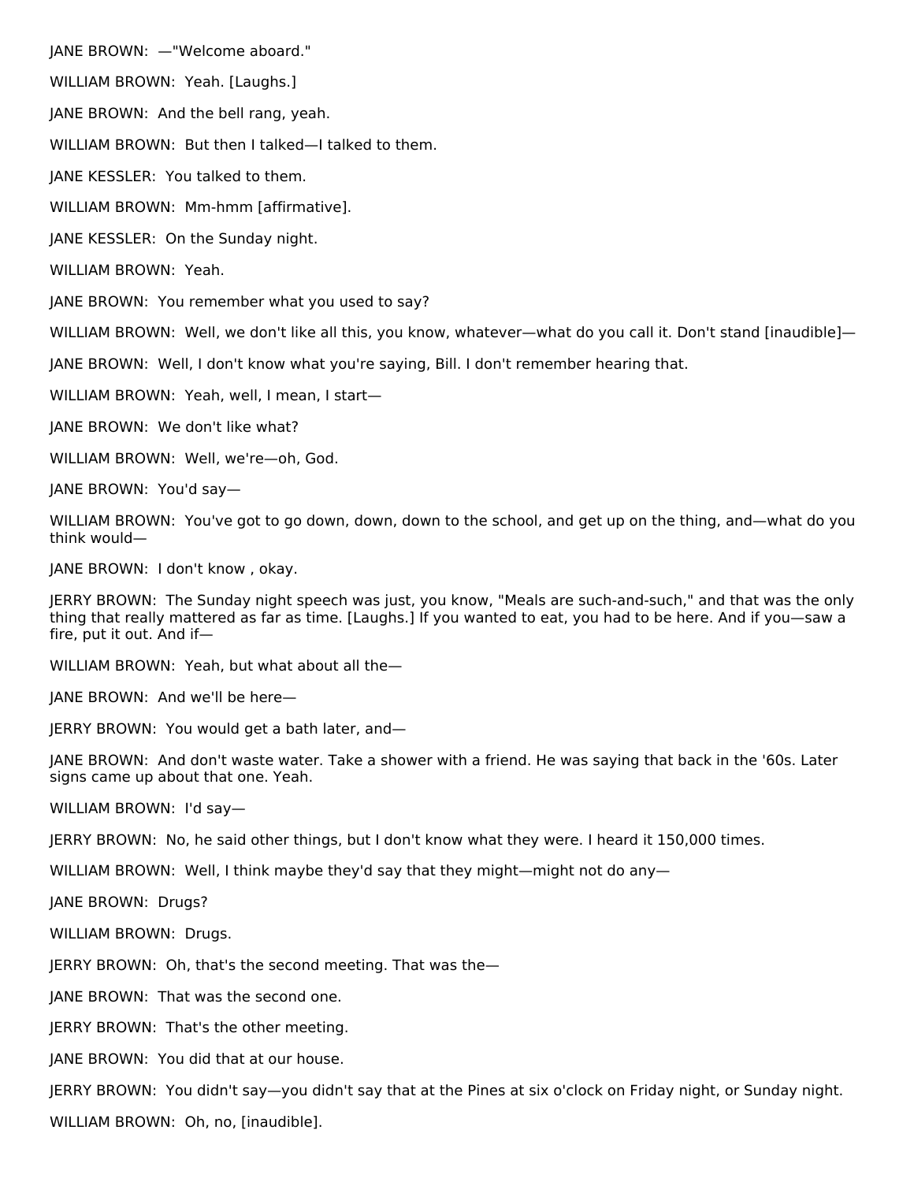JANE BROWN: —"Welcome aboard."

WILLIAM BROWN: Yeah. [Laughs.]

JANE BROWN: And the bell rang, yeah.

WILLIAM BROWN: But then I talked—I talked to them.

JANE KESSLER: You talked to them.

WILLIAM BROWN: Mm-hmm [affirmative].

JANE KESSLER: On the Sunday night.

WILLIAM BROWN: Yeah.

JANE BROWN: You remember what you used to say?

WILLIAM BROWN: Well, we don't like all this, you know, whatever—what do you call it. Don't stand [inaudible]—

JANE BROWN: Well, I don't know what you're saying, Bill. I don't remember hearing that.

WILLIAM BROWN: Yeah, well, I mean, I start—

JANE BROWN: We don't like what?

WILLIAM BROWN: Well, we're—oh, God.

JANE BROWN: You'd say—

WILLIAM BROWN: You've got to go down, down, down to the school, and get up on the thing, and—what do you think would—

JANE BROWN: I don't know , okay.

JERRY BROWN: The Sunday night speech was just, you know, "Meals are such-and-such," and that was the only thing that really mattered as far as time. [Laughs.] If you wanted to eat, you had to be here. And if you—saw a fire, put it out. And if—

WILLIAM BROWN: Yeah, but what about all the—

JANE BROWN: And we'll be here—

JERRY BROWN: You would get a bath later, and—

JANE BROWN: And don't waste water. Take a shower with a friend. He was saying that back in the '60s. Later signs came up about that one. Yeah.

WILLIAM BROWN: I'd say—

JERRY BROWN: No, he said other things, but I don't know what they were. I heard it 150,000 times.

WILLIAM BROWN: Well, I think maybe they'd say that they might—might not do any—

JANE BROWN: Drugs?

WILLIAM BROWN: Drugs.

JERRY BROWN: Oh, that's the second meeting. That was the—

JANE BROWN: That was the second one.

JERRY BROWN: That's the other meeting.

JANE BROWN: You did that at our house.

JERRY BROWN: You didn't say—you didn't say that at the Pines at six o'clock on Friday night, or Sunday night.

WILLIAM BROWN: Oh, no, [inaudible].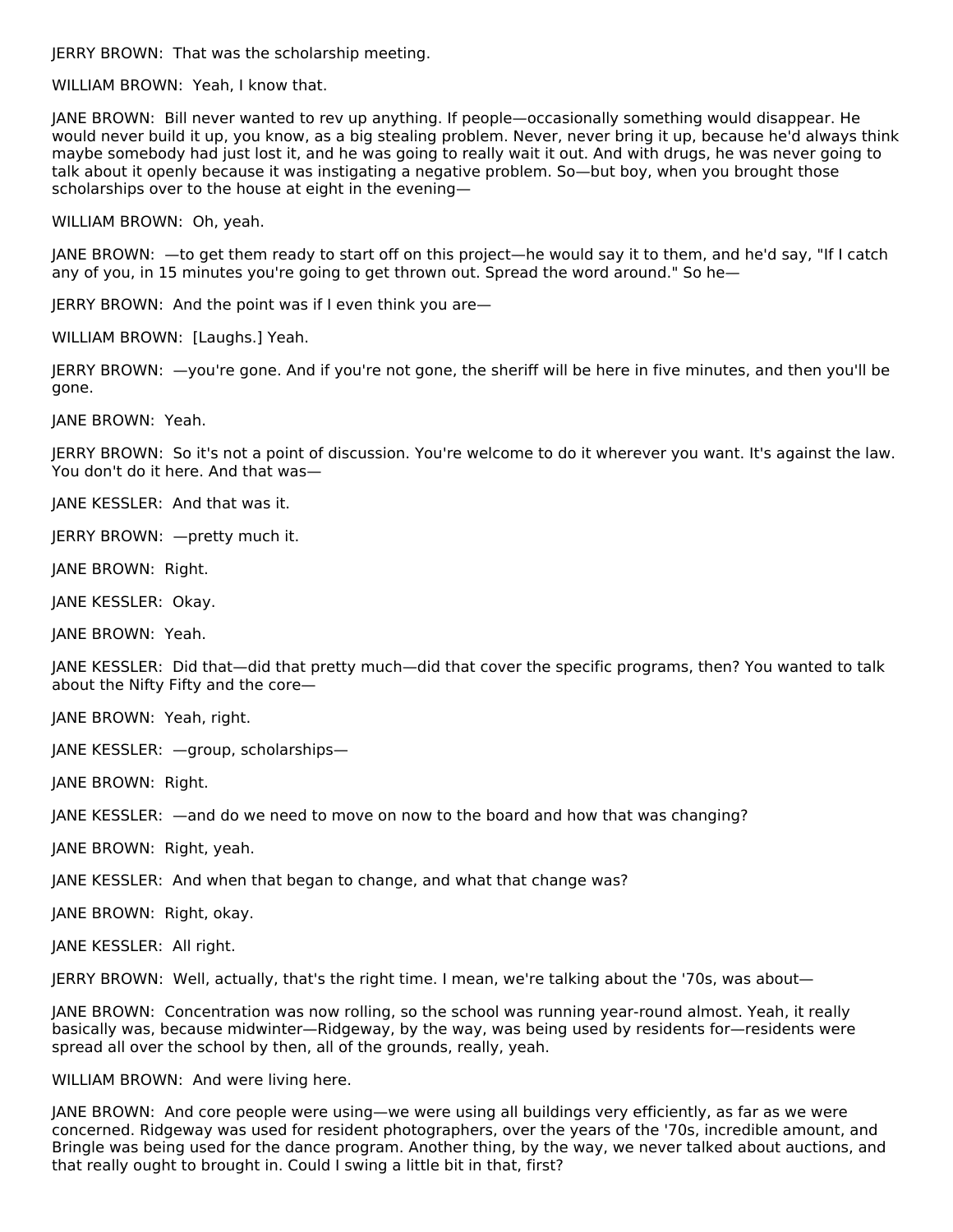JERRY BROWN: That was the scholarship meeting.

WILLIAM BROWN: Yeah, I know that.

JANE BROWN: Bill never wanted to rev up anything. If people—occasionally something would disappear. He would never build it up, you know, as a big stealing problem. Never, never bring it up, because he'd always think maybe somebody had just lost it, and he was going to really wait it out. And with drugs, he was never going to talk about it openly because it was instigating a negative problem. So—but boy, when you brought those scholarships over to the house at eight in the evening—

WILLIAM BROWN: Oh, yeah.

JANE BROWN: —to get them ready to start off on this project—he would say it to them, and he'd say, "If I catch any of you, in 15 minutes you're going to get thrown out. Spread the word around." So he—

JERRY BROWN: And the point was if I even think you are—

WILLIAM BROWN: [Laughs.] Yeah.

JERRY BROWN: —you're gone. And if you're not gone, the sheriff will be here in five minutes, and then you'll be gone.

JANE BROWN: Yeah.

JERRY BROWN: So it's not a point of discussion. You're welcome to do it wherever you want. It's against the law. You don't do it here. And that was—

JANE KESSLER: And that was it.

JERRY BROWN: —pretty much it.

JANE BROWN: Right.

JANE KESSLER: Okay.

JANE BROWN: Yeah.

JANE KESSLER: Did that—did that pretty much—did that cover the specific programs, then? You wanted to talk about the Nifty Fifty and the core—

JANE BROWN: Yeah, right.

JANE KESSLER: —group, scholarships—

JANE BROWN: Right.

JANE KESSLER: —and do we need to move on now to the board and how that was changing?

JANE BROWN: Right, yeah.

JANE KESSLER: And when that began to change, and what that change was?

JANE BROWN: Right, okay.

JANE KESSLER: All right.

JERRY BROWN: Well, actually, that's the right time. I mean, we're talking about the '70s, was about—

JANE BROWN: Concentration was now rolling, so the school was running year-round almost. Yeah, it really basically was, because midwinter—Ridgeway, by the way, was being used by residents for—residents were spread all over the school by then, all of the grounds, really, yeah.

WILLIAM BROWN: And were living here.

JANE BROWN: And core people were using—we were using all buildings very efficiently, as far as we were concerned. Ridgeway was used for resident photographers, over the years of the '70s, incredible amount, and Bringle was being used for the dance program. Another thing, by the way, we never talked about auctions, and that really ought to brought in. Could I swing a little bit in that, first?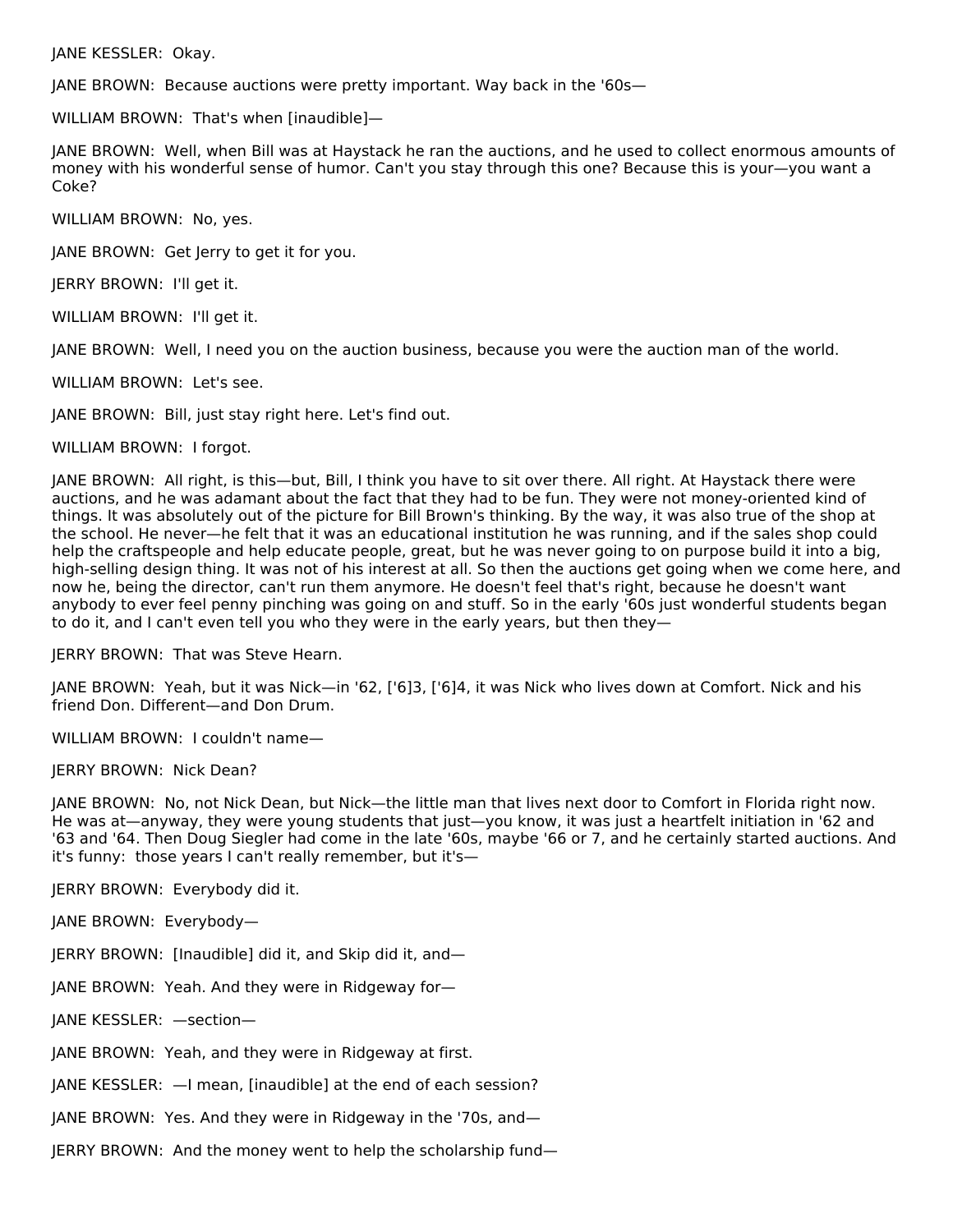JANE KESSLER:  Okay.

JANE BROWN:  Because auctions were pretty important. Way back in the '60s—

WILLIAM BROWN:  That's when [inaudible]—

JANE BROWN:  Well, when Bill was at Haystack he ran the auctions, and he used to collect enormous amounts of money with his wonderful sense of humor. Can't you stay through this one? Because this is your—you want a Coke?

WILLIAM BROWN:  No, yes.

JANE BROWN:  Get Jerry to get it for you.

JERRY BROWN:  I'll get it.

WILLIAM BROWN:  I'll get it.

JANE BROWN:  Well, I need you on the auction business, because you were the auction man of the world.

WILLIAM BROWN:  Let's see.

JANE BROWN:  Bill, just stay right here. Let's find out.

WILLIAM BROWN:  I forgot.

JANE BROWN:  All right, is this—but, Bill, I think you have to sit over there. All right. At Haystack there were auctions, and he was adamant about the fact that they had to be fun. They were not money-oriented kind of things. It was absolutely out of the picture for Bill Brown's thinking. By the way, it was also true of the shop at the school. He never—he felt that it was an educational institution he was running, and if the sales shop could help the craftspeople and help educate people, great, but he was never going to on purpose build it into a big, high-selling design thing. It was not of his interest at all. So then the auctions get going when we come here, and now he, being the director, can't run them anymore. He doesn't feel that's right, because he doesn't want anybody to ever feel penny pinching was going on and stuff. So in the early '60s just wonderful students began to do it, and I can't even tell you who they were in the early years, but then they—

JERRY BROWN:  That was Steve Hearn.

JANE BROWN:  Yeah, but it was Nick—in '62, ['6]3, ['6]4, it was Nick who lives down at Comfort. Nick and his friend Don. Different—and Don Drum.

WILLIAM BROWN:  I couldn't name—

JERRY BROWN:  Nick Dean?

JANE BROWN:  No, not Nick Dean, but Nick—the little man that lives next door to Comfort in Florida right now. He was at—anyway, they were young students that just—you know, it was just a heartfelt initiation in '62 and '63 and '64. Then Doug Siegler had come in the late '60s, maybe '66 or 7, and he certainly started auctions. And it's funny:  those years I can't really remember, but it's—

JERRY BROWN:  Everybody did it.

JANE BROWN:  Everybody—

JERRY BROWN:  [Inaudible] did it, and Skip did it, and—

JANE BROWN:  Yeah. And they were in Ridgeway for—

JANE KESSLER:  —section—

JANE BROWN:  Yeah, and they were in Ridgeway at first.

JANE KESSLER:  —I mean, [inaudible] at the end of each session?

JANE BROWN:  Yes. And they were in Ridgeway in the '70s, and—

JERRY BROWN:  And the money went to help the scholarship fund—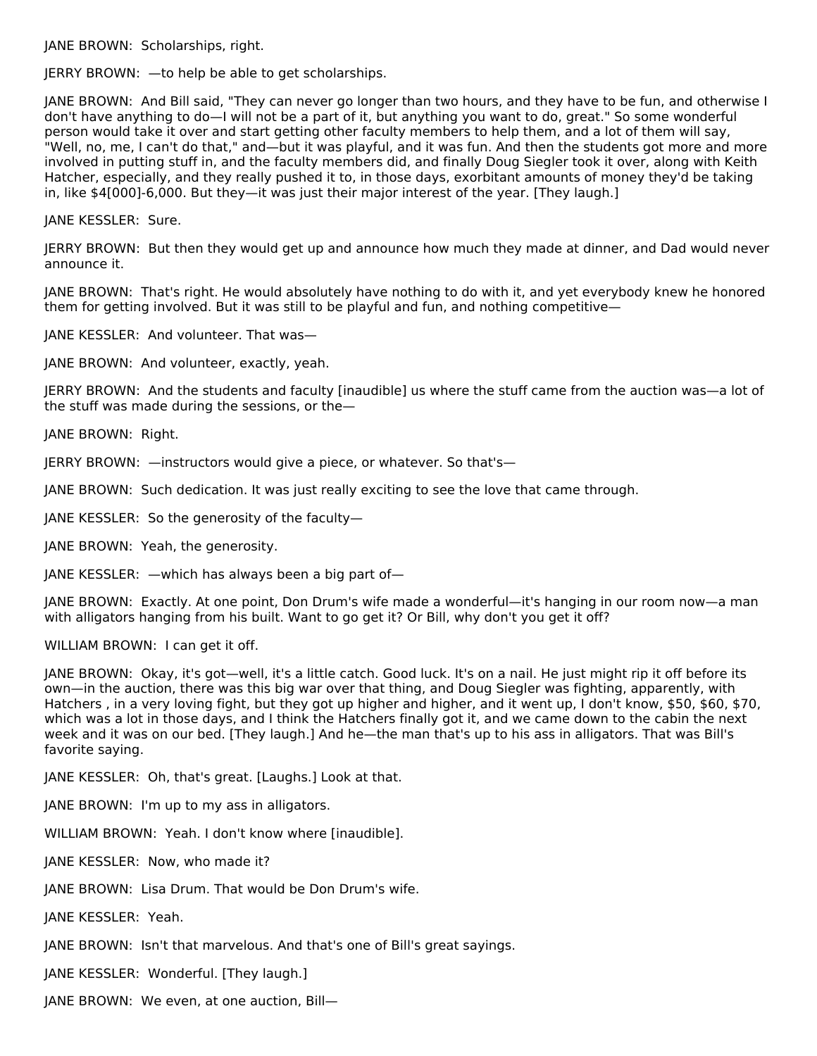JANE BROWN: Scholarships, right.

JERRY BROWN: —to help be able to get scholarships.

JANE BROWN: And Bill said, "They can never go longer than two hours, and they have to be fun, and otherwise I don't have anything to do—I will not be a part of it, but anything you want to do, great." So some wonderful person would take it over and start getting other faculty members to help them, and a lot of them will say, "Well, no, me, I can't do that," and—but it was playful, and it was fun. And then the students got more and more involved in putting stuff in, and the faculty members did, and finally Doug Siegler took it over, along with Keith Hatcher, especially, and they really pushed it to, in those days, exorbitant amounts of money they'd be taking in, like $4[000]-6,000. But they—it was just their major interest of the year. [They laugh.]

JANE KESSLER: Sure.

JERRY BROWN: But then they would get up and announce how much they made at dinner, and Dad would never announce it.

JANE BROWN: That's right. He would absolutely have nothing to do with it, and yet everybody knew he honored them for getting involved. But it was still to be playful and fun, and nothing competitive—

JANE KESSLER: And volunteer. That was—

JANE BROWN: And volunteer, exactly, yeah.

JERRY BROWN: And the students and faculty [inaudible] us where the stuff came from the auction was—a lot of the stuff was made during the sessions, or the—

JANE BROWN: Right.

JERRY BROWN: —instructors would give a piece, or whatever. So that's—

JANE BROWN: Such dedication. It was just really exciting to see the love that came through.

JANE KESSLER: So the generosity of the faculty—

JANE BROWN: Yeah, the generosity.

JANE KESSLER: —which has always been a big part of—

JANE BROWN: Exactly. At one point, Don Drum's wife made a wonderful—it's hanging in our room now—a man with alligators hanging from his built. Want to go get it? Or Bill, why don't you get it off?

WILLIAM BROWN: I can get it off.

JANE BROWN: Okay, it's got—well, it's a little catch. Good luck. It's on a nail. He just might rip it off before its own—in the auction, there was this big war over that thing, and Doug Siegler was fighting, apparently, with Hatchers , in a very loving fight, but they got up higher and higher, and it went up, I don't know, $50, $60, $70, which was a lot in those days, and I think the Hatchers finally got it, and we came down to the cabin the next week and it was on our bed. [They laugh.] And he—the man that's up to his ass in alligators. That was Bill's favorite saying.

JANE KESSLER: Oh, that's great. [Laughs.] Look at that.

JANE BROWN: I'm up to my ass in alligators.

WILLIAM BROWN: Yeah. I don't know where [inaudible].

JANE KESSLER: Now, who made it?

JANE BROWN: Lisa Drum. That would be Don Drum's wife.

JANE KESSLER: Yeah.

JANE BROWN: Isn't that marvelous. And that's one of Bill's great sayings.

JANE KESSLER: Wonderful. [They laugh.]

JANE BROWN: We even, at one auction, Bill—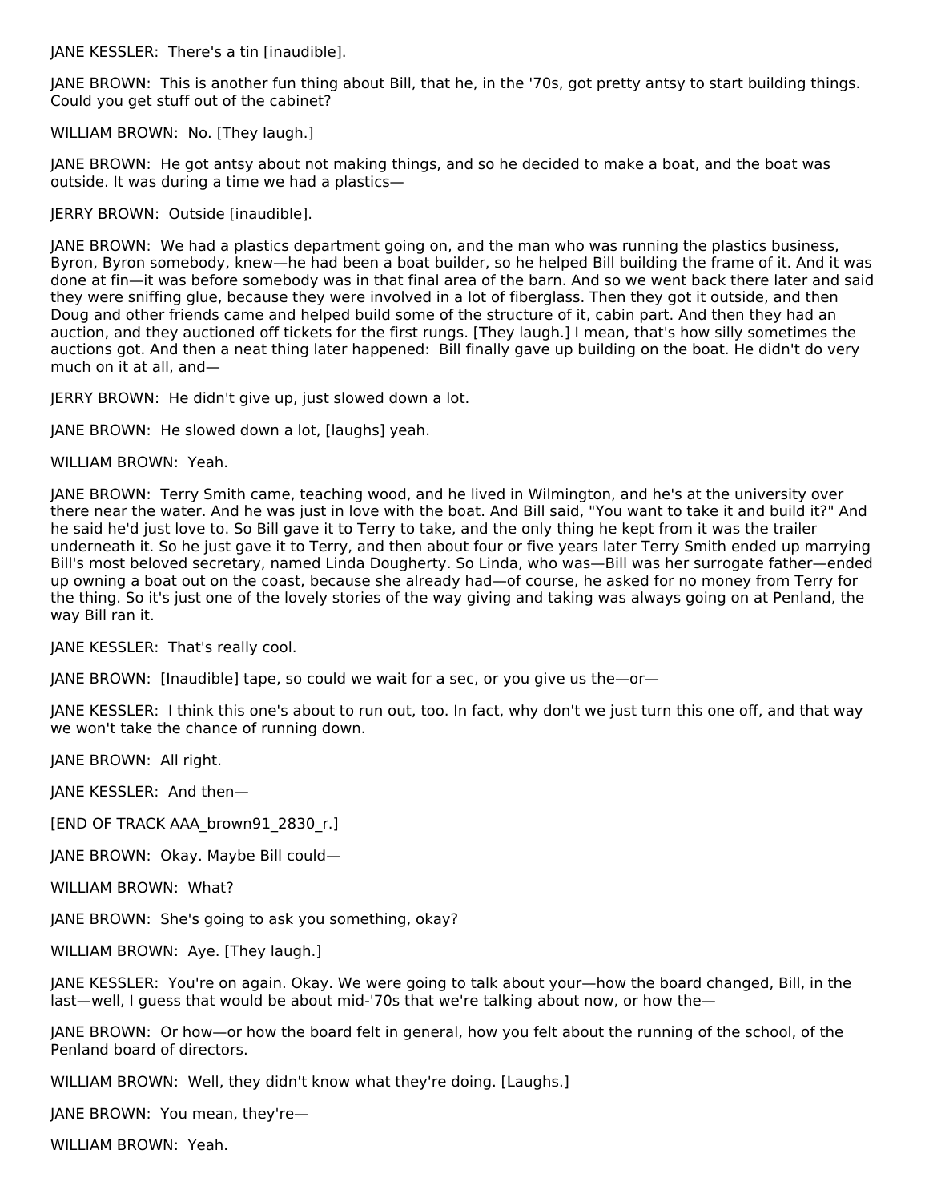JANE KESSLER: There's a tin [inaudible].

JANE BROWN: This is another fun thing about Bill, that he, in the '70s, got pretty antsy to start building things. Could you get stuff out of the cabinet?

WILLIAM BROWN: No. [They laugh.]

JANE BROWN: He got antsy about not making things, and so he decided to make a boat, and the boat was outside. It was during a time we had a plastics—

JERRY BROWN: Outside [inaudible].

JANE BROWN: We had a plastics department going on, and the man who was running the plastics business, Byron, Byron somebody, knew—he had been a boat builder, so he helped Bill building the frame of it. And it was done at fin—it was before somebody was in that final area of the barn. And so we went back there later and said they were sniffing glue, because they were involved in a lot of fiberglass. Then they got it outside, and then Doug and other friends came and helped build some of the structure of it, cabin part. And then they had an auction, and they auctioned off tickets for the first rungs. [They laugh.] I mean, that's how silly sometimes the auctions got. And then a neat thing later happened: Bill finally gave up building on the boat. He didn't do very much on it at all, and—

JERRY BROWN: He didn't give up, just slowed down a lot.

JANE BROWN: He slowed down a lot, [laughs] yeah.

WILLIAM BROWN: Yeah.

JANE BROWN: Terry Smith came, teaching wood, and he lived in Wilmington, and he's at the university over there near the water. And he was just in love with the boat. And Bill said, "You want to take it and build it?" And he said he'd just love to. So Bill gave it to Terry to take, and the only thing he kept from it was the trailer underneath it. So he just gave it to Terry, and then about four or five years later Terry Smith ended up marrying Bill's most beloved secretary, named Linda Dougherty. So Linda, who was—Bill was her surrogate father—ended up owning a boat out on the coast, because she already had—of course, he asked for no money from Terry for the thing. So it's just one of the lovely stories of the way giving and taking was always going on at Penland, the way Bill ran it.

JANE KESSLER: That's really cool.

JANE BROWN: [Inaudible] tape, so could we wait for a sec, or you give us the—or—

JANE KESSLER: I think this one's about to run out, too. In fact, why don't we just turn this one off, and that way we won't take the chance of running down.

JANE BROWN: All right.

JANE KESSLER: And then—

[END OF TRACK AAA_brown91_2830_r.]

JANE BROWN: Okay. Maybe Bill could—

WILLIAM BROWN: What?

JANE BROWN: She's going to ask you something, okay?

WILLIAM BROWN: Aye. [They laugh.]

JANE KESSLER: You're on again. Okay. We were going to talk about your—how the board changed, Bill, in the last—well, I guess that would be about mid-'70s that we're talking about now, or how the—

JANE BROWN: Or how—or how the board felt in general, how you felt about the running of the school, of the Penland board of directors.

WILLIAM BROWN: Well, they didn't know what they're doing. [Laughs.]

JANE BROWN: You mean, they're—

WILLIAM BROWN: Yeah.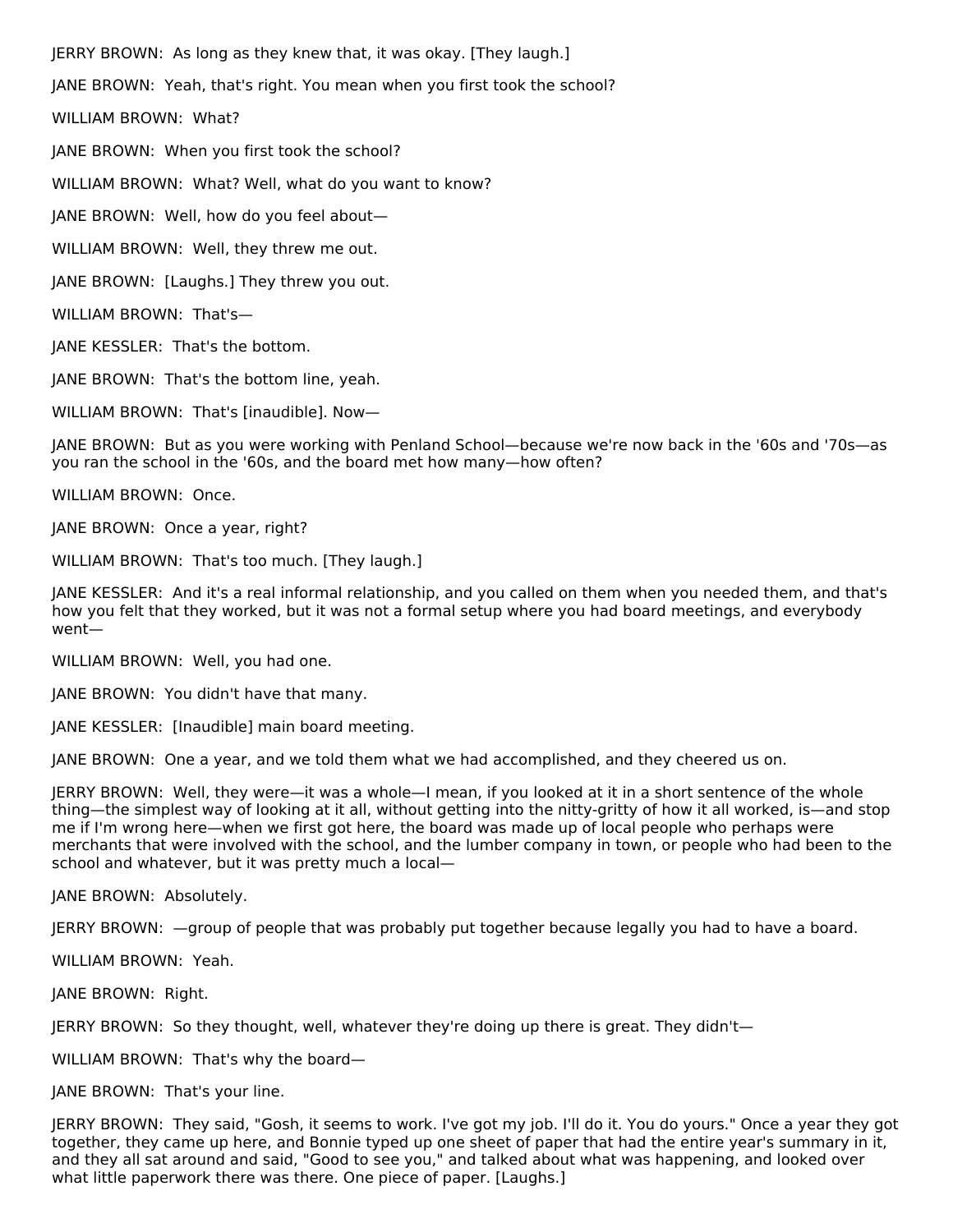JERRY BROWN:  As long as they knew that, it was okay. [They laugh.]

JANE BROWN:  Yeah, that's right. You mean when you first took the school?

WILLIAM BROWN:  What?

JANE BROWN:  When you first took the school?

WILLIAM BROWN:  What? Well, what do you want to know?

JANE BROWN:  Well, how do you feel about—

WILLIAM BROWN:  Well, they threw me out.

JANE BROWN:  [Laughs.] They threw you out.

WILLIAM BROWN:  That's—

JANE KESSLER:  That's the bottom.

JANE BROWN:  That's the bottom line, yeah.

WILLIAM BROWN:  That's [inaudible]. Now—

JANE BROWN:  But as you were working with Penland School—because we're now back in the '60s and '70s—as you ran the school in the '60s, and the board met how many—how often?

WILLIAM BROWN:  Once.

JANE BROWN:  Once a year, right?

WILLIAM BROWN:  That's too much. [They laugh.]

JANE KESSLER:  And it's a real informal relationship, and you called on them when you needed them, and that's how you felt that they worked, but it was not a formal setup where you had board meetings, and everybody went—

WILLIAM BROWN:  Well, you had one.

JANE BROWN:  You didn't have that many.

JANE KESSLER:  [Inaudible] main board meeting.

JANE BROWN:  One a year, and we told them what we had accomplished, and they cheered us on.

JERRY BROWN:  Well, they were—it was a whole—I mean, if you looked at it in a short sentence of the whole thing—the simplest way of looking at it all, without getting into the nitty-gritty of how it all worked, is—and stop me if I'm wrong here—when we first got here, the board was made up of local people who perhaps were merchants that were involved with the school, and the lumber company in town, or people who had been to the school and whatever, but it was pretty much a local—

JANE BROWN:  Absolutely.

JERRY BROWN:  —group of people that was probably put together because legally you had to have a board.

WILLIAM BROWN:  Yeah.

JANE BROWN:  Right.

JERRY BROWN:  So they thought, well, whatever they're doing up there is great. They didn't—

WILLIAM BROWN:  That's why the board—

JANE BROWN:  That's your line.

JERRY BROWN:  They said, "Gosh, it seems to work. I've got my job. I'll do it. You do yours." Once a year they got together, they came up here, and Bonnie typed up one sheet of paper that had the entire year's summary in it, and they all sat around and said, "Good to see you," and talked about what was happening, and looked over what little paperwork there was there. One piece of paper. [Laughs.]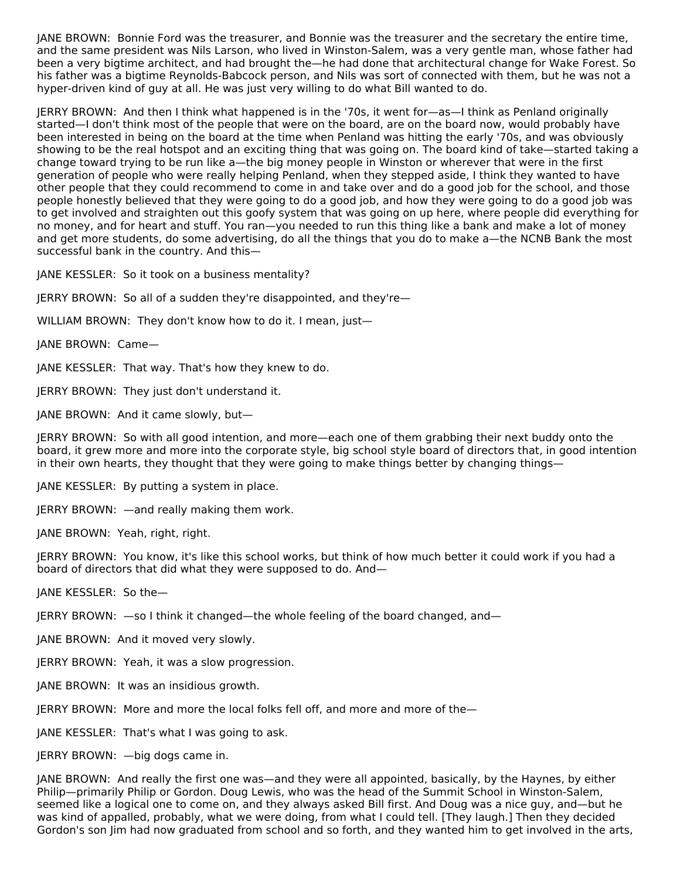JANE BROWN: Bonnie Ford was the treasurer, and Bonnie was the treasurer and the secretary the entire time, and the same president was Nils Larson, who lived in Winston-Salem, was a very gentle man, whose father had been a very bigtime architect, and had brought the—he had done that architectural change for Wake Forest. So his father was a bigtime Reynolds-Babcock person, and Nils was sort of connected with them, but he was not a hyper-driven kind of guy at all. He was just very willing to do what Bill wanted to do.

JERRY BROWN: And then I think what happened is in the '70s, it went for—as—I think as Penland originally started—I don't think most of the people that were on the board, are on the board now, would probably have been interested in being on the board at the time when Penland was hitting the early '70s, and was obviously showing to be the real hotspot and an exciting thing that was going on. The board kind of take—started taking a change toward trying to be run like a—the big money people in Winston or wherever that were in the first generation of people who were really helping Penland, when they stepped aside, I think they wanted to have other people that they could recommend to come in and take over and do a good job for the school, and those people honestly believed that they were going to do a good job, and how they were going to do a good job was to get involved and straighten out this goofy system that was going on up here, where people did everything for no money, and for heart and stuff. You ran—you needed to run this thing like a bank and make a lot of money and get more students, do some advertising, do all the things that you do to make a—the NCNB Bank the most successful bank in the country. And this—

JANE KESSLER: So it took on a business mentality?

JERRY BROWN: So all of a sudden they're disappointed, and they're—

WILLIAM BROWN: They don't know how to do it. I mean, just—

JANE BROWN: Came—

JANE KESSLER: That way. That's how they knew to do.

JERRY BROWN: They just don't understand it.

JANE BROWN: And it came slowly, but—

JERRY BROWN: So with all good intention, and more—each one of them grabbing their next buddy onto the board, it grew more and more into the corporate style, big school style board of directors that, in good intention in their own hearts, they thought that they were going to make things better by changing things—

JANE KESSLER: By putting a system in place.

JERRY BROWN: —and really making them work.

JANE BROWN: Yeah, right, right.

JERRY BROWN: You know, it's like this school works, but think of how much better it could work if you had a board of directors that did what they were supposed to do. And—

JANE KESSLER: So the—

JERRY BROWN: —so I think it changed—the whole feeling of the board changed, and—

JANE BROWN: And it moved very slowly.

JERRY BROWN: Yeah, it was a slow progression.

JANE BROWN: It was an insidious growth.

JERRY BROWN: More and more the local folks fell off, and more and more of the—

JANE KESSLER: That's what I was going to ask.

JERRY BROWN: —big dogs came in.

JANE BROWN: And really the first one was—and they were all appointed, basically, by the Haynes, by either Philip—primarily Philip or Gordon. Doug Lewis, who was the head of the Summit School in Winston-Salem, seemed like a logical one to come on, and they always asked Bill first. And Doug was a nice guy, and—but he was kind of appalled, probably, what we were doing, from what I could tell. [They laugh.] Then they decided Gordon's son Jim had now graduated from school and so forth, and they wanted him to get involved in the arts,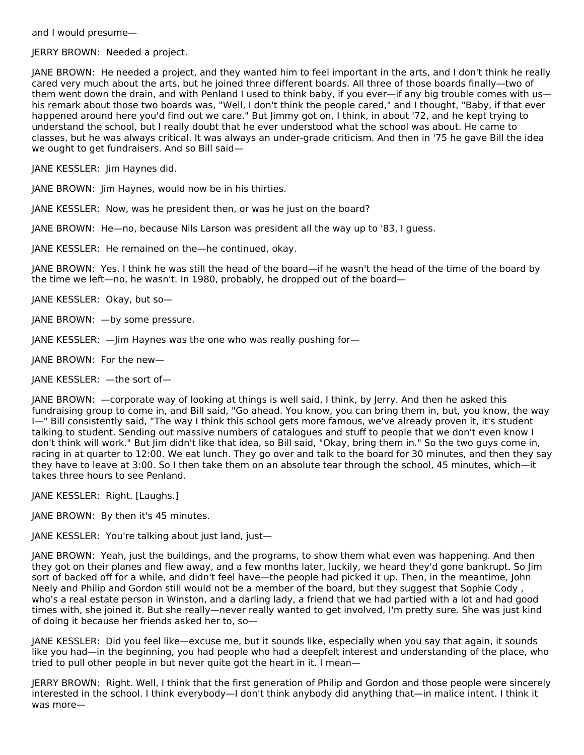and I would presume—

JERRY BROWN:  Needed a project.

JANE BROWN:  He needed a project, and they wanted him to feel important in the arts, and I don't think he really cared very much about the arts, but he joined three different boards. All three of those boards finally—two of them went down the drain, and with Penland I used to think baby, if you ever—if any big trouble comes with us—his remark about those two boards was, "Well, I don't think the people cared," and I thought, "Baby, if that ever happened around here you'd find out we care." But Jimmy got on, I think, in about '72, and he kept trying to understand the school, but I really doubt that he ever understood what the school was about. He came to classes, but he was always critical. It was always an under-grade criticism. And then in '75 he gave Bill the idea we ought to get fundraisers. And so Bill said—

JANE KESSLER:  Jim Haynes did.

JANE BROWN:  Jim Haynes, would now be in his thirties.

JANE KESSLER:  Now, was he president then, or was he just on the board?

JANE BROWN:  He—no, because Nils Larson was president all the way up to '83, I guess.

JANE KESSLER:  He remained on the—he continued, okay.

JANE BROWN:  Yes. I think he was still the head of the board—if he wasn't the head of the time of the board by the time we left—no, he wasn't. In 1980, probably, he dropped out of the board—

JANE KESSLER:  Okay, but so—

JANE BROWN:  —by some pressure.

JANE KESSLER:  —Jim Haynes was the one who was really pushing for—

JANE BROWN:  For the new—

JANE KESSLER:  —the sort of—

JANE BROWN:  —corporate way of looking at things is well said, I think, by Jerry. And then he asked this fundraising group to come in, and Bill said, "Go ahead. You know, you can bring them in, but, you know, the way I—" Bill consistently said, "The way I think this school gets more famous, we've already proven it, it's student talking to student. Sending out massive numbers of catalogues and stuff to people that we don't even know I don't think will work." But Jim didn't like that idea, so Bill said, "Okay, bring them in." So the two guys come in, racing in at quarter to 12:00. We eat lunch. They go over and talk to the board for 30 minutes, and then they say they have to leave at 3:00. So I then take them on an absolute tear through the school, 45 minutes, which—it takes three hours to see Penland.

JANE KESSLER:  Right. [Laughs.]

JANE BROWN:  By then it's 45 minutes.

JANE KESSLER:  You're talking about just land, just—

JANE BROWN:  Yeah, just the buildings, and the programs, to show them what even was happening. And then they got on their planes and flew away, and a few months later, luckily, we heard they'd gone bankrupt. So Jim sort of backed off for a while, and didn't feel have—the people had picked it up. Then, in the meantime, John Neely and Philip and Gordon still would not be a member of the board, but they suggest that Sophie Cody , who's a real estate person in Winston, and a darling lady, a friend that we had partied with a lot and had good times with, she joined it. But she really—never really wanted to get involved, I'm pretty sure. She was just kind of doing it because her friends asked her to, so—

JANE KESSLER:  Did you feel like—excuse me, but it sounds like, especially when you say that again, it sounds like you had—in the beginning, you had people who had a deepfelt interest and understanding of the place, who tried to pull other people in but never quite got the heart in it. I mean—

JERRY BROWN:  Right. Well, I think that the first generation of Philip and Gordon and those people were sincerely interested in the school. I think everybody—I don't think anybody did anything that—in malice intent. I think it was more—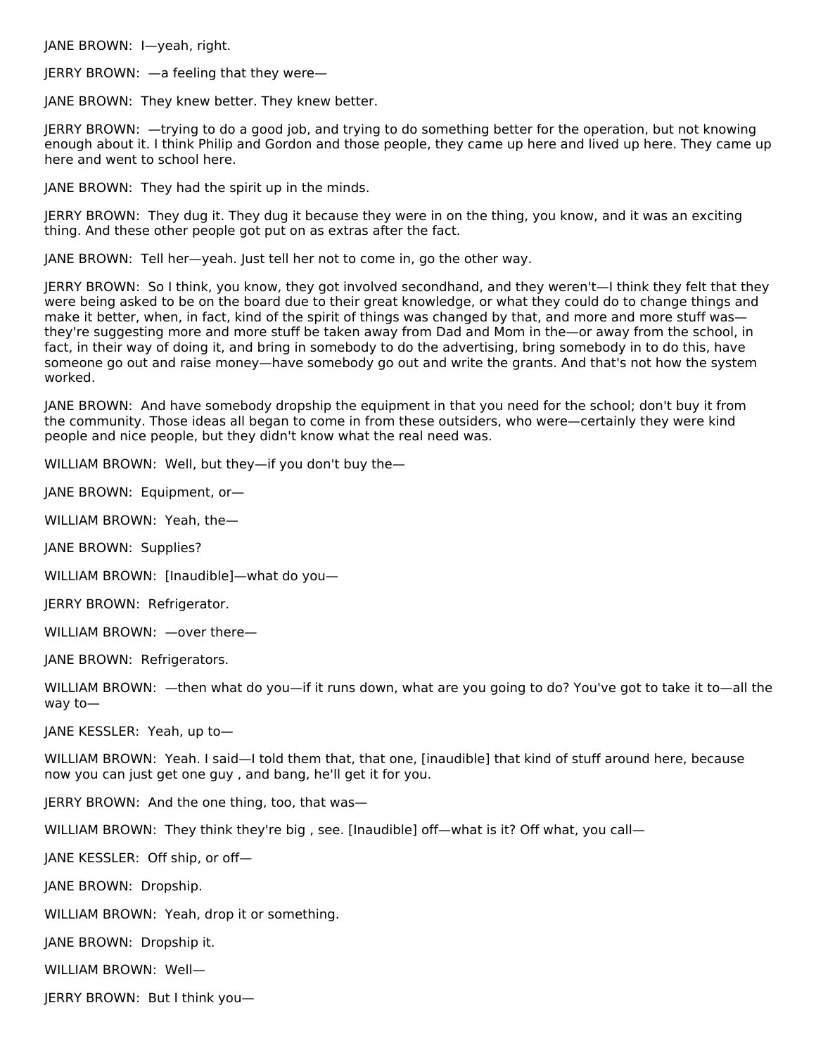JANE BROWN: I—yeah, right.

JERRY BROWN: —a feeling that they were—

JANE BROWN: They knew better. They knew better.

JERRY BROWN: —trying to do a good job, and trying to do something better for the operation, but not knowing enough about it. I think Philip and Gordon and those people, they came up here and lived up here. They came up here and went to school here.

JANE BROWN: They had the spirit up in the minds.

JERRY BROWN: They dug it. They dug it because they were in on the thing, you know, and it was an exciting thing. And these other people got put on as extras after the fact.

JANE BROWN: Tell her—yeah. Just tell her not to come in, go the other way.

JERRY BROWN: So I think, you know, they got involved secondhand, and they weren't—I think they felt that they were being asked to be on the board due to their great knowledge, or what they could do to change things and make it better, when, in fact, kind of the spirit of things was changed by that, and more and more stuff was—they're suggesting more and more stuff be taken away from Dad and Mom in the—or away from the school, in fact, in their way of doing it, and bring in somebody to do the advertising, bring somebody in to do this, have someone go out and raise money—have somebody go out and write the grants. And that's not how the system worked.

JANE BROWN: And have somebody dropship the equipment in that you need for the school; don't buy it from the community. Those ideas all began to come in from these outsiders, who were—certainly they were kind people and nice people, but they didn't know what the real need was.

WILLIAM BROWN: Well, but they—if you don't buy the—

JANE BROWN: Equipment, or—

WILLIAM BROWN: Yeah, the—

JANE BROWN: Supplies?

WILLIAM BROWN: [Inaudible]—what do you—

JERRY BROWN: Refrigerator.

WILLIAM BROWN: —over there—

JANE BROWN: Refrigerators.

WILLIAM BROWN: —then what do you—if it runs down, what are you going to do? You've got to take it to—all the way to—

JANE KESSLER: Yeah, up to—

WILLIAM BROWN: Yeah. I said—I told them that, that one, [inaudible] that kind of stuff around here, because now you can just get one guy , and bang, he'll get it for you.

JERRY BROWN: And the one thing, too, that was—

WILLIAM BROWN: They think they're big , see. [Inaudible] off—what is it? Off what, you call—

JANE KESSLER: Off ship, or off—

JANE BROWN: Dropship.

WILLIAM BROWN: Yeah, drop it or something.

JANE BROWN: Dropship it.

WILLIAM BROWN: Well—

JERRY BROWN: But I think you—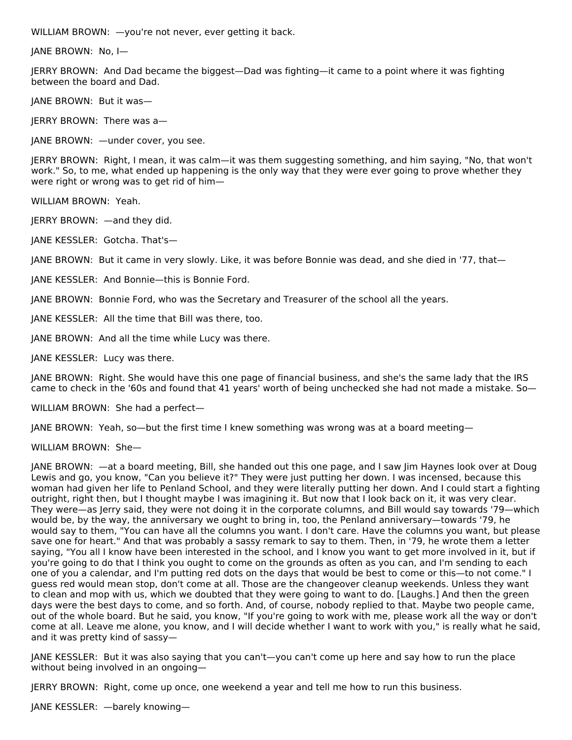WILLIAM BROWN: —you're not never, ever getting it back.

JANE BROWN: No, I—

JERRY BROWN: And Dad became the biggest—Dad was fighting—it came to a point where it was fighting between the board and Dad.

JANE BROWN: But it was—

JERRY BROWN: There was a—

JANE BROWN: —under cover, you see.

JERRY BROWN: Right, I mean, it was calm—it was them suggesting something, and him saying, "No, that won't work." So, to me, what ended up happening is the only way that they were ever going to prove whether they were right or wrong was to get rid of him—

WILLIAM BROWN: Yeah.

JERRY BROWN: —and they did.

JANE KESSLER: Gotcha. That's—

JANE BROWN: But it came in very slowly. Like, it was before Bonnie was dead, and she died in '77, that—

JANE KESSLER: And Bonnie—this is Bonnie Ford.

JANE BROWN: Bonnie Ford, who was the Secretary and Treasurer of the school all the years.

JANE KESSLER: All the time that Bill was there, too.

JANE BROWN: And all the time while Lucy was there.

JANE KESSLER: Lucy was there.

JANE BROWN: Right. She would have this one page of financial business, and she's the same lady that the IRS came to check in the '60s and found that 41 years' worth of being unchecked she had not made a mistake. So—

WILLIAM BROWN: She had a perfect—

JANE BROWN: Yeah, so—but the first time I knew something was wrong was at a board meeting—

WILLIAM BROWN: She—

JANE BROWN: —at a board meeting, Bill, she handed out this one page, and I saw Jim Haynes look over at Doug Lewis and go, you know, "Can you believe it?" They were just putting her down. I was incensed, because this woman had given her life to Penland School, and they were literally putting her down. And I could start a fighting outright, right then, but I thought maybe I was imagining it. But now that I look back on it, it was very clear. They were—as Jerry said, they were not doing it in the corporate columns, and Bill would say towards '79—which would be, by the way, the anniversary we ought to bring in, too, the Penland anniversary—towards '79, he would say to them, "You can have all the columns you want. I don't care. Have the columns you want, but please save one for heart." And that was probably a sassy remark to say to them. Then, in '79, he wrote them a letter saying, "You all I know have been interested in the school, and I know you want to get more involved in it, but if you're going to do that I think you ought to come on the grounds as often as you can, and I'm sending to each one of you a calendar, and I'm putting red dots on the days that would be best to come or this—to not come." I guess red would mean stop, don't come at all. Those are the changeover cleanup weekends. Unless they want to clean and mop with us, which we doubted that they were going to want to do. [Laughs.] And then the green days were the best days to come, and so forth. And, of course, nobody replied to that. Maybe two people came, out of the whole board. But he said, you know, "If you're going to work with me, please work all the way or don't come at all. Leave me alone, you know, and I will decide whether I want to work with you," is really what he said, and it was pretty kind of sassy—

JANE KESSLER: But it was also saying that you can't—you can't come up here and say how to run the place without being involved in an ongoing—

JERRY BROWN: Right, come up once, one weekend a year and tell me how to run this business.

JANE KESSLER: —barely knowing—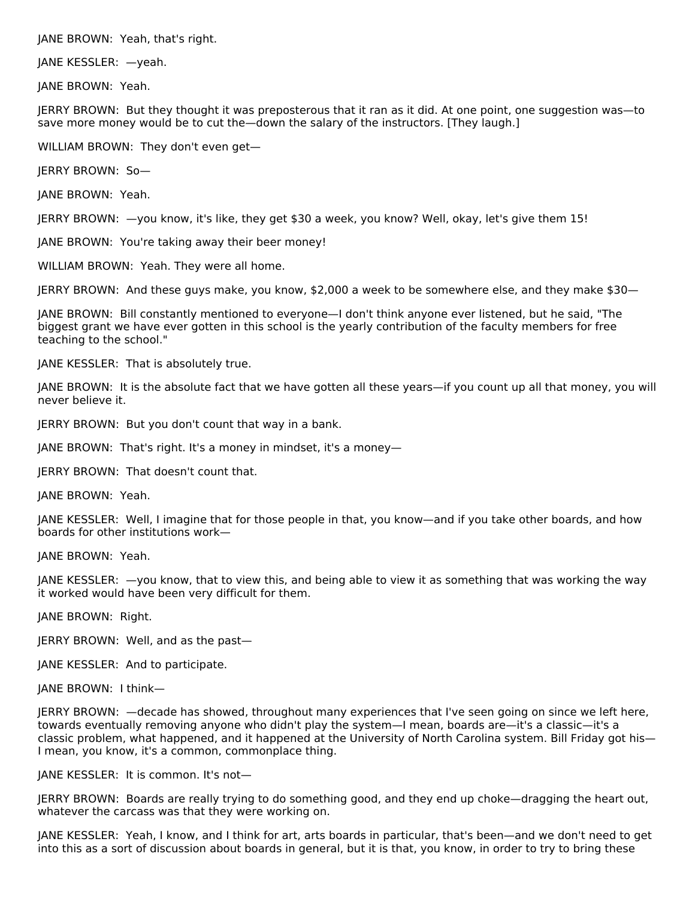JANE BROWN: Yeah, that's right.

JANE KESSLER: —yeah.

JANE BROWN: Yeah.

JERRY BROWN: But they thought it was preposterous that it ran as it did. At one point, one suggestion was—to save more money would be to cut the—down the salary of the instructors. [They laugh.]

WILLIAM BROWN: They don't even get—

JERRY BROWN: So—

JANE BROWN: Yeah.

JERRY BROWN: —you know, it's like, they get $30 a week, you know? Well, okay, let's give them 15!

JANE BROWN: You're taking away their beer money!

WILLIAM BROWN: Yeah. They were all home.

JERRY BROWN: And these guys make, you know, $2,000 a week to be somewhere else, and they make $30—

JANE BROWN: Bill constantly mentioned to everyone—I don't think anyone ever listened, but he said, "The biggest grant we have ever gotten in this school is the yearly contribution of the faculty members for free teaching to the school."

JANE KESSLER: That is absolutely true.

JANE BROWN: It is the absolute fact that we have gotten all these years—if you count up all that money, you will never believe it.

JERRY BROWN: But you don't count that way in a bank.

JANE BROWN: That's right. It's a money in mindset, it's a money—

JERRY BROWN: That doesn't count that.

JANE BROWN: Yeah.

JANE KESSLER: Well, I imagine that for those people in that, you know—and if you take other boards, and how boards for other institutions work—

JANE BROWN: Yeah.

JANE KESSLER: —you know, that to view this, and being able to view it as something that was working the way it worked would have been very difficult for them.

JANE BROWN: Right.

JERRY BROWN: Well, and as the past—

JANE KESSLER: And to participate.

JANE BROWN: I think—

JERRY BROWN: —decade has showed, throughout many experiences that I've seen going on since we left here, towards eventually removing anyone who didn't play the system—I mean, boards are—it's a classic—it's a classic problem, what happened, and it happened at the University of North Carolina system. Bill Friday got his—I mean, you know, it's a common, commonplace thing.

JANE KESSLER: It is common. It's not—

JERRY BROWN: Boards are really trying to do something good, and they end up choke—dragging the heart out, whatever the carcass was that they were working on.

JANE KESSLER: Yeah, I know, and I think for art, arts boards in particular, that's been—and we don't need to get into this as a sort of discussion about boards in general, but it is that, you know, in order to try to bring these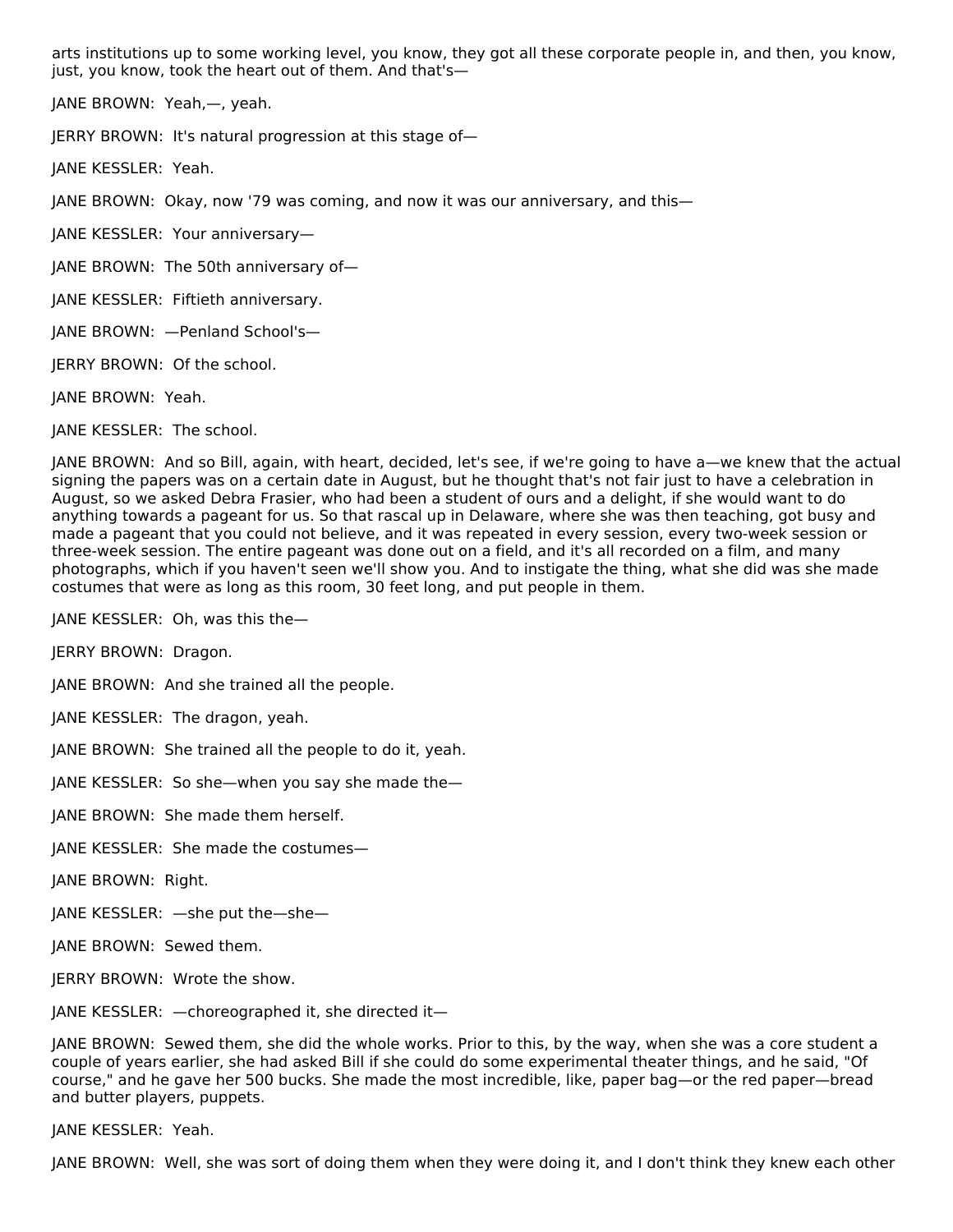arts institutions up to some working level, you know, they got all these corporate people in, and then, you know, just, you know, took the heart out of them. And that's—

JANE BROWN: Yeah,—, yeah.

JERRY BROWN: It's natural progression at this stage of—

JANE KESSLER: Yeah.

JANE BROWN: Okay, now '79 was coming, and now it was our anniversary, and this—

JANE KESSLER: Your anniversary—

JANE BROWN: The 50th anniversary of—

JANE KESSLER: Fiftieth anniversary.

JANE BROWN: —Penland School's—

JERRY BROWN: Of the school.

JANE BROWN: Yeah.

JANE KESSLER: The school.

JANE BROWN: And so Bill, again, with heart, decided, let's see, if we're going to have a—we knew that the actual signing the papers was on a certain date in August, but he thought that's not fair just to have a celebration in August, so we asked Debra Frasier, who had been a student of ours and a delight, if she would want to do anything towards a pageant for us. So that rascal up in Delaware, where she was then teaching, got busy and made a pageant that you could not believe, and it was repeated in every session, every two-week session or three-week session. The entire pageant was done out on a field, and it's all recorded on a film, and many photographs, which if you haven't seen we'll show you. And to instigate the thing, what she did was she made costumes that were as long as this room, 30 feet long, and put people in them.

JANE KESSLER: Oh, was this the—

JERRY BROWN: Dragon.

JANE BROWN: And she trained all the people.

JANE KESSLER: The dragon, yeah.

JANE BROWN: She trained all the people to do it, yeah.

JANE KESSLER: So she—when you say she made the—

JANE BROWN: She made them herself.

JANE KESSLER: She made the costumes—

JANE BROWN: Right.

JANE KESSLER: —she put the—she—

JANE BROWN: Sewed them.

JERRY BROWN: Wrote the show.

JANE KESSLER: —choreographed it, she directed it—

JANE BROWN: Sewed them, she did the whole works. Prior to this, by the way, when she was a core student a couple of years earlier, she had asked Bill if she could do some experimental theater things, and he said, "Of course," and he gave her 500 bucks. She made the most incredible, like, paper bag—or the red paper—bread and butter players, puppets.

JANE KESSLER: Yeah.

JANE BROWN: Well, she was sort of doing them when they were doing it, and I don't think they knew each other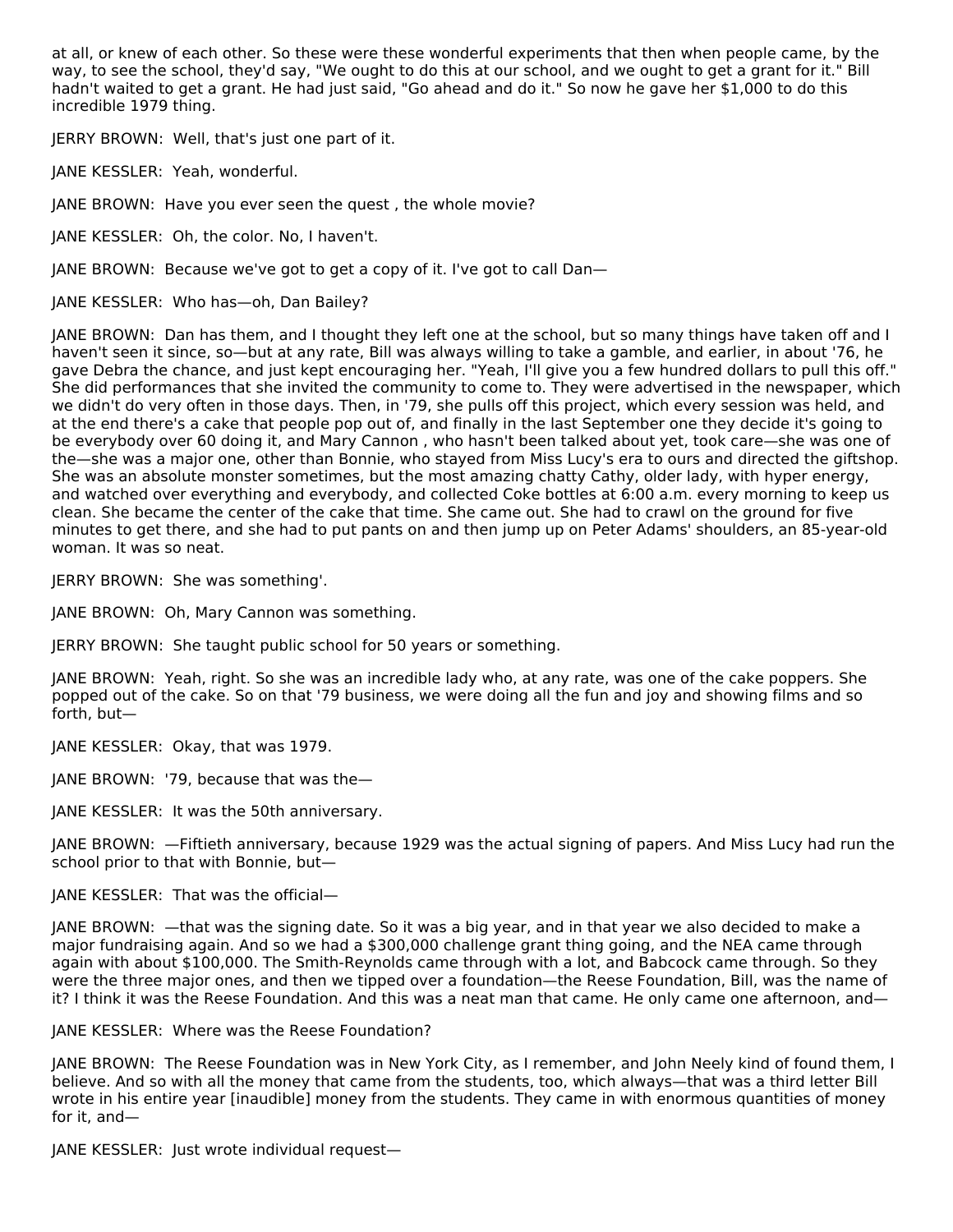at all, or knew of each other. So these were these wonderful experiments that then when people came, by the way, to see the school, they'd say, "We ought to do this at our school, and we ought to get a grant for it." Bill hadn't waited to get a grant. He had just said, "Go ahead and do it." So now he gave her $1,000 to do this incredible 1979 thing.

JERRY BROWN: Well, that's just one part of it.

JANE KESSLER: Yeah, wonderful.

JANE BROWN: Have you ever seen the quest , the whole movie?

JANE KESSLER: Oh, the color. No, I haven't.

JANE BROWN: Because we've got to get a copy of it. I've got to call Dan—

JANE KESSLER: Who has—oh, Dan Bailey?

JANE BROWN: Dan has them, and I thought they left one at the school, but so many things have taken off and I haven't seen it since, so—but at any rate, Bill was always willing to take a gamble, and earlier, in about '76, he gave Debra the chance, and just kept encouraging her. "Yeah, I'll give you a few hundred dollars to pull this off." She did performances that she invited the community to come to. They were advertised in the newspaper, which we didn't do very often in those days. Then, in '79, she pulls off this project, which every session was held, and at the end there's a cake that people pop out of, and finally in the last September one they decide it's going to be everybody over 60 doing it, and Mary Cannon , who hasn't been talked about yet, took care—she was one of the—she was a major one, other than Bonnie, who stayed from Miss Lucy's era to ours and directed the giftshop. She was an absolute monster sometimes, but the most amazing chatty Cathy, older lady, with hyper energy, and watched over everything and everybody, and collected Coke bottles at 6:00 a.m. every morning to keep us clean. She became the center of the cake that time. She came out. She had to crawl on the ground for five minutes to get there, and she had to put pants on and then jump up on Peter Adams' shoulders, an 85-year-old woman. It was so neat.

JERRY BROWN: She was something'.

JANE BROWN: Oh, Mary Cannon was something.

JERRY BROWN: She taught public school for 50 years or something.

JANE BROWN: Yeah, right. So she was an incredible lady who, at any rate, was one of the cake poppers. She popped out of the cake. So on that '79 business, we were doing all the fun and joy and showing films and so forth, but—

JANE KESSLER: Okay, that was 1979.

JANE BROWN: '79, because that was the—

JANE KESSLER: It was the 50th anniversary.

JANE BROWN: —Fiftieth anniversary, because 1929 was the actual signing of papers. And Miss Lucy had run the school prior to that with Bonnie, but—

JANE KESSLER: That was the official—

JANE BROWN: —that was the signing date. So it was a big year, and in that year we also decided to make a major fundraising again. And so we had a $300,000 challenge grant thing going, and the NEA came through again with about $100,000. The Smith-Reynolds came through with a lot, and Babcock came through. So they were the three major ones, and then we tipped over a foundation—the Reese Foundation, Bill, was the name of it? I think it was the Reese Foundation. And this was a neat man that came. He only came one afternoon, and—

JANE KESSLER: Where was the Reese Foundation?

JANE BROWN: The Reese Foundation was in New York City, as I remember, and John Neely kind of found them, I believe. And so with all the money that came from the students, too, which always—that was a third letter Bill wrote in his entire year [inaudible] money from the students. They came in with enormous quantities of money for it, and—

JANE KESSLER: Just wrote individual request—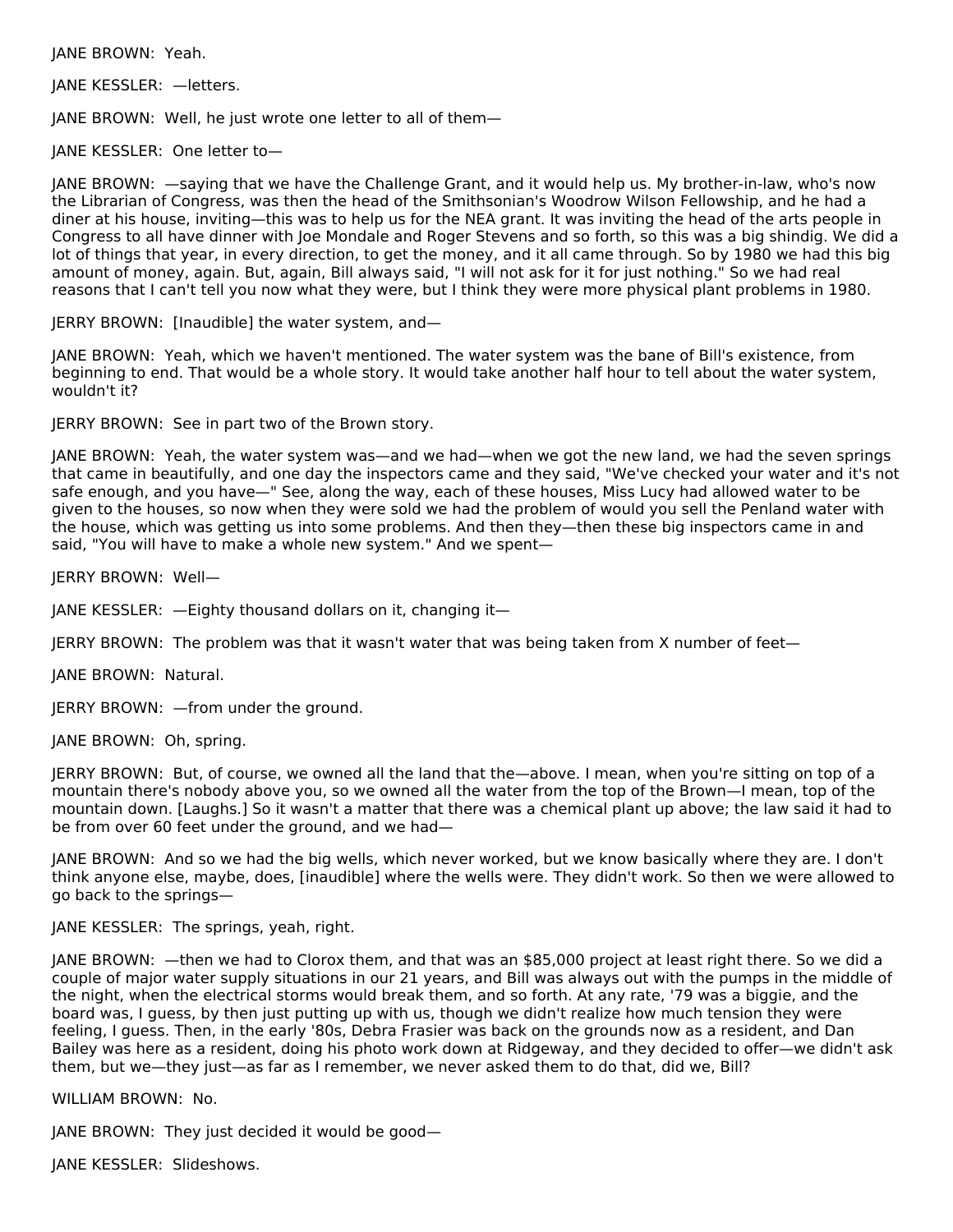JANE BROWN: Yeah.

JANE KESSLER: —letters.

JANE BROWN: Well, he just wrote one letter to all of them—

JANE KESSLER: One letter to—

JANE BROWN: —saying that we have the Challenge Grant, and it would help us. My brother-in-law, who's now the Librarian of Congress, was then the head of the Smithsonian's Woodrow Wilson Fellowship, and he had a diner at his house, inviting—this was to help us for the NEA grant. It was inviting the head of the arts people in Congress to all have dinner with Joe Mondale and Roger Stevens and so forth, so this was a big shindig. We did a lot of things that year, in every direction, to get the money, and it all came through. So by 1980 we had this big amount of money, again. But, again, Bill always said, "I will not ask for it for just nothing." So we had real reasons that I can't tell you now what they were, but I think they were more physical plant problems in 1980.

JERRY BROWN: [Inaudible] the water system, and—

JANE BROWN: Yeah, which we haven't mentioned. The water system was the bane of Bill's existence, from beginning to end. That would be a whole story. It would take another half hour to tell about the water system, wouldn't it?

JERRY BROWN: See in part two of the Brown story.

JANE BROWN: Yeah, the water system was—and we had—when we got the new land, we had the seven springs that came in beautifully, and one day the inspectors came and they said, "We've checked your water and it's not safe enough, and you have—" See, along the way, each of these houses, Miss Lucy had allowed water to be given to the houses, so now when they were sold we had the problem of would you sell the Penland water with the house, which was getting us into some problems. And then they—then these big inspectors came in and said, "You will have to make a whole new system." And we spent—

JERRY BROWN: Well—

JANE KESSLER: —Eighty thousand dollars on it, changing it—

JERRY BROWN: The problem was that it wasn't water that was being taken from X number of feet—

JANE BROWN: Natural.

JERRY BROWN: —from under the ground.

JANE BROWN: Oh, spring.

JERRY BROWN: But, of course, we owned all the land that the—above. I mean, when you're sitting on top of a mountain there's nobody above you, so we owned all the water from the top of the Brown—I mean, top of the mountain down. [Laughs.] So it wasn't a matter that there was a chemical plant up above; the law said it had to be from over 60 feet under the ground, and we had—

JANE BROWN: And so we had the big wells, which never worked, but we know basically where they are. I don't think anyone else, maybe, does, [inaudible] where the wells were. They didn't work. So then we were allowed to go back to the springs—

JANE KESSLER: The springs, yeah, right.

JANE BROWN: —then we had to Clorox them, and that was an $85,000 project at least right there. So we did a couple of major water supply situations in our 21 years, and Bill was always out with the pumps in the middle of the night, when the electrical storms would break them, and so forth. At any rate, '79 was a biggie, and the board was, I guess, by then just putting up with us, though we didn't realize how much tension they were feeling, I guess. Then, in the early '80s, Debra Frasier was back on the grounds now as a resident, and Dan Bailey was here as a resident, doing his photo work down at Ridgeway, and they decided to offer—we didn't ask them, but we—they just—as far as I remember, we never asked them to do that, did we, Bill?

WILLIAM BROWN: No.

JANE BROWN: They just decided it would be good—

JANE KESSLER: Slideshows.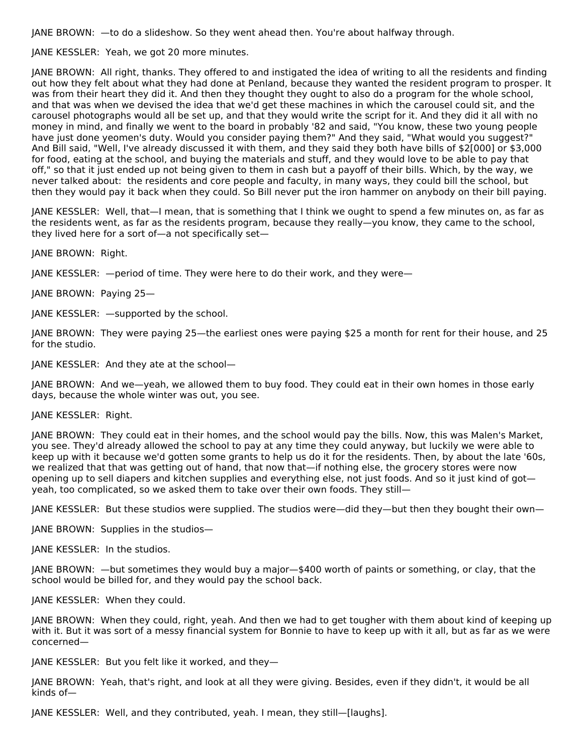JANE BROWN:  —to do a slideshow. So they went ahead then. You're about halfway through.

JANE KESSLER:  Yeah, we got 20 more minutes.

JANE BROWN:  All right, thanks. They offered to and instigated the idea of writing to all the residents and finding out how they felt about what they had done at Penland, because they wanted the resident program to prosper. It was from their heart they did it. And then they thought they ought to also do a program for the whole school, and that was when we devised the idea that we'd get these machines in which the carousel could sit, and the carousel photographs would all be set up, and that they would write the script for it. And they did it all with no money in mind, and finally we went to the board in probably '82 and said, "You know, these two young people have just done yeomen's duty. Would you consider paying them?" And they said, "What would you suggest?" And Bill said, "Well, I've already discussed it with them, and they said they both have bills of $2[000] or $3,000 for food, eating at the school, and buying the materials and stuff, and they would love to be able to pay that off," so that it just ended up not being given to them in cash but a payoff of their bills. Which, by the way, we never talked about:  the residents and core people and faculty, in many ways, they could bill the school, but then they would pay it back when they could. So Bill never put the iron hammer on anybody on their bill paying.

JANE KESSLER:  Well, that—I mean, that is something that I think we ought to spend a few minutes on, as far as the residents went, as far as the residents program, because they really—you know, they came to the school, they lived here for a sort of—a not specifically set—

JANE BROWN:  Right.

JANE KESSLER:  —period of time. They were here to do their work, and they were—

JANE BROWN:  Paying 25—

JANE KESSLER:  —supported by the school.

JANE BROWN:  They were paying 25—the earliest ones were paying $25 a month for rent for their house, and 25 for the studio.

JANE KESSLER:  And they ate at the school—

JANE BROWN:  And we—yeah, we allowed them to buy food. They could eat in their own homes in those early days, because the whole winter was out, you see.

JANE KESSLER:  Right.

JANE BROWN:  They could eat in their homes, and the school would pay the bills. Now, this was Malen's Market, you see. They'd already allowed the school to pay at any time they could anyway, but luckily we were able to keep up with it because we'd gotten some grants to help us do it for the residents. Then, by about the late '60s, we realized that that was getting out of hand, that now that—if nothing else, the grocery stores were now opening up to sell diapers and kitchen supplies and everything else, not just foods. And so it just kind of got—yeah, too complicated, so we asked them to take over their own foods. They still—

JANE KESSLER:  But these studios were supplied. The studios were—did they—but then they bought their own—

JANE BROWN:  Supplies in the studios—

JANE KESSLER:  In the studios.

JANE BROWN:  —but sometimes they would buy a major—$400 worth of paints or something, or clay, that the school would be billed for, and they would pay the school back.

JANE KESSLER:  When they could.

JANE BROWN:  When they could, right, yeah. And then we had to get tougher with them about kind of keeping up with it. But it was sort of a messy financial system for Bonnie to have to keep up with it all, but as far as we were concerned—

JANE KESSLER:  But you felt like it worked, and they—

JANE BROWN:  Yeah, that's right, and look at all they were giving. Besides, even if they didn't, it would be all kinds of—

JANE KESSLER:  Well, and they contributed, yeah. I mean, they still—[laughs].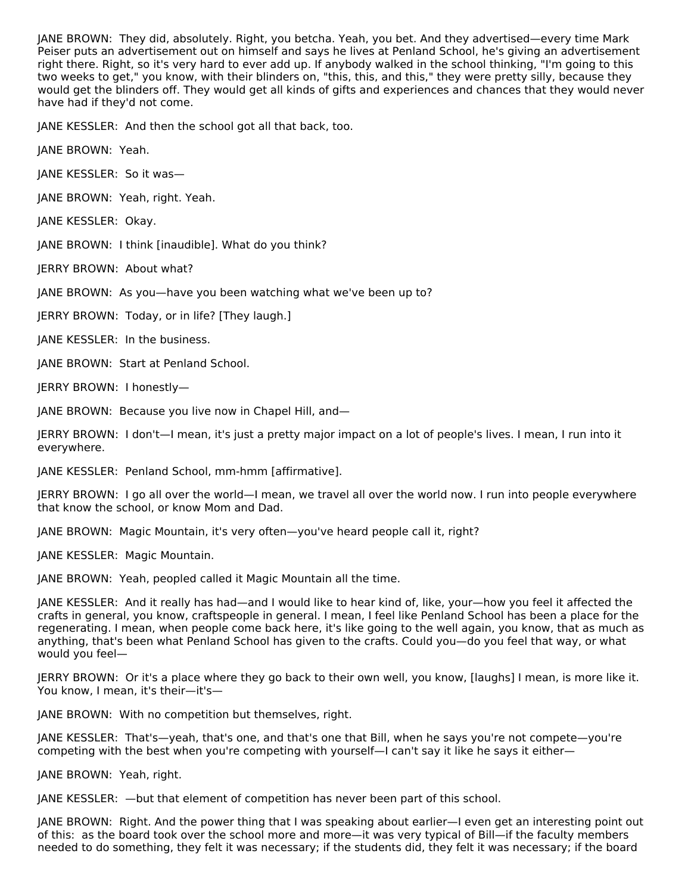JANE BROWN: They did, absolutely. Right, you betcha. Yeah, you bet. And they advertised—every time Mark Peiser puts an advertisement out on himself and says he lives at Penland School, he's giving an advertisement right there. Right, so it's very hard to ever add up. If anybody walked in the school thinking, "I'm going to this two weeks to get," you know, with their blinders on, "this, this, and this," they were pretty silly, because they would get the blinders off. They would get all kinds of gifts and experiences and chances that they would never have had if they'd not come.

JANE KESSLER: And then the school got all that back, too.

JANE BROWN: Yeah.

JANE KESSLER: So it was—

JANE BROWN: Yeah, right. Yeah.

JANE KESSLER: Okay.

JANE BROWN: I think [inaudible]. What do you think?

JERRY BROWN: About what?

JANE BROWN: As you—have you been watching what we've been up to?

JERRY BROWN: Today, or in life? [They laugh.]

JANE KESSLER: In the business.

JANE BROWN: Start at Penland School.

JERRY BROWN: I honestly—

JANE BROWN: Because you live now in Chapel Hill, and—

JERRY BROWN: I don't—I mean, it's just a pretty major impact on a lot of people's lives. I mean, I run into it everywhere.

JANE KESSLER: Penland School, mm-hmm [affirmative].

JERRY BROWN: I go all over the world—I mean, we travel all over the world now. I run into people everywhere that know the school, or know Mom and Dad.

JANE BROWN: Magic Mountain, it's very often—you've heard people call it, right?

JANE KESSLER: Magic Mountain.

JANE BROWN: Yeah, peopled called it Magic Mountain all the time.

JANE KESSLER: And it really has had—and I would like to hear kind of, like, your—how you feel it affected the crafts in general, you know, craftspeople in general. I mean, I feel like Penland School has been a place for the regenerating. I mean, when people come back here, it's like going to the well again, you know, that as much as anything, that's been what Penland School has given to the crafts. Could you—do you feel that way, or what would you feel—

JERRY BROWN: Or it's a place where they go back to their own well, you know, [laughs] I mean, is more like it. You know, I mean, it's their—it's—

JANE BROWN: With no competition but themselves, right.

JANE KESSLER: That's—yeah, that's one, and that's one that Bill, when he says you're not compete—you're competing with the best when you're competing with yourself—I can't say it like he says it either—

JANE BROWN: Yeah, right.

JANE KESSLER: —but that element of competition has never been part of this school.

JANE BROWN: Right. And the power thing that I was speaking about earlier—I even get an interesting point out of this: as the board took over the school more and more—it was very typical of Bill—if the faculty members needed to do something, they felt it was necessary; if the students did, they felt it was necessary; if the board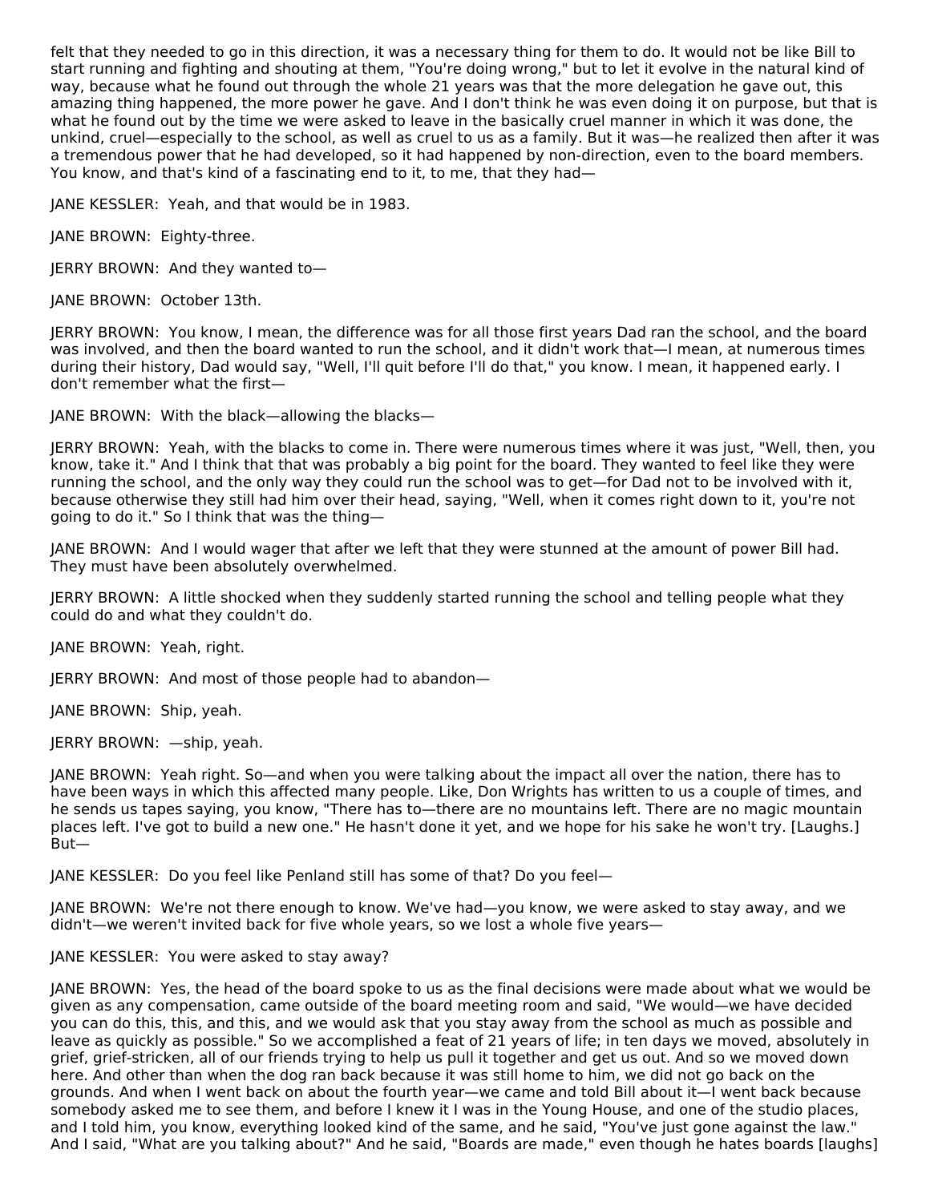felt that they needed to go in this direction, it was a necessary thing for them to do. It would not be like Bill to start running and fighting and shouting at them, "You're doing wrong," but to let it evolve in the natural kind of way, because what he found out through the whole 21 years was that the more delegation he gave out, this amazing thing happened, the more power he gave. And I don't think he was even doing it on purpose, but that is what he found out by the time we were asked to leave in the basically cruel manner in which it was done, the unkind, cruel—especially to the school, as well as cruel to us as a family. But it was—he realized then after it was a tremendous power that he had developed, so it had happened by non-direction, even to the board members. You know, and that's kind of a fascinating end to it, to me, that they had—

JANE KESSLER: Yeah, and that would be in 1983.

JANE BROWN: Eighty-three.

JERRY BROWN: And they wanted to—

JANE BROWN: October 13th.

JERRY BROWN: You know, I mean, the difference was for all those first years Dad ran the school, and the board was involved, and then the board wanted to run the school, and it didn't work that—I mean, at numerous times during their history, Dad would say, "Well, I'll quit before I'll do that," you know. I mean, it happened early. I don't remember what the first—

JANE BROWN: With the black—allowing the blacks—

JERRY BROWN: Yeah, with the blacks to come in. There were numerous times where it was just, "Well, then, you know, take it." And I think that that was probably a big point for the board. They wanted to feel like they were running the school, and the only way they could run the school was to get—for Dad not to be involved with it, because otherwise they still had him over their head, saying, "Well, when it comes right down to it, you're not going to do it." So I think that was the thing—

JANE BROWN: And I would wager that after we left that they were stunned at the amount of power Bill had. They must have been absolutely overwhelmed.

JERRY BROWN: A little shocked when they suddenly started running the school and telling people what they could do and what they couldn't do.

JANE BROWN: Yeah, right.

JERRY BROWN: And most of those people had to abandon—

JANE BROWN: Ship, yeah.

JERRY BROWN: —ship, yeah.

JANE BROWN: Yeah right. So—and when you were talking about the impact all over the nation, there has to have been ways in which this affected many people. Like, Don Wrights has written to us a couple of times, and he sends us tapes saying, you know, "There has to—there are no mountains left. There are no magic mountain places left. I've got to build a new one." He hasn't done it yet, and we hope for his sake he won't try. [Laughs.] But—

JANE KESSLER: Do you feel like Penland still has some of that? Do you feel—

JANE BROWN: We're not there enough to know. We've had—you know, we were asked to stay away, and we didn't—we weren't invited back for five whole years, so we lost a whole five years—

JANE KESSLER: You were asked to stay away?

JANE BROWN: Yes, the head of the board spoke to us as the final decisions were made about what we would be given as any compensation, came outside of the board meeting room and said, "We would—we have decided you can do this, this, and this, and we would ask that you stay away from the school as much as possible and leave as quickly as possible." So we accomplished a feat of 21 years of life; in ten days we moved, absolutely in grief, grief-stricken, all of our friends trying to help us pull it together and get us out. And so we moved down here. And other than when the dog ran back because it was still home to him, we did not go back on the grounds. And when I went back on about the fourth year—we came and told Bill about it—I went back because somebody asked me to see them, and before I knew it I was in the Young House, and one of the studio places, and I told him, you know, everything looked kind of the same, and he said, "You've just gone against the law." And I said, "What are you talking about?" And he said, "Boards are made," even though he hates boards [laughs]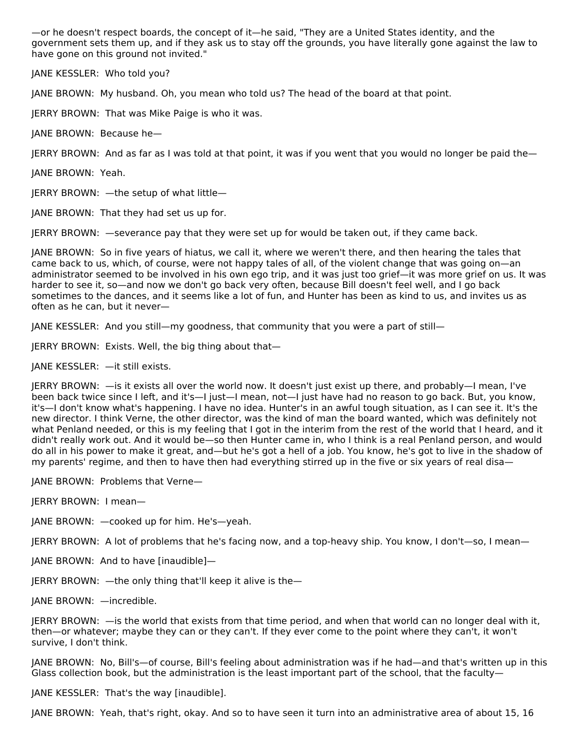—or he doesn't respect boards, the concept of it—he said, "They are a United States identity, and the government sets them up, and if they ask us to stay off the grounds, you have literally gone against the law to have gone on this ground not invited."

JANE KESSLER: Who told you?

JANE BROWN: My husband. Oh, you mean who told us? The head of the board at that point.

JERRY BROWN: That was Mike Paige is who it was.

JANE BROWN: Because he—

JERRY BROWN: And as far as I was told at that point, it was if you went that you would no longer be paid the—

JANE BROWN: Yeah.

JERRY BROWN: —the setup of what little—

JANE BROWN: That they had set us up for.

JERRY BROWN: —severance pay that they were set up for would be taken out, if they came back.

JANE BROWN: So in five years of hiatus, we call it, where we weren't there, and then hearing the tales that came back to us, which, of course, were not happy tales of all, of the violent change that was going on—an administrator seemed to be involved in his own ego trip, and it was just too grief—it was more grief on us. It was harder to see it, so—and now we don't go back very often, because Bill doesn't feel well, and I go back sometimes to the dances, and it seems like a lot of fun, and Hunter has been as kind to us, and invites us as often as he can, but it never—

JANE KESSLER: And you still—my goodness, that community that you were a part of still—

JERRY BROWN: Exists. Well, the big thing about that—

JANE KESSLER: —it still exists.

JERRY BROWN: —is it exists all over the world now. It doesn't just exist up there, and probably—I mean, I've been back twice since I left, and it's—I just—I mean, not—I just have had no reason to go back. But, you know, it's—I don't know what's happening. I have no idea. Hunter's in an awful tough situation, as I can see it. It's the new director. I think Verne, the other director, was the kind of man the board wanted, which was definitely not what Penland needed, or this is my feeling that I got in the interim from the rest of the world that I heard, and it didn't really work out. And it would be—so then Hunter came in, who I think is a real Penland person, and would do all in his power to make it great, and—but he's got a hell of a job. You know, he's got to live in the shadow of my parents' regime, and then to have then had everything stirred up in the five or six years of real disa—

JANE BROWN: Problems that Verne—

JERRY BROWN: I mean—

JANE BROWN: —cooked up for him. He's—yeah.

JERRY BROWN: A lot of problems that he's facing now, and a top-heavy ship. You know, I don't—so, I mean—

JANE BROWN: And to have [inaudible]—

JERRY BROWN: —the only thing that'll keep it alive is the—

JANE BROWN: —incredible.

JERRY BROWN: —is the world that exists from that time period, and when that world can no longer deal with it, then—or whatever; maybe they can or they can't. If they ever come to the point where they can't, it won't survive, I don't think.

JANE BROWN: No, Bill's—of course, Bill's feeling about administration was if he had—and that's written up in this Glass collection book, but the administration is the least important part of the school, that the faculty—

JANE KESSLER: That's the way [inaudible].

JANE BROWN: Yeah, that's right, okay. And so to have seen it turn into an administrative area of about 15, 16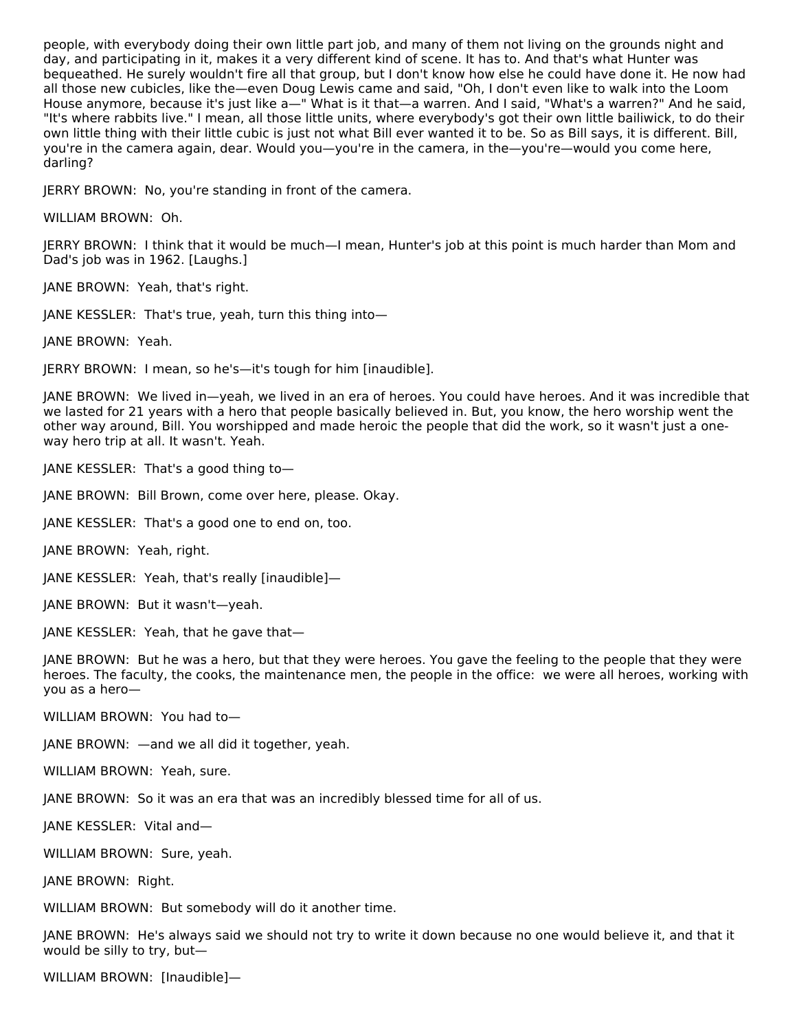people, with everybody doing their own little part job, and many of them not living on the grounds night and day, and participating in it, makes it a very different kind of scene. It has to. And that's what Hunter was bequeathed. He surely wouldn't fire all that group, but I don't know how else he could have done it. He now had all those new cubicles, like the—even Doug Lewis came and said, "Oh, I don't even like to walk into the Loom House anymore, because it's just like a—" What is it that—a warren. And I said, "What's a warren?" And he said, "It's where rabbits live." I mean, all those little units, where everybody's got their own little bailiwick, to do their own little thing with their little cubic is just not what Bill ever wanted it to be. So as Bill says, it is different. Bill, you're in the camera again, dear. Would you—you're in the camera, in the—you're—would you come here, darling?

JERRY BROWN: No, you're standing in front of the camera.

WILLIAM BROWN: Oh.

JERRY BROWN: I think that it would be much—I mean, Hunter's job at this point is much harder than Mom and Dad's job was in 1962. [Laughs.]

JANE BROWN: Yeah, that's right.

JANE KESSLER: That's true, yeah, turn this thing into—

JANE BROWN: Yeah.

JERRY BROWN: I mean, so he's—it's tough for him [inaudible].

JANE BROWN: We lived in—yeah, we lived in an era of heroes. You could have heroes. And it was incredible that we lasted for 21 years with a hero that people basically believed in. But, you know, the hero worship went the other way around, Bill. You worshipped and made heroic the people that did the work, so it wasn't just a one-way hero trip at all. It wasn't. Yeah.

JANE KESSLER: That's a good thing to—

JANE BROWN: Bill Brown, come over here, please. Okay.

JANE KESSLER: That's a good one to end on, too.

JANE BROWN: Yeah, right.

JANE KESSLER: Yeah, that's really [inaudible]—

JANE BROWN: But it wasn't—yeah.

JANE KESSLER: Yeah, that he gave that—

JANE BROWN: But he was a hero, but that they were heroes. You gave the feeling to the people that they were heroes. The faculty, the cooks, the maintenance men, the people in the office: we were all heroes, working with you as a hero—

WILLIAM BROWN: You had to—

JANE BROWN: —and we all did it together, yeah.

WILLIAM BROWN: Yeah, sure.

JANE BROWN: So it was an era that was an incredibly blessed time for all of us.

JANE KESSLER: Vital and—

WILLIAM BROWN: Sure, yeah.

JANE BROWN: Right.

WILLIAM BROWN: But somebody will do it another time.

JANE BROWN: He's always said we should not try to write it down because no one would believe it, and that it would be silly to try, but—

WILLIAM BROWN: [Inaudible]—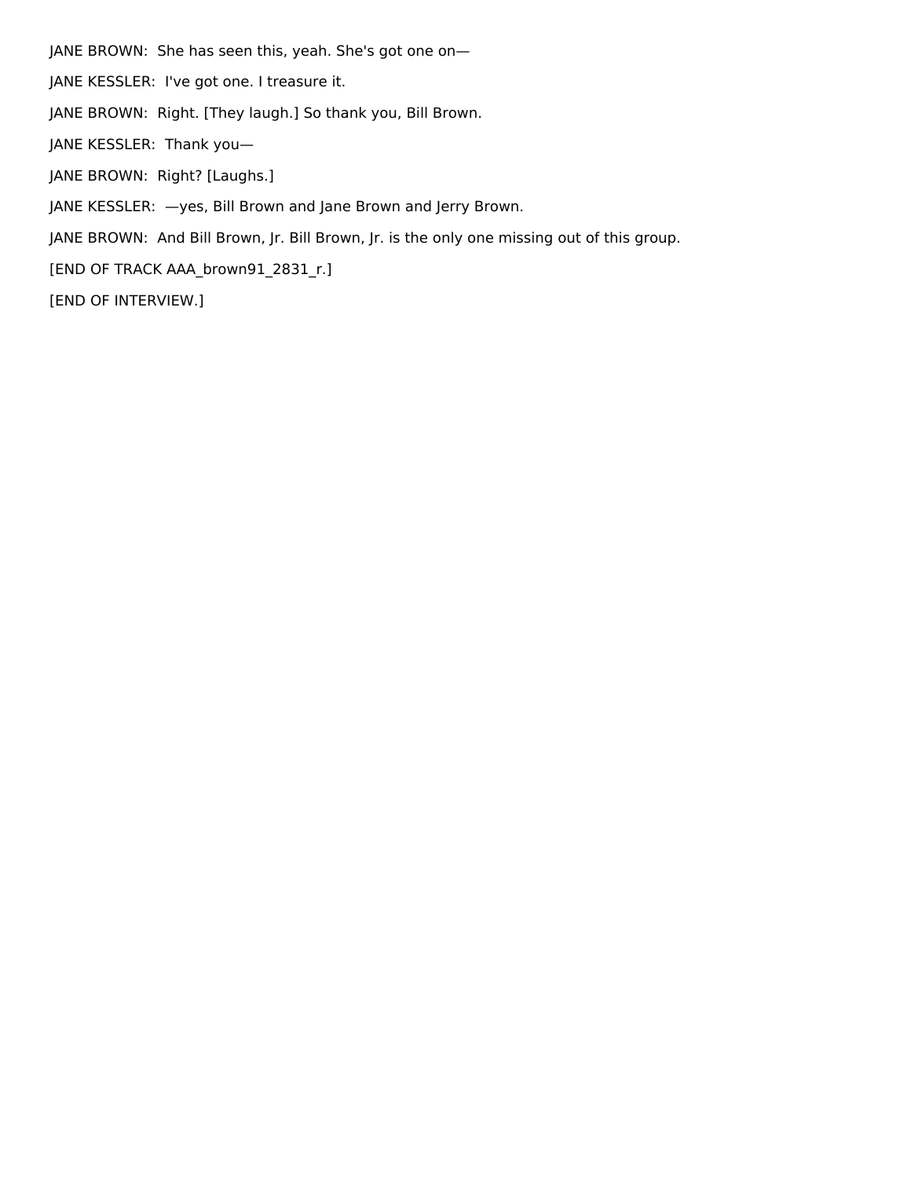JANE BROWN:  She has seen this, yeah. She's got one on—

JANE KESSLER:  I've got one. I treasure it.

JANE BROWN:  Right. [They laugh.] So thank you, Bill Brown.

JANE KESSLER:  Thank you—

JANE BROWN:  Right? [Laughs.]

JANE KESSLER:  —yes, Bill Brown and Jane Brown and Jerry Brown.

JANE BROWN:  And Bill Brown, Jr. Bill Brown, Jr. is the only one missing out of this group.

[END OF TRACK AAA_brown91_2831_r.]

[END OF INTERVIEW.]